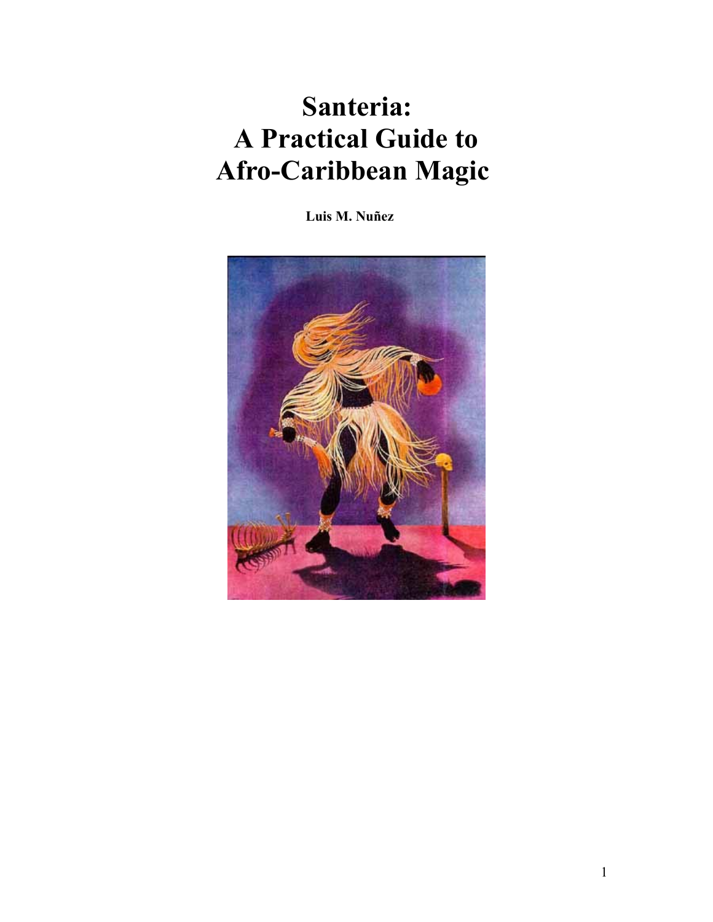# Santeria: A Practical Guide to Afro-Caribbean Magic

**Luis M. Nuñez**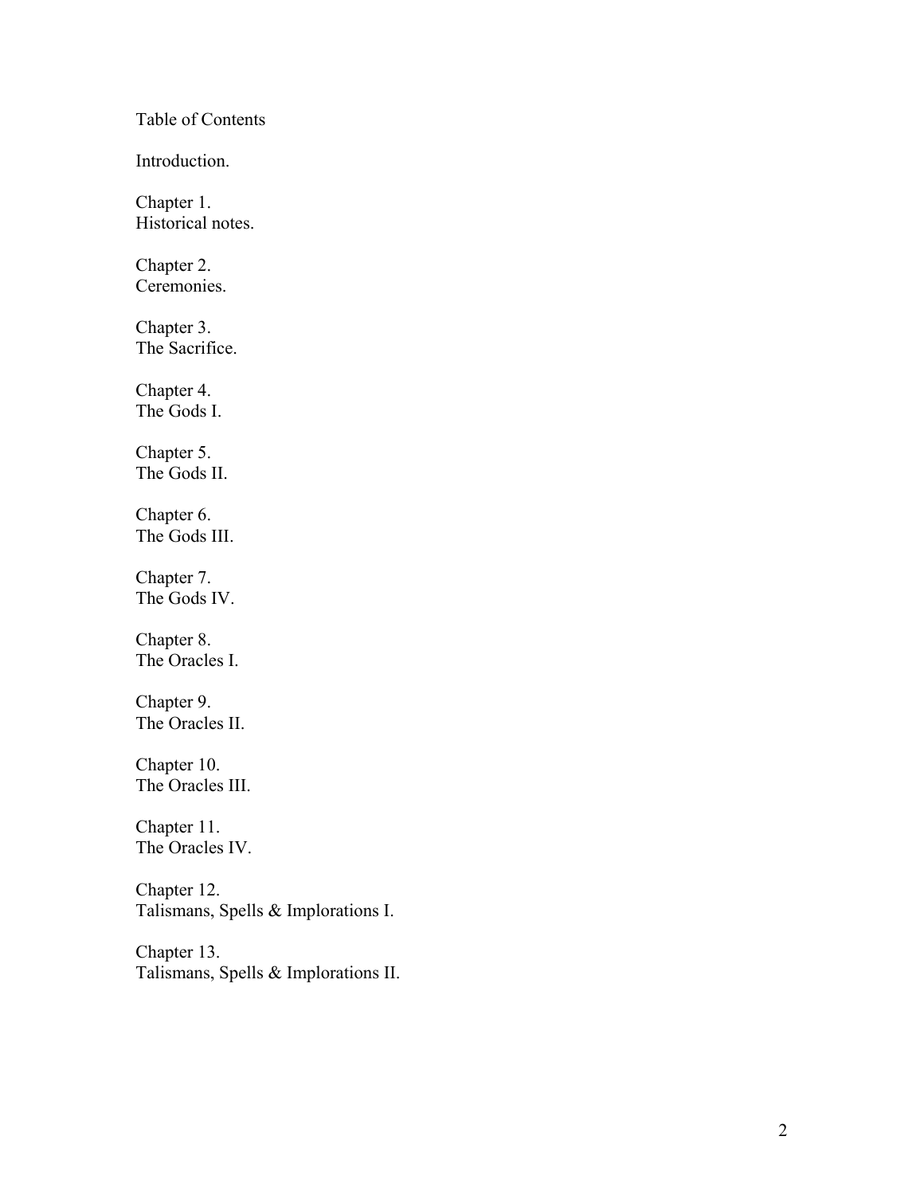# Table of Contents

Introduction.

Chapter 1.
Historical notes.

Chapter 2.
Ceremonies.

Chapter 3.
The Sacrifice.

Chapter 4.
The Gods I.

Chapter 5.
The Gods II.

Chapter 6.
The Gods III.

Chapter 7.
The Gods IV.

Chapter 8.
The Oracles I.

Chapter 9.
The Oracles II.

Chapter 10.
The Oracles III.

Chapter 11.
The Oracles IV.

Chapter 12.
Talismans, Spells & Implorations I.

Chapter 13.
Talismans, Spells & Implorations II.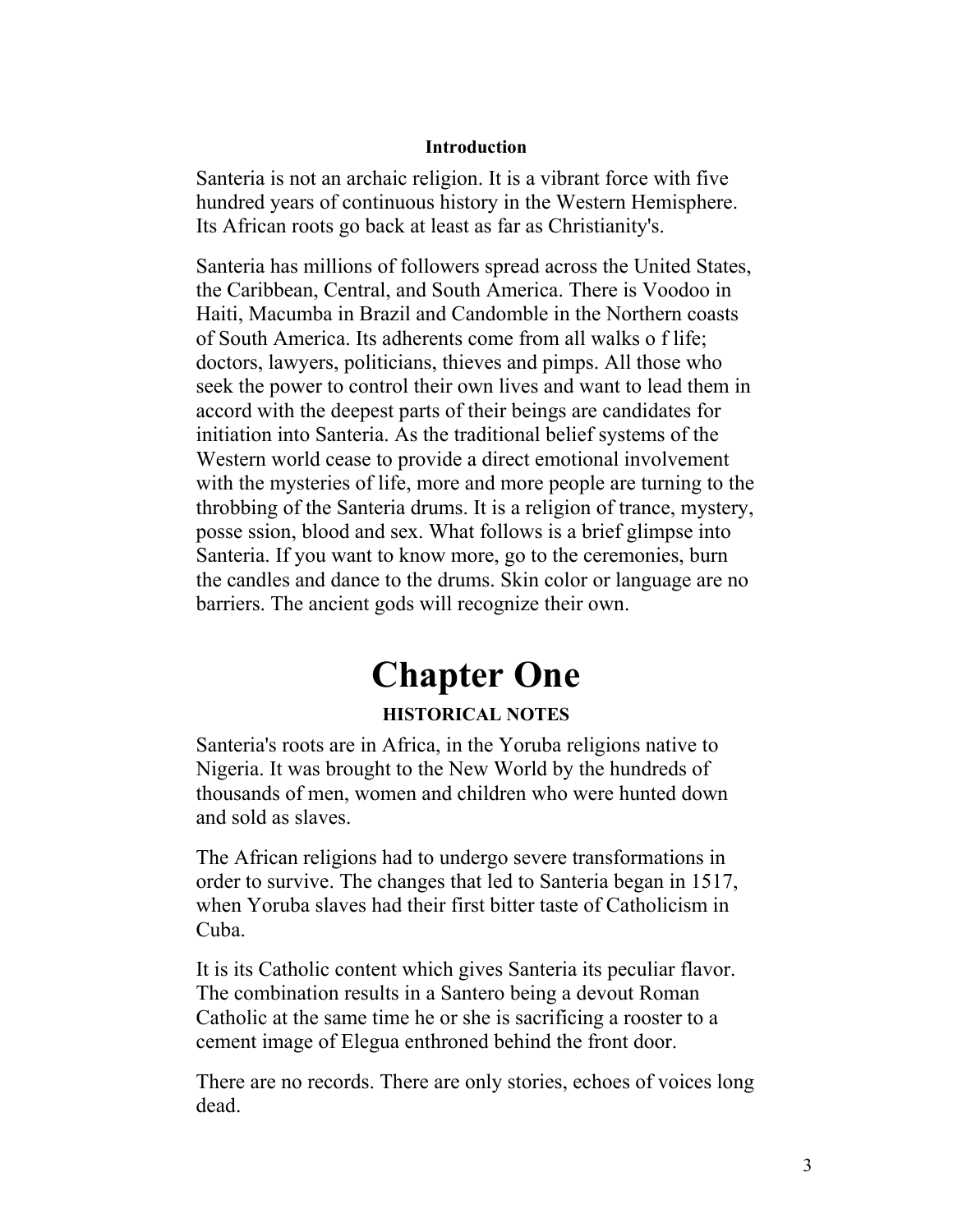**Introduction**

Santeria is not an archaic religion. It is a vibrant force with five hundred years of continuous history in the Western Hemisphere. Its African roots go back at least as far as Christianity's.

Santeria has millions of followers spread across the United States, the Caribbean, Central, and South America. There is Voodoo in Haiti, Macumba in Brazil and Candomble in the Northern coasts of South America. Its adherents come from all walks o f life; doctors, lawyers, politicians, thieves and pimps. All those who seek the power to control their own lives and want to lead them in accord with the deepest parts of their beings are candidates for initiation into Santeria. As the traditional belief systems of the Western world cease to provide a direct emotional involvement with the mysteries of life, more and more people are turning to the throbbing of the Santeria drums. It is a religion of trance, mystery, posse ssion, blood and sex. What follows is a brief glimpse into Santeria. If you want to know more, go to the ceremonies, burn the candles and dance to the drums. Skin color or language are no barriers. The ancient gods will recognize their own.

# Chapter One

## HISTORICAL NOTES

Santeria's roots are in Africa, in the Yoruba religions native to Nigeria. It was brought to the New World by the hundreds of thousands of men, women and children who were hunted down and sold as slaves.

The African religions had to undergo severe transformations in order to survive. The changes that led to Santeria began in 1517, when Yoruba slaves had their first bitter taste of Catholicism in Cuba.

It is its Catholic content which gives Santeria its peculiar flavor. The combination results in a Santero being a devout Roman Catholic at the same time he or she is sacrificing a rooster to a cement image of Elegua enthroned behind the front door.

There are no records. There are only stories, echoes of voices long dead.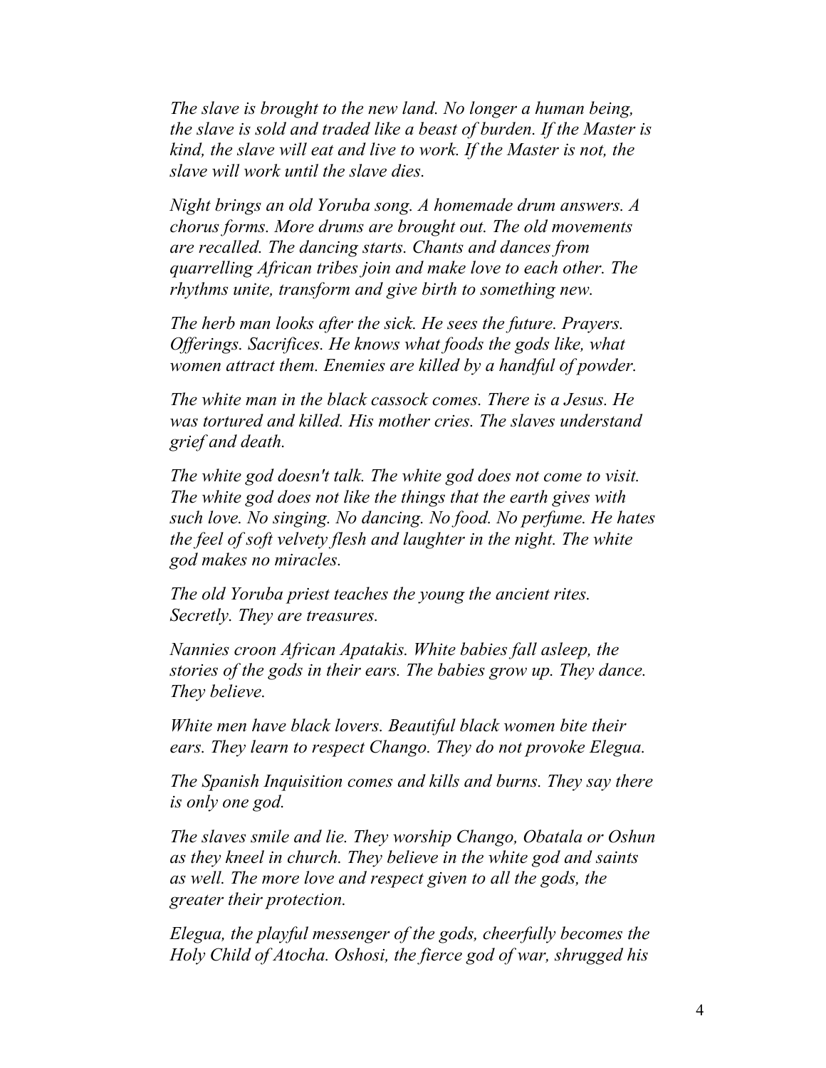*The slave is brought to the new land. No longer a human being, the slave is sold and traded like a beast of burden. If the Master is kind, the slave will eat and live to work. If the Master is not, the slave will work until the slave dies.*

*Night brings an old Yoruba song. A homemade drum answers. A chorus forms. More drums are brought out. The old movements are recalled. The dancing starts. Chants and dances from quarrelling African tribes join and make love to each other. The rhythms unite, transform and give birth to something new.*

*The herb man looks after the sick. He sees the future. Prayers. Offerings. Sacrifices. He knows what foods the gods like, what women attract them. Enemies are killed by a handful of powder.*

*The white man in the black cassock comes. There is a Jesus. He was tortured and killed. His mother cries. The slaves understand grief and death.*

*The white god doesn't talk. The white god does not come to visit. The white god does not like the things that the earth gives with such love. No singing. No dancing. No food. No perfume. He hates the feel of soft velvety flesh and laughter in the night. The white god makes no miracles.*

*The old Yoruba priest teaches the young the ancient rites. Secretly. They are treasures.*

*Nannies croon African Apatakis. White babies fall asleep, the stories of the gods in their ears. The babies grow up. They dance. They believe.*

*White men have black lovers. Beautiful black women bite their ears. They learn to respect Chango. They do not provoke Elegua.*

*The Spanish Inquisition comes and kills and burns. They say there is only one god.*

*The slaves smile and lie. They worship Chango, Obatala or Oshun as they kneel in church. They believe in the white god and saints as well. The more love and respect given to all the gods, the greater their protection.*

*Elegua, the playful messenger of the gods, cheerfully becomes the Holy Child of Atocha. Oshosi, the fierce god of war, shrugged his*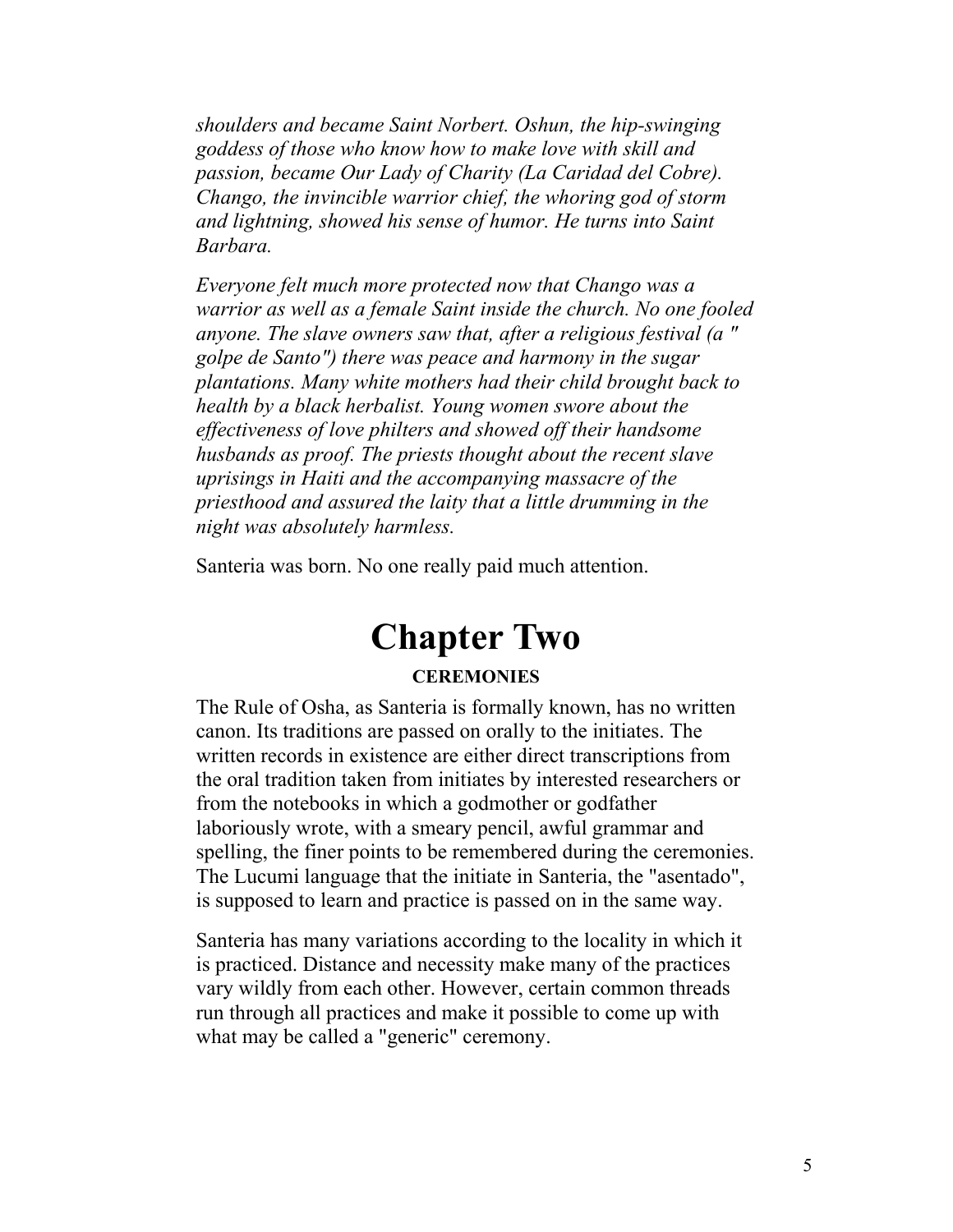*shoulders and became Saint Norbert. Oshun, the hip-swinging goddess of those who know how to make love with skill and passion, became Our Lady of Charity (La Caridad del Cobre). Chango, the invincible warrior chief, the whoring god of storm and lightning, showed his sense of humor. He turns into Saint Barbara.*

*Everyone felt much more protected now that Chango was a warrior as well as a female Saint inside the church. No one fooled anyone. The slave owners saw that, after a religious festival (a " golpe de Santo") there was peace and harmony in the sugar plantations. Many white mothers had their child brought back to health by a black herbalist. Young women swore about the effectiveness of love philters and showed off their handsome husbands as proof. The priests thought about the recent slave uprisings in Haiti and the accompanying massacre of the priesthood and assured the laity that a little drumming in the night was absolutely harmless.*

Santeria was born. No one really paid much attention.

# Chapter Two

### CEREMONIES

The Rule of Osha, as Santeria is formally known, has no written canon. Its traditions are passed on orally to the initiates. The written records in existence are either direct transcriptions from the oral tradition taken from initiates by interested researchers or from the notebooks in which a godmother or godfather laboriously wrote, with a smeary pencil, awful grammar and spelling, the finer points to be remembered during the ceremonies. The Lucumi language that the initiate in Santeria, the "asentado", is supposed to learn and practice is passed on in the same way.

Santeria has many variations according to the locality in which it is practiced. Distance and necessity make many of the practices vary wildly from each other. However, certain common threads run through all practices and make it possible to come up with what may be called a "generic" ceremony.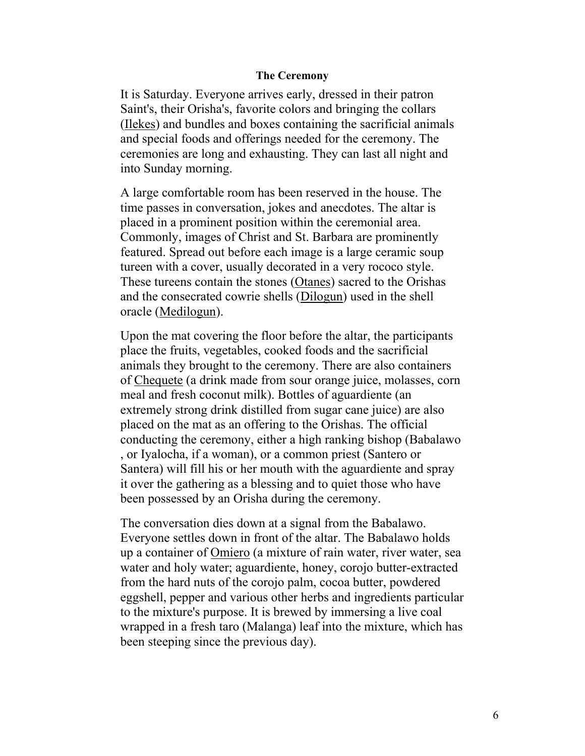**The Ceremony**

It is Saturday. Everyone arrives early, dressed in their patron Saint's, their Orisha's, favorite colors and bringing the collars (Ilekes) and bundles and boxes containing the sacrificial animals and special foods and offerings needed for the ceremony. The ceremonies are long and exhausting. They can last all night and into Sunday morning.

A large comfortable room has been reserved in the house. The time passes in conversation, jokes and anecdotes. The altar is placed in a prominent position within the ceremonial area. Commonly, images of Christ and St. Barbara are prominently featured. Spread out before each image is a large ceramic soup tureen with a cover, usually decorated in a very rococo style. These tureens contain the stones (Otanes) sacred to the Orishas and the consecrated cowrie shells (Dilogun) used in the shell oracle (Medilogun).

Upon the mat covering the floor before the altar, the participants place the fruits, vegetables, cooked foods and the sacrificial animals they brought to the ceremony. There are also containers of Chequete (a drink made from sour orange juice, molasses, corn meal and fresh coconut milk). Bottles of aguardiente (an extremely strong drink distilled from sugar cane juice) are also placed on the mat as an offering to the Orishas. The official conducting the ceremony, either a high ranking bishop (Babalawo , or Iyalocha, if a woman), or a common priest (Santero or Santera) will fill his or her mouth with the aguardiente and spray it over the gathering as a blessing and to quiet those who have been possessed by an Orisha during the ceremony.

The conversation dies down at a signal from the Babalawo. Everyone settles down in front of the altar. The Babalawo holds up a container of Omiero (a mixture of rain water, river water, sea water and holy water; aguardiente, honey, corojo butter-extracted from the hard nuts of the corojo palm, cocoa butter, powdered eggshell, pepper and various other herbs and ingredients particular to the mixture's purpose. It is brewed by immersing a live coal wrapped in a fresh taro (Malanga) leaf into the mixture, which has been steeping since the previous day).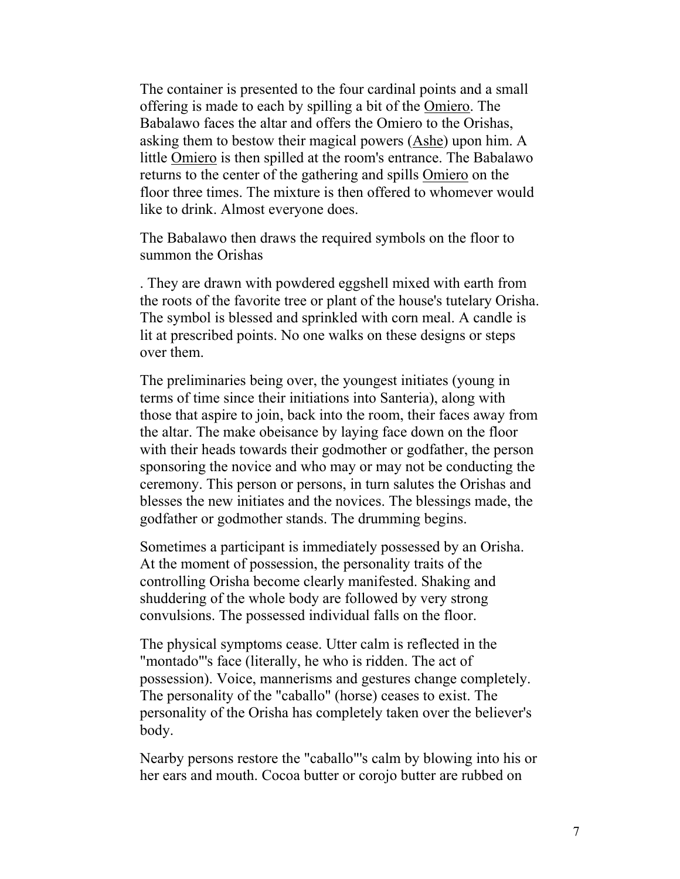The container is presented to the four cardinal points and a small offering is made to each by spilling a bit of the Omiero. The Babalawo faces the altar and offers the Omiero to the Orishas, asking them to bestow their magical powers (Ashe) upon him. A little Omiero is then spilled at the room's entrance. The Babalawo returns to the center of the gathering and spills Omiero on the floor three times. The mixture is then offered to whomever would like to drink. Almost everyone does.

The Babalawo then draws the required symbols on the floor to summon the Orishas

. They are drawn with powdered eggshell mixed with earth from the roots of the favorite tree or plant of the house's tutelary Orisha. The symbol is blessed and sprinkled with corn meal. A candle is lit at prescribed points. No one walks on these designs or steps over them.

The preliminaries being over, the youngest initiates (young in terms of time since their initiations into Santeria), along with those that aspire to join, back into the room, their faces away from the altar. The make obeisance by laying face down on the floor with their heads towards their godmother or godfather, the person sponsoring the novice and who may or may not be conducting the ceremony. This person or persons, in turn salutes the Orishas and blesses the new initiates and the novices. The blessings made, the godfather or godmother stands. The drumming begins.

Sometimes a participant is immediately possessed by an Orisha. At the moment of possession, the personality traits of the controlling Orisha become clearly manifested. Shaking and shuddering of the whole body are followed by very strong convulsions. The possessed individual falls on the floor.

The physical symptoms cease. Utter calm is reflected in the "montado"'s face (literally, he who is ridden. The act of possession). Voice, mannerisms and gestures change completely. The personality of the "caballo" (horse) ceases to exist. The personality of the Orisha has completely taken over the believer's body.

Nearby persons restore the "caballo"'s calm by blowing into his or her ears and mouth. Cocoa butter or corojo butter are rubbed on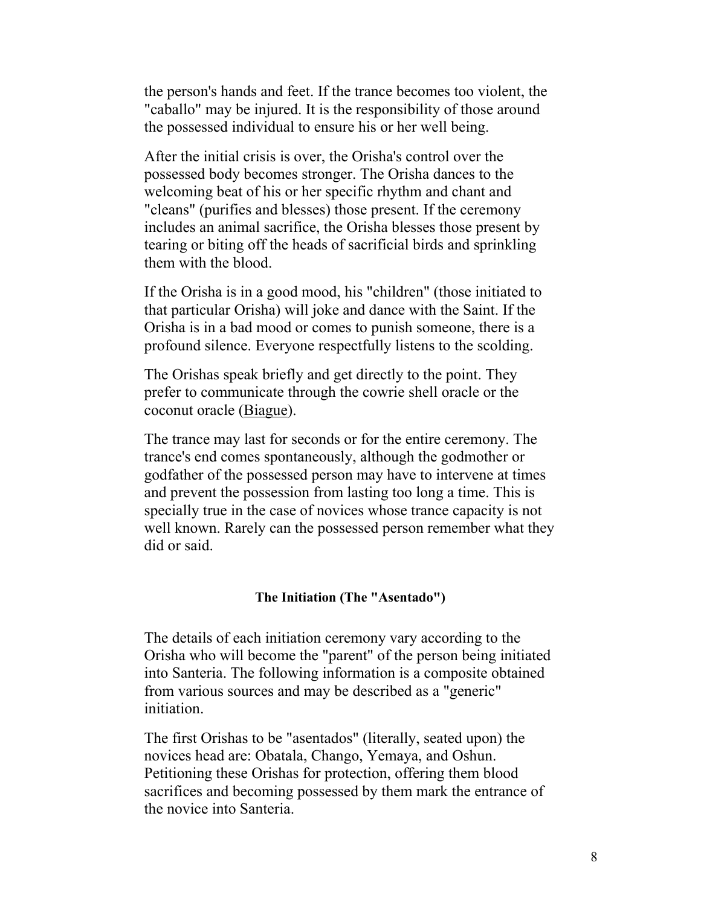the person's hands and feet. If the trance becomes too violent, the "caballo" may be injured. It is the responsibility of those around the possessed individual to ensure his or her well being.

After the initial crisis is over, the Orisha's control over the possessed body becomes stronger. The Orisha dances to the welcoming beat of his or her specific rhythm and chant and "cleans" (purifies and blesses) those present. If the ceremony includes an animal sacrifice, the Orisha blesses those present by tearing or biting off the heads of sacrificial birds and sprinkling them with the blood.

If the Orisha is in a good mood, his "children" (those initiated to that particular Orisha) will joke and dance with the Saint. If the Orisha is in a bad mood or comes to punish someone, there is a profound silence. Everyone respectfully listens to the scolding.

The Orishas speak briefly and get directly to the point. They prefer to communicate through the cowrie shell oracle or the coconut oracle (Biague).

The trance may last for seconds or for the entire ceremony. The trance's end comes spontaneously, although the godmother or godfather of the possessed person may have to intervene at times and prevent the possession from lasting too long a time. This is specially true in the case of novices whose trance capacity is not well known. Rarely can the possessed person remember what they did or said.

#### The Initiation (The "Asentado")

The details of each initiation ceremony vary according to the Orisha who will become the "parent" of the person being initiated into Santeria. The following information is a composite obtained from various sources and may be described as a "generic" initiation.

The first Orishas to be "asentados" (literally, seated upon) the novices head are: Obatala, Chango, Yemaya, and Oshun. Petitioning these Orishas for protection, offering them blood sacrifices and becoming possessed by them mark the entrance of the novice into Santeria.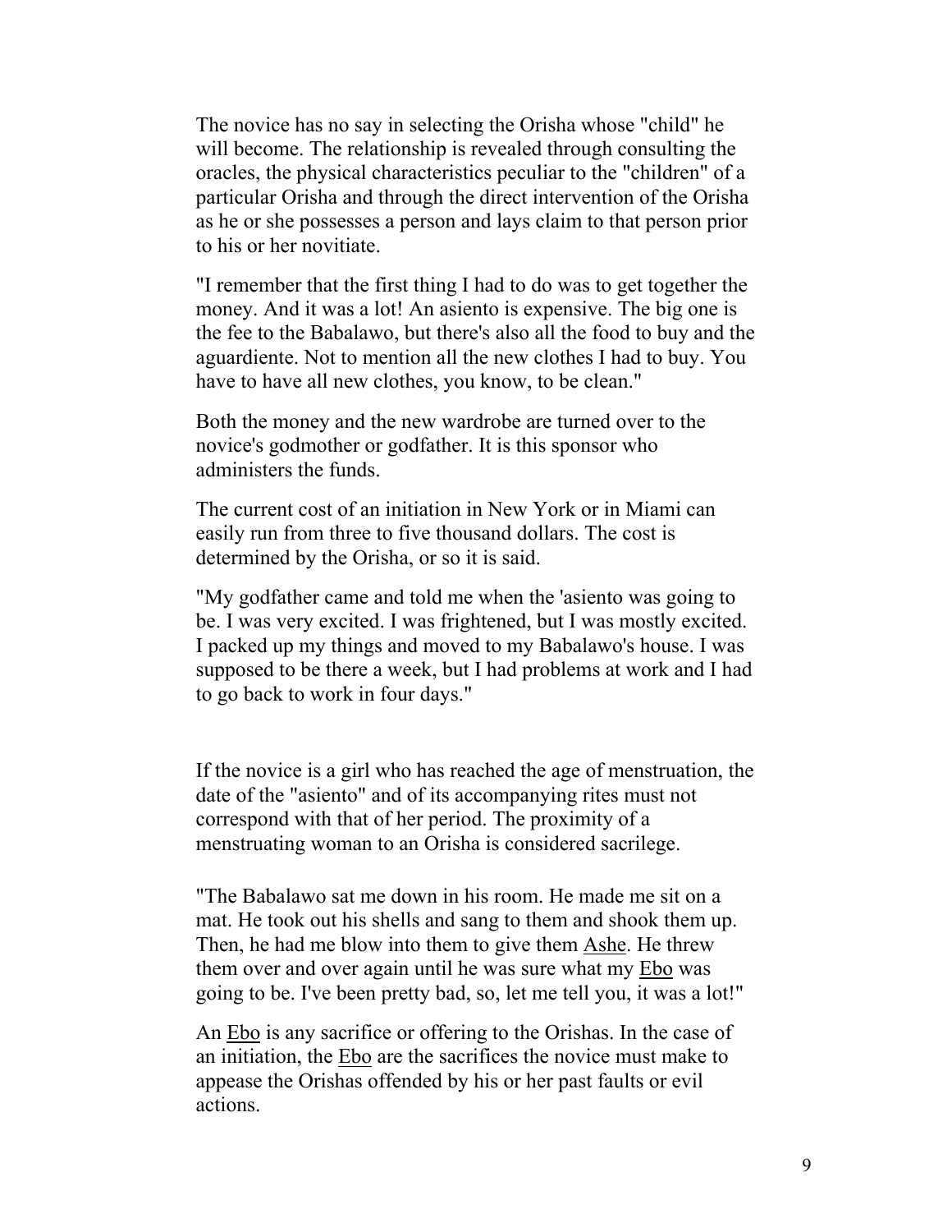The novice has no say in selecting the Orisha whose "child" he will become. The relationship is revealed through consulting the oracles, the physical characteristics peculiar to the "children" of a particular Orisha and through the direct intervention of the Orisha as he or she possesses a person and lays claim to that person prior to his or her novitiate.

"I remember that the first thing I had to do was to get together the money. And it was a lot! An asiento is expensive. The big one is the fee to the Babalawo, but there's also all the food to buy and the aguardiente. Not to mention all the new clothes I had to buy. You have to have all new clothes, you know, to be clean."

Both the money and the new wardrobe are turned over to the novice's godmother or godfather. It is this sponsor who administers the funds.

The current cost of an initiation in New York or in Miami can easily run from three to five thousand dollars. The cost is determined by the Orisha, or so it is said.

"My godfather came and told me when the 'asiento was going to be. I was very excited. I was frightened, but I was mostly excited. I packed up my things and moved to my Babalawo's house. I was supposed to be there a week, but I had problems at work and I had to go back to work in four days."

If the novice is a girl who has reached the age of menstruation, the date of the "asiento" and of its accompanying rites must not correspond with that of her period. The proximity of a menstruating woman to an Orisha is considered sacrilege.

"The Babalawo sat me down in his room. He made me sit on a mat. He took out his shells and sang to them and shook them up. Then, he had me blow into them to give them Ashe. He threw them over and over again until he was sure what my Ebo was going to be. I've been pretty bad, so, let me tell you, it was a lot!"

An Ebo is any sacrifice or offering to the Orishas. In the case of an initiation, the Ebo are the sacrifices the novice must make to appease the Orishas offended by his or her past faults or evil actions.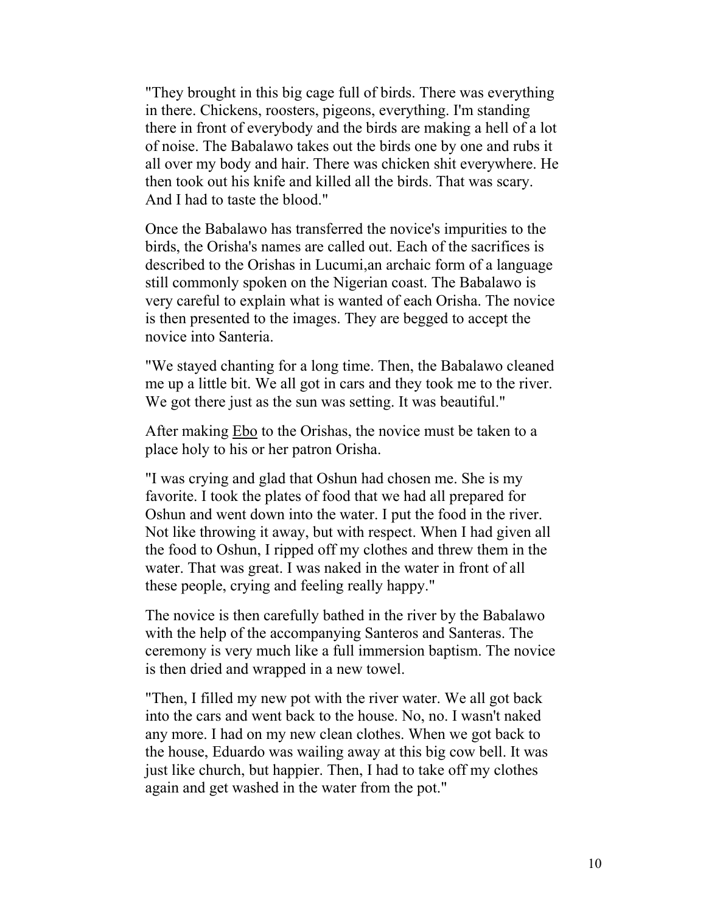"They brought in this big cage full of birds. There was everything in there. Chickens, roosters, pigeons, everything. I'm standing there in front of everybody and the birds are making a hell of a lot of noise. The Babalawo takes out the birds one by one and rubs it all over my body and hair. There was chicken shit everywhere. He then took out his knife and killed all the birds. That was scary. And I had to taste the blood."

Once the Babalawo has transferred the novice's impurities to the birds, the Orisha's names are called out. Each of the sacrifices is described to the Orishas in Lucumi,an archaic form of a language still commonly spoken on the Nigerian coast. The Babalawo is very careful to explain what is wanted of each Orisha. The novice is then presented to the images. They are begged to accept the novice into Santeria.

"We stayed chanting for a long time. Then, the Babalawo cleaned me up a little bit. We all got in cars and they took me to the river. We got there just as the sun was setting. It was beautiful."

After making Ebo to the Orishas, the novice must be taken to a place holy to his or her patron Orisha.

"I was crying and glad that Oshun had chosen me. She is my favorite. I took the plates of food that we had all prepared for Oshun and went down into the water. I put the food in the river. Not like throwing it away, but with respect. When I had given all the food to Oshun, I ripped off my clothes and threw them in the water. That was great. I was naked in the water in front of all these people, crying and feeling really happy."

The novice is then carefully bathed in the river by the Babalawo with the help of the accompanying Santeros and Santeras. The ceremony is very much like a full immersion baptism. The novice is then dried and wrapped in a new towel.

"Then, I filled my new pot with the river water. We all got back into the cars and went back to the house. No, no. I wasn't naked any more. I had on my new clean clothes. When we got back to the house, Eduardo was wailing away at this big cow bell. It was just like church, but happier. Then, I had to take off my clothes again and get washed in the water from the pot."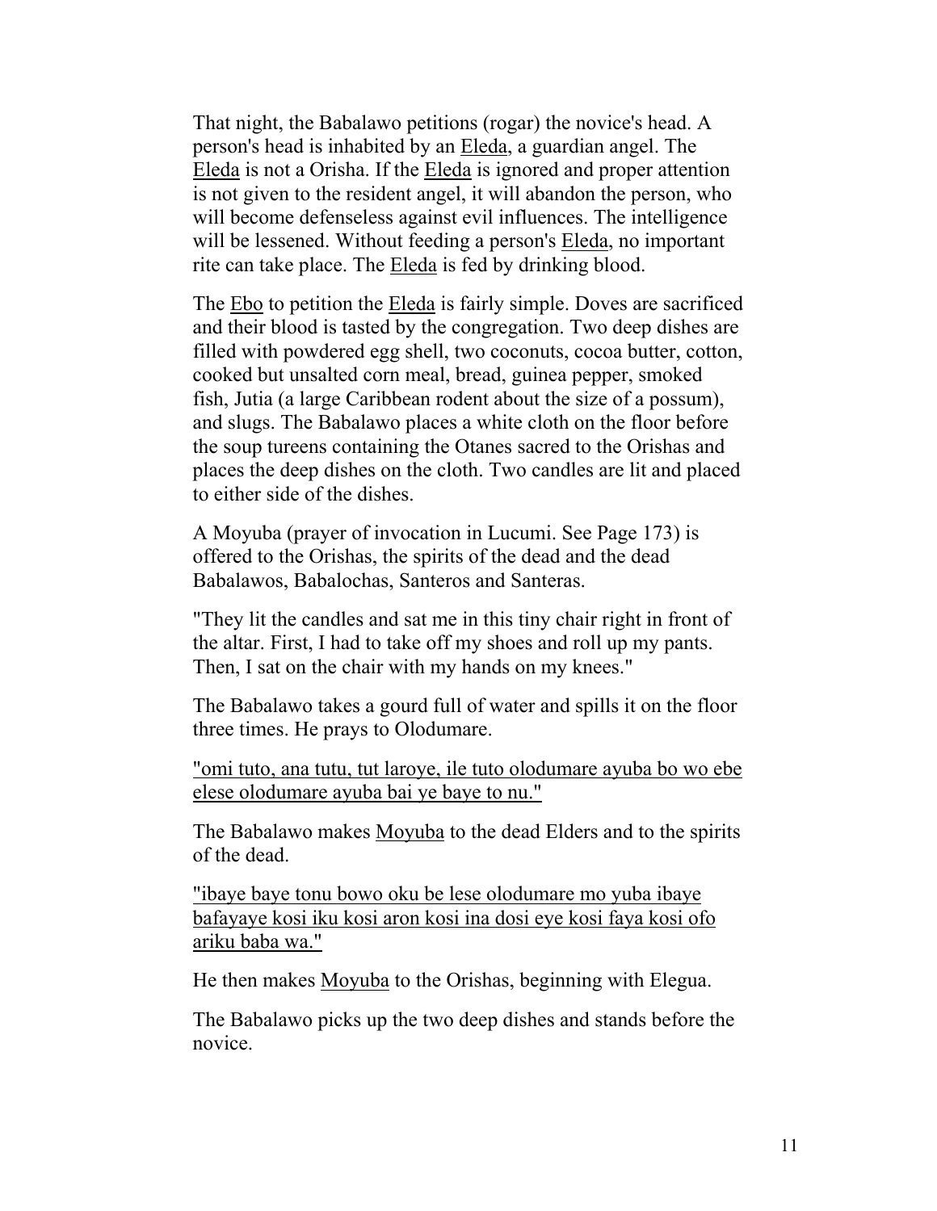That night, the Babalawo petitions (rogar) the novice's head. A person's head is inhabited by an <u>Eleda</u>, a guardian angel. The <u>Eleda</u> is not a Orisha. If the <u>Eleda</u> is ignored and proper attention is not given to the resident angel, it will abandon the person, who will become defenseless against evil influences. The intelligence will be lessened. Without feeding a person's <u>Eleda</u>, no important rite can take place. The <u>Eleda</u> is fed by drinking blood.

The <u>Ebo</u> to petition the <u>Eleda</u> is fairly simple. Doves are sacrificed and their blood is tasted by the congregation. Two deep dishes are filled with powdered egg shell, two coconuts, cocoa butter, cotton, cooked but unsalted corn meal, bread, guinea pepper, smoked fish, Jutia (a large Caribbean rodent about the size of a possum), and slugs. The Babalawo places a white cloth on the floor before the soup tureens containing the Otanes sacred to the Orishas and places the deep dishes on the cloth. Two candles are lit and placed to either side of the dishes.

A Moyuba (prayer of invocation in Lucumi. See Page 173) is offered to the Orishas, the spirits of the dead and the dead Babalawos, Babalochas, Santeros and Santeras.

"They lit the candles and sat me in this tiny chair right in front of the altar. First, I had to take off my shoes and roll up my pants. Then, I sat on the chair with my hands on my knees."

The Babalawo takes a gourd full of water and spills it on the floor three times. He prays to Olodumare.

<u>"omi tuto, ana tutu, tut laroye, ile tuto olodumare ayuba bo wo ebe elese olodumare ayuba bai ye baye to nu."</u>

The Babalawo makes <u>Moyuba</u> to the dead Elders and to the spirits of the dead.

<u>"ibaye baye tonu bowo oku be lese olodumare mo yuba ibaye bafayaye kosi iku kosi aron kosi ina dosi eye kosi faya kosi ofo ariku baba wa."</u>

He then makes <u>Moyuba</u> to the Orishas, beginning with Elegua.

The Babalawo picks up the two deep dishes and stands before the novice.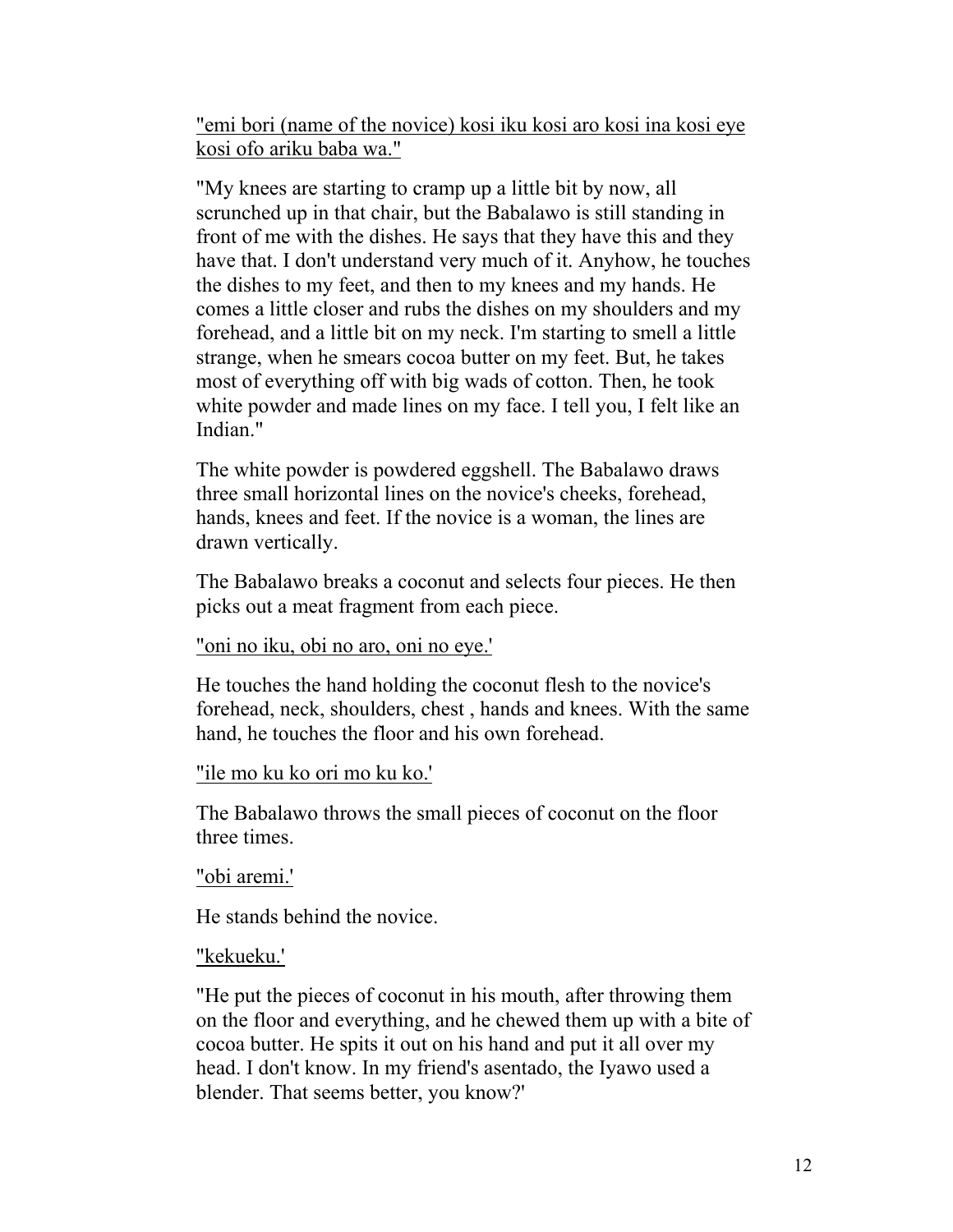"emi bori (name of the novice) kosi iku kosi aro kosi ina kosi eye kosi ofo ariku baba wa."

"My knees are starting to cramp up a little bit by now, all scrunched up in that chair, but the Babalawo is still standing in front of me with the dishes. He says that they have this and they have that. I don't understand very much of it. Anyhow, he touches the dishes to my feet, and then to my knees and my hands. He comes a little closer and rubs the dishes on my shoulders and my forehead, and a little bit on my neck. I'm starting to smell a little strange, when he smears cocoa butter on my feet. But, he takes most of everything off with big wads of cotton. Then, he took white powder and made lines on my face. I tell you, I felt like an Indian."

The white powder is powdered eggshell. The Babalawo draws three small horizontal lines on the novice's cheeks, forehead, hands, knees and feet. If the novice is a woman, the lines are drawn vertically.

The Babalawo breaks a coconut and selects four pieces. He then picks out a meat fragment from each piece.

"oni no iku, obi no aro, oni no eye.'

He touches the hand holding the coconut flesh to the novice's forehead, neck, shoulders, chest , hands and knees. With the same hand, he touches the floor and his own forehead.

"ile mo ku ko ori mo ku ko.'

The Babalawo throws the small pieces of coconut on the floor three times.

"obi aremi.'

He stands behind the novice.

"kekueku.'

"He put the pieces of coconut in his mouth, after throwing them on the floor and everything, and he chewed them up with a bite of cocoa butter. He spits it out on his hand and put it all over my head. I don't know. In my friend's asentado, the Iyawo used a blender. That seems better, you know?'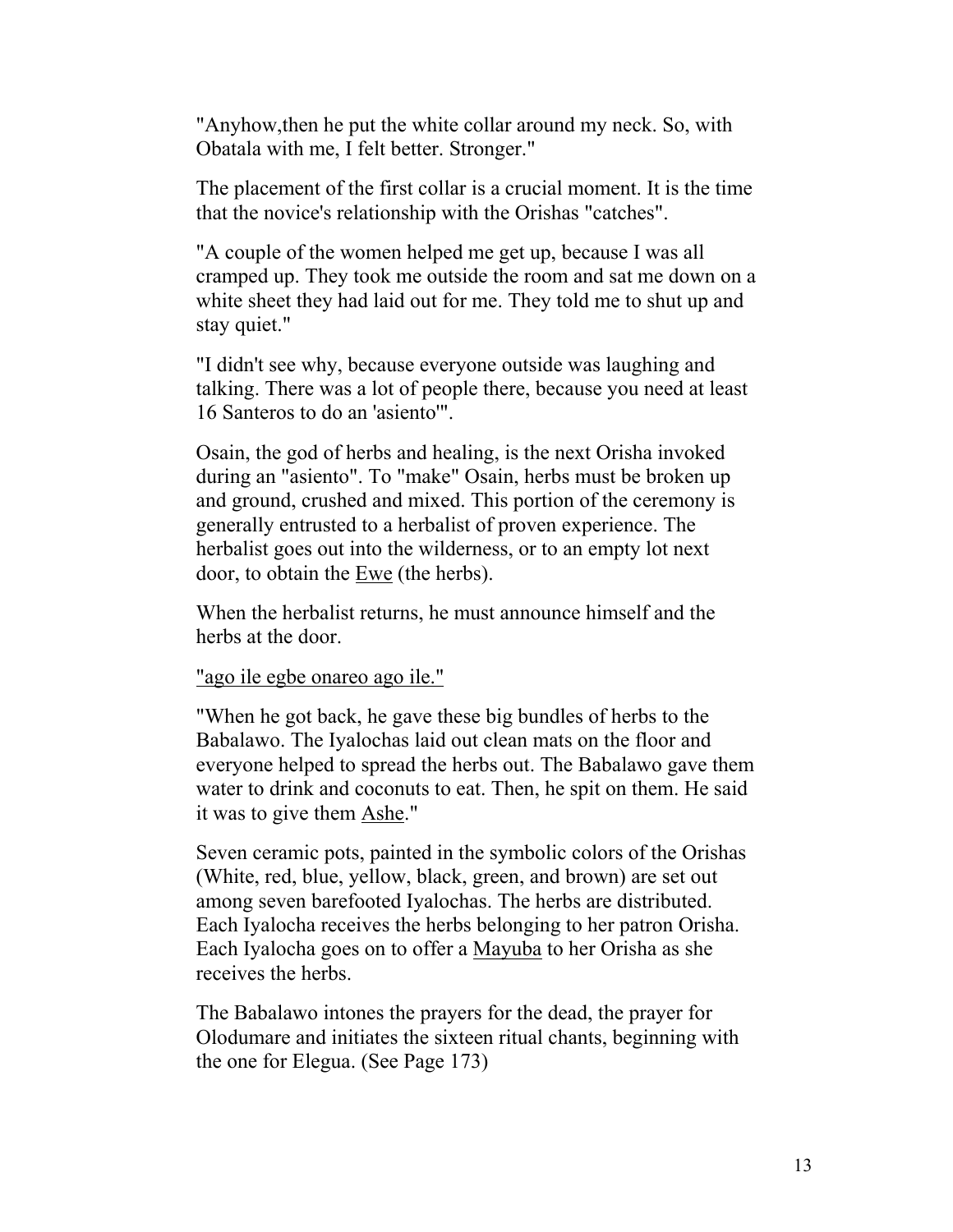"Anyhow,then he put the white collar around my neck. So, with Obatala with me, I felt better. Stronger."

The placement of the first collar is a crucial moment. It is the time that the novice's relationship with the Orishas "catches".

"A couple of the women helped me get up, because I was all cramped up. They took me outside the room and sat me down on a white sheet they had laid out for me. They told me to shut up and stay quiet."

"I didn't see why, because everyone outside was laughing and talking. There was a lot of people there, because you need at least 16 Santeros to do an 'asiento'".

Osain, the god of herbs and healing, is the next Orisha invoked during an "asiento". To "make" Osain, herbs must be broken up and ground, crushed and mixed. This portion of the ceremony is generally entrusted to a herbalist of proven experience. The herbalist goes out into the wilderness, or to an empty lot next door, to obtain the Ewe (the herbs).

When the herbalist returns, he must announce himself and the herbs at the door.

"ago ile egbe onareo ago ile."

"When he got back, he gave these big bundles of herbs to the Babalawo. The Iyalochas laid out clean mats on the floor and everyone helped to spread the herbs out. The Babalawo gave them water to drink and coconuts to eat. Then, he spit on them. He said it was to give them Ashe."

Seven ceramic pots, painted in the symbolic colors of the Orishas (White, red, blue, yellow, black, green, and brown) are set out among seven barefooted Iyalochas. The herbs are distributed. Each Iyalocha receives the herbs belonging to her patron Orisha. Each Iyalocha goes on to offer a Mayuba to her Orisha as she receives the herbs.

The Babalawo intones the prayers for the dead, the prayer for Olodumare and initiates the sixteen ritual chants, beginning with the one for Elegua. (See Page 173)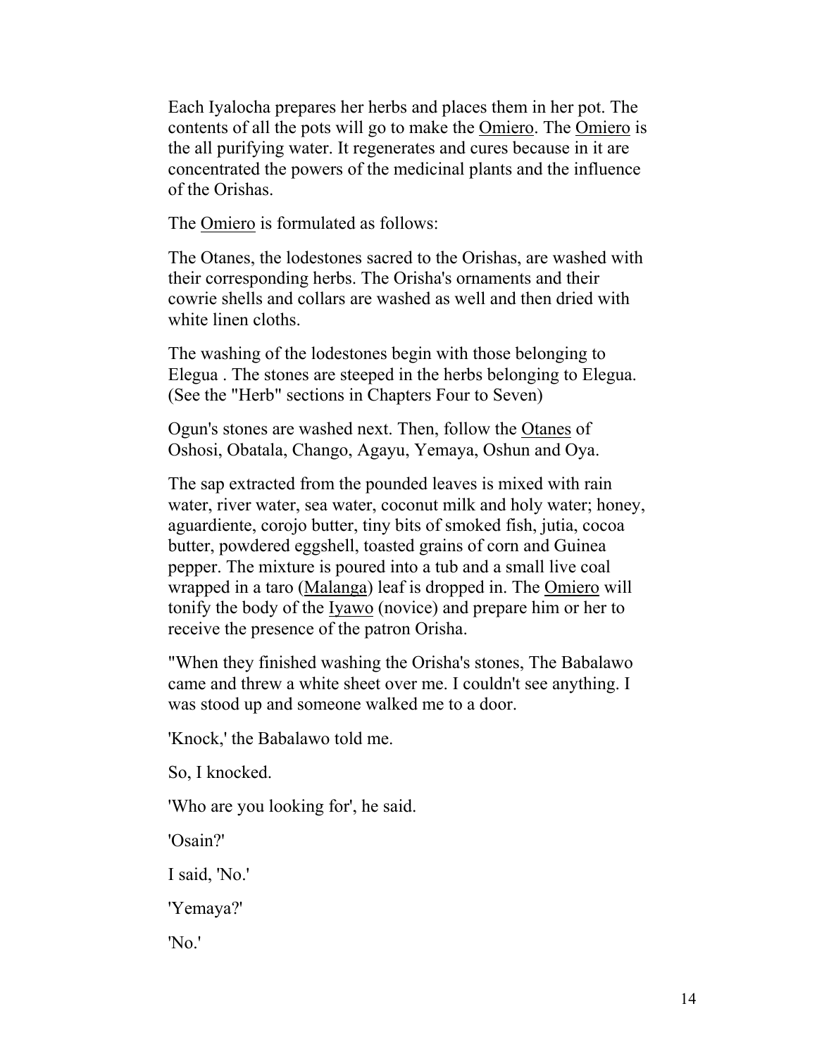Each Iyalocha prepares her herbs and places them in her pot. The contents of all the pots will go to make the Omiero. The Omiero is the all purifying water. It regenerates and cures because in it are concentrated the powers of the medicinal plants and the influence of the Orishas.

The Omiero is formulated as follows:

The Otanes, the lodestones sacred to the Orishas, are washed with their corresponding herbs. The Orisha's ornaments and their cowrie shells and collars are washed as well and then dried with white linen cloths.

The washing of the lodestones begin with those belonging to Elegua . The stones are steeped in the herbs belonging to Elegua. (See the "Herb" sections in Chapters Four to Seven)

Ogun's stones are washed next. Then, follow the Otanes of Oshosi, Obatala, Chango, Agayu, Yemaya, Oshun and Oya.

The sap extracted from the pounded leaves is mixed with rain water, river water, sea water, coconut milk and holy water; honey, aguardiente, corojo butter, tiny bits of smoked fish, jutia, cocoa butter, powdered eggshell, toasted grains of corn and Guinea pepper. The mixture is poured into a tub and a small live coal wrapped in a taro (Malanga) leaf is dropped in. The Omiero will tonify the body of the Iyawo (novice) and prepare him or her to receive the presence of the patron Orisha.

"When they finished washing the Orisha's stones, The Babalawo came and threw a white sheet over me. I couldn't see anything. I was stood up and someone walked me to a door.

'Knock,' the Babalawo told me.

So, I knocked.

'Who are you looking for', he said.

'Osain?'

I said, 'No.'

'Yemaya?'

'No.'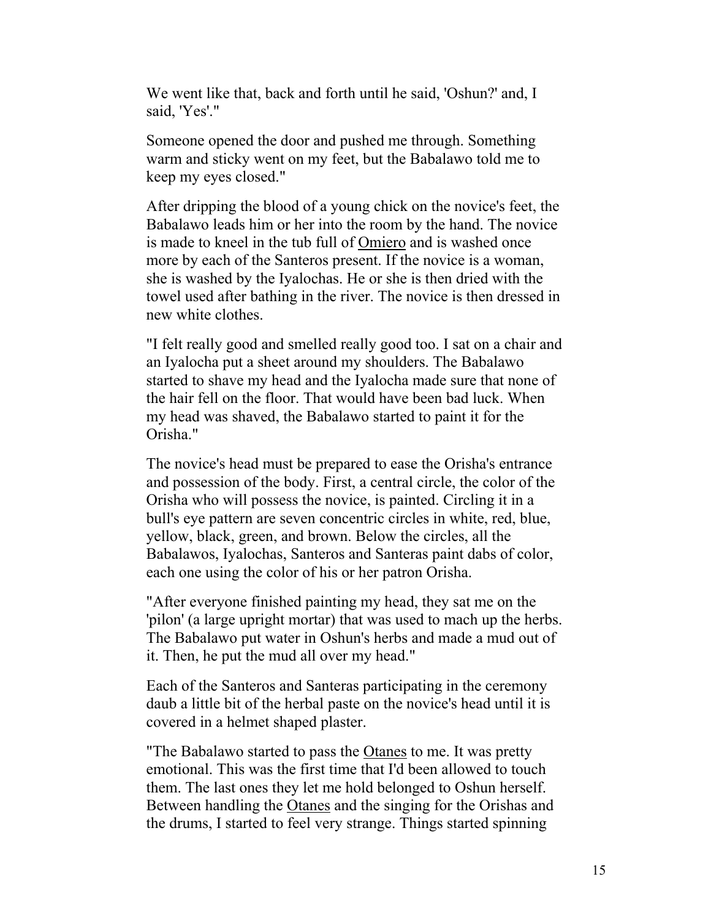We went like that, back and forth until he said, 'Oshun?' and, I said, 'Yes'."

Someone opened the door and pushed me through. Something warm and sticky went on my feet, but the Babalawo told me to keep my eyes closed."

After dripping the blood of a young chick on the novice's feet, the Babalawo leads him or her into the room by the hand. The novice is made to kneel in the tub full of Omiero and is washed once more by each of the Santeros present. If the novice is a woman, she is washed by the Iyalochas. He or she is then dried with the towel used after bathing in the river. The novice is then dressed in new white clothes.

"I felt really good and smelled really good too. I sat on a chair and an Iyalocha put a sheet around my shoulders. The Babalawo started to shave my head and the Iyalocha made sure that none of the hair fell on the floor. That would have been bad luck. When my head was shaved, the Babalawo started to paint it for the Orisha."

The novice's head must be prepared to ease the Orisha's entrance and possession of the body. First, a central circle, the color of the Orisha who will possess the novice, is painted. Circling it in a bull's eye pattern are seven concentric circles in white, red, blue, yellow, black, green, and brown. Below the circles, all the Babalawos, Iyalochas, Santeros and Santeras paint dabs of color, each one using the color of his or her patron Orisha.

"After everyone finished painting my head, they sat me on the 'pilon' (a large upright mortar) that was used to mach up the herbs. The Babalawo put water in Oshun's herbs and made a mud out of it. Then, he put the mud all over my head."

Each of the Santeros and Santeras participating in the ceremony daub a little bit of the herbal paste on the novice's head until it is covered in a helmet shaped plaster.

"The Babalawo started to pass the Otanes to me. It was pretty emotional. This was the first time that I'd been allowed to touch them. The last ones they let me hold belonged to Oshun herself. Between handling the Otanes and the singing for the Orishas and the drums, I started to feel very strange. Things started spinning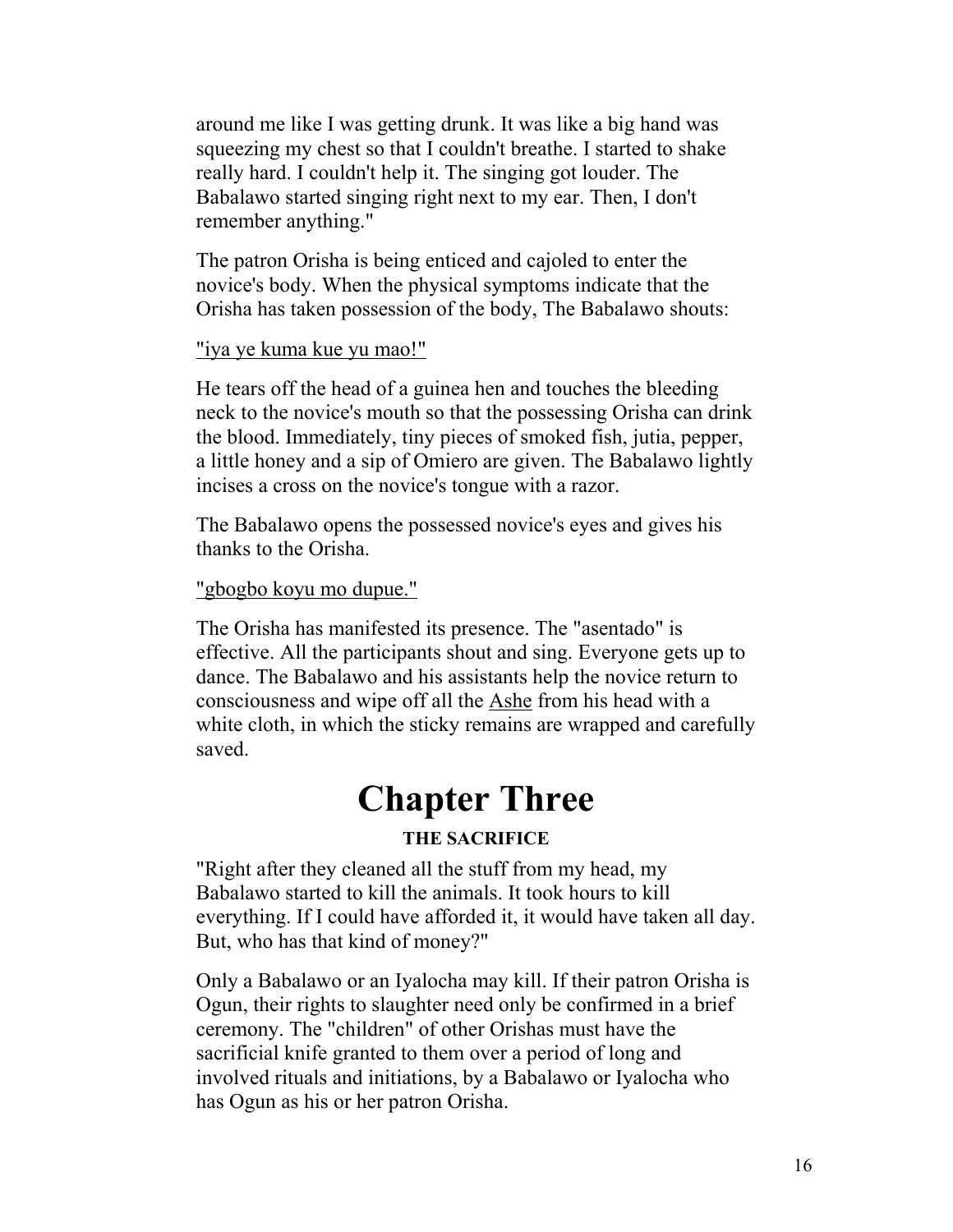around me like I was getting drunk. It was like a big hand was squeezing my chest so that I couldn't breathe. I started to shake really hard. I couldn't help it. The singing got louder. The Babalawo started singing right next to my ear. Then, I don't remember anything."

The patron Orisha is being enticed and cajoled to enter the novice's body. When the physical symptoms indicate that the Orisha has taken possession of the body, The Babalawo shouts:

<u>"iya ye kuma kue yu mao!"</u>

He tears off the head of a guinea hen and touches the bleeding neck to the novice's mouth so that the possessing Orisha can drink the blood. Immediately, tiny pieces of smoked fish, jutia, pepper, a little honey and a sip of Omiero are given. The Babalawo lightly incises a cross on the novice's tongue with a razor.

The Babalawo opens the possessed novice's eyes and gives his thanks to the Orisha.

<u>"gbogbo koyu mo dupue."</u>

The Orisha has manifested its presence. The "asentado" is effective. All the participants shout and sing. Everyone gets up to dance. The Babalawo and his assistants help the novice return to consciousness and wipe off all the <u>Ashe</u> from his head with a white cloth, in which the sticky remains are wrapped and carefully saved.

# Chapter Three

### THE SACRIFICE

"Right after they cleaned all the stuff from my head, my Babalawo started to kill the animals. It took hours to kill everything. If I could have afforded it, it would have taken all day. But, who has that kind of money?"

Only a Babalawo or an Iyalocha may kill. If their patron Orisha is Ogun, their rights to slaughter need only be confirmed in a brief ceremony. The "children" of other Orishas must have the sacrificial knife granted to them over a period of long and involved rituals and initiations, by a Babalawo or Iyalocha who has Ogun as his or her patron Orisha.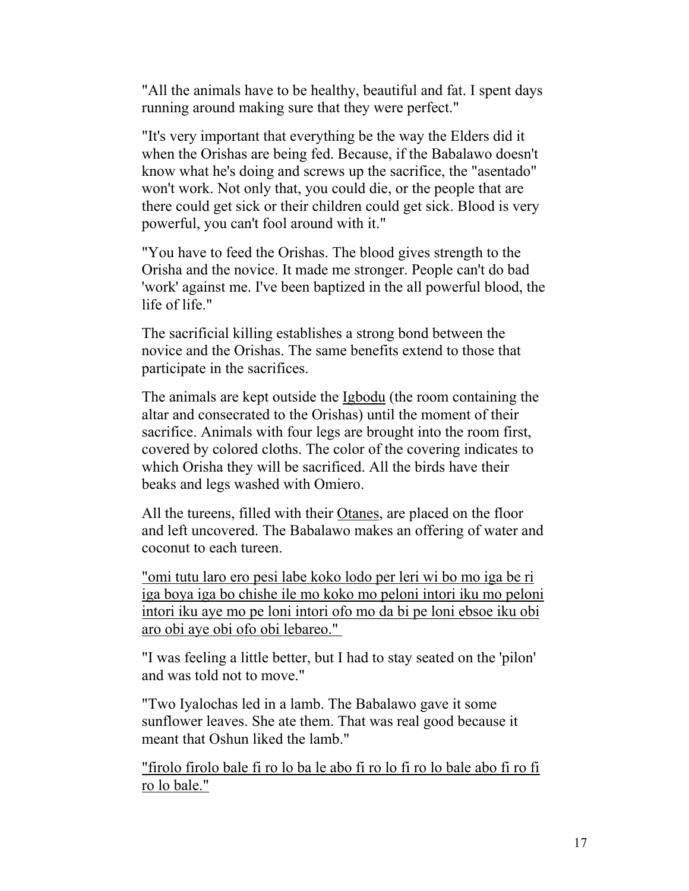"All the animals have to be healthy, beautiful and fat. I spent days running around making sure that they were perfect."

"It's very important that everything be the way the Elders did it when the Orishas are being fed. Because, if the Babalawo doesn't know what he's doing and screws up the sacrifice, the "asentado" won't work. Not only that, you could die, or the people that are there could get sick or their children could get sick. Blood is very powerful, you can't fool around with it."

"You have to feed the Orishas. The blood gives strength to the Orisha and the novice. It made me stronger. People can't do bad 'work' against me. I've been baptized in the all powerful blood, the life of life."

The sacrificial killing establishes a strong bond between the novice and the Orishas. The same benefits extend to those that participate in the sacrifices.

The animals are kept outside the Igbodu (the room containing the altar and consecrated to the Orishas) until the moment of their sacrifice. Animals with four legs are brought into the room first, covered by colored cloths. The color of the covering indicates to which Orisha they will be sacrificed. All the birds have their beaks and legs washed with Omiero.

All the tureens, filled with their Otanes, are placed on the floor and left uncovered. The Babalawo makes an offering of water and coconut to each tureen.

"omi tutu laro ero pesi labe koko lodo per leri wi bo mo iga be ri iga boya iga bo chishe ile mo koko mo peloni intori iku mo peloni intori iku aye mo pe loni intori ofo mo da bi pe loni ebsoe iku obi aro obi aye obi ofo obi lebareo."

"I was feeling a little better, but I had to stay seated on the 'pilon' and was told not to move."

"Two Iyalochas led in a lamb. The Babalawo gave it some sunflower leaves. She ate them. That was real good because it meant that Oshun liked the lamb."

"firolo firolo bale fi ro lo ba le abo fi ro lo fi ro lo bale abo fi ro fi ro lo bale."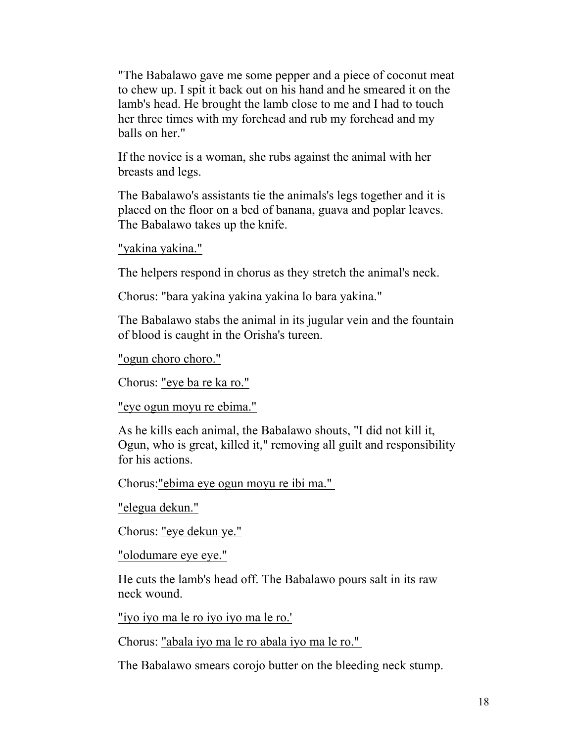"The Babalawo gave me some pepper and a piece of coconut meat to chew up. I spit it back out on his hand and he smeared it on the lamb's head. He brought the lamb close to me and I had to touch her three times with my forehead and rub my forehead and my balls on her."

If the novice is a woman, she rubs against the animal with her breasts and legs.

The Babalawo's assistants tie the animals's legs together and it is placed on the floor on a bed of banana, guava and poplar leaves. The Babalawo takes up the knife.

<u>"yakina yakina."</u>

The helpers respond in chorus as they stretch the animal's neck.

Chorus: <u>"bara yakina yakina yakina lo bara yakina."</u>

The Babalawo stabs the animal in its jugular vein and the fountain of blood is caught in the Orisha's tureen.

<u>"ogun choro choro."</u>

Chorus: <u>"eye ba re ka ro."</u>

<u>"eye ogun moyu re ebima."</u>

As he kills each animal, the Babalawo shouts, "I did not kill it, Ogun, who is great, killed it," removing all guilt and responsibility for his actions.

Chorus:<u>"ebima eye ogun moyu re ibi ma."</u>

<u>"elegua dekun."</u>

Chorus: <u>"eye dekun ye."</u>

<u>"olodumare eye eye."</u>

He cuts the lamb's head off. The Babalawo pours salt in its raw neck wound.

<u>"iyo iyo ma le ro iyo iyo ma le ro.'</u>

Chorus: <u>"abala iyo ma le ro abala iyo ma le ro."</u>

The Babalawo smears corojo butter on the bleeding neck stump.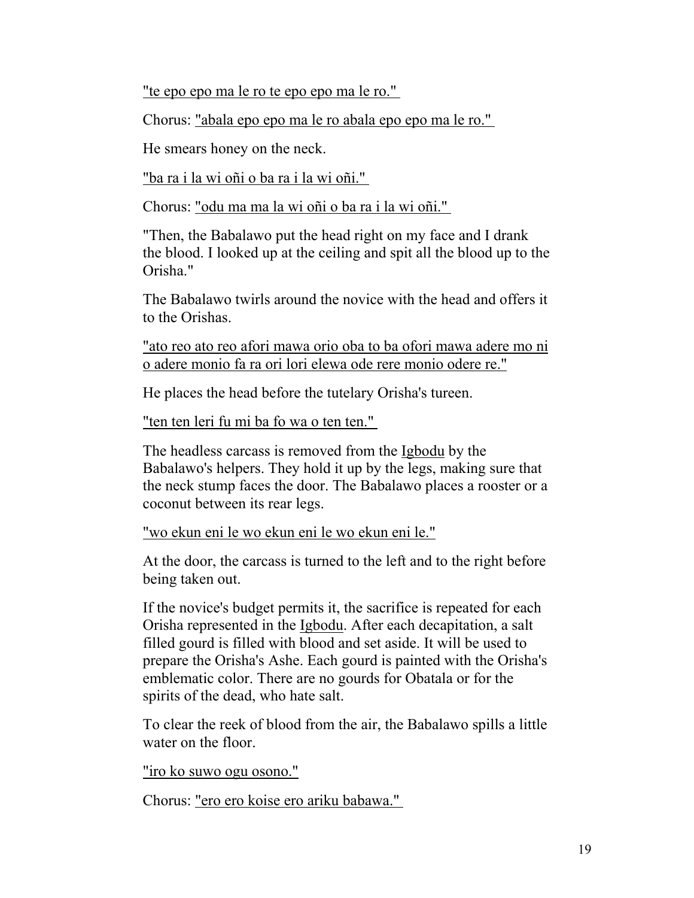<u>"te epo epo ma le ro te epo epo ma le ro."</u>

Chorus: <u>"abala epo epo ma le ro abala epo epo ma le ro."</u>

He smears honey on the neck.

<u>"ba ra i la wi oñi o ba ra i la wi oñi."</u>

Chorus: <u>"odu ma ma la wi oñi o ba ra i la wi oñi."</u>

"Then, the Babalawo put the head right on my face and I drank the blood. I looked up at the ceiling and spit all the blood up to the Orisha."

The Babalawo twirls around the novice with the head and offers it to the Orishas.

<u>"ato reo ato reo afori mawa orio oba to ba ofori mawa adere mo ni o adere monio fa ra ori lori elewa ode rere monio odere re."</u>

He places the head before the tutelary Orisha's tureen.

<u>"ten ten leri fu mi ba fo wa o ten ten."</u>

The headless carcass is removed from the <u>Igbodu</u> by the Babalawo's helpers. They hold it up by the legs, making sure that the neck stump faces the door. The Babalawo places a rooster or a coconut between its rear legs.

<u>"wo ekun eni le wo ekun eni le wo ekun eni le."</u>

At the door, the carcass is turned to the left and to the right before being taken out.

If the novice's budget permits it, the sacrifice is repeated for each Orisha represented in the <u>Igbodu</u>. After each decapitation, a salt filled gourd is filled with blood and set aside. It will be used to prepare the Orisha's Ashe. Each gourd is painted with the Orisha's emblematic color. There are no gourds for Obatala or for the spirits of the dead, who hate salt.

To clear the reek of blood from the air, the Babalawo spills a little water on the floor.

<u>"iro ko suwo ogu osono."</u>

Chorus: <u>"ero ero koise ero ariku babawa."</u>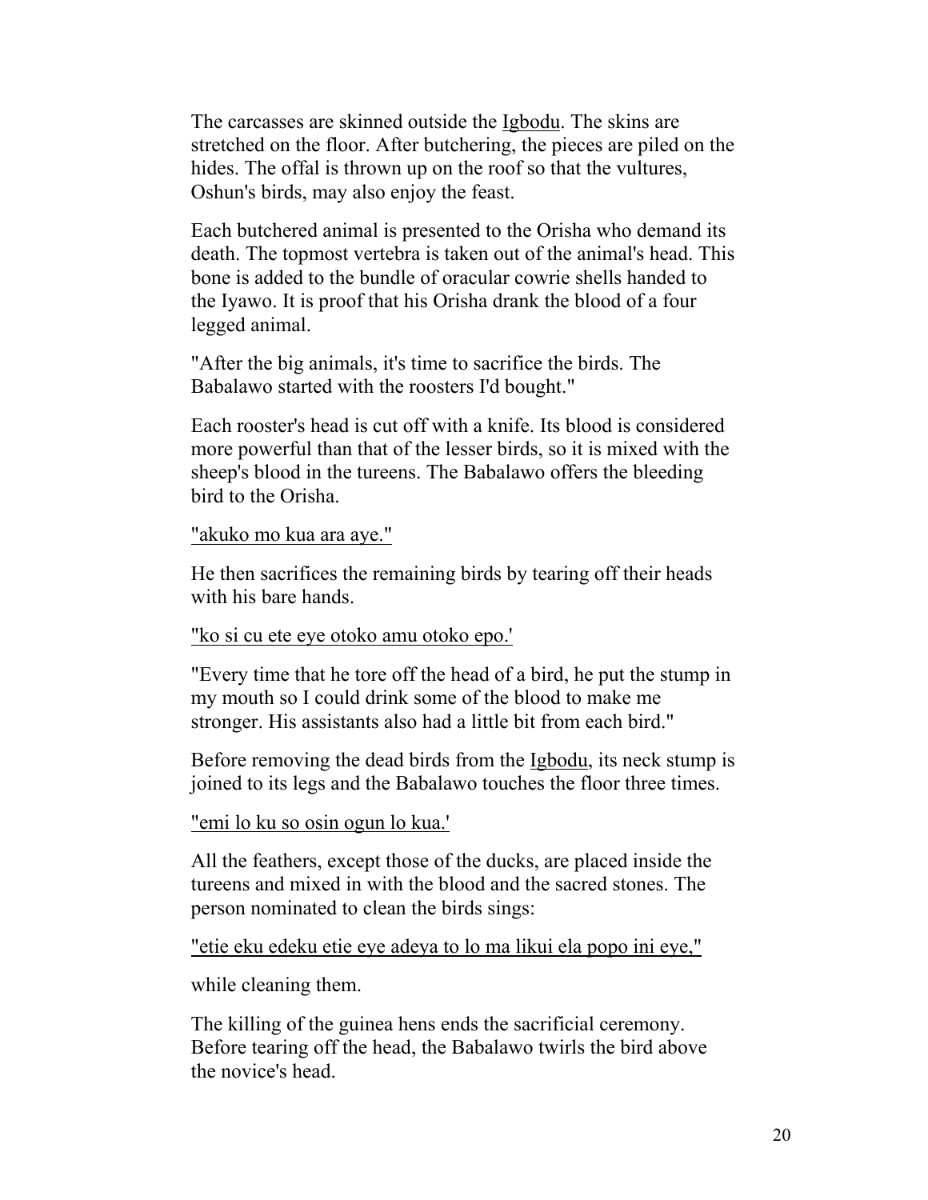The carcasses are skinned outside the Igbodu. The skins are stretched on the floor. After butchering, the pieces are piled on the hides. The offal is thrown up on the roof so that the vultures, Oshun's birds, may also enjoy the feast.

Each butchered animal is presented to the Orisha who demand its death. The topmost vertebra is taken out of the animal's head. This bone is added to the bundle of oracular cowrie shells handed to the Iyawo. It is proof that his Orisha drank the blood of a four legged animal.

"After the big animals, it's time to sacrifice the birds. The Babalawo started with the roosters I'd bought."

Each rooster's head is cut off with a knife. Its blood is considered more powerful than that of the lesser birds, so it is mixed with the sheep's blood in the tureens. The Babalawo offers the bleeding bird to the Orisha.

"akuko mo kua ara aye."

He then sacrifices the remaining birds by tearing off their heads with his bare hands.

"ko si cu ete eye otoko amu otoko epo.'

"Every time that he tore off the head of a bird, he put the stump in my mouth so I could drink some of the blood to make me stronger. His assistants also had a little bit from each bird."

Before removing the dead birds from the Igbodu, its neck stump is joined to its legs and the Babalawo touches the floor three times.

"emi lo ku so osin ogun lo kua.'

All the feathers, except those of the ducks, are placed inside the tureens and mixed in with the blood and the sacred stones. The person nominated to clean the birds sings:

"etie eku edeku etie eye adeya to lo ma likui ela popo ini eye,"

while cleaning them.

The killing of the guinea hens ends the sacrificial ceremony. Before tearing off the head, the Babalawo twirls the bird above the novice's head.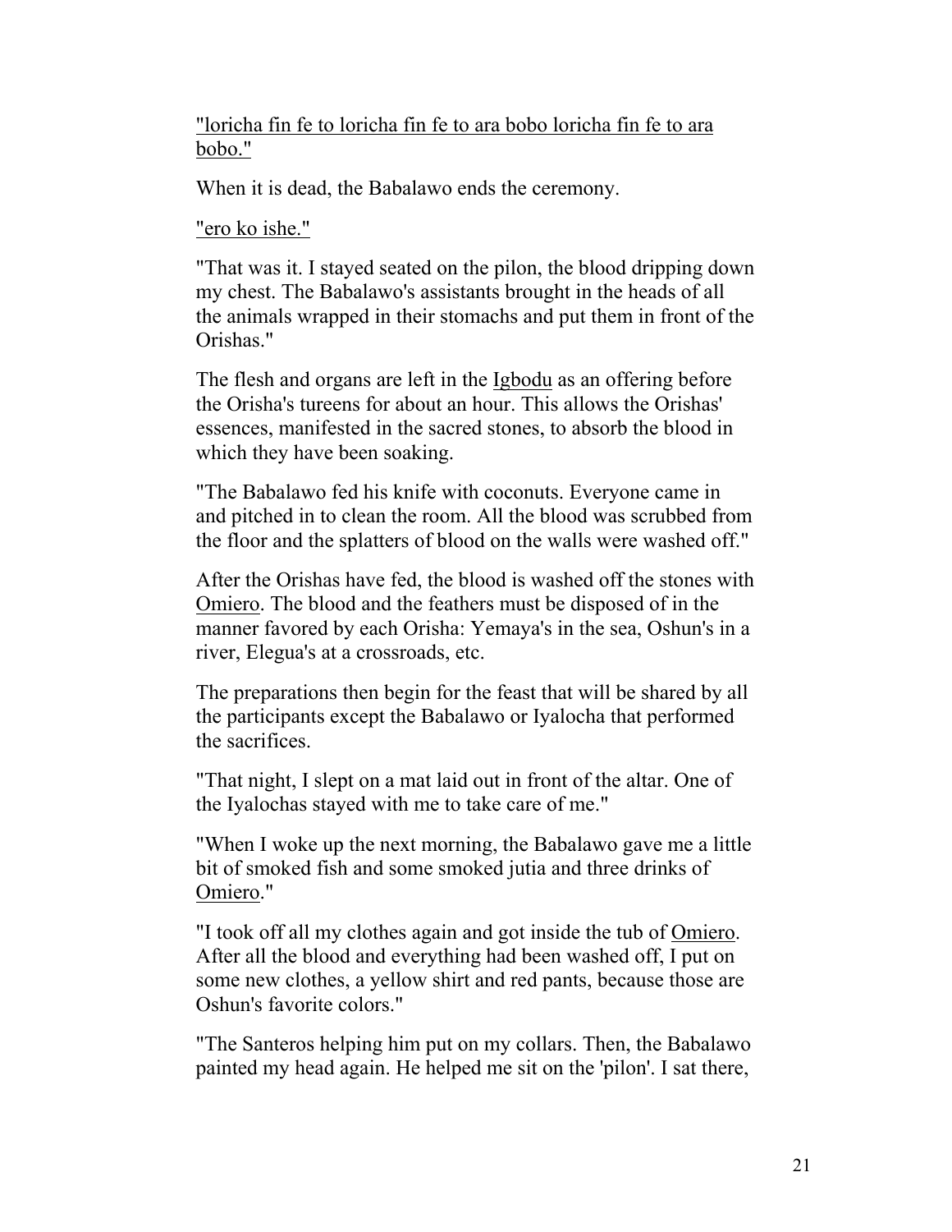"loricha fin fe to loricha fin fe to ara bobo loricha fin fe to ara bobo."

When it is dead, the Babalawo ends the ceremony.

"ero ko ishe."

"That was it. I stayed seated on the pilon, the blood dripping down my chest. The Babalawo's assistants brought in the heads of all the animals wrapped in their stomachs and put them in front of the Orishas."

The flesh and organs are left in the Igbodu as an offering before the Orisha's tureens for about an hour. This allows the Orishas' essences, manifested in the sacred stones, to absorb the blood in which they have been soaking.

"The Babalawo fed his knife with coconuts. Everyone came in and pitched in to clean the room. All the blood was scrubbed from the floor and the splatters of blood on the walls were washed off."

After the Orishas have fed, the blood is washed off the stones with Omiero. The blood and the feathers must be disposed of in the manner favored by each Orisha: Yemaya's in the sea, Oshun's in a river, Elegua's at a crossroads, etc.

The preparations then begin for the feast that will be shared by all the participants except the Babalawo or Iyalocha that performed the sacrifices.

"That night, I slept on a mat laid out in front of the altar. One of the Iyalochas stayed with me to take care of me."

"When I woke up the next morning, the Babalawo gave me a little bit of smoked fish and some smoked jutia and three drinks of Omiero."

"I took off all my clothes again and got inside the tub of Omiero. After all the blood and everything had been washed off, I put on some new clothes, a yellow shirt and red pants, because those are Oshun's favorite colors."

"The Santeros helping him put on my collars. Then, the Babalawo painted my head again. He helped me sit on the 'pilon'. I sat there,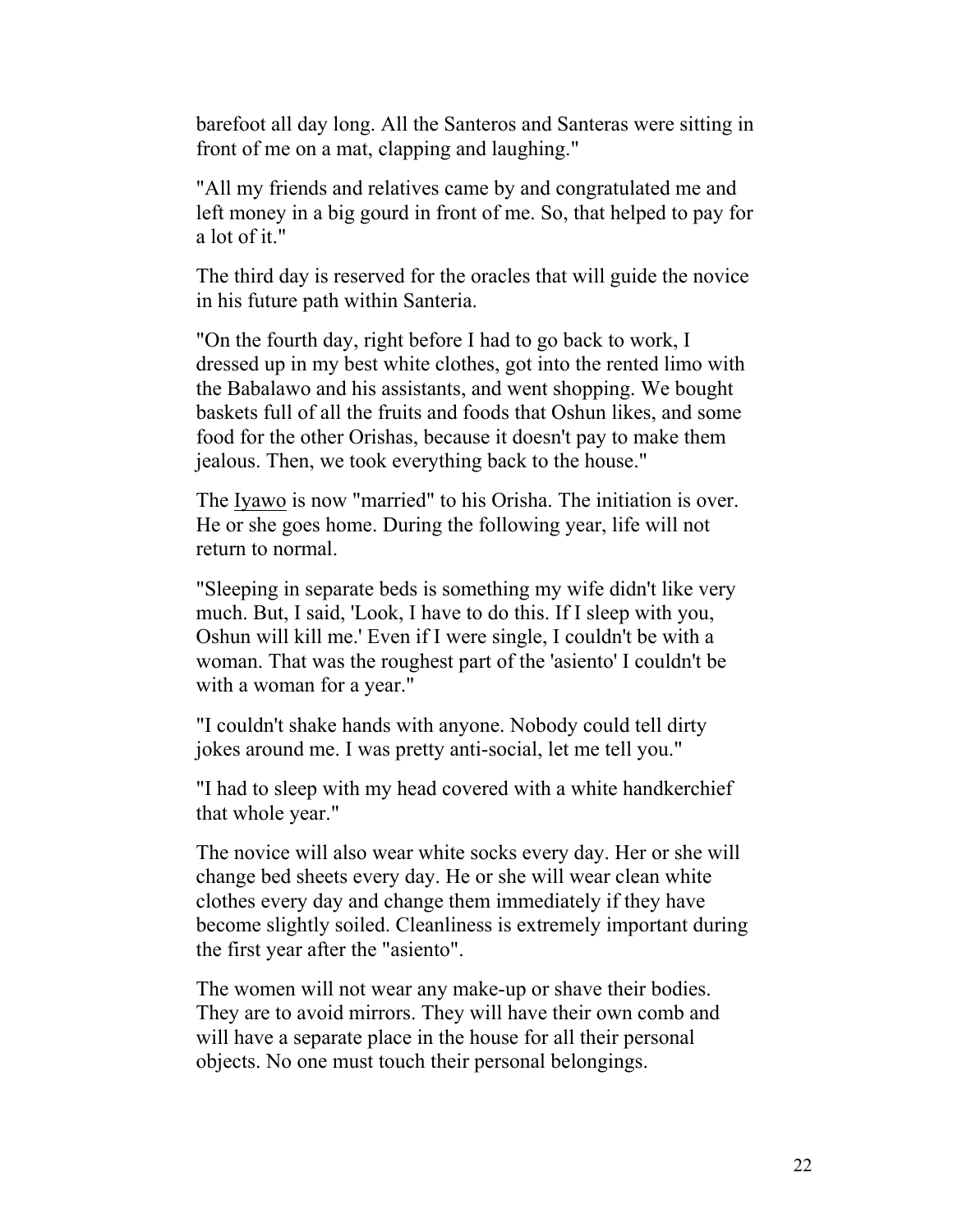barefoot all day long. All the Santeros and Santeras were sitting in front of me on a mat, clapping and laughing."

"All my friends and relatives came by and congratulated me and left money in a big gourd in front of me. So, that helped to pay for a lot of it."

The third day is reserved for the oracles that will guide the novice in his future path within Santeria.

"On the fourth day, right before I had to go back to work, I dressed up in my best white clothes, got into the rented limo with the Babalawo and his assistants, and went shopping. We bought baskets full of all the fruits and foods that Oshun likes, and some food for the other Orishas, because it doesn't pay to make them jealous. Then, we took everything back to the house."

The Iyawo is now "married" to his Orisha. The initiation is over. He or she goes home. During the following year, life will not return to normal.

"Sleeping in separate beds is something my wife didn't like very much. But, I said, 'Look, I have to do this. If I sleep with you, Oshun will kill me.' Even if I were single, I couldn't be with a woman. That was the roughest part of the 'asiento' I couldn't be with a woman for a year."

"I couldn't shake hands with anyone. Nobody could tell dirty jokes around me. I was pretty anti-social, let me tell you."

"I had to sleep with my head covered with a white handkerchief that whole year."

The novice will also wear white socks every day. Her or she will change bed sheets every day. He or she will wear clean white clothes every day and change them immediately if they have become slightly soiled. Cleanliness is extremely important during the first year after the "asiento".

The women will not wear any make-up or shave their bodies. They are to avoid mirrors. They will have their own comb and will have a separate place in the house for all their personal objects. No one must touch their personal belongings.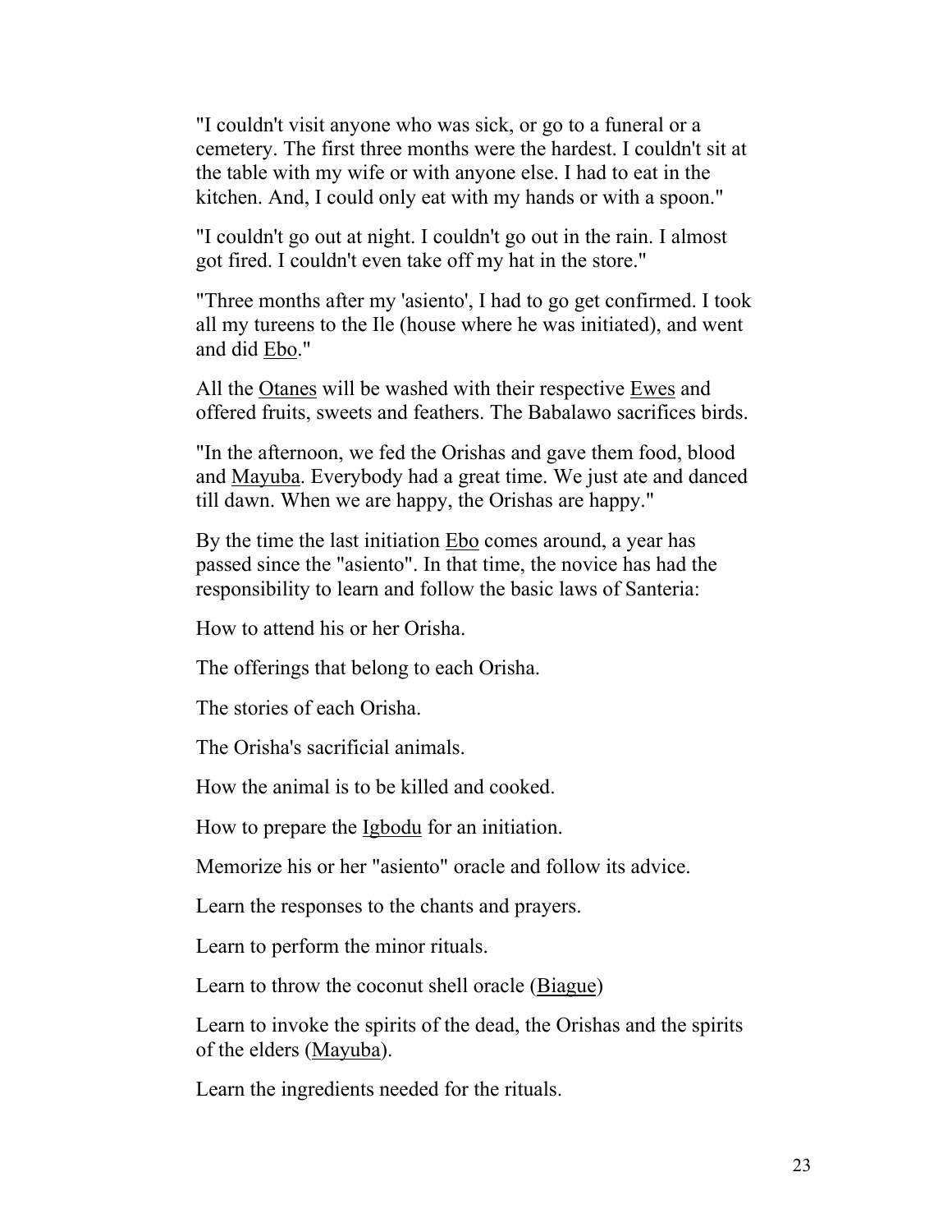"I couldn't visit anyone who was sick, or go to a funeral or a cemetery. The first three months were the hardest. I couldn't sit at the table with my wife or with anyone else. I had to eat in the kitchen. And, I could only eat with my hands or with a spoon."

"I couldn't go out at night. I couldn't go out in the rain. I almost got fired. I couldn't even take off my hat in the store."

"Three months after my 'asiento', I had to go get confirmed. I took all my tureens to the Ile (house where he was initiated), and went and did Ebo."

All the Otanes will be washed with their respective Ewes and offered fruits, sweets and feathers. The Babalawo sacrifices birds.

"In the afternoon, we fed the Orishas and gave them food, blood and Mayuba. Everybody had a great time. We just ate and danced till dawn. When we are happy, the Orishas are happy."

By the time the last initiation Ebo comes around, a year has passed since the "asiento". In that time, the novice has had the responsibility to learn and follow the basic laws of Santeria:

How to attend his or her Orisha.

The offerings that belong to each Orisha.

The stories of each Orisha.

The Orisha's sacrificial animals.

How the animal is to be killed and cooked.

How to prepare the Igbodu for an initiation.

Memorize his or her "asiento" oracle and follow its advice.

Learn the responses to the chants and prayers.

Learn to perform the minor rituals.

Learn to throw the coconut shell oracle (Biague)

Learn to invoke the spirits of the dead, the Orishas and the spirits of the elders (Mayuba).

Learn the ingredients needed for the rituals.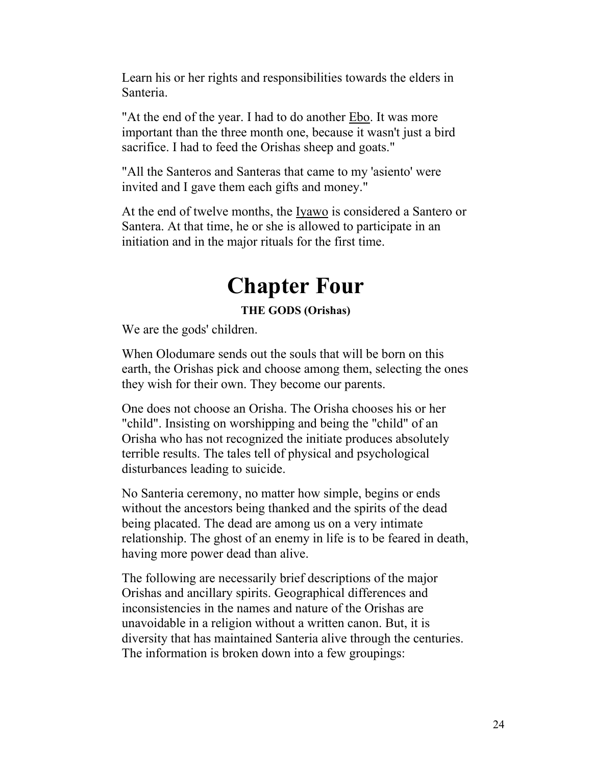Learn his or her rights and responsibilities towards the elders in Santeria.

"At the end of the year. I had to do another Ebo. It was more important than the three month one, because it wasn't just a bird sacrifice. I had to feed the Orishas sheep and goats."

"All the Santeros and Santeras that came to my 'asiento' were invited and I gave them each gifts and money."

At the end of twelve months, the Iyawo is considered a Santero or Santera. At that time, he or she is allowed to participate in an initiation and in the major rituals for the first time.

# Chapter Four

**THE GODS (Orishas)**

We are the gods' children.

When Olodumare sends out the souls that will be born on this earth, the Orishas pick and choose among them, selecting the ones they wish for their own. They become our parents.

One does not choose an Orisha. The Orisha chooses his or her "child". Insisting on worshipping and being the "child" of an Orisha who has not recognized the initiate produces absolutely terrible results. The tales tell of physical and psychological disturbances leading to suicide.

No Santeria ceremony, no matter how simple, begins or ends without the ancestors being thanked and the spirits of the dead being placated. The dead are among us on a very intimate relationship. The ghost of an enemy in life is to be feared in death, having more power dead than alive.

The following are necessarily brief descriptions of the major Orishas and ancillary spirits. Geographical differences and inconsistencies in the names and nature of the Orishas are unavoidable in a religion without a written canon. But, it is diversity that has maintained Santeria alive through the centuries. The information is broken down into a few groupings: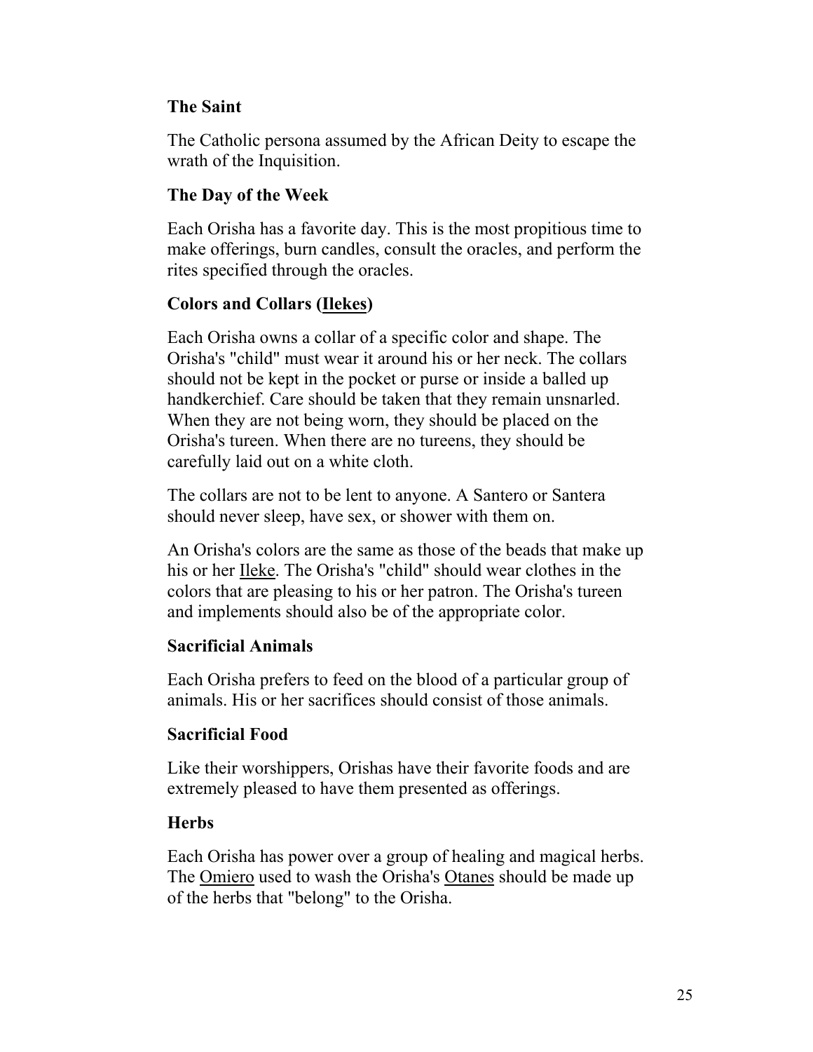**The Saint**

The Catholic persona assumed by the African Deity to escape the wrath of the Inquisition.

**The Day of the Week**

Each Orisha has a favorite day. This is the most propitious time to make offerings, burn candles, consult the oracles, and perform the rites specified through the oracles.

**Colors and Collars (Ilekes)**

Each Orisha owns a collar of a specific color and shape. The Orisha's "child" must wear it around his or her neck. The collars should not be kept in the pocket or purse or inside a balled up handkerchief. Care should be taken that they remain unsnarled. When they are not being worn, they should be placed on the Orisha's tureen. When there are no tureens, they should be carefully laid out on a white cloth.

The collars are not to be lent to anyone. A Santero or Santera should never sleep, have sex, or shower with them on.

An Orisha's colors are the same as those of the beads that make up his or her Ileke. The Orisha's "child" should wear clothes in the colors that are pleasing to his or her patron. The Orisha's tureen and implements should also be of the appropriate color.

**Sacrificial Animals**

Each Orisha prefers to feed on the blood of a particular group of animals. His or her sacrifices should consist of those animals.

**Sacrificial Food**

Like their worshippers, Orishas have their favorite foods and are extremely pleased to have them presented as offerings.

**Herbs**

Each Orisha has power over a group of healing and magical herbs. The Omiero used to wash the Orisha's Otanes should be made up of the herbs that "belong" to the Orisha.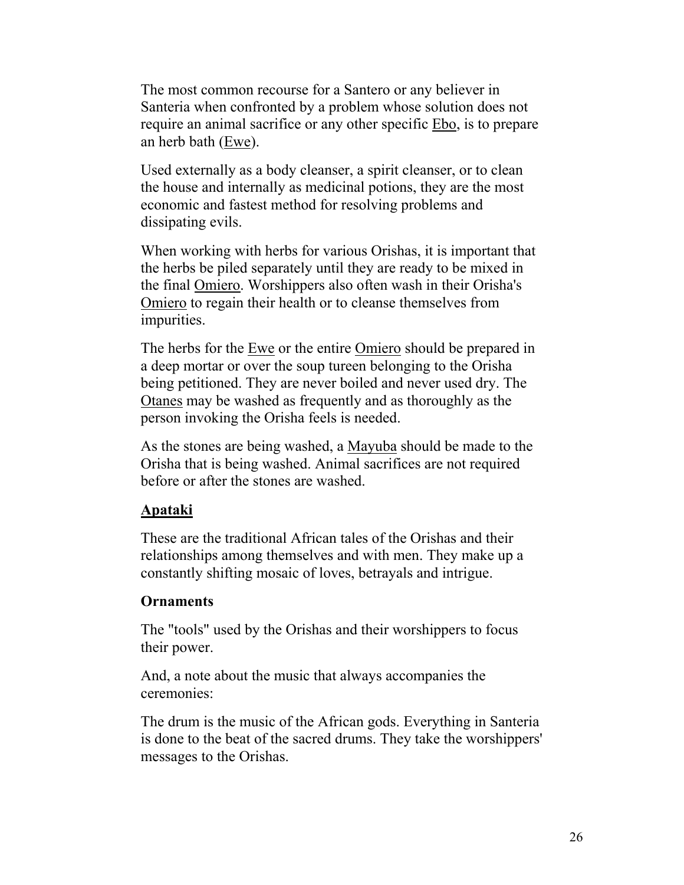The most common recourse for a Santero or any believer in Santeria when confronted by a problem whose solution does not require an animal sacrifice or any other specific Ebo, is to prepare an herb bath (Ewe).

Used externally as a body cleanser, a spirit cleanser, or to clean the house and internally as medicinal potions, they are the most economic and fastest method for resolving problems and dissipating evils.

When working with herbs for various Orishas, it is important that the herbs be piled separately until they are ready to be mixed in the final Omiero. Worshippers also often wash in their Orisha's Omiero to regain their health or to cleanse themselves from impurities.

The herbs for the Ewe or the entire Omiero should be prepared in a deep mortar or over the soup tureen belonging to the Orisha being petitioned. They are never boiled and never used dry. The Otanes may be washed as frequently and as thoroughly as the person invoking the Orisha feels is needed.

As the stones are being washed, a Mayuba should be made to the Orisha that is being washed. Animal sacrifices are not required before or after the stones are washed.

## Apataki

These are the traditional African tales of the Orishas and their relationships among themselves and with men. They make up a constantly shifting mosaic of loves, betrayals and intrigue.

## Ornaments

The "tools" used by the Orishas and their worshippers to focus their power.

And, a note about the music that always accompanies the ceremonies:

The drum is the music of the African gods. Everything in Santeria is done to the beat of the sacred drums. They take the worshippers' messages to the Orishas.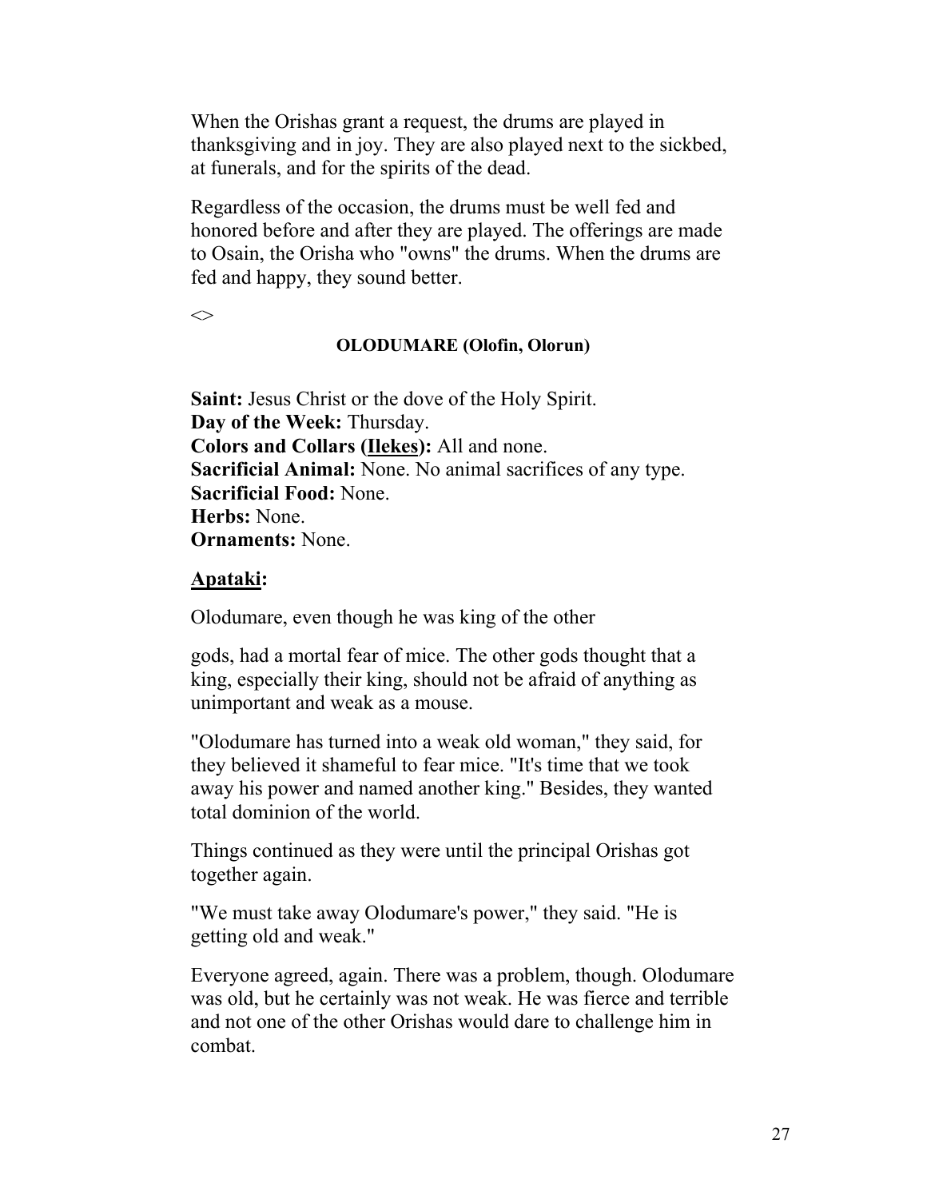When the Orishas grant a request, the drums are played in thanksgiving and in joy. They are also played next to the sickbed, at funerals, and for the spirits of the dead.

Regardless of the occasion, the drums must be well fed and honored before and after they are played. The offerings are made to Osain, the Orisha who "owns" the drums. When the drums are fed and happy, they sound better.

<>

### OLODUMARE (Olofin, Olorun)

**Saint:** Jesus Christ or the dove of the Holy Spirit.
**Day of the Week:** Thursday.
**Colors and Collars (Ilekes):** All and none.
**Sacrificial Animal:** None. No animal sacrifices of any type.
**Sacrificial Food:** None.
**Herbs:** None.
**Ornaments:** None.

**Apataki:**

Olodumare, even though he was king of the other gods, had a mortal fear of mice. The other gods thought that a king, especially their king, should not be afraid of anything as unimportant and weak as a mouse.

"Olodumare has turned into a weak old woman," they said, for they believed it shameful to fear mice. "It's time that we took away his power and named another king." Besides, they wanted total dominion of the world.

Things continued as they were until the principal Orishas got together again.

"We must take away Olodumare's power," they said. "He is getting old and weak."

Everyone agreed, again. There was a problem, though. Olodumare was old, but he certainly was not weak. He was fierce and terrible and not one of the other Orishas would dare to challenge him in combat.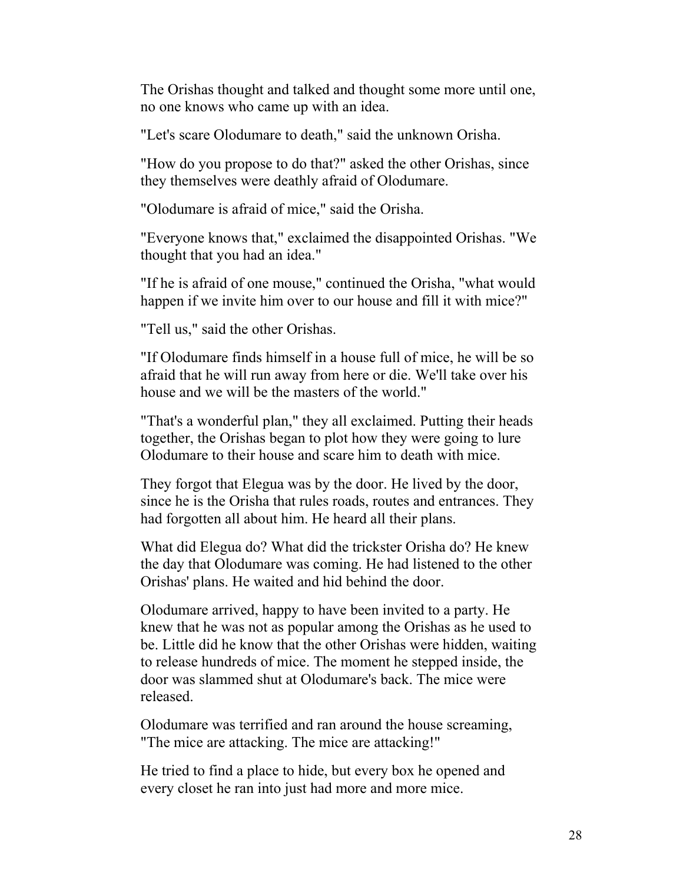The Orishas thought and talked and thought some more until one, no one knows who came up with an idea.

"Let's scare Olodumare to death," said the unknown Orisha.

"How do you propose to do that?" asked the other Orishas, since they themselves were deathly afraid of Olodumare.

"Olodumare is afraid of mice," said the Orisha.

"Everyone knows that," exclaimed the disappointed Orishas. "We thought that you had an idea."

"If he is afraid of one mouse," continued the Orisha, "what would happen if we invite him over to our house and fill it with mice?"

"Tell us," said the other Orishas.

"If Olodumare finds himself in a house full of mice, he will be so afraid that he will run away from here or die. We'll take over his house and we will be the masters of the world."

"That's a wonderful plan," they all exclaimed. Putting their heads together, the Orishas began to plot how they were going to lure Olodumare to their house and scare him to death with mice.

They forgot that Elegua was by the door. He lived by the door, since he is the Orisha that rules roads, routes and entrances. They had forgotten all about him. He heard all their plans.

What did Elegua do? What did the trickster Orisha do? He knew the day that Olodumare was coming. He had listened to the other Orishas' plans. He waited and hid behind the door.

Olodumare arrived, happy to have been invited to a party. He knew that he was not as popular among the Orishas as he used to be. Little did he know that the other Orishas were hidden, waiting to release hundreds of mice. The moment he stepped inside, the door was slammed shut at Olodumare's back. The mice were released.

Olodumare was terrified and ran around the house screaming, "The mice are attacking. The mice are attacking!"

He tried to find a place to hide, but every box he opened and every closet he ran into just had more and more mice.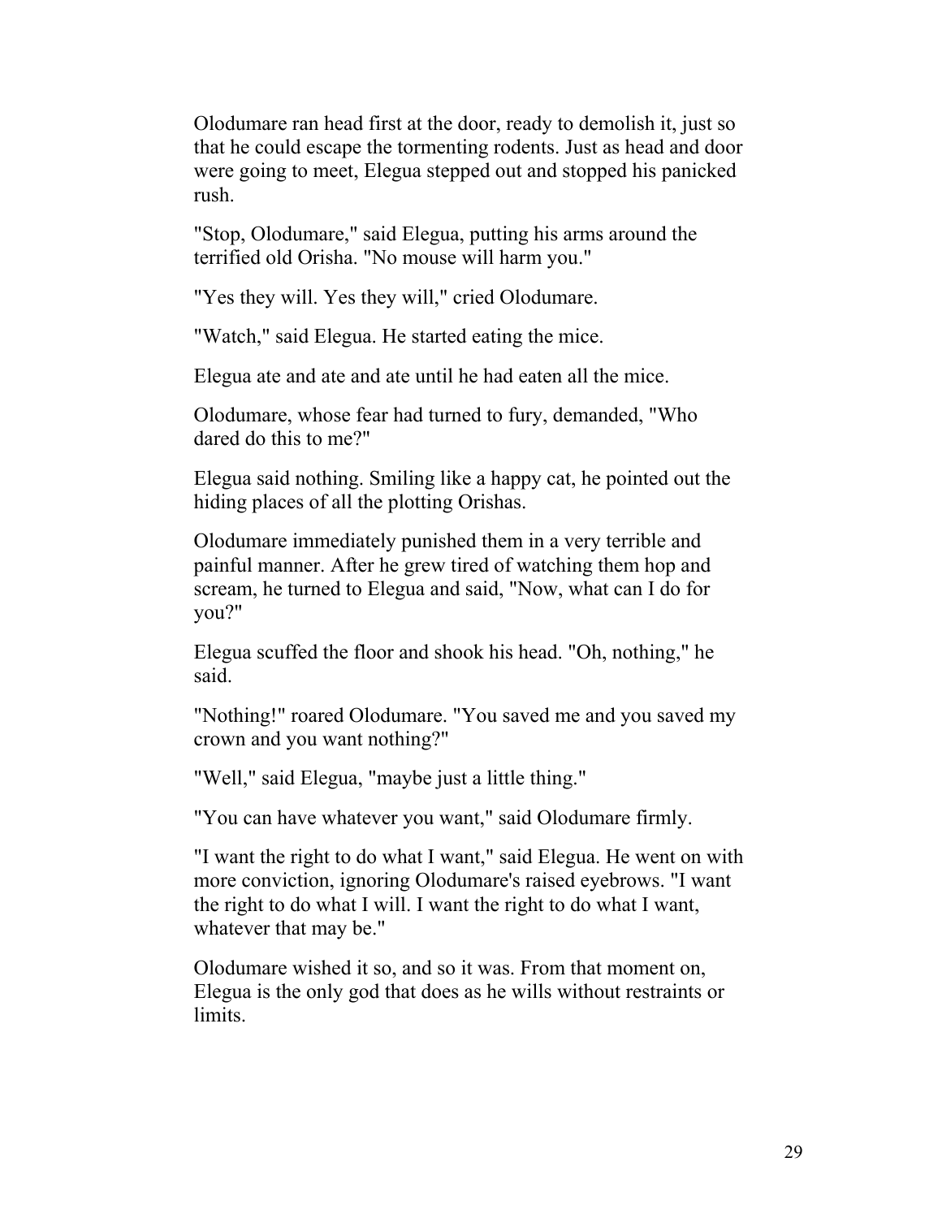Olodumare ran head first at the door, ready to demolish it, just so that he could escape the tormenting rodents. Just as head and door were going to meet, Elegua stepped out and stopped his panicked rush.

"Stop, Olodumare," said Elegua, putting his arms around the terrified old Orisha. "No mouse will harm you."

"Yes they will. Yes they will," cried Olodumare.

"Watch," said Elegua. He started eating the mice.

Elegua ate and ate and ate until he had eaten all the mice.

Olodumare, whose fear had turned to fury, demanded, "Who dared do this to me?"

Elegua said nothing. Smiling like a happy cat, he pointed out the hiding places of all the plotting Orishas.

Olodumare immediately punished them in a very terrible and painful manner. After he grew tired of watching them hop and scream, he turned to Elegua and said, "Now, what can I do for you?"

Elegua scuffed the floor and shook his head. "Oh, nothing," he said.

"Nothing!" roared Olodumare. "You saved me and you saved my crown and you want nothing?"

"Well," said Elegua, "maybe just a little thing."

"You can have whatever you want," said Olodumare firmly.

"I want the right to do what I want," said Elegua. He went on with more conviction, ignoring Olodumare's raised eyebrows. "I want the right to do what I will. I want the right to do what I want, whatever that may be."

Olodumare wished it so, and so it was. From that moment on, Elegua is the only god that does as he wills without restraints or limits.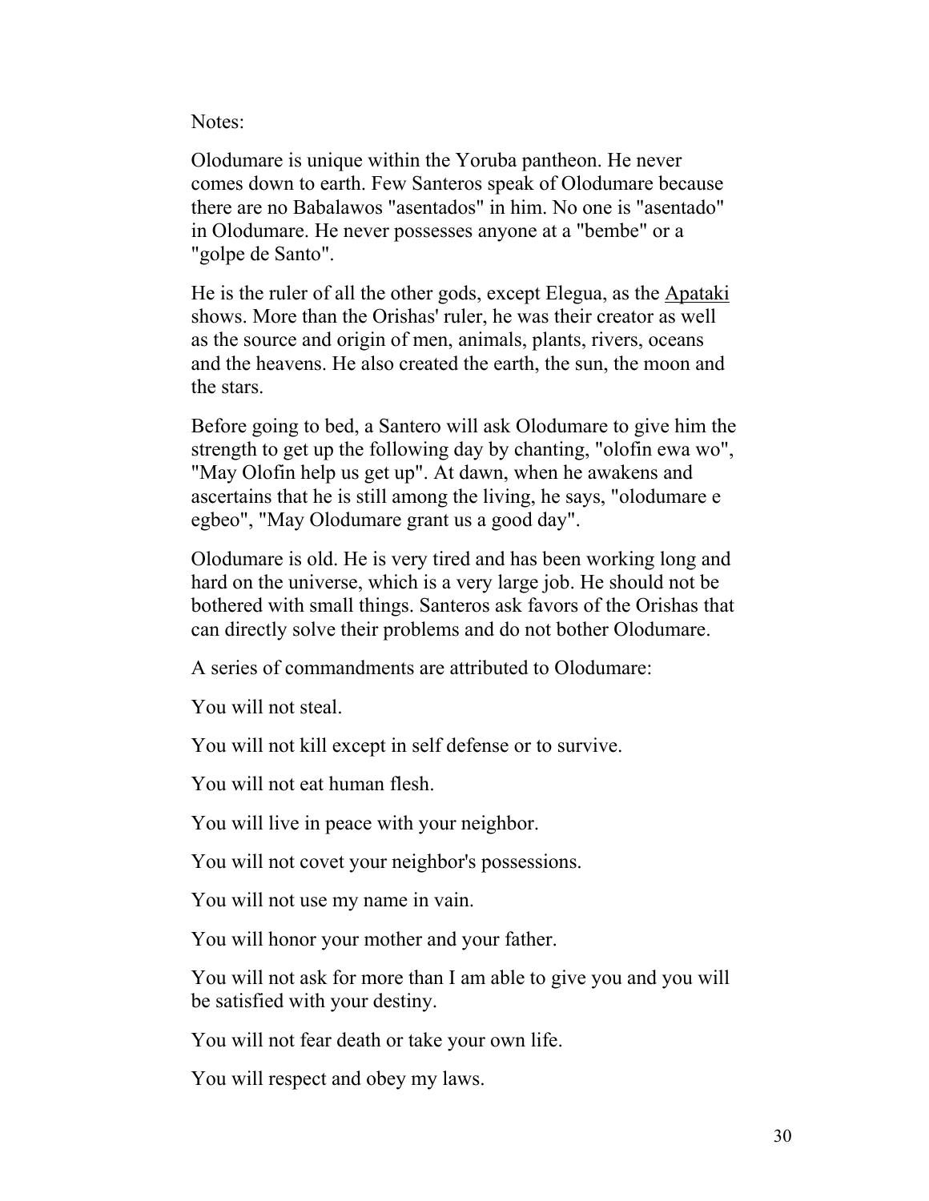Notes:

Olodumare is unique within the Yoruba pantheon. He never comes down to earth. Few Santeros speak of Olodumare because there are no Babalawos "asentados" in him. No one is "asentado" in Olodumare. He never possesses anyone at a "bembe" or a "golpe de Santo".

He is the ruler of all the other gods, except Elegua, as the Apataki shows. More than the Orishas' ruler, he was their creator as well as the source and origin of men, animals, plants, rivers, oceans and the heavens. He also created the earth, the sun, the moon and the stars.

Before going to bed, a Santero will ask Olodumare to give him the strength to get up the following day by chanting, "olofin ewa wo", "May Olofin help us get up". At dawn, when he awakens and ascertains that he is still among the living, he says, "olodumare e egbeo", "May Olodumare grant us a good day".

Olodumare is old. He is very tired and has been working long and hard on the universe, which is a very large job. He should not be bothered with small things. Santeros ask favors of the Orishas that can directly solve their problems and do not bother Olodumare.

A series of commandments are attributed to Olodumare:

You will not steal.

You will not kill except in self defense or to survive.

You will not eat human flesh.

You will live in peace with your neighbor.

You will not covet your neighbor's possessions.

You will not use my name in vain.

You will honor your mother and your father.

You will not ask for more than I am able to give you and you will be satisfied with your destiny.

You will not fear death or take your own life.

You will respect and obey my laws.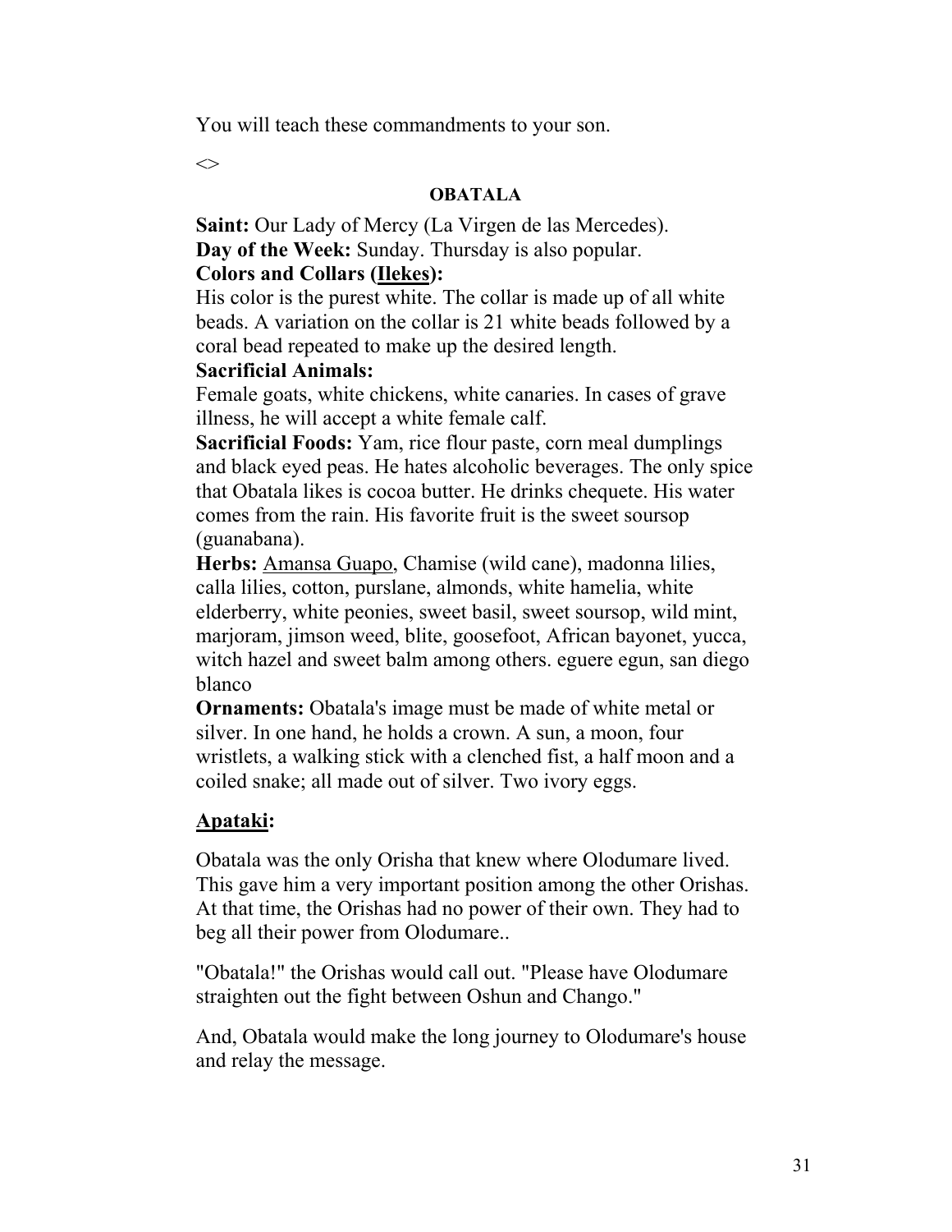You will teach these commandments to your son.

<>

### OBATALA

**Saint:** Our Lady of Mercy (La Virgen de las Mercedes).
**Day of the Week:** Sunday. Thursday is also popular.
**Colors and Collars (Ilekes):**
His color is the purest white. The collar is made up of all white beads. A variation on the collar is 21 white beads followed by a coral bead repeated to make up the desired length.
**Sacrificial Animals:**
Female goats, white chickens, white canaries. In cases of grave illness, he will accept a white female calf.
**Sacrificial Foods:** Yam, rice flour paste, corn meal dumplings and black eyed peas. He hates alcoholic beverages. The only spice that Obatala likes is cocoa butter. He drinks chequete. His water comes from the rain. His favorite fruit is the sweet soursop (guanabana).
**Herbs:** Amansa Guapo, Chamise (wild cane), madonna lilies, calla lilies, cotton, purslane, almonds, white hamelia, white elderberry, white peonies, sweet basil, sweet soursop, wild mint, marjoram, jimson weed, blite, goosefoot, African bayonet, yucca, witch hazel and sweet balm among others. eguere egun, san diego blanco
**Ornaments:** Obatala's image must be made of white metal or silver. In one hand, he holds a crown. A sun, a moon, four wristlets, a walking stick with a clenched fist, a half moon and a coiled snake; all made out of silver. Two ivory eggs.

## Apataki:

Obatala was the only Orisha that knew where Olodumare lived. This gave him a very important position among the other Orishas. At that time, the Orishas had no power of their own. They had to beg all their power from Olodumare..

"Obatala!" the Orishas would call out. "Please have Olodumare straighten out the fight between Oshun and Chango."

And, Obatala would make the long journey to Olodumare's house and relay the message.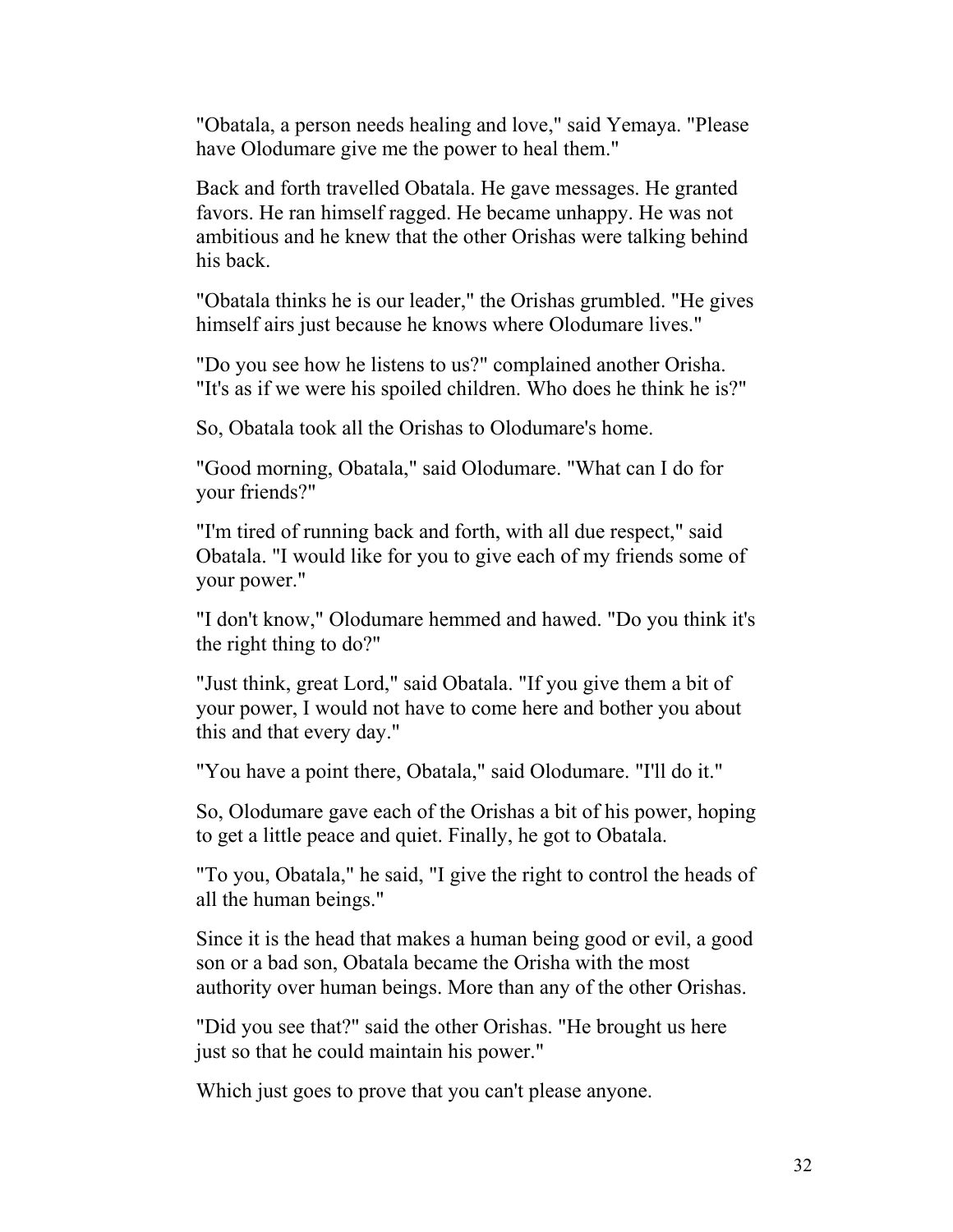"Obatala, a person needs healing and love," said Yemaya. "Please have Olodumare give me the power to heal them."

Back and forth travelled Obatala. He gave messages. He granted favors. He ran himself ragged. He became unhappy. He was not ambitious and he knew that the other Orishas were talking behind his back.

"Obatala thinks he is our leader," the Orishas grumbled. "He gives himself airs just because he knows where Olodumare lives."

"Do you see how he listens to us?" complained another Orisha. "It's as if we were his spoiled children. Who does he think he is?"

So, Obatala took all the Orishas to Olodumare's home.

"Good morning, Obatala," said Olodumare. "What can I do for your friends?"

"I'm tired of running back and forth, with all due respect," said Obatala. "I would like for you to give each of my friends some of your power."

"I don't know," Olodumare hemmed and hawed. "Do you think it's the right thing to do?"

"Just think, great Lord," said Obatala. "If you give them a bit of your power, I would not have to come here and bother you about this and that every day."

"You have a point there, Obatala," said Olodumare. "I'll do it."

So, Olodumare gave each of the Orishas a bit of his power, hoping to get a little peace and quiet. Finally, he got to Obatala.

"To you, Obatala," he said, "I give the right to control the heads of all the human beings."

Since it is the head that makes a human being good or evil, a good son or a bad son, Obatala became the Orisha with the most authority over human beings. More than any of the other Orishas.

"Did you see that?" said the other Orishas. "He brought us here just so that he could maintain his power."

Which just goes to prove that you can't please anyone.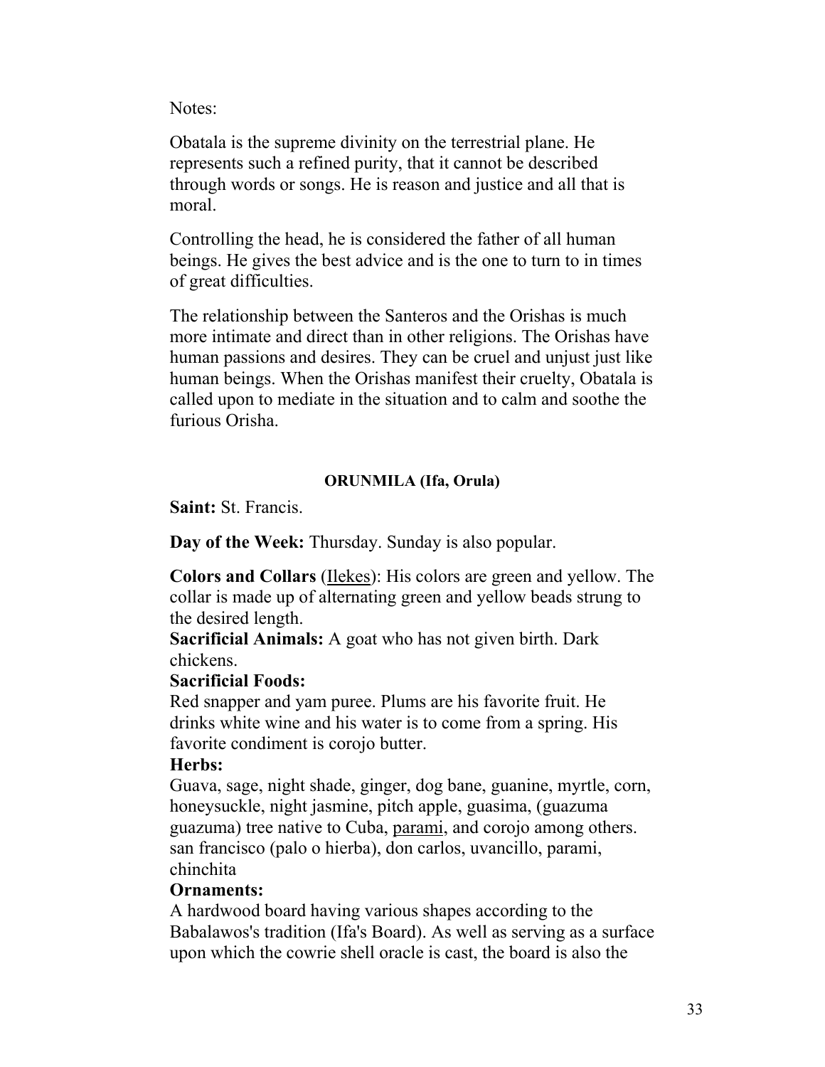Notes:

Obatala is the supreme divinity on the terrestrial plane. He represents such a refined purity, that it cannot be described through words or songs. He is reason and justice and all that is moral.

Controlling the head, he is considered the father of all human beings. He gives the best advice and is the one to turn to in times of great difficulties.

The relationship between the Santeros and the Orishas is much more intimate and direct than in other religions. The Orishas have human passions and desires. They can be cruel and unjust just like human beings. When the Orishas manifest their cruelty, Obatala is called upon to mediate in the situation and to calm and soothe the furious Orisha.

### ORUNMILA (Ifa, Orula)

**Saint:** St. Francis.

**Day of the Week:** Thursday. Sunday is also popular.

**Colors and Collars** (Ilekes): His colors are green and yellow. The collar is made up of alternating green and yellow beads strung to the desired length.

**Sacrificial Animals:** A goat who has not given birth. Dark chickens.

**Sacrificial Foods:**

Red snapper and yam puree. Plums are his favorite fruit. He drinks white wine and his water is to come from a spring. His favorite condiment is corojo butter.

**Herbs:**

Guava, sage, night shade, ginger, dog bane, guanine, myrtle, corn, honeysuckle, night jasmine, pitch apple, guasima, (guazuma guazuma) tree native to Cuba, parami, and corojo among others. san francisco (palo o hierba), don carlos, uvancillo, parami, chinchita

**Ornaments:**

A hardwood board having various shapes according to the Babalawos's tradition (Ifa's Board). As well as serving as a surface upon which the cowrie shell oracle is cast, the board is also the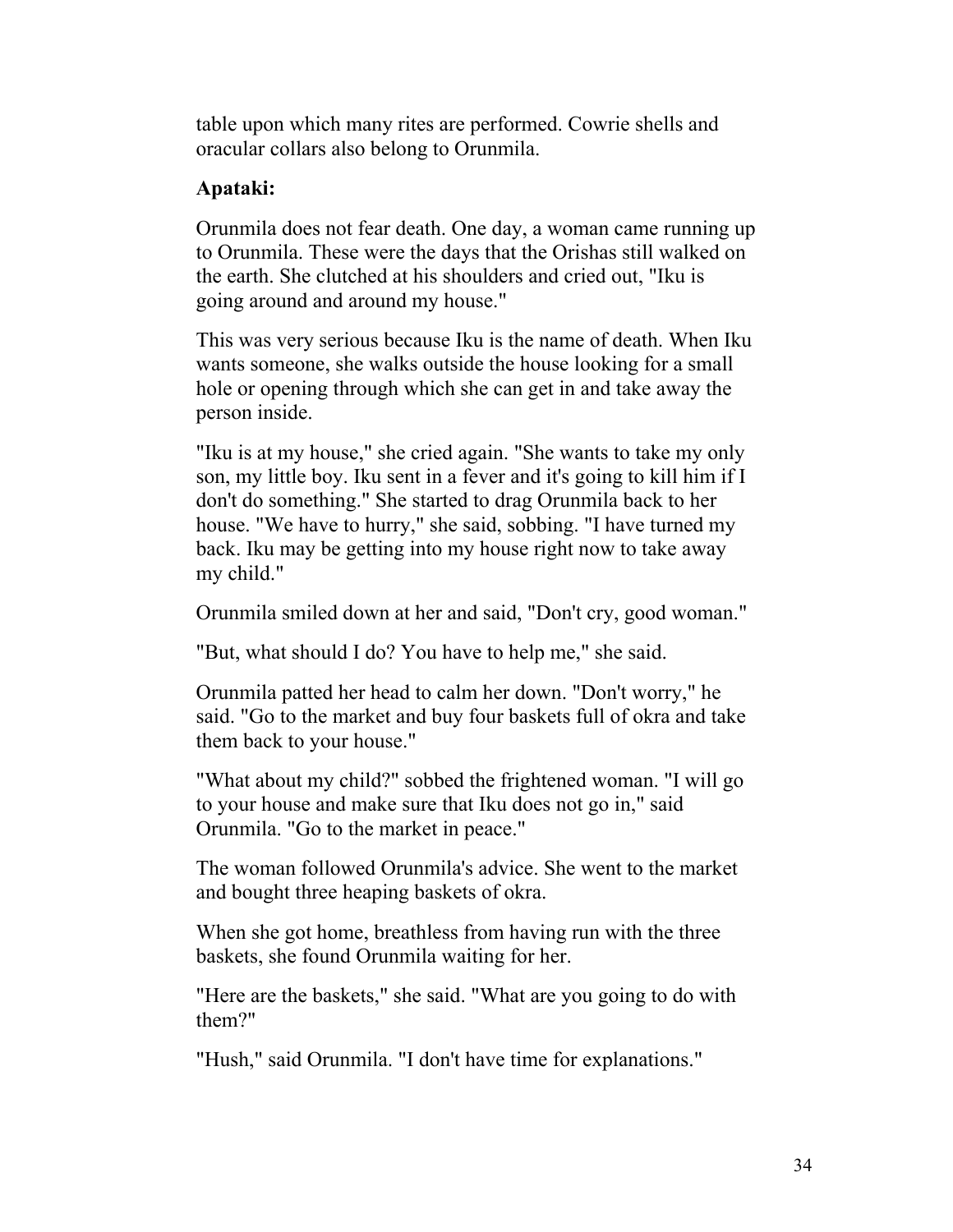table upon which many rites are performed. Cowrie shells and oracular collars also belong to Orunmila.

**Apataki:**

Orunmila does not fear death. One day, a woman came running up to Orunmila. These were the days that the Orishas still walked on the earth. She clutched at his shoulders and cried out, "Iku is going around and around my house."

This was very serious because Iku is the name of death. When Iku wants someone, she walks outside the house looking for a small hole or opening through which she can get in and take away the person inside.

"Iku is at my house," she cried again. "She wants to take my only son, my little boy. Iku sent in a fever and it's going to kill him if I don't do something." She started to drag Orunmila back to her house. "We have to hurry," she said, sobbing. "I have turned my back. Iku may be getting into my house right now to take away my child."

Orunmila smiled down at her and said, "Don't cry, good woman."

"But, what should I do? You have to help me," she said.

Orunmila patted her head to calm her down. "Don't worry," he said. "Go to the market and buy four baskets full of okra and take them back to your house."

"What about my child?" sobbed the frightened woman. "I will go to your house and make sure that Iku does not go in," said Orunmila. "Go to the market in peace."

The woman followed Orunmila's advice. She went to the market and bought three heaping baskets of okra.

When she got home, breathless from having run with the three baskets, she found Orunmila waiting for her.

"Here are the baskets," she said. "What are you going to do with them?"

"Hush," said Orunmila. "I don't have time for explanations."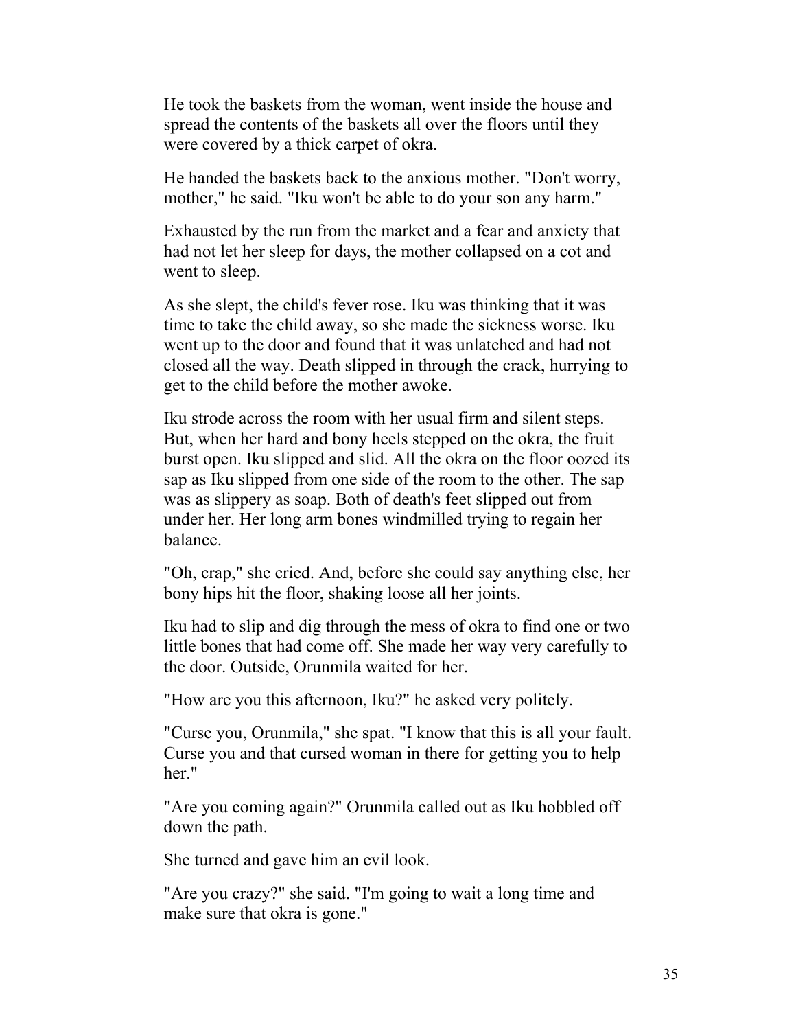He took the baskets from the woman, went inside the house and spread the contents of the baskets all over the floors until they were covered by a thick carpet of okra.

He handed the baskets back to the anxious mother. "Don't worry, mother," he said. "Iku won't be able to do your son any harm."

Exhausted by the run from the market and a fear and anxiety that had not let her sleep for days, the mother collapsed on a cot and went to sleep.

As she slept, the child's fever rose. Iku was thinking that it was time to take the child away, so she made the sickness worse. Iku went up to the door and found that it was unlatched and had not closed all the way. Death slipped in through the crack, hurrying to get to the child before the mother awoke.

Iku strode across the room with her usual firm and silent steps. But, when her hard and bony heels stepped on the okra, the fruit burst open. Iku slipped and slid. All the okra on the floor oozed its sap as Iku slipped from one side of the room to the other. The sap was as slippery as soap. Both of death's feet slipped out from under her. Her long arm bones windmilled trying to regain her balance.

"Oh, crap," she cried. And, before she could say anything else, her bony hips hit the floor, shaking loose all her joints.

Iku had to slip and dig through the mess of okra to find one or two little bones that had come off. She made her way very carefully to the door. Outside, Orunmila waited for her.

"How are you this afternoon, Iku?" he asked very politely.

"Curse you, Orunmila," she spat. "I know that this is all your fault. Curse you and that cursed woman in there for getting you to help her."

"Are you coming again?" Orunmila called out as Iku hobbled off down the path.

She turned and gave him an evil look.

"Are you crazy?" she said. "I'm going to wait a long time and make sure that okra is gone."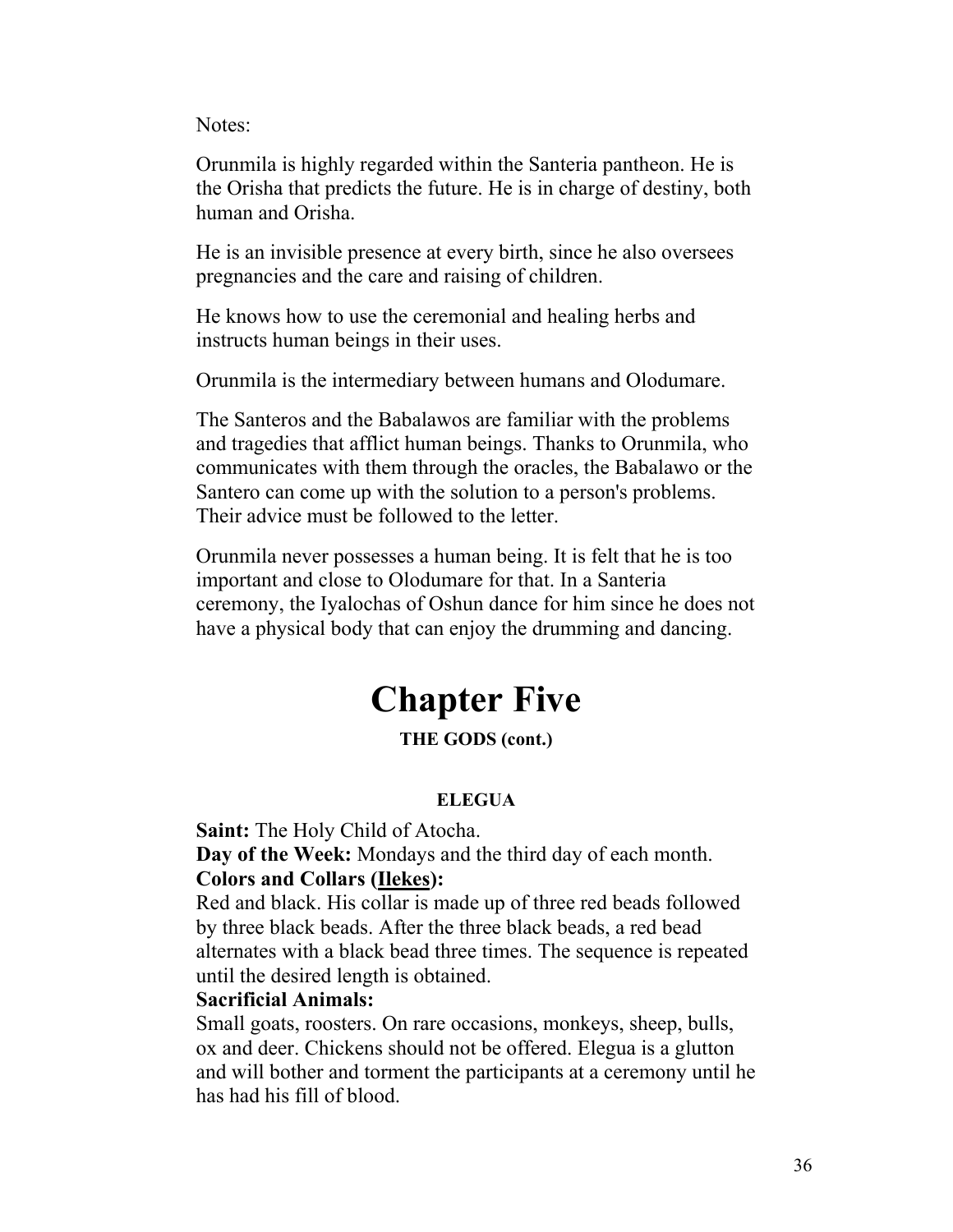Notes:

Orunmila is highly regarded within the Santeria pantheon. He is the Orisha that predicts the future. He is in charge of destiny, both human and Orisha.

He is an invisible presence at every birth, since he also oversees pregnancies and the care and raising of children.

He knows how to use the ceremonial and healing herbs and instructs human beings in their uses.

Orunmila is the intermediary between humans and Olodumare.

The Santeros and the Babalawos are familiar with the problems and tragedies that afflict human beings. Thanks to Orunmila, who communicates with them through the oracles, the Babalawo or the Santero can come up with the solution to a person's problems. Their advice must be followed to the letter.

Orunmila never possesses a human being. It is felt that he is too important and close to Olodumare for that. In a Santeria ceremony, the Iyalochas of Oshun dance for him since he does not have a physical body that can enjoy the drumming and dancing.

# Chapter Five

**THE GODS (cont.)**

### ELEGUA

**Saint:** The Holy Child of Atocha.
**Day of the Week:** Mondays and the third day of each month.
**Colors and Collars (Ilekes):**
Red and black. His collar is made up of three red beads followed by three black beads. After the three black beads, a red bead alternates with a black bead three times. The sequence is repeated until the desired length is obtained.
**Sacrificial Animals:**
Small goats, roosters. On rare occasions, monkeys, sheep, bulls, ox and deer. Chickens should not be offered. Elegua is a glutton and will bother and torment the participants at a ceremony until he has had his fill of blood.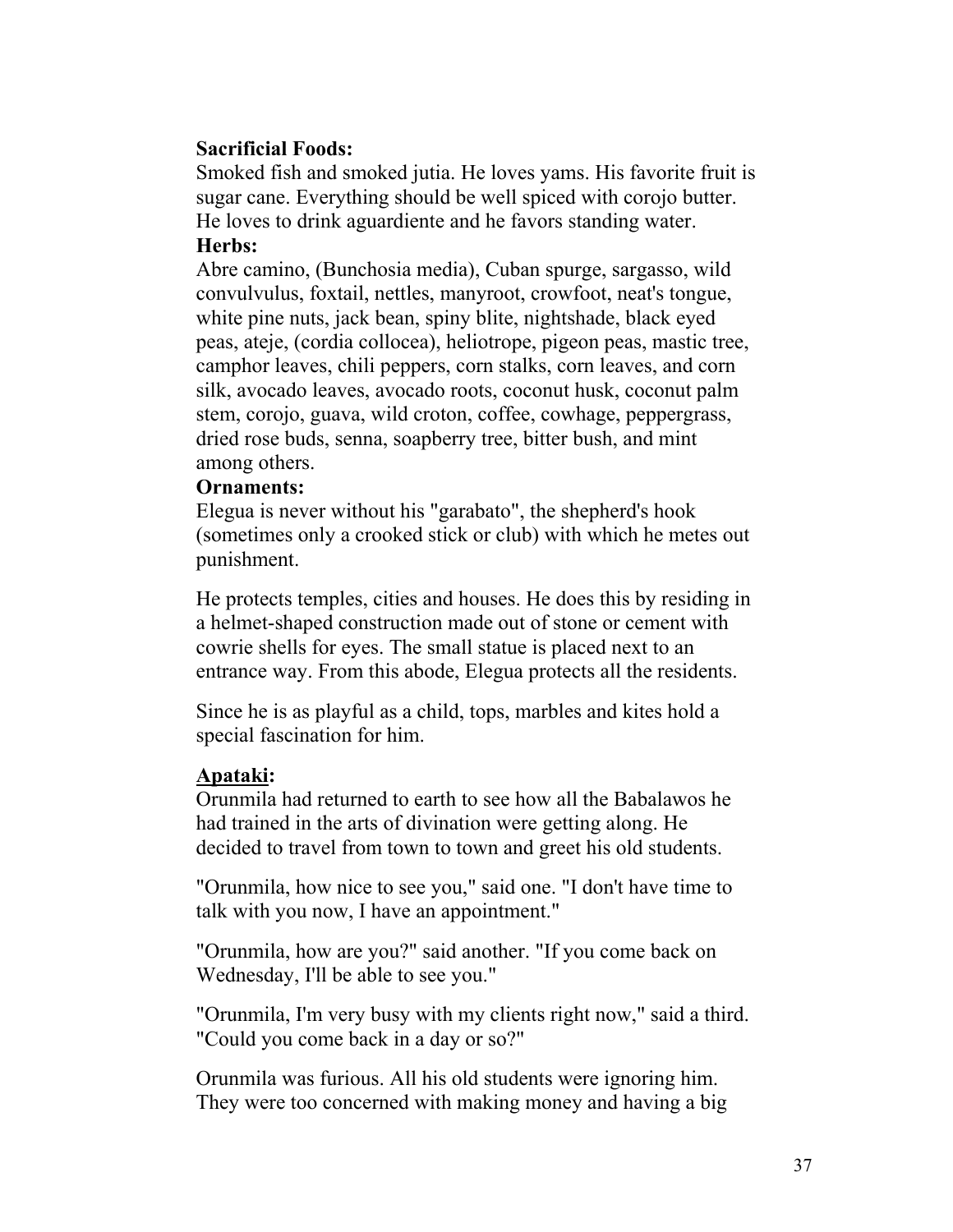**Sacrificial Foods:**
Smoked fish and smoked jutia. He loves yams. His favorite fruit is sugar cane. Everything should be well spiced with corojo butter. He loves to drink aguardiente and he favors standing water.

**Herbs:**
Abre camino, (Bunchosia media), Cuban spurge, sargasso, wild convulvulus, foxtail, nettles, manyroot, crowfoot, neat's tongue, white pine nuts, jack bean, spiny blite, nightshade, black eyed peas, ateje, (cordia collocea), heliotrope, pigeon peas, mastic tree, camphor leaves, chili peppers, corn stalks, corn leaves, and corn silk, avocado leaves, avocado roots, coconut husk, coconut palm stem, corojo, guava, wild croton, coffee, cowhage, peppergrass, dried rose buds, senna, soapberry tree, bitter bush, and mint among others.

**Ornaments:**
Elegua is never without his "garabato", the shepherd's hook (sometimes only a crooked stick or club) with which he metes out punishment.

He protects temples, cities and houses. He does this by residing in a helmet-shaped construction made out of stone or cement with cowrie shells for eyes. The small statue is placed next to an entrance way. From this abode, Elegua protects all the residents.

Since he is as playful as a child, tops, marbles and kites hold a special fascination for him.

**Apataki:**
Orunmila had returned to earth to see how all the Babalawos he had trained in the arts of divination were getting along. He decided to travel from town to town and greet his old students.

"Orunmila, how nice to see you," said one. "I don't have time to talk with you now, I have an appointment."

"Orunmila, how are you?" said another. "If you come back on Wednesday, I'll be able to see you."

"Orunmila, I'm very busy with my clients right now," said a third. "Could you come back in a day or so?"

Orunmila was furious. All his old students were ignoring him. They were too concerned with making money and having a big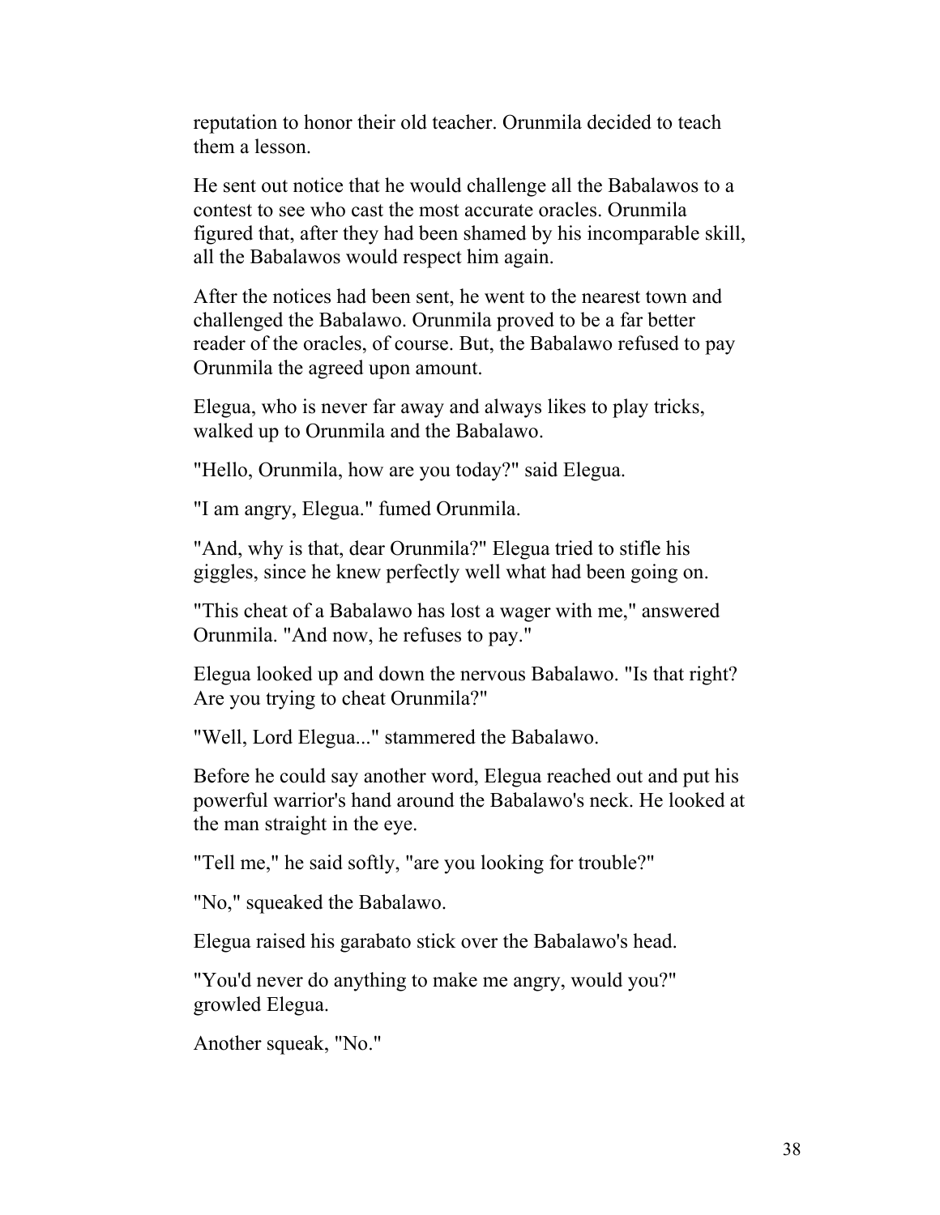reputation to honor their old teacher. Orunmila decided to teach them a lesson.

He sent out notice that he would challenge all the Babalawos to a contest to see who cast the most accurate oracles. Orunmila figured that, after they had been shamed by his incomparable skill, all the Babalawos would respect him again.

After the notices had been sent, he went to the nearest town and challenged the Babalawo. Orunmila proved to be a far better reader of the oracles, of course. But, the Babalawo refused to pay Orunmila the agreed upon amount.

Elegua, who is never far away and always likes to play tricks, walked up to Orunmila and the Babalawo.

"Hello, Orunmila, how are you today?" said Elegua.

"I am angry, Elegua." fumed Orunmila.

"And, why is that, dear Orunmila?" Elegua tried to stifle his giggles, since he knew perfectly well what had been going on.

"This cheat of a Babalawo has lost a wager with me," answered Orunmila. "And now, he refuses to pay."

Elegua looked up and down the nervous Babalawo. "Is that right? Are you trying to cheat Orunmila?"

"Well, Lord Elegua..." stammered the Babalawo.

Before he could say another word, Elegua reached out and put his powerful warrior's hand around the Babalawo's neck. He looked at the man straight in the eye.

"Tell me," he said softly, "are you looking for trouble?"

"No," squeaked the Babalawo.

Elegua raised his garabato stick over the Babalawo's head.

"You'd never do anything to make me angry, would you?" growled Elegua.

Another squeak, "No."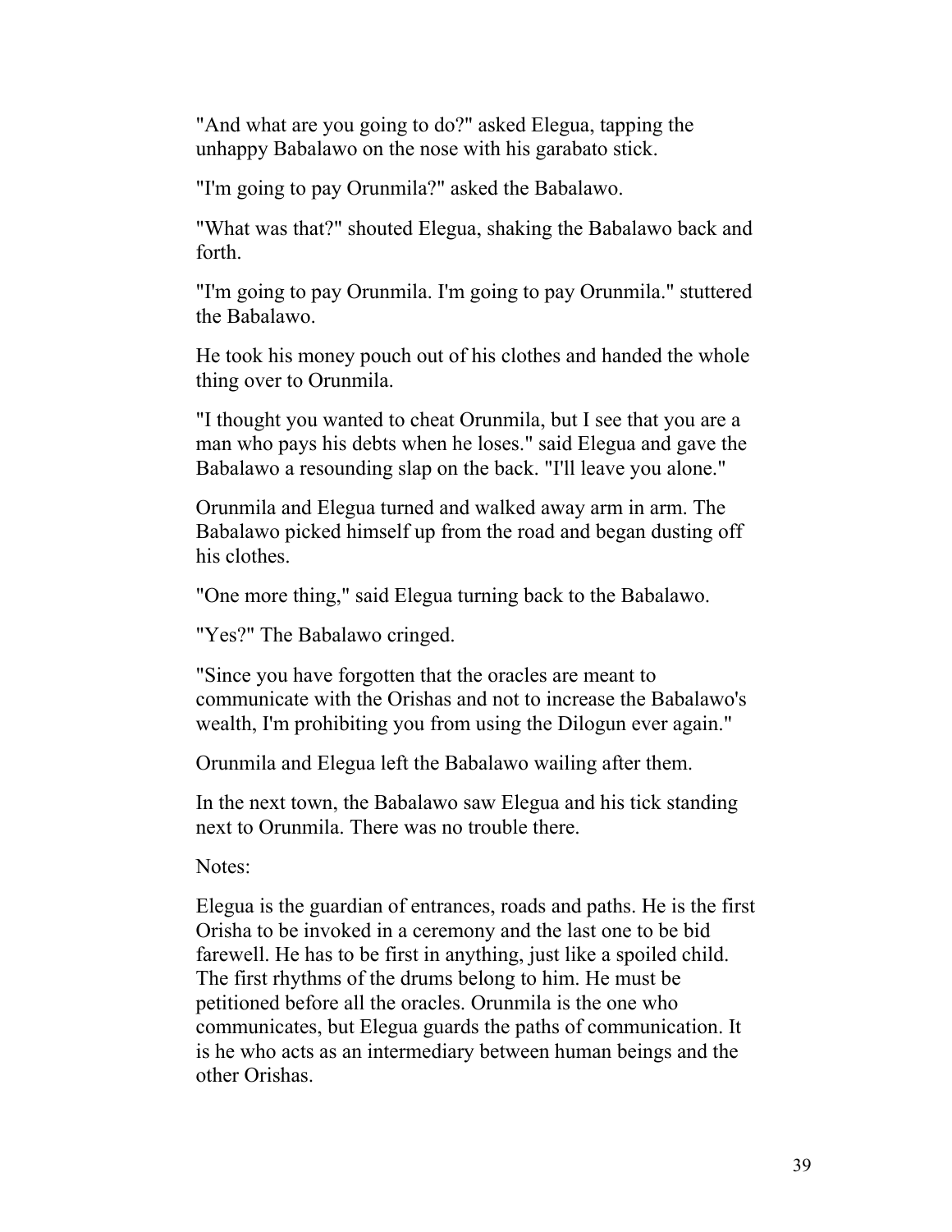"And what are you going to do?" asked Elegua, tapping the unhappy Babalawo on the nose with his garabato stick.

"I'm going to pay Orunmila?" asked the Babalawo.

"What was that?" shouted Elegua, shaking the Babalawo back and forth.

"I'm going to pay Orunmila. I'm going to pay Orunmila." stuttered the Babalawo.

He took his money pouch out of his clothes and handed the whole thing over to Orunmila.

"I thought you wanted to cheat Orunmila, but I see that you are a man who pays his debts when he loses." said Elegua and gave the Babalawo a resounding slap on the back. "I'll leave you alone."

Orunmila and Elegua turned and walked away arm in arm. The Babalawo picked himself up from the road and began dusting off his clothes.

"One more thing," said Elegua turning back to the Babalawo.

"Yes?" The Babalawo cringed.

"Since you have forgotten that the oracles are meant to communicate with the Orishas and not to increase the Babalawo's wealth, I'm prohibiting you from using the Dilogun ever again."

Orunmila and Elegua left the Babalawo wailing after them.

In the next town, the Babalawo saw Elegua and his tick standing next to Orunmila. There was no trouble there.

Notes:

Elegua is the guardian of entrances, roads and paths. He is the first Orisha to be invoked in a ceremony and the last one to be bid farewell. He has to be first in anything, just like a spoiled child. The first rhythms of the drums belong to him. He must be petitioned before all the oracles. Orunmila is the one who communicates, but Elegua guards the paths of communication. It is he who acts as an intermediary between human beings and the other Orishas.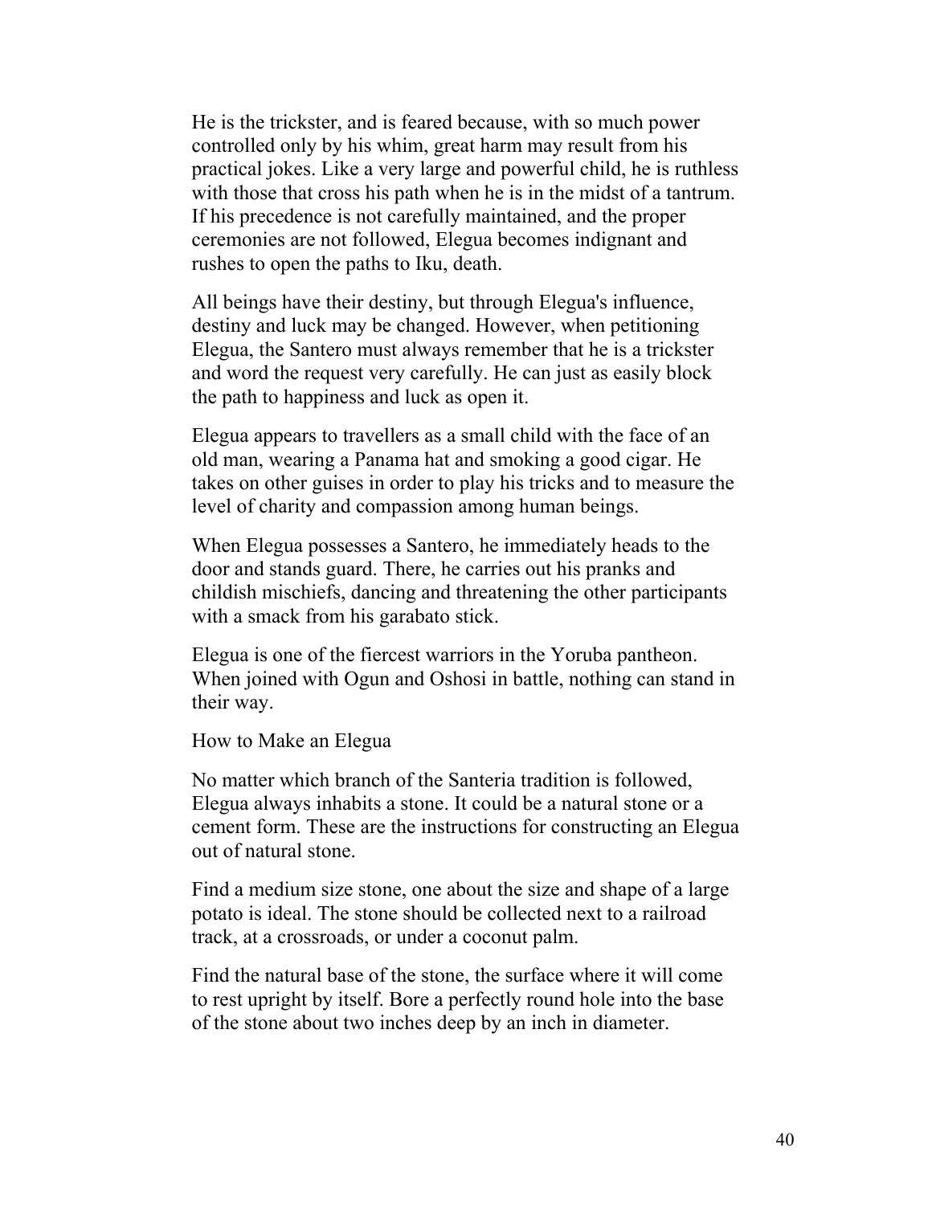He is the trickster, and is feared because, with so much power controlled only by his whim, great harm may result from his practical jokes. Like a very large and powerful child, he is ruthless with those that cross his path when he is in the midst of a tantrum. If his precedence is not carefully maintained, and the proper ceremonies are not followed, Elegua becomes indignant and rushes to open the paths to Iku, death.

All beings have their destiny, but through Elegua's influence, destiny and luck may be changed. However, when petitioning Elegua, the Santero must always remember that he is a trickster and word the request very carefully. He can just as easily block the path to happiness and luck as open it.

Elegua appears to travellers as a small child with the face of an old man, wearing a Panama hat and smoking a good cigar. He takes on other guises in order to play his tricks and to measure the level of charity and compassion among human beings.

When Elegua possesses a Santero, he immediately heads to the door and stands guard. There, he carries out his pranks and childish mischiefs, dancing and threatening the other participants with a smack from his garabato stick.

Elegua is one of the fiercest warriors in the Yoruba pantheon. When joined with Ogun and Oshosi in battle, nothing can stand in their way.

## How to Make an Elegua

No matter which branch of the Santeria tradition is followed, Elegua always inhabits a stone. It could be a natural stone or a cement form. These are the instructions for constructing an Elegua out of natural stone.

Find a medium size stone, one about the size and shape of a large potato is ideal. The stone should be collected next to a railroad track, at a crossroads, or under a coconut palm.

Find the natural base of the stone, the surface where it will come to rest upright by itself. Bore a perfectly round hole into the base of the stone about two inches deep by an inch in diameter.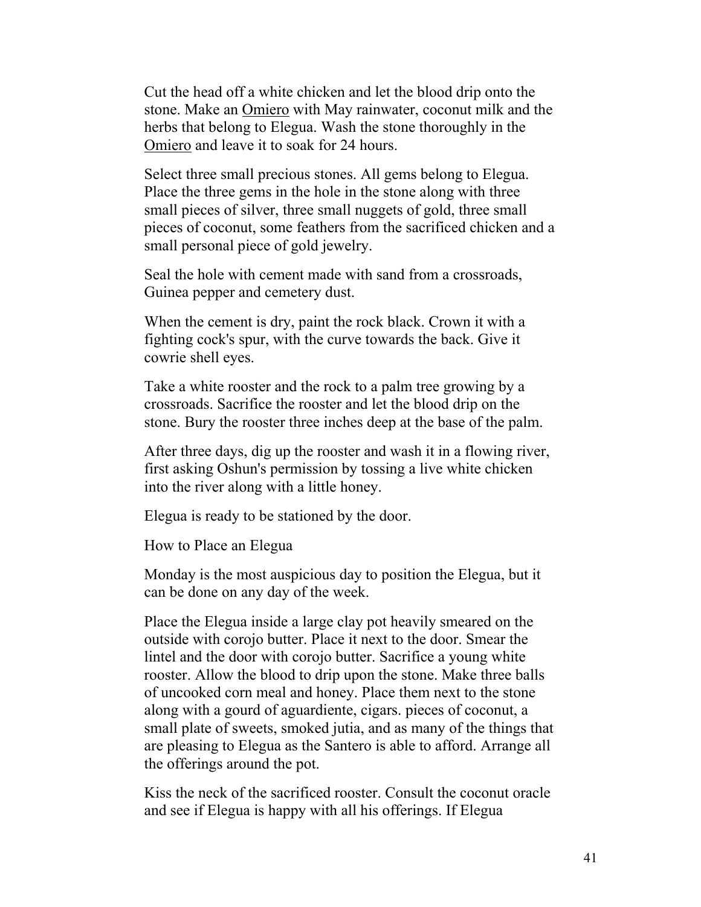Cut the head off a white chicken and let the blood drip onto the stone. Make an Omiero with May rainwater, coconut milk and the herbs that belong to Elegua. Wash the stone thoroughly in the Omiero and leave it to soak for 24 hours.

Select three small precious stones. All gems belong to Elegua. Place the three gems in the hole in the stone along with three small pieces of silver, three small nuggets of gold, three small pieces of coconut, some feathers from the sacrificed chicken and a small personal piece of gold jewelry.

Seal the hole with cement made with sand from a crossroads, Guinea pepper and cemetery dust.

When the cement is dry, paint the rock black. Crown it with a fighting cock's spur, with the curve towards the back. Give it cowrie shell eyes.

Take a white rooster and the rock to a palm tree growing by a crossroads. Sacrifice the rooster and let the blood drip on the stone. Bury the rooster three inches deep at the base of the palm.

After three days, dig up the rooster and wash it in a flowing river, first asking Oshun's permission by tossing a live white chicken into the river along with a little honey.

Elegua is ready to be stationed by the door.

## How to Place an Elegua

Monday is the most auspicious day to position the Elegua, but it can be done on any day of the week.

Place the Elegua inside a large clay pot heavily smeared on the outside with corojo butter. Place it next to the door. Smear the lintel and the door with corojo butter. Sacrifice a young white rooster. Allow the blood to drip upon the stone. Make three balls of uncooked corn meal and honey. Place them next to the stone along with a gourd of aguardiente, cigars. pieces of coconut, a small plate of sweets, smoked jutia, and as many of the things that are pleasing to Elegua as the Santero is able to afford. Arrange all the offerings around the pot.

Kiss the neck of the sacrificed rooster. Consult the coconut oracle and see if Elegua is happy with all his offerings. If Elegua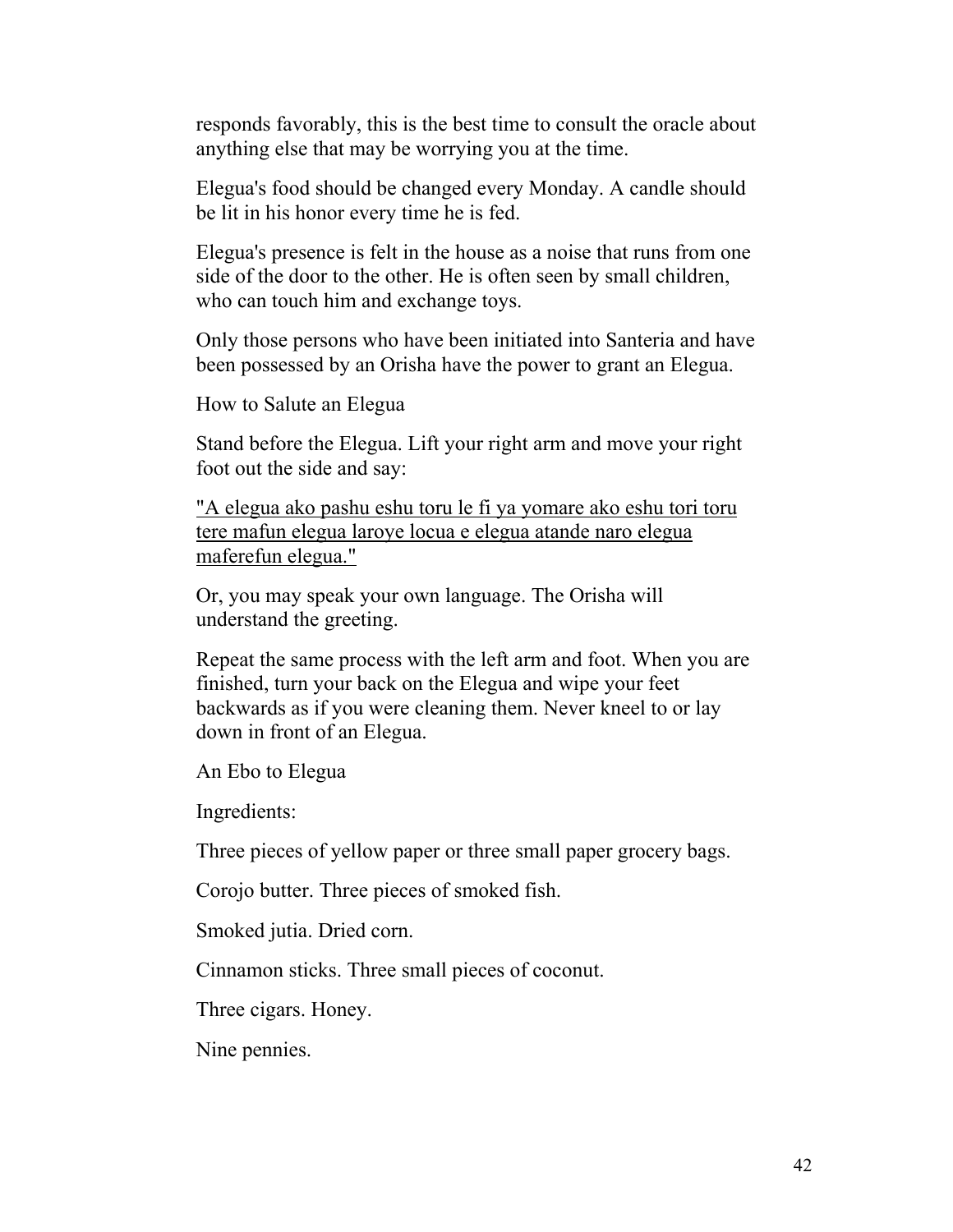responds favorably, this is the best time to consult the oracle about anything else that may be worrying you at the time.

Elegua's food should be changed every Monday. A candle should be lit in his honor every time he is fed.

Elegua's presence is felt in the house as a noise that runs from one side of the door to the other. He is often seen by small children, who can touch him and exchange toys.

Only those persons who have been initiated into Santeria and have been possessed by an Orisha have the power to grant an Elegua.

## How to Salute an Elegua

Stand before the Elegua. Lift your right arm and move your right foot out the side and say:

<u>"A elegua ako pashu eshu toru le fi ya yomare ako eshu tori toru tere mafun elegua laroye locua e elegua atande naro elegua maferefun elegua."</u>

Or, you may speak your own language. The Orisha will understand the greeting.

Repeat the same process with the left arm and foot. When you are finished, turn your back on the Elegua and wipe your feet backwards as if you were cleaning them. Never kneel to or lay down in front of an Elegua.

## An Ebo to Elegua

Ingredients:

Three pieces of yellow paper or three small paper grocery bags.

Corojo butter. Three pieces of smoked fish.

Smoked jutia. Dried corn.

Cinnamon sticks. Three small pieces of coconut.

Three cigars. Honey.

Nine pennies.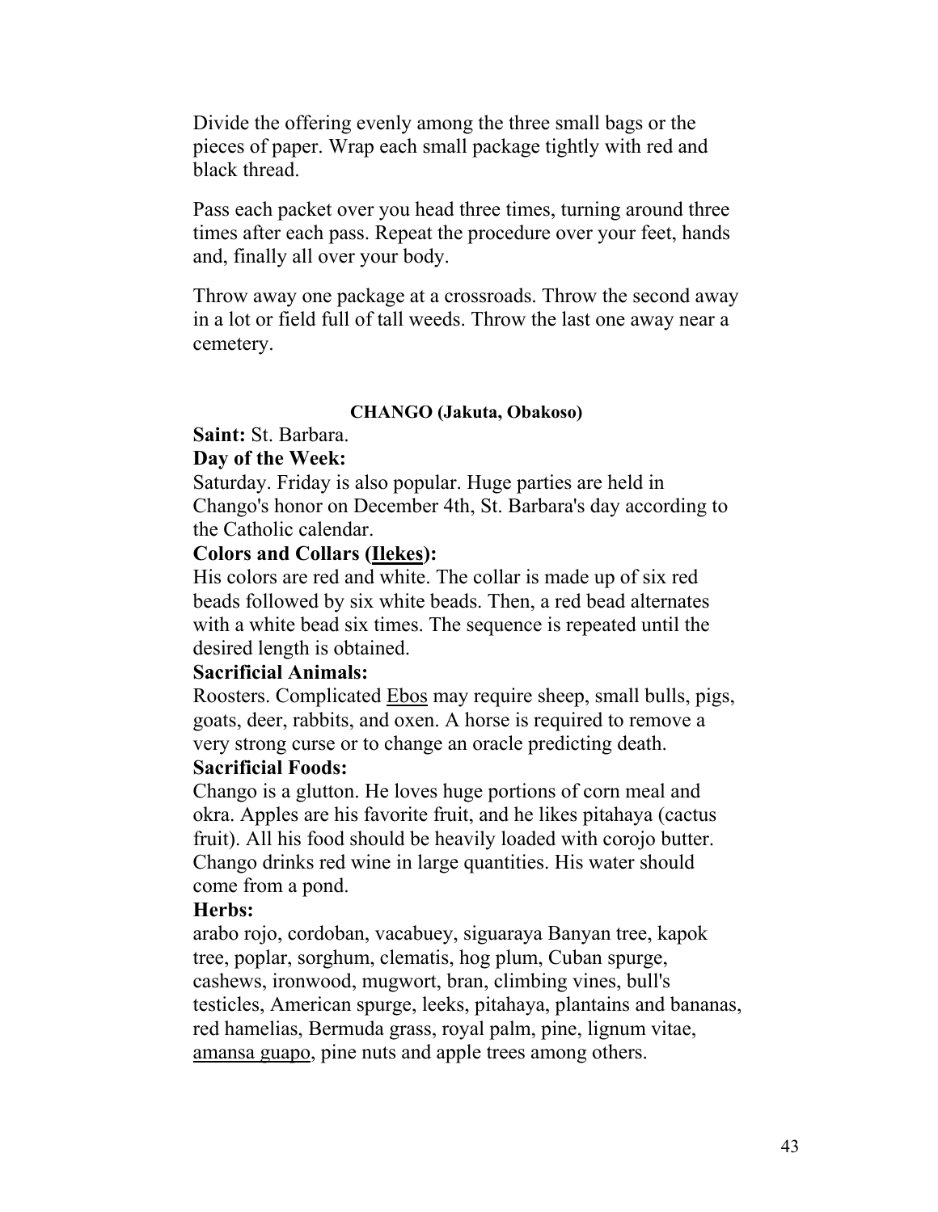Divide the offering evenly among the three small bags or the pieces of paper. Wrap each small package tightly with red and black thread.

Pass each packet over you head three times, turning around three times after each pass. Repeat the procedure over your feet, hands and, finally all over your body.

Throw away one package at a crossroads. Throw the second away in a lot or field full of tall weeds. Throw the last one away near a cemetery.

### CHANGO (Jakuta, Obakoso)

**Saint:** St. Barbara.

**Day of the Week:**

Saturday. Friday is also popular. Huge parties are held in Chango's honor on December 4th, St. Barbara's day according to the Catholic calendar.

**Colors and Collars (Ilekes):**

His colors are red and white. The collar is made up of six red beads followed by six white beads. Then, a red bead alternates with a white bead six times. The sequence is repeated until the desired length is obtained.

**Sacrificial Animals:**

Roosters. Complicated Ebos may require sheep, small bulls, pigs, goats, deer, rabbits, and oxen. A horse is required to remove a very strong curse or to change an oracle predicting death.

**Sacrificial Foods:**

Chango is a glutton. He loves huge portions of corn meal and okra. Apples are his favorite fruit, and he likes pitahaya (cactus fruit). All his food should be heavily loaded with corojo butter. Chango drinks red wine in large quantities. His water should come from a pond.

**Herbs:**

arabo rojo, cordoban, vacabuey, siguaraya Banyan tree, kapok tree, poplar, sorghum, clematis, hog plum, Cuban spurge, cashews, ironwood, mugwort, bran, climbing vines, bull's testicles, American spurge, leeks, pitahaya, plantains and bananas, red hamelias, Bermuda grass, royal palm, pine, lignum vitae, amansa guapo, pine nuts and apple trees among others.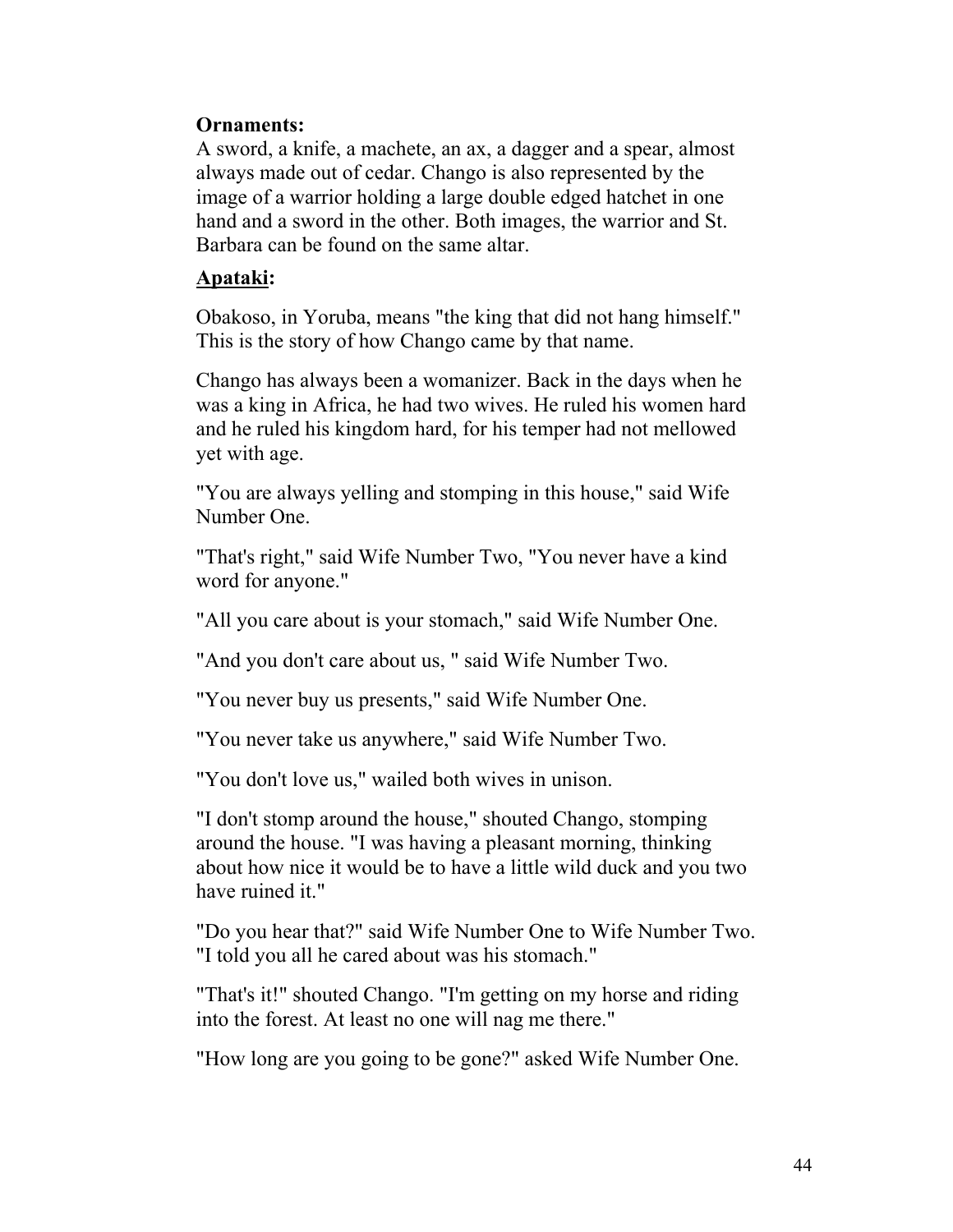**Ornaments:**
A sword, a knife, a machete, an ax, a dagger and a spear, almost always made out of cedar. Chango is also represented by the image of a warrior holding a large double edged hatchet in one hand and a sword in the other. Both images, the warrior and St. Barbara can be found on the same altar.

**Apataki:**

Obakoso, in Yoruba, means "the king that did not hang himself." This is the story of how Chango came by that name.

Chango has always been a womanizer. Back in the days when he was a king in Africa, he had two wives. He ruled his women hard and he ruled his kingdom hard, for his temper had not mellowed yet with age.

"You are always yelling and stomping in this house," said Wife Number One.

"That's right," said Wife Number Two, "You never have a kind word for anyone."

"All you care about is your stomach," said Wife Number One.

"And you don't care about us, " said Wife Number Two.

"You never buy us presents," said Wife Number One.

"You never take us anywhere," said Wife Number Two.

"You don't love us," wailed both wives in unison.

"I don't stomp around the house," shouted Chango, stomping around the house. "I was having a pleasant morning, thinking about how nice it would be to have a little wild duck and you two have ruined it."

"Do you hear that?" said Wife Number One to Wife Number Two. "I told you all he cared about was his stomach."

"That's it!" shouted Chango. "I'm getting on my horse and riding into the forest. At least no one will nag me there."

"How long are you going to be gone?" asked Wife Number One.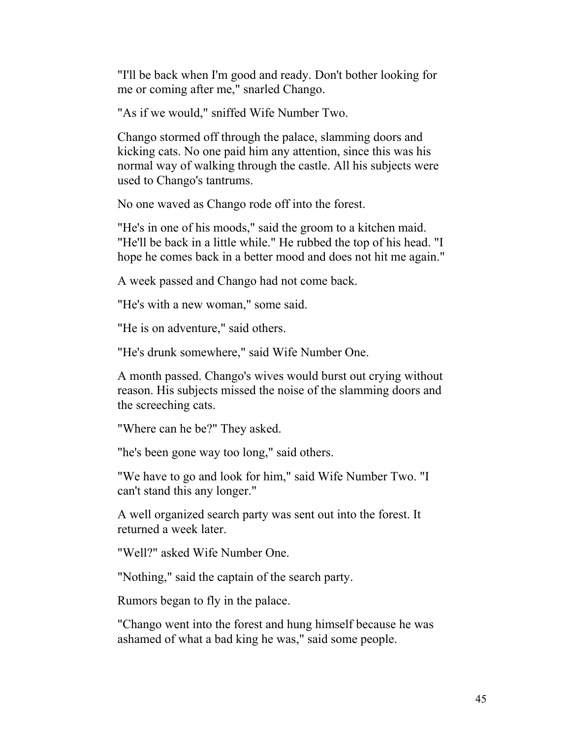"I'll be back when I'm good and ready. Don't bother looking for me or coming after me," snarled Chango.

"As if we would," sniffed Wife Number Two.

Chango stormed off through the palace, slamming doors and kicking cats. No one paid him any attention, since this was his normal way of walking through the castle. All his subjects were used to Chango's tantrums.

No one waved as Chango rode off into the forest.

"He's in one of his moods," said the groom to a kitchen maid. "He'll be back in a little while." He rubbed the top of his head. "I hope he comes back in a better mood and does not hit me again."

A week passed and Chango had not come back.

"He's with a new woman," some said.

"He is on adventure," said others.

"He's drunk somewhere," said Wife Number One.

A month passed. Chango's wives would burst out crying without reason. His subjects missed the noise of the slamming doors and the screeching cats.

"Where can he be?" They asked.

"he's been gone way too long," said others.

"We have to go and look for him," said Wife Number Two. "I can't stand this any longer."

A well organized search party was sent out into the forest. It returned a week later.

"Well?" asked Wife Number One.

"Nothing," said the captain of the search party.

Rumors began to fly in the palace.

"Chango went into the forest and hung himself because he was ashamed of what a bad king he was," said some people.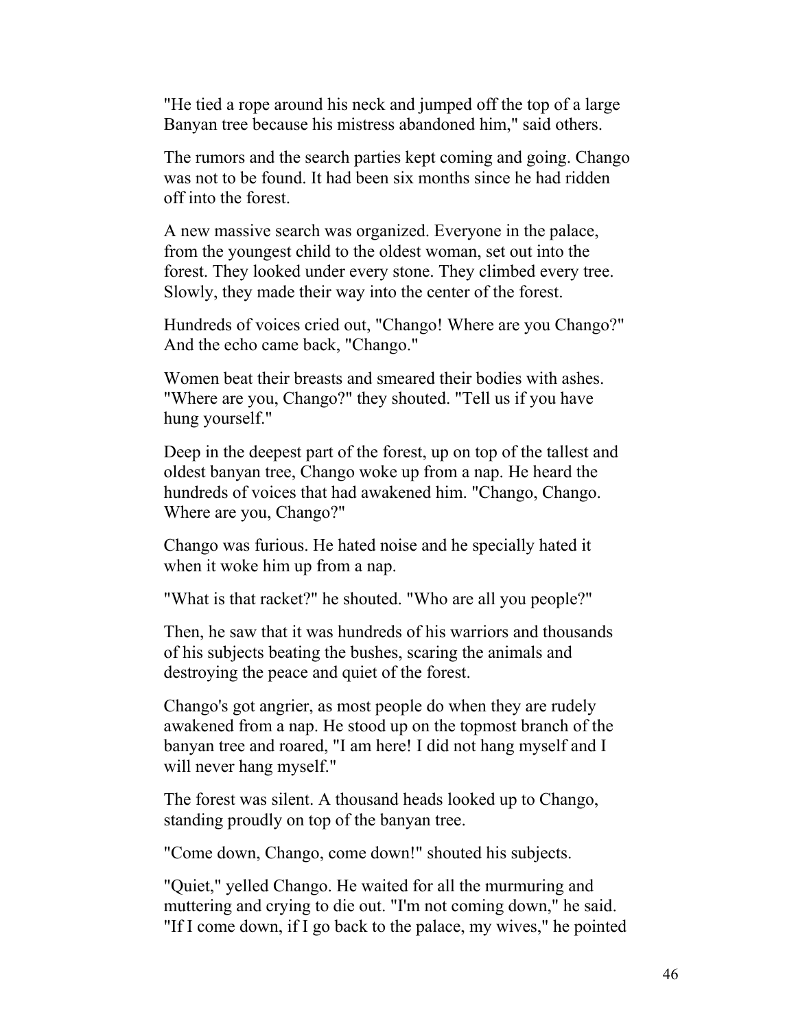"He tied a rope around his neck and jumped off the top of a large Banyan tree because his mistress abandoned him," said others.

The rumors and the search parties kept coming and going. Chango was not to be found. It had been six months since he had ridden off into the forest.

A new massive search was organized. Everyone in the palace, from the youngest child to the oldest woman, set out into the forest. They looked under every stone. They climbed every tree. Slowly, they made their way into the center of the forest.

Hundreds of voices cried out, "Chango! Where are you Chango?" And the echo came back, "Chango."

Women beat their breasts and smeared their bodies with ashes. "Where are you, Chango?" they shouted. "Tell us if you have hung yourself."

Deep in the deepest part of the forest, up on top of the tallest and oldest banyan tree, Chango woke up from a nap. He heard the hundreds of voices that had awakened him. "Chango, Chango. Where are you, Chango?"

Chango was furious. He hated noise and he specially hated it when it woke him up from a nap.

"What is that racket?" he shouted. "Who are all you people?"

Then, he saw that it was hundreds of his warriors and thousands of his subjects beating the bushes, scaring the animals and destroying the peace and quiet of the forest.

Chango's got angrier, as most people do when they are rudely awakened from a nap. He stood up on the topmost branch of the banyan tree and roared, "I am here! I did not hang myself and I will never hang myself."

The forest was silent. A thousand heads looked up to Chango, standing proudly on top of the banyan tree.

"Come down, Chango, come down!" shouted his subjects.

"Quiet," yelled Chango. He waited for all the murmuring and muttering and crying to die out. "I'm not coming down," he said. "If I come down, if I go back to the palace, my wives," he pointed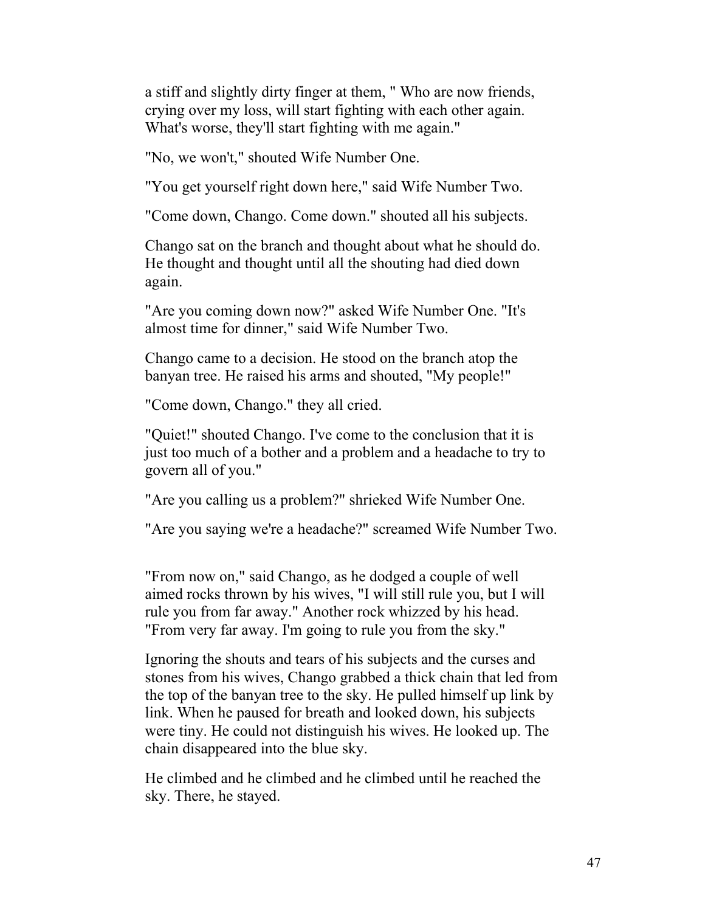a stiff and slightly dirty finger at them, " Who are now friends, crying over my loss, will start fighting with each other again. What's worse, they'll start fighting with me again."

"No, we won't," shouted Wife Number One.

"You get yourself right down here," said Wife Number Two.

"Come down, Chango. Come down." shouted all his subjects.

Chango sat on the branch and thought about what he should do. He thought and thought until all the shouting had died down again.

"Are you coming down now?" asked Wife Number One. "It's almost time for dinner," said Wife Number Two.

Chango came to a decision. He stood on the branch atop the banyan tree. He raised his arms and shouted, "My people!"

"Come down, Chango." they all cried.

"Quiet!" shouted Chango. I've come to the conclusion that it is just too much of a bother and a problem and a headache to try to govern all of you."

"Are you calling us a problem?" shrieked Wife Number One.

"Are you saying we're a headache?" screamed Wife Number Two.

"From now on," said Chango, as he dodged a couple of well aimed rocks thrown by his wives, "I will still rule you, but I will rule you from far away." Another rock whizzed by his head. "From very far away. I'm going to rule you from the sky."

Ignoring the shouts and tears of his subjects and the curses and stones from his wives, Chango grabbed a thick chain that led from the top of the banyan tree to the sky. He pulled himself up link by link. When he paused for breath and looked down, his subjects were tiny. He could not distinguish his wives. He looked up. The chain disappeared into the blue sky.

He climbed and he climbed and he climbed until he reached the sky. There, he stayed.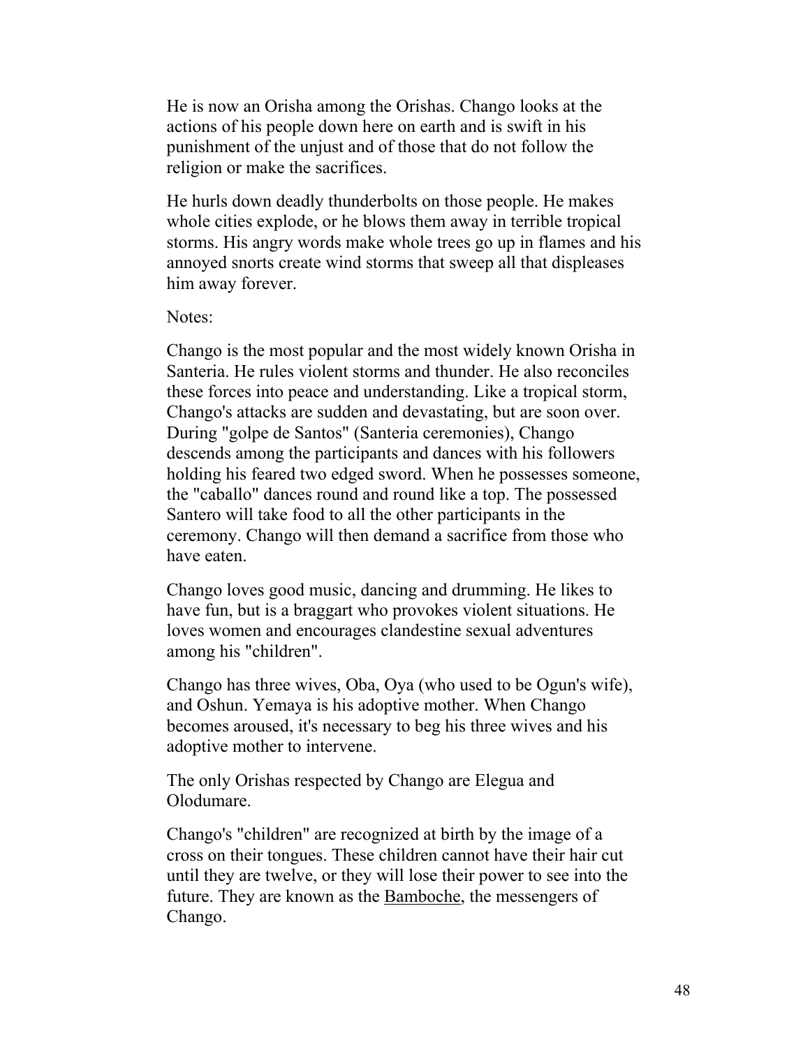He is now an Orisha among the Orishas. Chango looks at the actions of his people down here on earth and is swift in his punishment of the unjust and of those that do not follow the religion or make the sacrifices.

He hurls down deadly thunderbolts on those people. He makes whole cities explode, or he blows them away in terrible tropical storms. His angry words make whole trees go up in flames and his annoyed snorts create wind storms that sweep all that displeases him away forever.

Notes:

Chango is the most popular and the most widely known Orisha in Santeria. He rules violent storms and thunder. He also reconciles these forces into peace and understanding. Like a tropical storm, Chango's attacks are sudden and devastating, but are soon over. During "golpe de Santos" (Santeria ceremonies), Chango descends among the participants and dances with his followers holding his feared two edged sword. When he possesses someone, the "caballo" dances round and round like a top. The possessed Santero will take food to all the other participants in the ceremony. Chango will then demand a sacrifice from those who have eaten.

Chango loves good music, dancing and drumming. He likes to have fun, but is a braggart who provokes violent situations. He loves women and encourages clandestine sexual adventures among his "children".

Chango has three wives, Oba, Oya (who used to be Ogun's wife), and Oshun. Yemaya is his adoptive mother. When Chango becomes aroused, it's necessary to beg his three wives and his adoptive mother to intervene.

The only Orishas respected by Chango are Elegua and Olodumare.

Chango's "children" are recognized at birth by the image of a cross on their tongues. These children cannot have their hair cut until they are twelve, or they will lose their power to see into the future. They are known as the Bamboche, the messengers of Chango.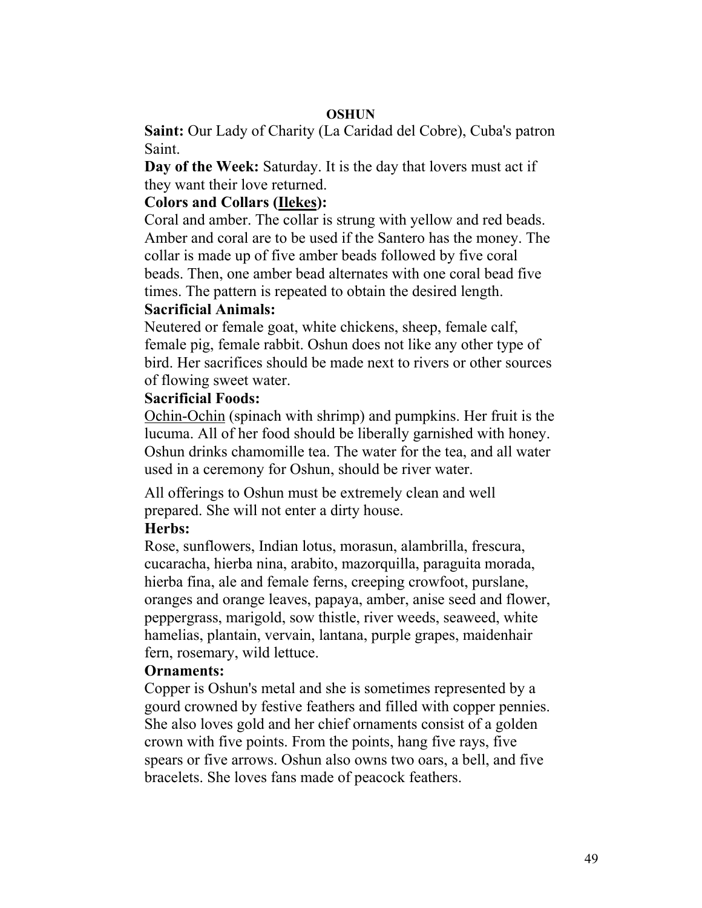## OSHUN

**Saint:** Our Lady of Charity (La Caridad del Cobre), Cuba's patron Saint.

**Day of the Week:** Saturday. It is the day that lovers must act if they want their love returned.

**Colors and Collars (Ilekes):**

Coral and amber. The collar is strung with yellow and red beads. Amber and coral are to be used if the Santero has the money. The collar is made up of five amber beads followed by five coral beads. Then, one amber bead alternates with one coral bead five times. The pattern is repeated to obtain the desired length.

**Sacrificial Animals:**

Neutered or female goat, white chickens, sheep, female calf, female pig, female rabbit. Oshun does not like any other type of bird. Her sacrifices should be made next to rivers or other sources of flowing sweet water.

**Sacrificial Foods:**

Ochin-Ochin (spinach with shrimp) and pumpkins. Her fruit is the lucuma. All of her food should be liberally garnished with honey. Oshun drinks chamomille tea. The water for the tea, and all water used in a ceremony for Oshun, should be river water.

All offerings to Oshun must be extremely clean and well prepared. She will not enter a dirty house.

**Herbs:**

Rose, sunflowers, Indian lotus, morasun, alambrilla, frescura, cucaracha, hierba nina, arabito, mazorquilla, paraguita morada, hierba fina, ale and female ferns, creeping crowfoot, purslane, oranges and orange leaves, papaya, amber, anise seed and flower, peppergrass, marigold, sow thistle, river weeds, seaweed, white hamelias, plantain, vervain, lantana, purple grapes, maidenhair fern, rosemary, wild lettuce.

**Ornaments:**

Copper is Oshun's metal and she is sometimes represented by a gourd crowned by festive feathers and filled with copper pennies. She also loves gold and her chief ornaments consist of a golden crown with five points. From the points, hang five rays, five spears or five arrows. Oshun also owns two oars, a bell, and five bracelets. She loves fans made of peacock feathers.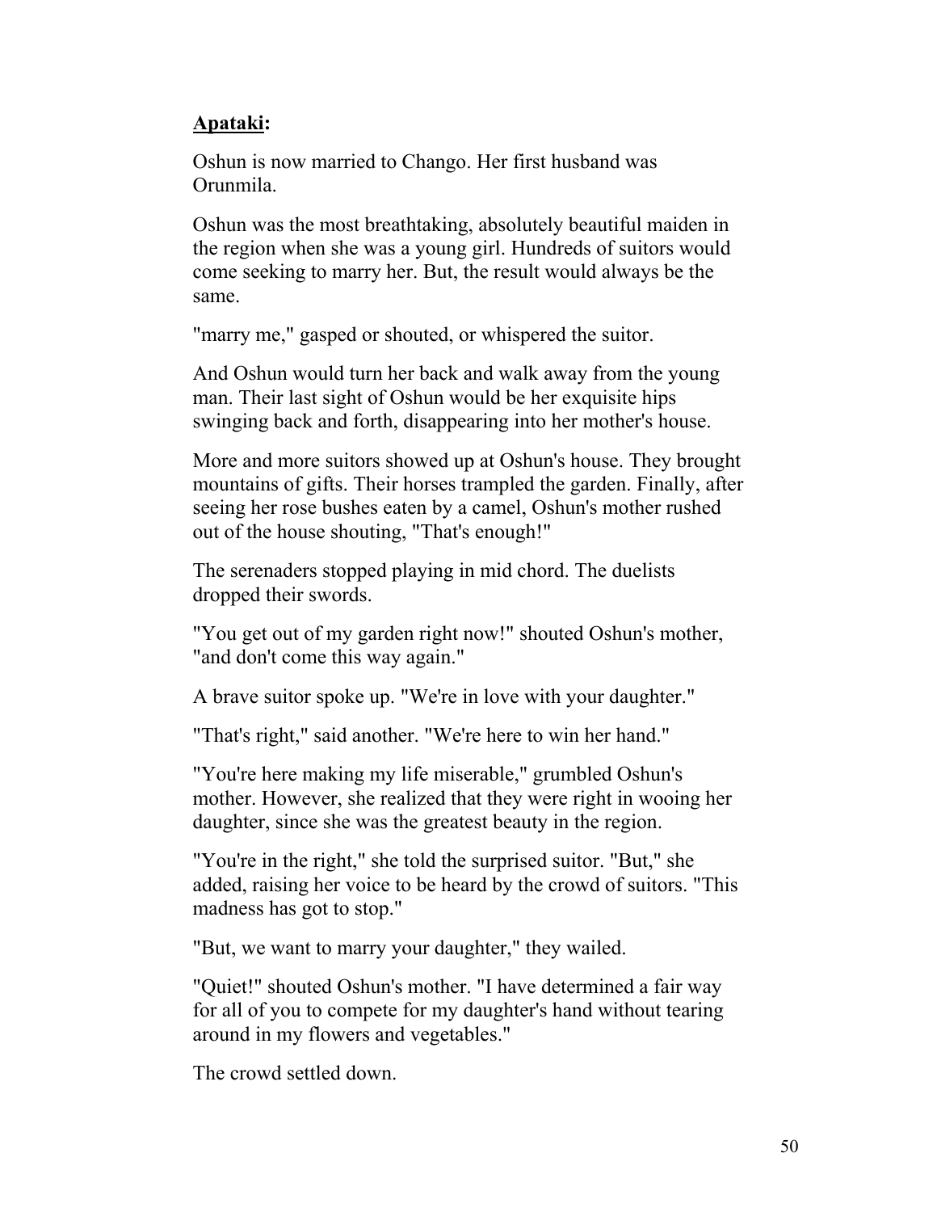**<u>Apataki</u>:**

Oshun is now married to Chango. Her first husband was Orunmila.

Oshun was the most breathtaking, absolutely beautiful maiden in the region when she was a young girl. Hundreds of suitors would come seeking to marry her. But, the result would always be the same.

"marry me," gasped or shouted, or whispered the suitor.

And Oshun would turn her back and walk away from the young man. Their last sight of Oshun would be her exquisite hips swinging back and forth, disappearing into her mother's house.

More and more suitors showed up at Oshun's house. They brought mountains of gifts. Their horses trampled the garden. Finally, after seeing her rose bushes eaten by a camel, Oshun's mother rushed out of the house shouting, "That's enough!"

The serenaders stopped playing in mid chord. The duelists dropped their swords.

"You get out of my garden right now!" shouted Oshun's mother, "and don't come this way again."

A brave suitor spoke up. "We're in love with your daughter."

"That's right," said another. "We're here to win her hand."

"You're here making my life miserable," grumbled Oshun's mother. However, she realized that they were right in wooing her daughter, since she was the greatest beauty in the region.

"You're in the right," she told the surprised suitor. "But," she added, raising her voice to be heard by the crowd of suitors. "This madness has got to stop."

"But, we want to marry your daughter," they wailed.

"Quiet!" shouted Oshun's mother. "I have determined a fair way for all of you to compete for my daughter's hand without tearing around in my flowers and vegetables."

The crowd settled down.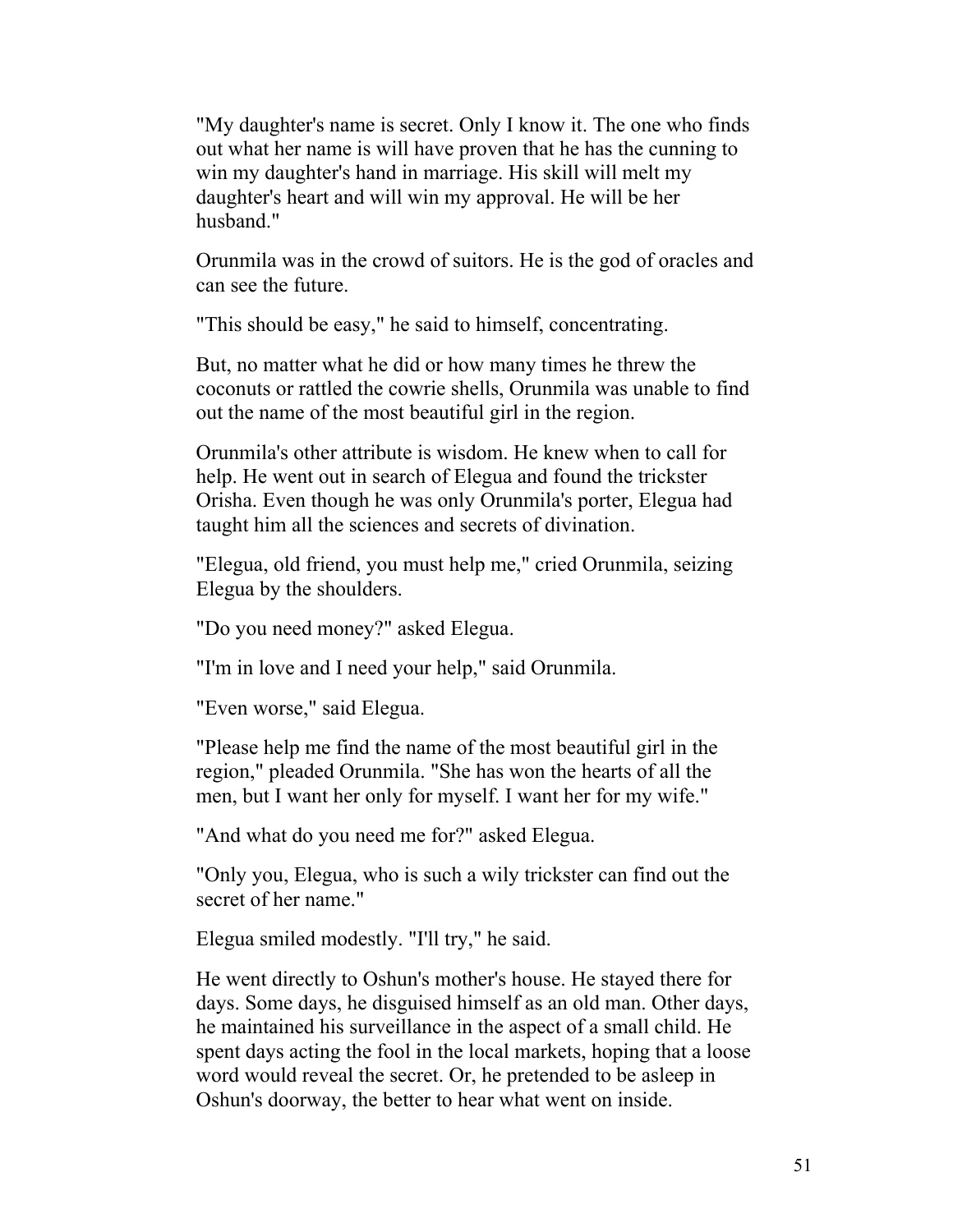"My daughter's name is secret. Only I know it. The one who finds out what her name is will have proven that he has the cunning to win my daughter's hand in marriage. His skill will melt my daughter's heart and will win my approval. He will be her husband."

Orunmila was in the crowd of suitors. He is the god of oracles and can see the future.

"This should be easy," he said to himself, concentrating.

But, no matter what he did or how many times he threw the coconuts or rattled the cowrie shells, Orunmila was unable to find out the name of the most beautiful girl in the region.

Orunmila's other attribute is wisdom. He knew when to call for help. He went out in search of Elegua and found the trickster Orisha. Even though he was only Orunmila's porter, Elegua had taught him all the sciences and secrets of divination.

"Elegua, old friend, you must help me," cried Orunmila, seizing Elegua by the shoulders.

"Do you need money?" asked Elegua.

"I'm in love and I need your help," said Orunmila.

"Even worse," said Elegua.

"Please help me find the name of the most beautiful girl in the region," pleaded Orunmila. "She has won the hearts of all the men, but I want her only for myself. I want her for my wife."

"And what do you need me for?" asked Elegua.

"Only you, Elegua, who is such a wily trickster can find out the secret of her name."

Elegua smiled modestly. "I'll try," he said.

He went directly to Oshun's mother's house. He stayed there for days. Some days, he disguised himself as an old man. Other days, he maintained his surveillance in the aspect of a small child. He spent days acting the fool in the local markets, hoping that a loose word would reveal the secret. Or, he pretended to be asleep in Oshun's doorway, the better to hear what went on inside.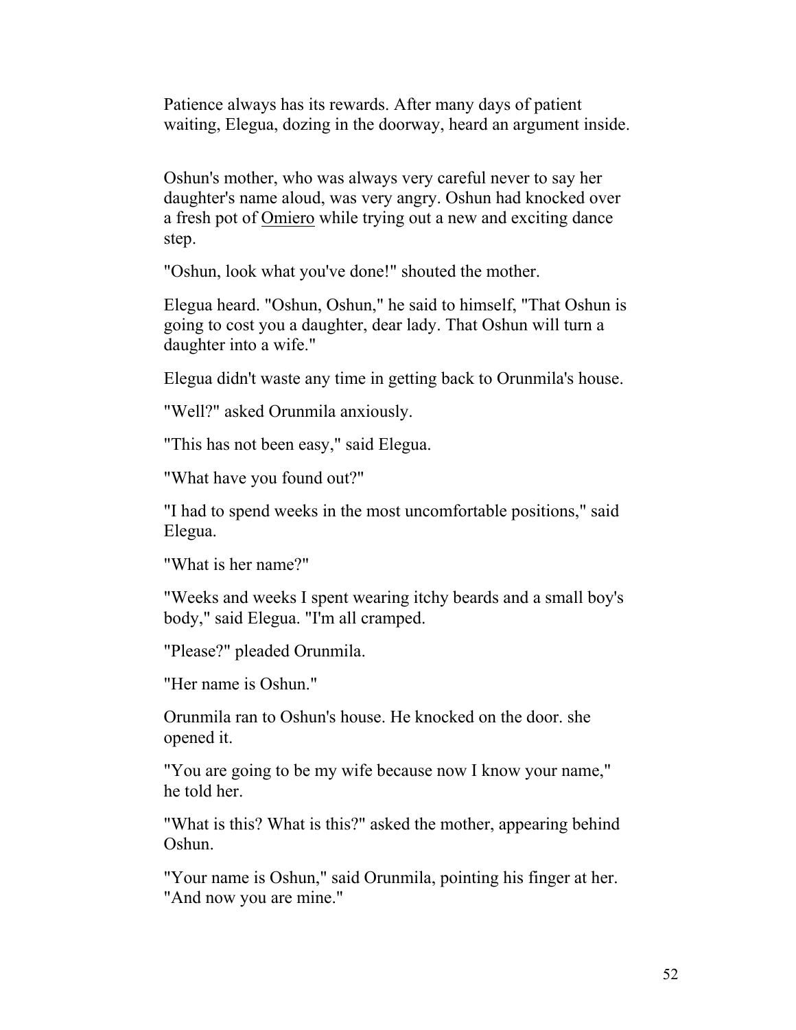Patience always has its rewards. After many days of patient waiting, Elegua, dozing in the doorway, heard an argument inside.

Oshun's mother, who was always very careful never to say her daughter's name aloud, was very angry. Oshun had knocked over a fresh pot of Omiero while trying out a new and exciting dance step.

"Oshun, look what you've done!" shouted the mother.

Elegua heard. "Oshun, Oshun," he said to himself, "That Oshun is going to cost you a daughter, dear lady. That Oshun will turn a daughter into a wife."

Elegua didn't waste any time in getting back to Orunmila's house.

"Well?" asked Orunmila anxiously.

"This has not been easy," said Elegua.

"What have you found out?"

"I had to spend weeks in the most uncomfortable positions," said Elegua.

"What is her name?"

"Weeks and weeks I spent wearing itchy beards and a small boy's body," said Elegua. "I'm all cramped.

"Please?" pleaded Orunmila.

"Her name is Oshun."

Orunmila ran to Oshun's house. He knocked on the door. she opened it.

"You are going to be my wife because now I know your name," he told her.

"What is this? What is this?" asked the mother, appearing behind Oshun.

"Your name is Oshun," said Orunmila, pointing his finger at her. "And now you are mine."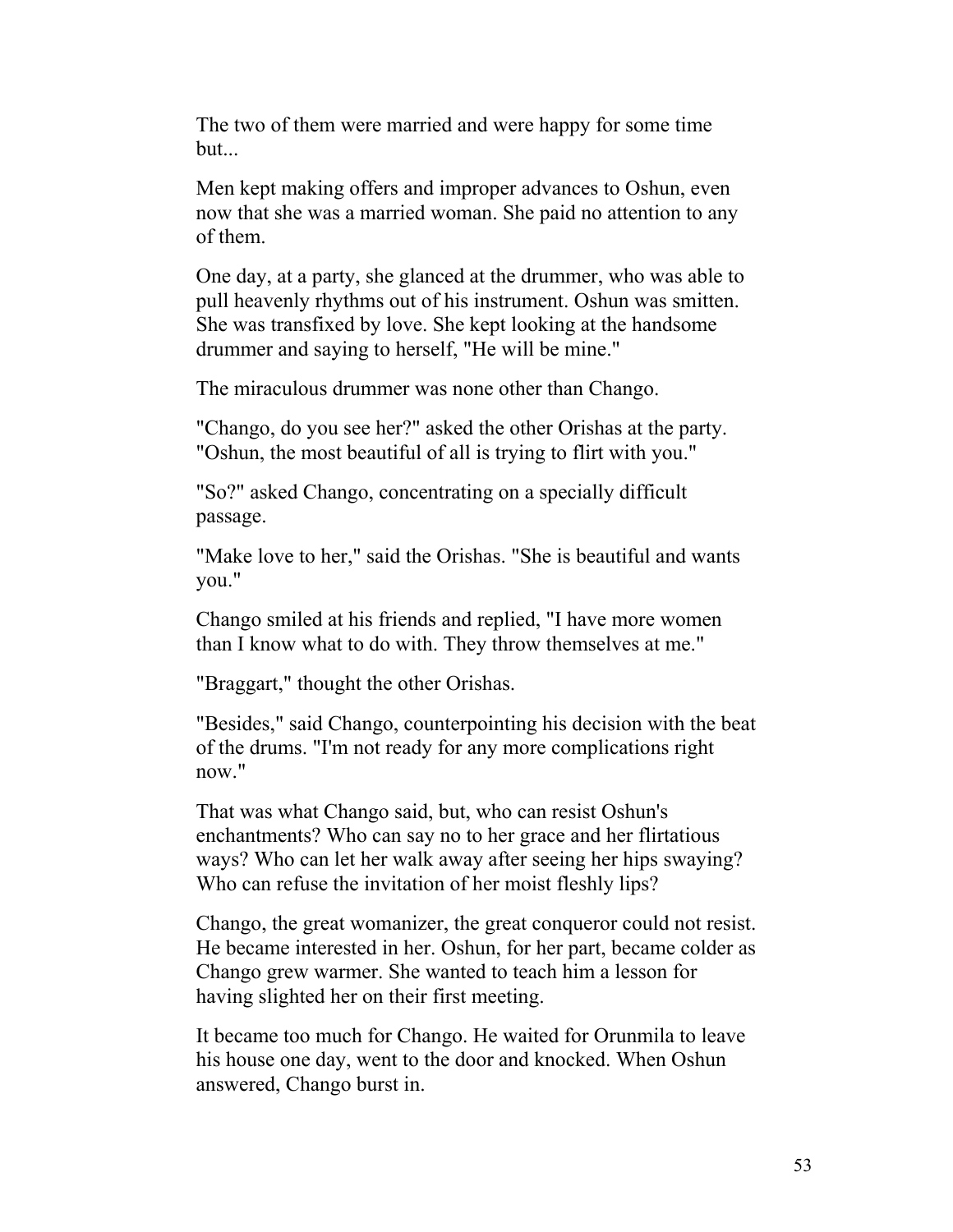The two of them were married and were happy for some time but...

Men kept making offers and improper advances to Oshun, even now that she was a married woman. She paid no attention to any of them.

One day, at a party, she glanced at the drummer, who was able to pull heavenly rhythms out of his instrument. Oshun was smitten. She was transfixed by love. She kept looking at the handsome drummer and saying to herself, "He will be mine."

The miraculous drummer was none other than Chango.

"Chango, do you see her?" asked the other Orishas at the party. "Oshun, the most beautiful of all is trying to flirt with you."

"So?" asked Chango, concentrating on a specially difficult passage.

"Make love to her," said the Orishas. "She is beautiful and wants you."

Chango smiled at his friends and replied, "I have more women than I know what to do with. They throw themselves at me."

"Braggart," thought the other Orishas.

"Besides," said Chango, counterpointing his decision with the beat of the drums. "I'm not ready for any more complications right now."

That was what Chango said, but, who can resist Oshun's enchantments? Who can say no to her grace and her flirtatious ways? Who can let her walk away after seeing her hips swaying? Who can refuse the invitation of her moist fleshly lips?

Chango, the great womanizer, the great conqueror could not resist. He became interested in her. Oshun, for her part, became colder as Chango grew warmer. She wanted to teach him a lesson for having slighted her on their first meeting.

It became too much for Chango. He waited for Orunmila to leave his house one day, went to the door and knocked. When Oshun answered, Chango burst in.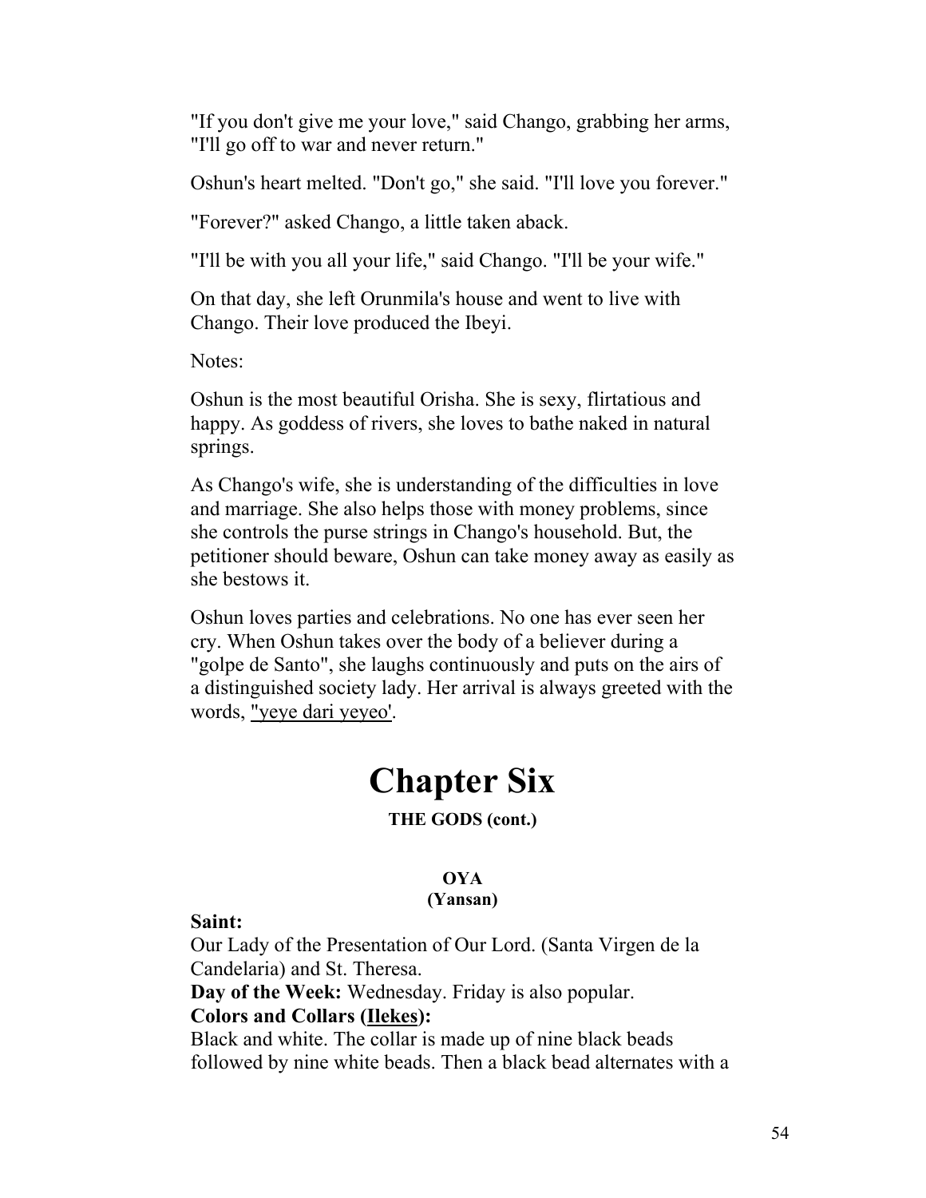"If you don't give me your love," said Chango, grabbing her arms, "I'll go off to war and never return."

Oshun's heart melted. "Don't go," she said. "I'll love you forever."

"Forever?" asked Chango, a little taken aback.

"I'll be with you all your life," said Chango. "I'll be your wife."

On that day, she left Orunmila's house and went to live with Chango. Their love produced the Ibeyi.

Notes:

Oshun is the most beautiful Orisha. She is sexy, flirtatious and happy. As goddess of rivers, she loves to bathe naked in natural springs.

As Chango's wife, she is understanding of the difficulties in love and marriage. She also helps those with money problems, since she controls the purse strings in Chango's household. But, the petitioner should beware, Oshun can take money away as easily as she bestows it.

Oshun loves parties and celebrations. No one has ever seen her cry. When Oshun takes over the body of a believer during a "golpe de Santo", she laughs continuously and puts on the airs of a distinguished society lady. Her arrival is always greeted with the words, "yeye dari yeyeo'.

# Chapter Six

**THE GODS (cont.)**

**OYA**
**(Yansan)**

**Saint:**
Our Lady of the Presentation of Our Lord. (Santa Virgen de la Candelaria) and St. Theresa.
**Day of the Week:** Wednesday. Friday is also popular.
**Colors and Collars (Ilekes):**
Black and white. The collar is made up of nine black beads followed by nine white beads. Then a black bead alternates with a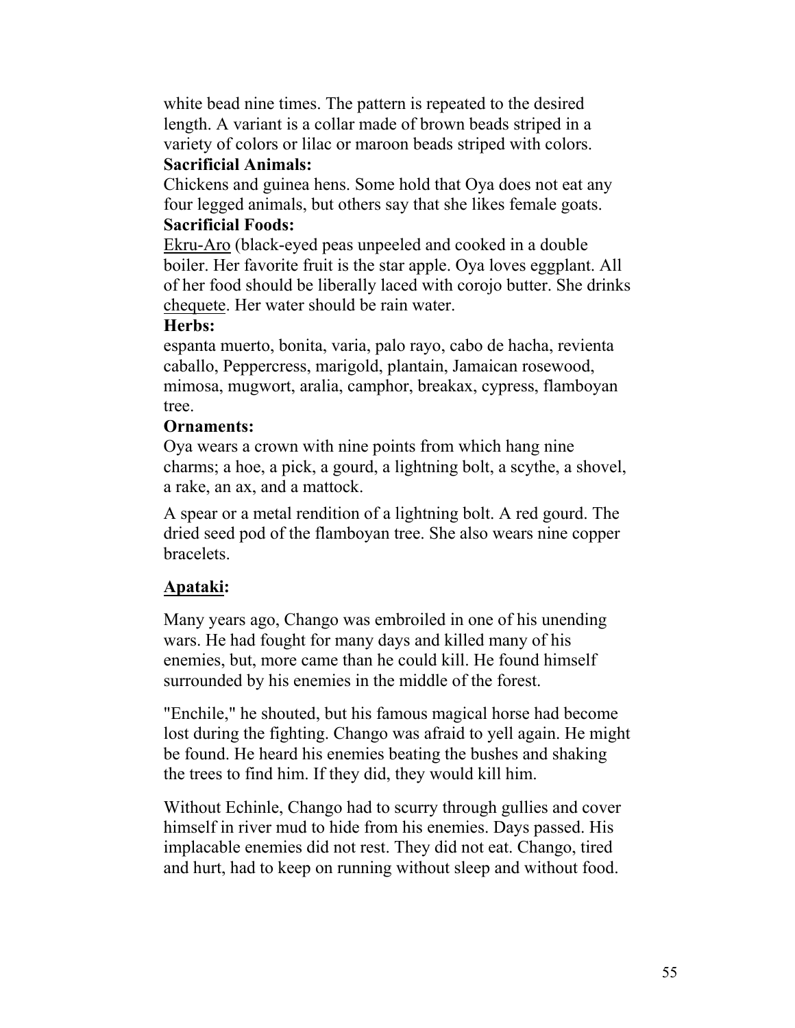white bead nine times. The pattern is repeated to the desired length. A variant is a collar made of brown beads striped in a variety of colors or lilac or maroon beads striped with colors.

**Sacrificial Animals:**

Chickens and guinea hens. Some hold that Oya does not eat any four legged animals, but others say that she likes female goats.

**Sacrificial Foods:**

Ekru-Aro (black-eyed peas unpeeled and cooked in a double boiler. Her favorite fruit is the star apple. Oya loves eggplant. All of her food should be liberally laced with corojo butter. She drinks chequete. Her water should be rain water.

**Herbs:**

espanta muerto, bonita, varia, palo rayo, cabo de hacha, revienta caballo, Peppercress, marigold, plantain, Jamaican rosewood, mimosa, mugwort, aralia, camphor, breakax, cypress, flamboyan tree.

**Ornaments:**

Oya wears a crown with nine points from which hang nine charms; a hoe, a pick, a gourd, a lightning bolt, a scythe, a shovel, a rake, an ax, and a mattock.

A spear or a metal rendition of a lightning bolt. A red gourd. The dried seed pod of the flamboyan tree. She also wears nine copper bracelets.

**Apataki:**

Many years ago, Chango was embroiled in one of his unending wars. He had fought for many days and killed many of his enemies, but, more came than he could kill. He found himself surrounded by his enemies in the middle of the forest.

"Enchile," he shouted, but his famous magical horse had become lost during the fighting. Chango was afraid to yell again. He might be found. He heard his enemies beating the bushes and shaking the trees to find him. If they did, they would kill him.

Without Echinle, Chango had to scurry through gullies and cover himself in river mud to hide from his enemies. Days passed. His implacable enemies did not rest. They did not eat. Chango, tired and hurt, had to keep on running without sleep and without food.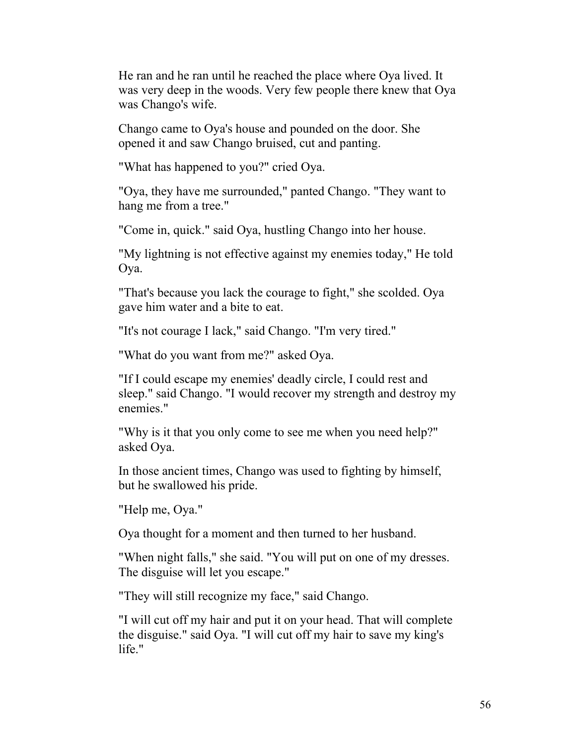He ran and he ran until he reached the place where Oya lived. It was very deep in the woods. Very few people there knew that Oya was Chango's wife.

Chango came to Oya's house and pounded on the door. She opened it and saw Chango bruised, cut and panting.

"What has happened to you?" cried Oya.

"Oya, they have me surrounded," panted Chango. "They want to hang me from a tree."

"Come in, quick." said Oya, hustling Chango into her house.

"My lightning is not effective against my enemies today," He told Oya.

"That's because you lack the courage to fight," she scolded. Oya gave him water and a bite to eat.

"It's not courage I lack," said Chango. "I'm very tired."

"What do you want from me?" asked Oya.

"If I could escape my enemies' deadly circle, I could rest and sleep." said Chango. "I would recover my strength and destroy my enemies."

"Why is it that you only come to see me when you need help?" asked Oya.

In those ancient times, Chango was used to fighting by himself, but he swallowed his pride.

"Help me, Oya."

Oya thought for a moment and then turned to her husband.

"When night falls," she said. "You will put on one of my dresses. The disguise will let you escape."

"They will still recognize my face," said Chango.

"I will cut off my hair and put it on your head. That will complete the disguise." said Oya. "I will cut off my hair to save my king's life."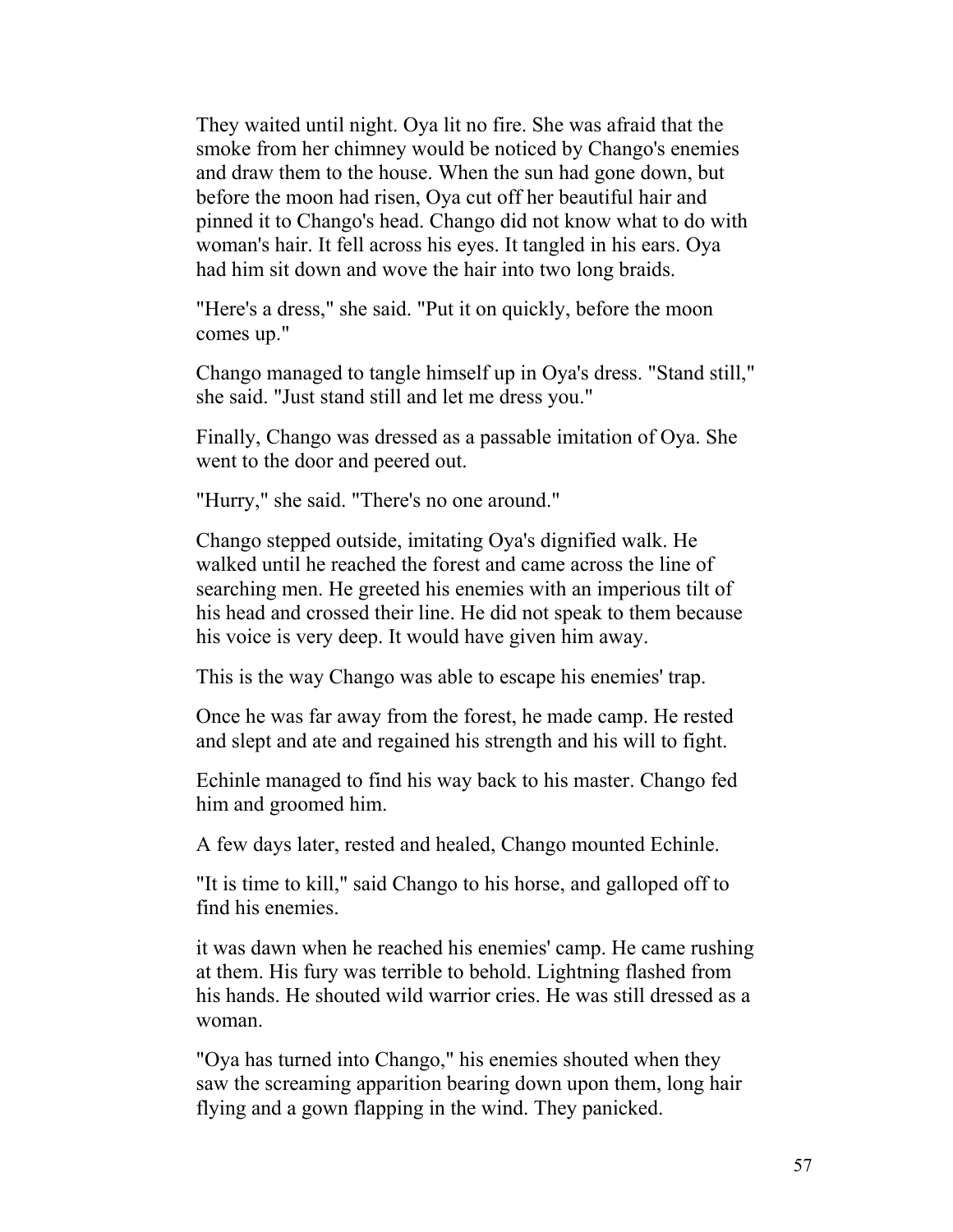They waited until night. Oya lit no fire. She was afraid that the smoke from her chimney would be noticed by Chango's enemies and draw them to the house. When the sun had gone down, but before the moon had risen, Oya cut off her beautiful hair and pinned it to Chango's head. Chango did not know what to do with woman's hair. It fell across his eyes. It tangled in his ears. Oya had him sit down and wove the hair into two long braids.

"Here's a dress," she said. "Put it on quickly, before the moon comes up."

Chango managed to tangle himself up in Oya's dress. "Stand still," she said. "Just stand still and let me dress you."

Finally, Chango was dressed as a passable imitation of Oya. She went to the door and peered out.

"Hurry," she said. "There's no one around."

Chango stepped outside, imitating Oya's dignified walk. He walked until he reached the forest and came across the line of searching men. He greeted his enemies with an imperious tilt of his head and crossed their line. He did not speak to them because his voice is very deep. It would have given him away.

This is the way Chango was able to escape his enemies' trap.

Once he was far away from the forest, he made camp. He rested and slept and ate and regained his strength and his will to fight.

Echinle managed to find his way back to his master. Chango fed him and groomed him.

A few days later, rested and healed, Chango mounted Echinle.

"It is time to kill," said Chango to his horse, and galloped off to find his enemies.

it was dawn when he reached his enemies' camp. He came rushing at them. His fury was terrible to behold. Lightning flashed from his hands. He shouted wild warrior cries. He was still dressed as a woman.

"Oya has turned into Chango," his enemies shouted when they saw the screaming apparition bearing down upon them, long hair flying and a gown flapping in the wind. They panicked.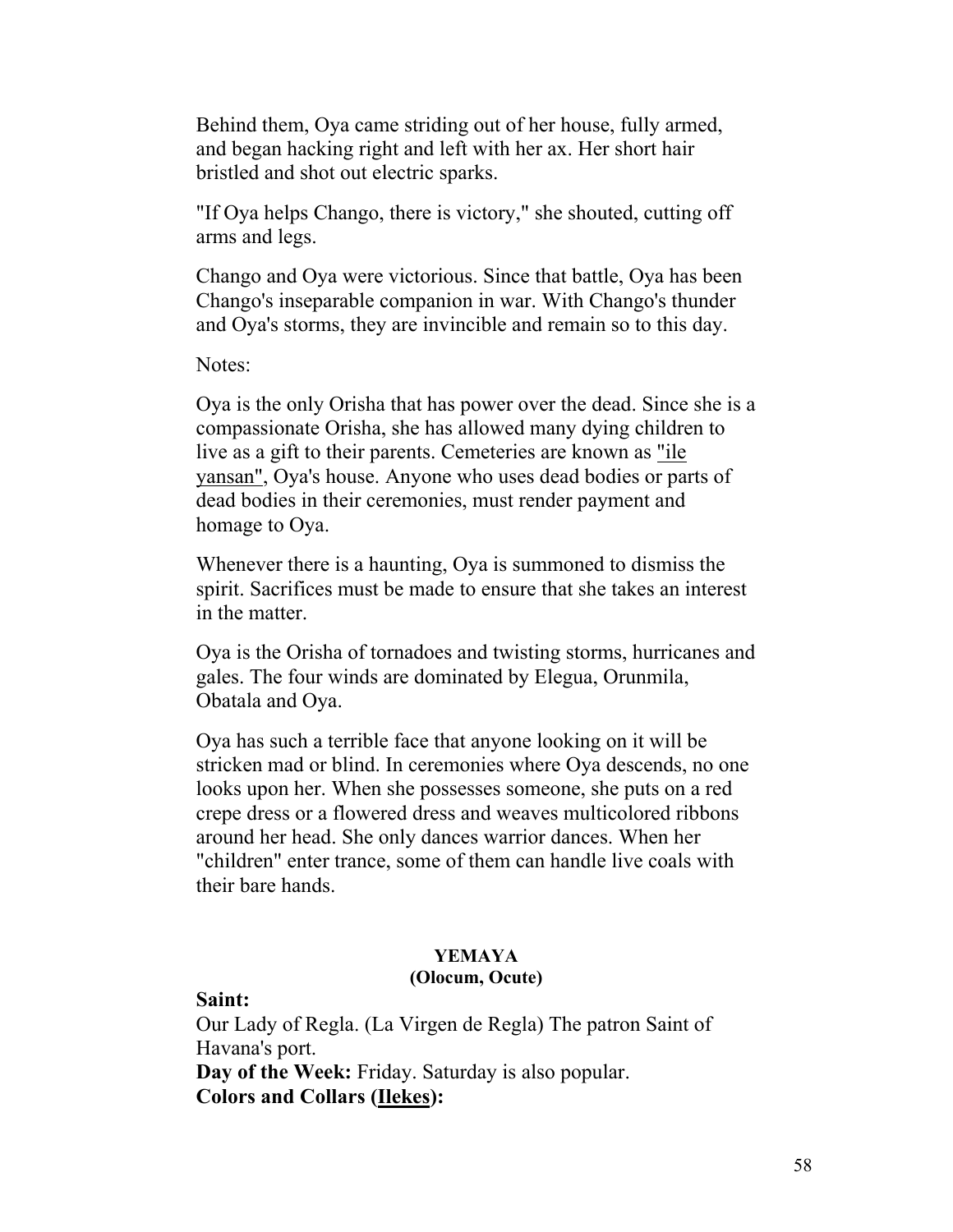Behind them, Oya came striding out of her house, fully armed, and began hacking right and left with her ax. Her short hair bristled and shot out electric sparks.

"If Oya helps Chango, there is victory," she shouted, cutting off arms and legs.

Chango and Oya were victorious. Since that battle, Oya has been Chango's inseparable companion in war. With Chango's thunder and Oya's storms, they are invincible and remain so to this day.

Notes:

Oya is the only Orisha that has power over the dead. Since she is a compassionate Orisha, she has allowed many dying children to live as a gift to their parents. Cemeteries are known as "ile yansan", Oya's house. Anyone who uses dead bodies or parts of dead bodies in their ceremonies, must render payment and homage to Oya.

Whenever there is a haunting, Oya is summoned to dismiss the spirit. Sacrifices must be made to ensure that she takes an interest in the matter.

Oya is the Orisha of tornadoes and twisting storms, hurricanes and gales. The four winds are dominated by Elegua, Orunmila, Obatala and Oya.

Oya has such a terrible face that anyone looking on it will be stricken mad or blind. In ceremonies where Oya descends, no one looks upon her. When she possesses someone, she puts on a red crepe dress or a flowered dress and weaves multicolored ribbons around her head. She only dances warrior dances. When her "children" enter trance, some of them can handle live coals with their bare hands.

## YEMAYA
### (Olocum, Ocute)

**Saint:**
Our Lady of Regla. (La Virgen de Regla) The patron Saint of Havana's port.
**Day of the Week:** Friday. Saturday is also popular.
**Colors and Collars (Ilekes):**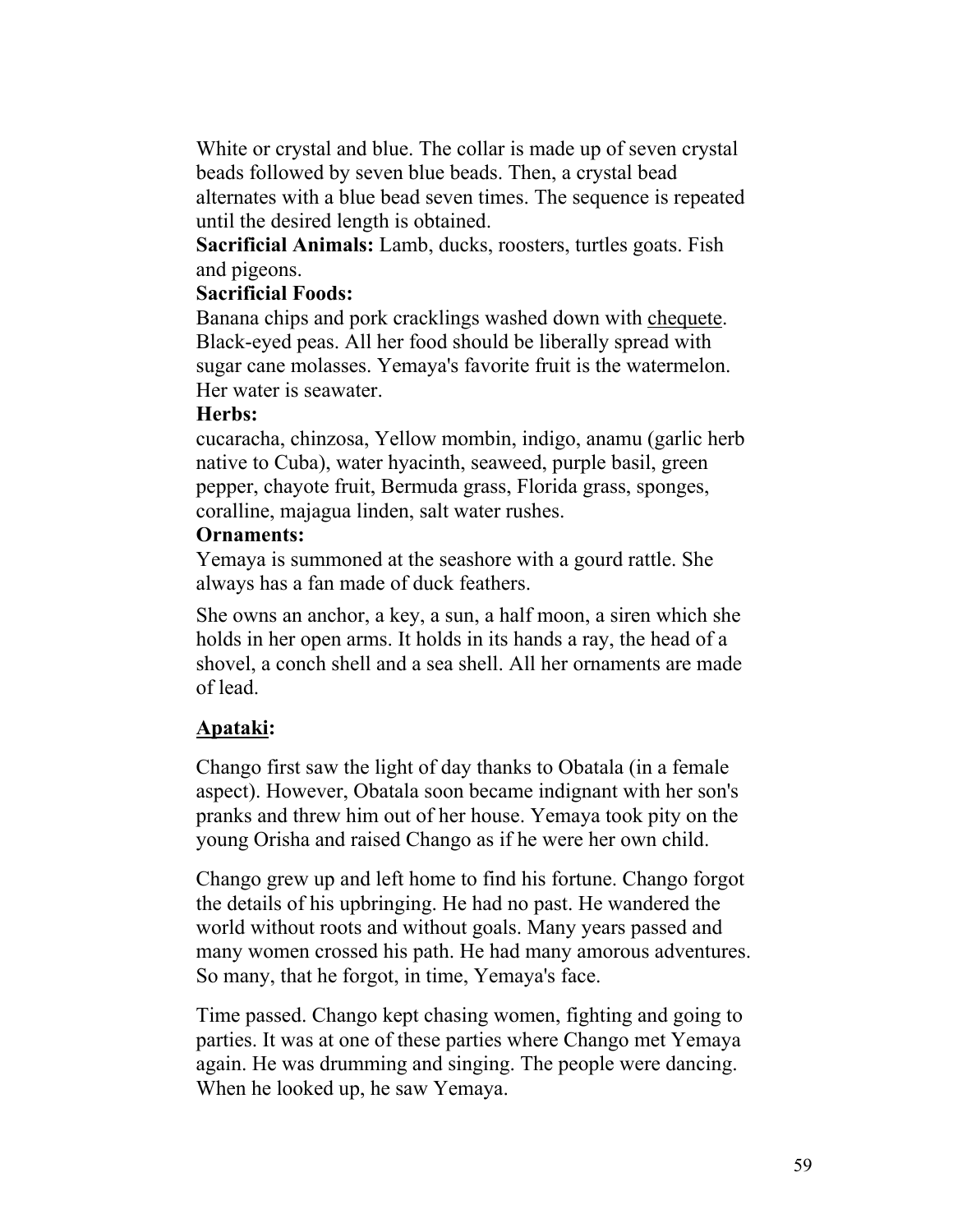White or crystal and blue. The collar is made up of seven crystal beads followed by seven blue beads. Then, a crystal bead alternates with a blue bead seven times. The sequence is repeated until the desired length is obtained.

**Sacrificial Animals:** Lamb, ducks, roosters, turtles goats. Fish and pigeons.

**Sacrificial Foods:**

Banana chips and pork cracklings washed down with chequete. Black-eyed peas. All her food should be liberally spread with sugar cane molasses. Yemaya's favorite fruit is the watermelon. Her water is seawater.

**Herbs:**

cucaracha, chinzosa, Yellow mombin, indigo, anamu (garlic herb native to Cuba), water hyacinth, seaweed, purple basil, green pepper, chayote fruit, Bermuda grass, Florida grass, sponges, coralline, majagua linden, salt water rushes.

**Ornaments:**

Yemaya is summoned at the seashore with a gourd rattle. She always has a fan made of duck feathers.

She owns an anchor, a key, a sun, a half moon, a siren which she holds in her open arms. It holds in its hands a ray, the head of a shovel, a conch shell and a sea shell. All her ornaments are made of lead.

**Apataki:**

Chango first saw the light of day thanks to Obatala (in a female aspect). However, Obatala soon became indignant with her son's pranks and threw him out of her house. Yemaya took pity on the young Orisha and raised Chango as if he were her own child.

Chango grew up and left home to find his fortune. Chango forgot the details of his upbringing. He had no past. He wandered the world without roots and without goals. Many years passed and many women crossed his path. He had many amorous adventures. So many, that he forgot, in time, Yemaya's face.

Time passed. Chango kept chasing women, fighting and going to parties. It was at one of these parties where Chango met Yemaya again. He was drumming and singing. The people were dancing. When he looked up, he saw Yemaya.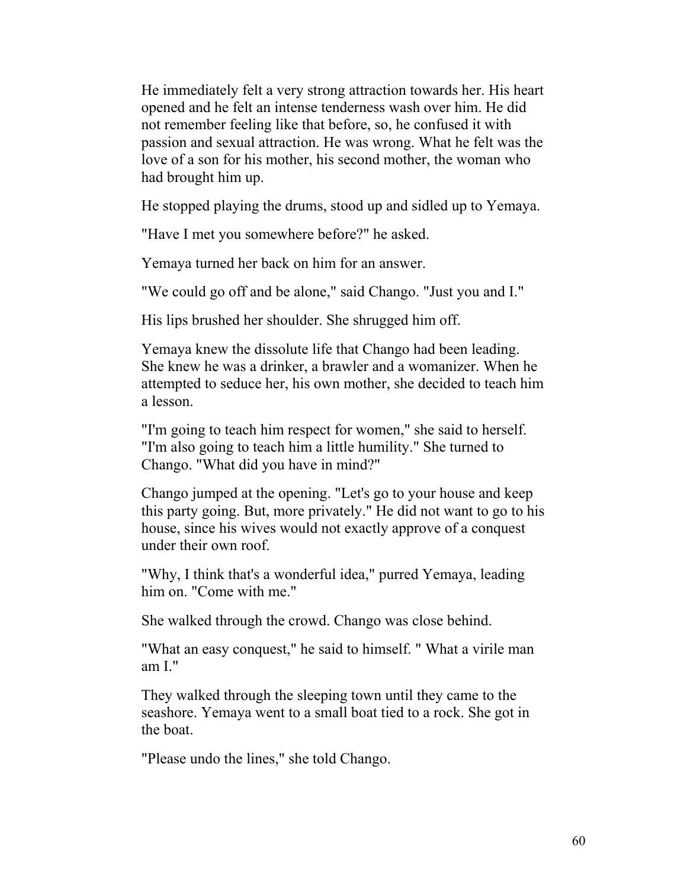He immediately felt a very strong attraction towards her. His heart opened and he felt an intense tenderness wash over him. He did not remember feeling like that before, so, he confused it with passion and sexual attraction. He was wrong. What he felt was the love of a son for his mother, his second mother, the woman who had brought him up.

He stopped playing the drums, stood up and sidled up to Yemaya.

"Have I met you somewhere before?" he asked.

Yemaya turned her back on him for an answer.

"We could go off and be alone," said Chango. "Just you and I."

His lips brushed her shoulder. She shrugged him off.

Yemaya knew the dissolute life that Chango had been leading. She knew he was a drinker, a brawler and a womanizer. When he attempted to seduce her, his own mother, she decided to teach him a lesson.

"I'm going to teach him respect for women," she said to herself. "I'm also going to teach him a little humility." She turned to Chango. "What did you have in mind?"

Chango jumped at the opening. "Let's go to your house and keep this party going. But, more privately." He did not want to go to his house, since his wives would not exactly approve of a conquest under their own roof.

"Why, I think that's a wonderful idea," purred Yemaya, leading him on. "Come with me."

She walked through the crowd. Chango was close behind.

"What an easy conquest," he said to himself. " What a virile man am I."

They walked through the sleeping town until they came to the seashore. Yemaya went to a small boat tied to a rock. She got in the boat.

"Please undo the lines," she told Chango.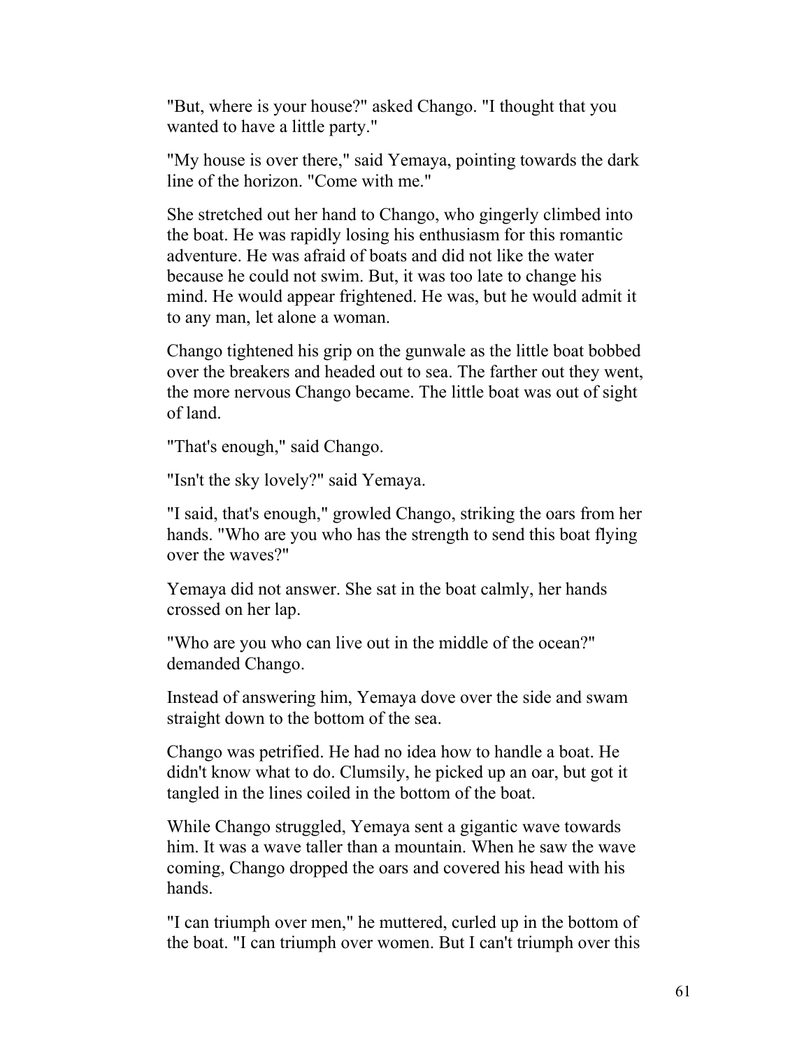"But, where is your house?" asked Chango. "I thought that you wanted to have a little party."

"My house is over there," said Yemaya, pointing towards the dark line of the horizon. "Come with me."

She stretched out her hand to Chango, who gingerly climbed into the boat. He was rapidly losing his enthusiasm for this romantic adventure. He was afraid of boats and did not like the water because he could not swim. But, it was too late to change his mind. He would appear frightened. He was, but he would admit it to any man, let alone a woman.

Chango tightened his grip on the gunwale as the little boat bobbed over the breakers and headed out to sea. The farther out they went, the more nervous Chango became. The little boat was out of sight of land.

"That's enough," said Chango.

"Isn't the sky lovely?" said Yemaya.

"I said, that's enough," growled Chango, striking the oars from her hands. "Who are you who has the strength to send this boat flying over the waves?"

Yemaya did not answer. She sat in the boat calmly, her hands crossed on her lap.

"Who are you who can live out in the middle of the ocean?" demanded Chango.

Instead of answering him, Yemaya dove over the side and swam straight down to the bottom of the sea.

Chango was petrified. He had no idea how to handle a boat. He didn't know what to do. Clumsily, he picked up an oar, but got it tangled in the lines coiled in the bottom of the boat.

While Chango struggled, Yemaya sent a gigantic wave towards him. It was a wave taller than a mountain. When he saw the wave coming, Chango dropped the oars and covered his head with his hands.

"I can triumph over men," he muttered, curled up in the bottom of the boat. "I can triumph over women. But I can't triumph over this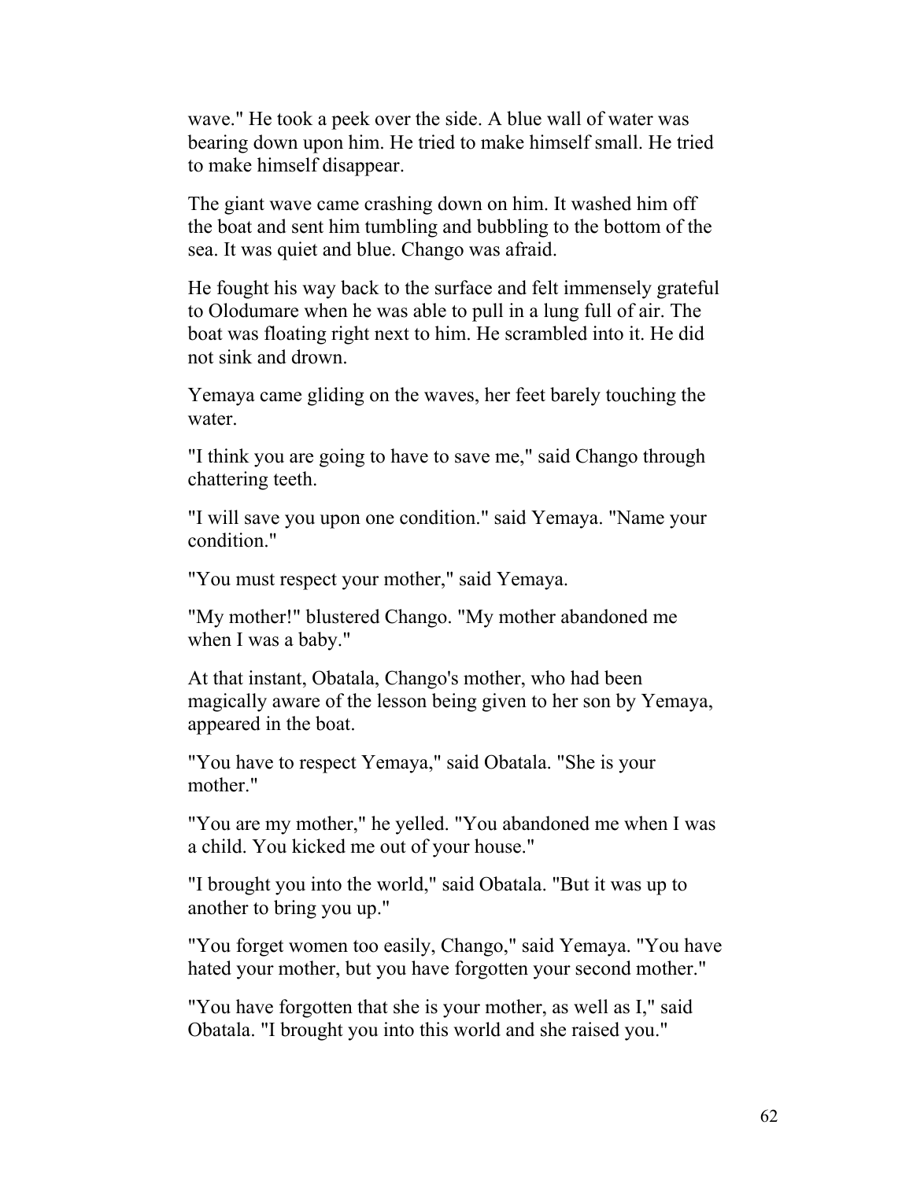wave." He took a peek over the side. A blue wall of water was bearing down upon him. He tried to make himself small. He tried to make himself disappear.

The giant wave came crashing down on him. It washed him off the boat and sent him tumbling and bubbling to the bottom of the sea. It was quiet and blue. Chango was afraid.

He fought his way back to the surface and felt immensely grateful to Olodumare when he was able to pull in a lung full of air. The boat was floating right next to him. He scrambled into it. He did not sink and drown.

Yemaya came gliding on the waves, her feet barely touching the water.

"I think you are going to have to save me," said Chango through chattering teeth.

"I will save you upon one condition." said Yemaya. "Name your condition."

"You must respect your mother," said Yemaya.

"My mother!" blustered Chango. "My mother abandoned me when I was a baby."

At that instant, Obatala, Chango's mother, who had been magically aware of the lesson being given to her son by Yemaya, appeared in the boat.

"You have to respect Yemaya," said Obatala. "She is your mother."

"You are my mother," he yelled. "You abandoned me when I was a child. You kicked me out of your house."

"I brought you into the world," said Obatala. "But it was up to another to bring you up."

"You forget women too easily, Chango," said Yemaya. "You have hated your mother, but you have forgotten your second mother."

"You have forgotten that she is your mother, as well as I," said Obatala. "I brought you into this world and she raised you."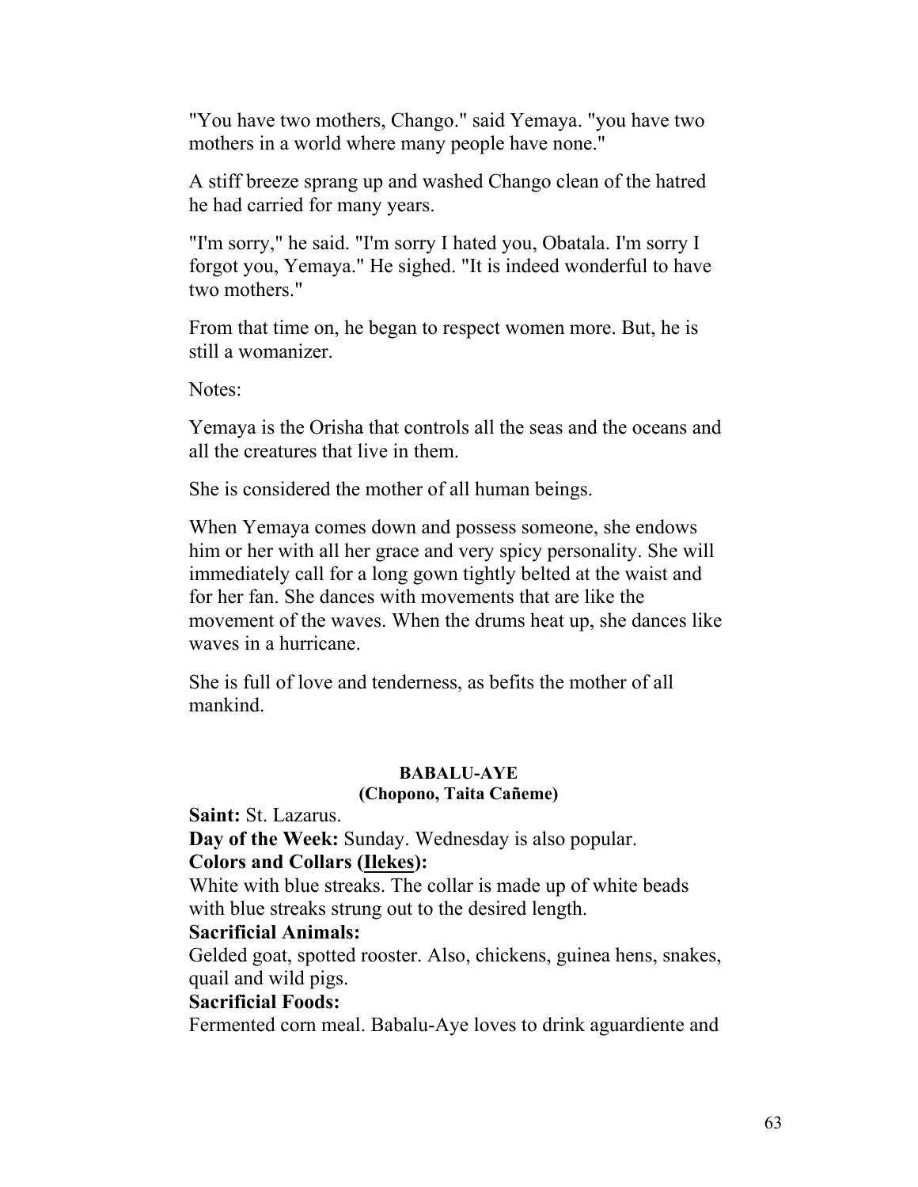"You have two mothers, Chango." said Yemaya. "you have two mothers in a world where many people have none."

A stiff breeze sprang up and washed Chango clean of the hatred he had carried for many years.

"I'm sorry," he said. "I'm sorry I hated you, Obatala. I'm sorry I forgot you, Yemaya." He sighed. "It is indeed wonderful to have two mothers."

From that time on, he began to respect women more. But, he is still a womanizer.

Notes:

Yemaya is the Orisha that controls all the seas and the oceans and all the creatures that live in them.

She is considered the mother of all human beings.

When Yemaya comes down and possess someone, she endows him or her with all her grace and very spicy personality. She will immediately call for a long gown tightly belted at the waist and for her fan. She dances with movements that are like the movement of the waves. When the drums heat up, she dances like waves in a hurricane.

She is full of love and tenderness, as befits the mother of all mankind.

## BABALU-AYE
### (Chopono, Taita Cañeme)

**Saint:** St. Lazarus.

**Day of the Week:** Sunday. Wednesday is also popular.

**Colors and Collars (Ilekes):**

White with blue streaks. The collar is made up of white beads with blue streaks strung out to the desired length.

**Sacrificial Animals:**

Gelded goat, spotted rooster. Also, chickens, guinea hens, snakes, quail and wild pigs.

**Sacrificial Foods:**

Fermented corn meal. Babalu-Aye loves to drink aguardiente and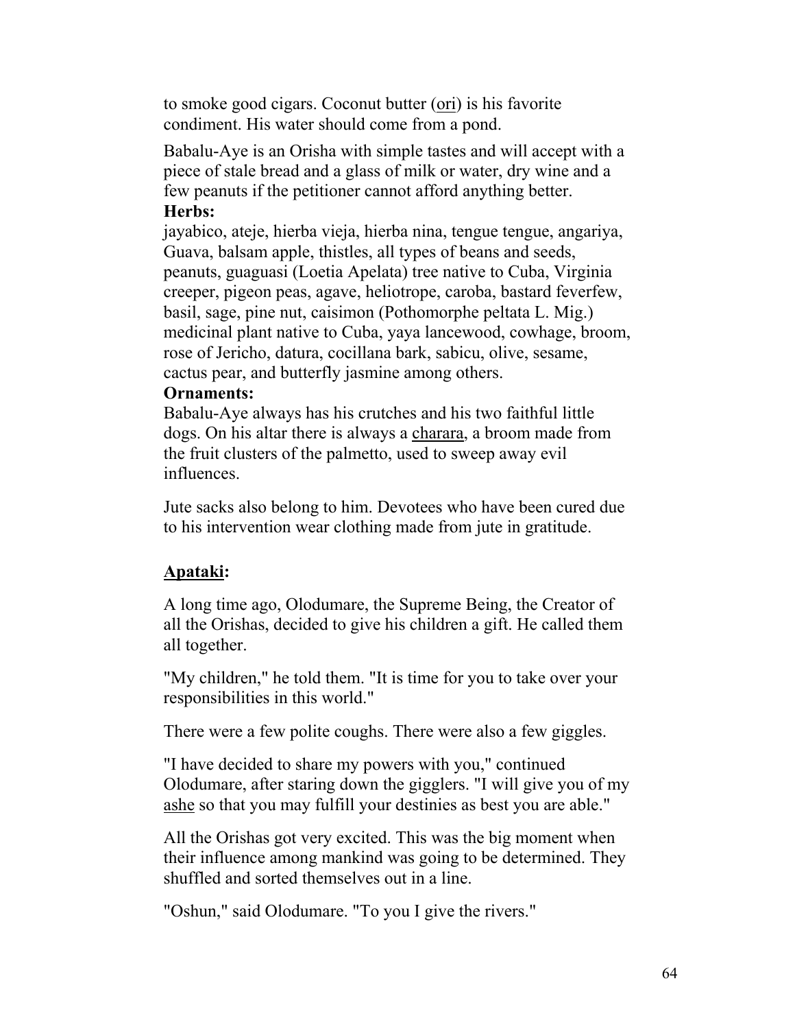to smoke good cigars. Coconut butter (ori) is his favorite condiment. His water should come from a pond.

Babalu-Aye is an Orisha with simple tastes and will accept with a piece of stale bread and a glass of milk or water, dry wine and a few peanuts if the petitioner cannot afford anything better.

**Herbs:**

jayabico, ateje, hierba vieja, hierba nina, tengue tengue, angariya, Guava, balsam apple, thistles, all types of beans and seeds, peanuts, guaguasi (Loetia Apelata) tree native to Cuba, Virginia creeper, pigeon peas, agave, heliotrope, caroba, bastard feverfew, basil, sage, pine nut, caisimon (Pothomorphe peltata L. Mig.) medicinal plant native to Cuba, yaya lancewood, cowhage, broom, rose of Jericho, datura, cocillana bark, sabicu, olive, sesame, cactus pear, and butterfly jasmine among others.

**Ornaments:**

Babalu-Aye always has his crutches and his two faithful little dogs. On his altar there is always a charara, a broom made from the fruit clusters of the palmetto, used to sweep away evil influences.

Jute sacks also belong to him. Devotees who have been cured due to his intervention wear clothing made from jute in gratitude.

**Apataki:**

A long time ago, Olodumare, the Supreme Being, the Creator of all the Orishas, decided to give his children a gift. He called them all together.

"My children," he told them. "It is time for you to take over your responsibilities in this world."

There were a few polite coughs. There were also a few giggles.

"I have decided to share my powers with you," continued Olodumare, after staring down the gigglers. "I will give you of my ashe so that you may fulfill your destinies as best you are able."

All the Orishas got very excited. This was the big moment when their influence among mankind was going to be determined. They shuffled and sorted themselves out in a line.

"Oshun," said Olodumare. "To you I give the rivers."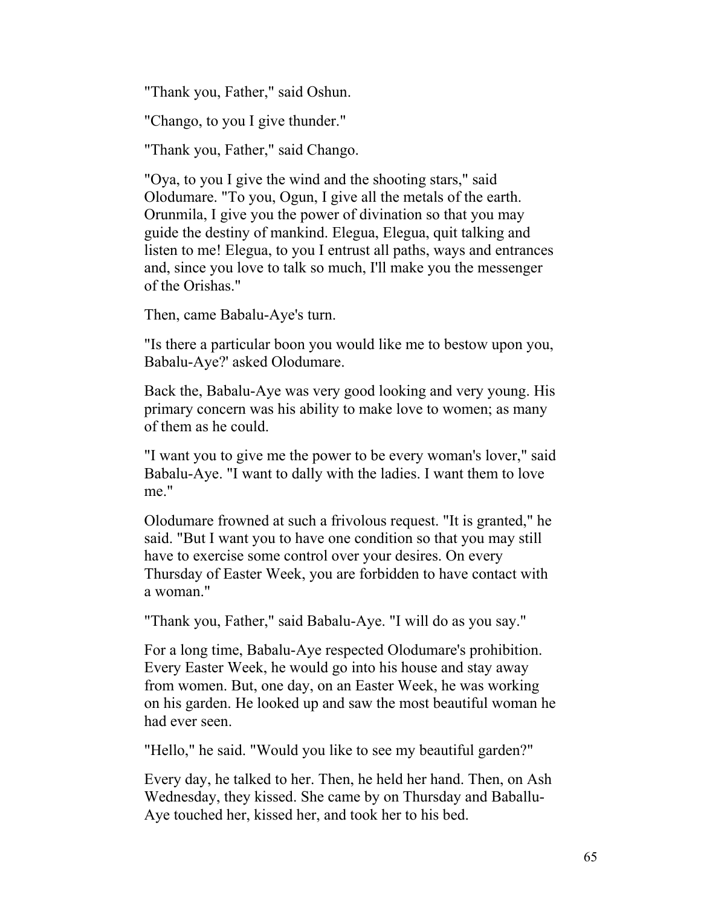"Thank you, Father," said Oshun.

"Chango, to you I give thunder."

"Thank you, Father," said Chango.

"Oya, to you I give the wind and the shooting stars," said Olodumare. "To you, Ogun, I give all the metals of the earth. Orunmila, I give you the power of divination so that you may guide the destiny of mankind. Elegua, Elegua, quit talking and listen to me! Elegua, to you I entrust all paths, ways and entrances and, since you love to talk so much, I'll make you the messenger of the Orishas."

Then, came Babalu-Aye's turn.

"Is there a particular boon you would like me to bestow upon you, Babalu-Aye?' asked Olodumare.

Back the, Babalu-Aye was very good looking and very young. His primary concern was his ability to make love to women; as many of them as he could.

"I want you to give me the power to be every woman's lover," said Babalu-Aye. "I want to dally with the ladies. I want them to love me."

Olodumare frowned at such a frivolous request. "It is granted," he said. "But I want you to have one condition so that you may still have to exercise some control over your desires. On every Thursday of Easter Week, you are forbidden to have contact with a woman."

"Thank you, Father," said Babalu-Aye. "I will do as you say."

For a long time, Babalu-Aye respected Olodumare's prohibition. Every Easter Week, he would go into his house and stay away from women. But, one day, on an Easter Week, he was working on his garden. He looked up and saw the most beautiful woman he had ever seen.

"Hello," he said. "Would you like to see my beautiful garden?"

Every day, he talked to her. Then, he held her hand. Then, on Ash Wednesday, they kissed. She came by on Thursday and Baballu-Aye touched her, kissed her, and took her to his bed.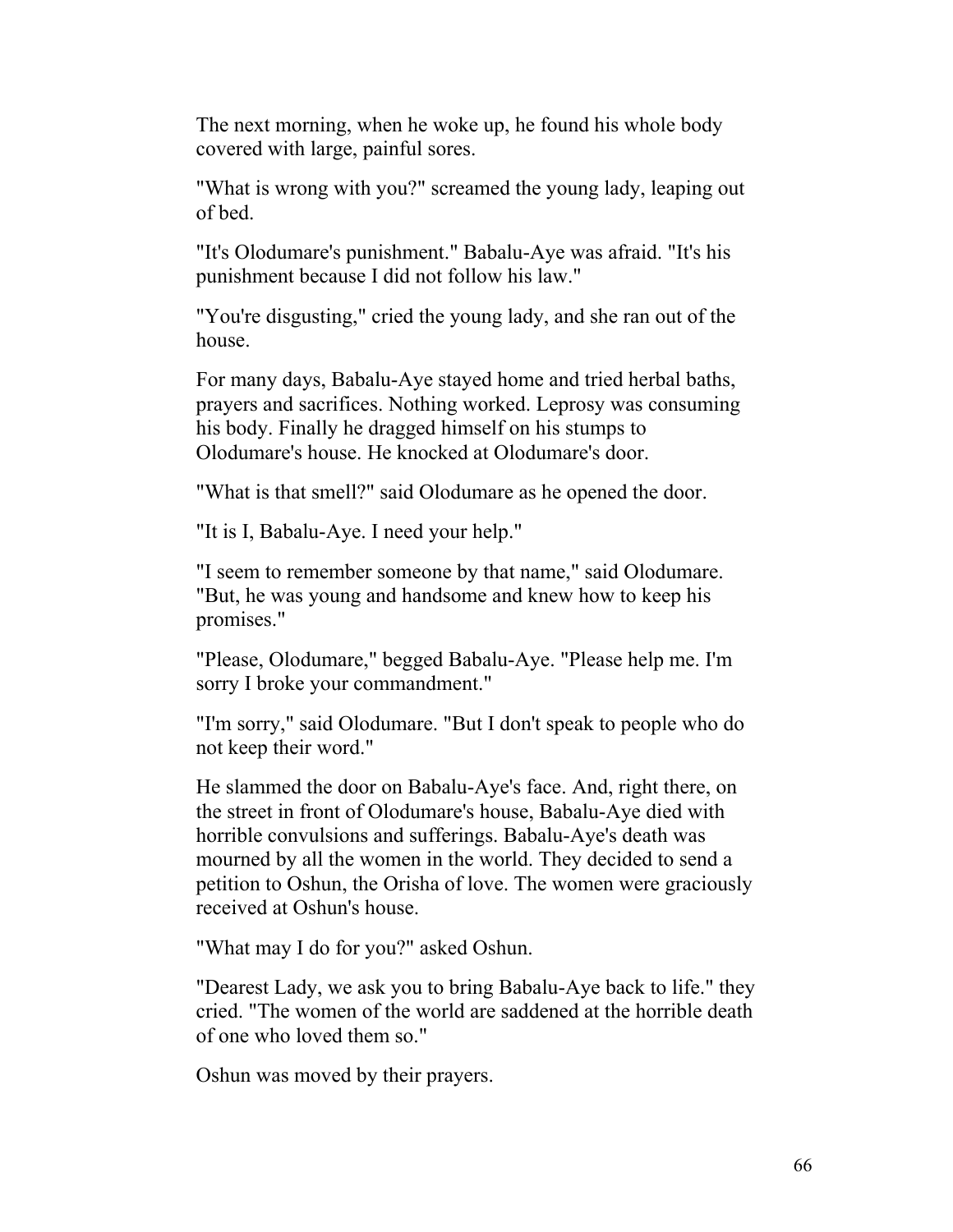The next morning, when he woke up, he found his whole body covered with large, painful sores.

"What is wrong with you?" screamed the young lady, leaping out of bed.

"It's Olodumare's punishment." Babalu-Aye was afraid. "It's his punishment because I did not follow his law."

"You're disgusting," cried the young lady, and she ran out of the house.

For many days, Babalu-Aye stayed home and tried herbal baths, prayers and sacrifices. Nothing worked. Leprosy was consuming his body. Finally he dragged himself on his stumps to Olodumare's house. He knocked at Olodumare's door.

"What is that smell?" said Olodumare as he opened the door.

"It is I, Babalu-Aye. I need your help."

"I seem to remember someone by that name," said Olodumare. "But, he was young and handsome and knew how to keep his promises."

"Please, Olodumare," begged Babalu-Aye. "Please help me. I'm sorry I broke your commandment."

"I'm sorry," said Olodumare. "But I don't speak to people who do not keep their word."

He slammed the door on Babalu-Aye's face. And, right there, on the street in front of Olodumare's house, Babalu-Aye died with horrible convulsions and sufferings. Babalu-Aye's death was mourned by all the women in the world. They decided to send a petition to Oshun, the Orisha of love. The women were graciously received at Oshun's house.

"What may I do for you?" asked Oshun.

"Dearest Lady, we ask you to bring Babalu-Aye back to life." they cried. "The women of the world are saddened at the horrible death of one who loved them so."

Oshun was moved by their prayers.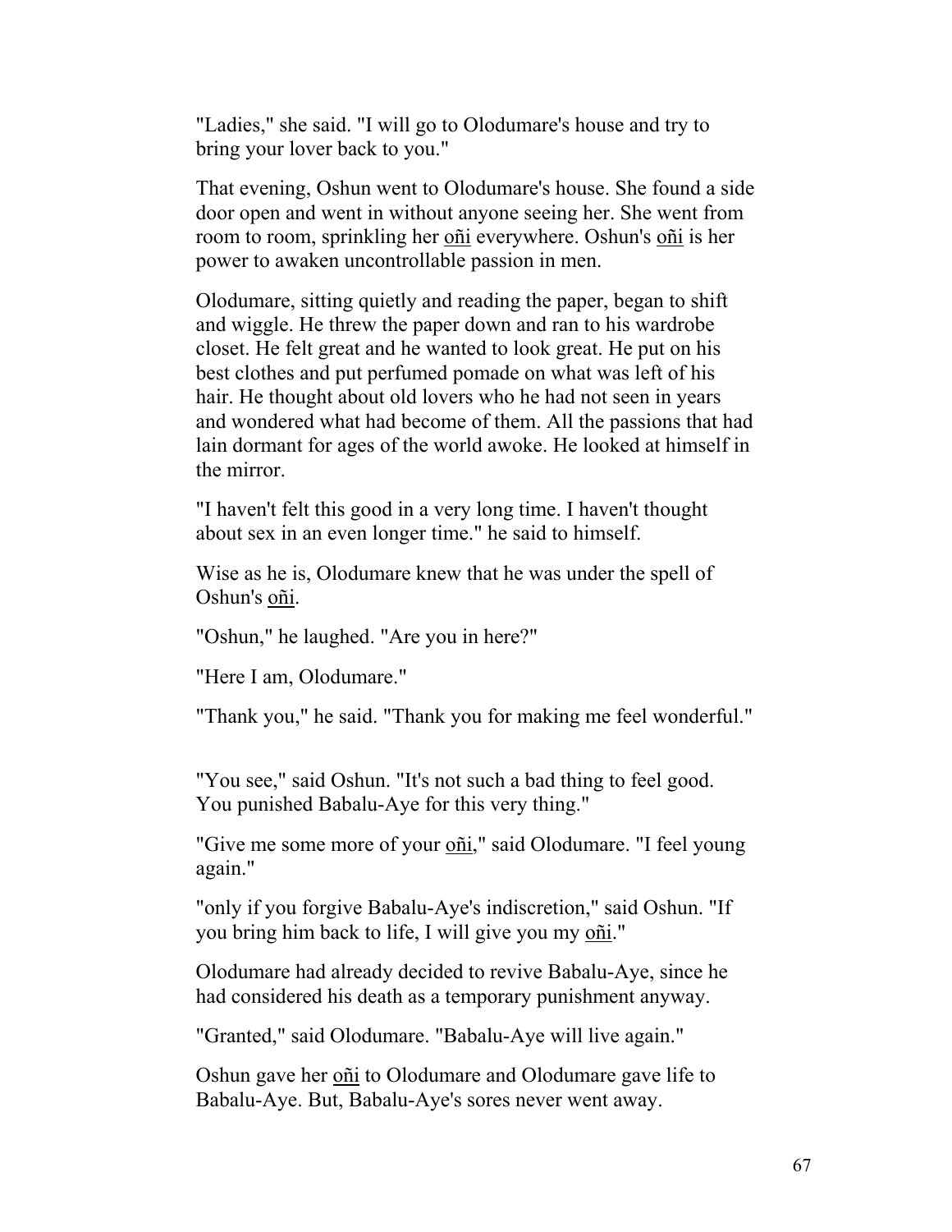"Ladies," she said. "I will go to Olodumare's house and try to bring your lover back to you."

That evening, Oshun went to Olodumare's house. She found a side door open and went in without anyone seeing her. She went from room to room, sprinkling her <u>oñi</u> everywhere. Oshun's <u>oñi</u> is her power to awaken uncontrollable passion in men.

Olodumare, sitting quietly and reading the paper, began to shift and wiggle. He threw the paper down and ran to his wardrobe closet. He felt great and he wanted to look great. He put on his best clothes and put perfumed pomade on what was left of his hair. He thought about old lovers who he had not seen in years and wondered what had become of them. All the passions that had lain dormant for ages of the world awoke. He looked at himself in the mirror.

"I haven't felt this good in a very long time. I haven't thought about sex in an even longer time." he said to himself.

Wise as he is, Olodumare knew that he was under the spell of Oshun's <u>oñi</u>.

"Oshun," he laughed. "Are you in here?"

"Here I am, Olodumare."

"Thank you," he said. "Thank you for making me feel wonderful."

"You see," said Oshun. "It's not such a bad thing to feel good. You punished Babalu-Aye for this very thing."

"Give me some more of your <u>oñi</u>," said Olodumare. "I feel young again."

"only if you forgive Babalu-Aye's indiscretion," said Oshun. "If you bring him back to life, I will give you my <u>oñi</u>."

Olodumare had already decided to revive Babalu-Aye, since he had considered his death as a temporary punishment anyway.

"Granted," said Olodumare. "Babalu-Aye will live again."

Oshun gave her <u>oñi</u> to Olodumare and Olodumare gave life to Babalu-Aye. But, Babalu-Aye's sores never went away.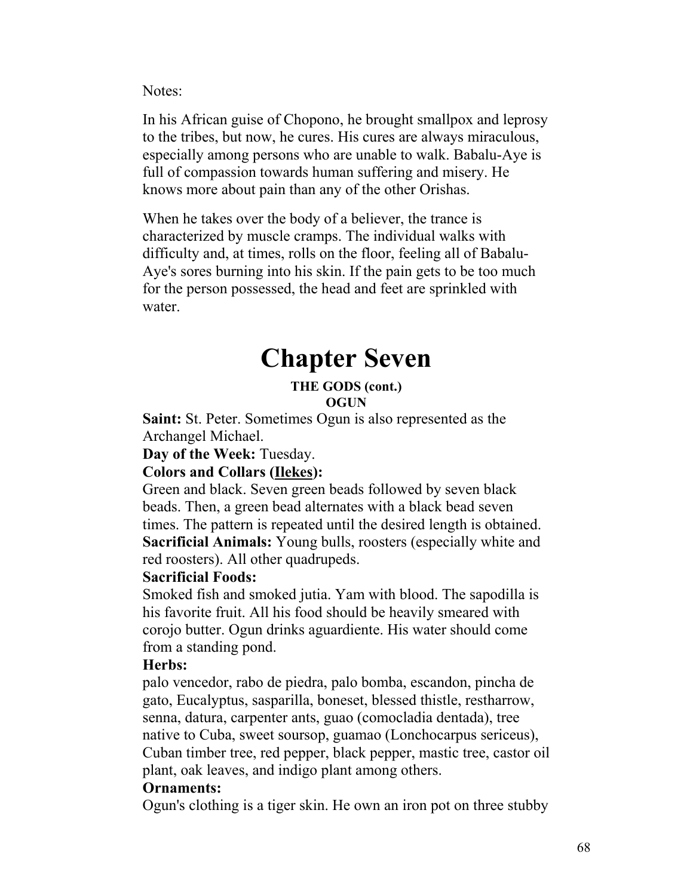Notes:

In his African guise of Chopono, he brought smallpox and leprosy to the tribes, but now, he cures. His cures are always miraculous, especially among persons who are unable to walk. Babalu-Aye is full of compassion towards human suffering and misery. He knows more about pain than any of the other Orishas.

When he takes over the body of a believer, the trance is characterized by muscle cramps. The individual walks with difficulty and, at times, rolls on the floor, feeling all of Babalu-Aye's sores burning into his skin. If the pain gets to be too much for the person possessed, the head and feet are sprinkled with water.

# Chapter Seven

### THE GODS (cont.)
### OGUN

**Saint:** St. Peter. Sometimes Ogun is also represented as the Archangel Michael.

**Day of the Week:** Tuesday.

**Colors and Collars (<u>Ilekes</u>):**

Green and black. Seven green beads followed by seven black beads. Then, a green bead alternates with a black bead seven times. The pattern is repeated until the desired length is obtained.

**Sacrificial Animals:** Young bulls, roosters (especially white and red roosters). All other quadrupeds.

**Sacrificial Foods:**

Smoked fish and smoked jutia. Yam with blood. The sapodilla is his favorite fruit. All his food should be heavily smeared with corojo butter. Ogun drinks aguardiente. His water should come from a standing pond.

**Herbs:**

palo vencedor, rabo de piedra, palo bomba, escandon, pincha de gato, Eucalyptus, sasparilla, boneset, blessed thistle, restharrow, senna, datura, carpenter ants, guao (comocladia dentada), tree native to Cuba, sweet soursop, guamao (Lonchocarpus sericeus), Cuban timber tree, red pepper, black pepper, mastic tree, castor oil plant, oak leaves, and indigo plant among others.

**Ornaments:**

Ogun's clothing is a tiger skin. He own an iron pot on three stubby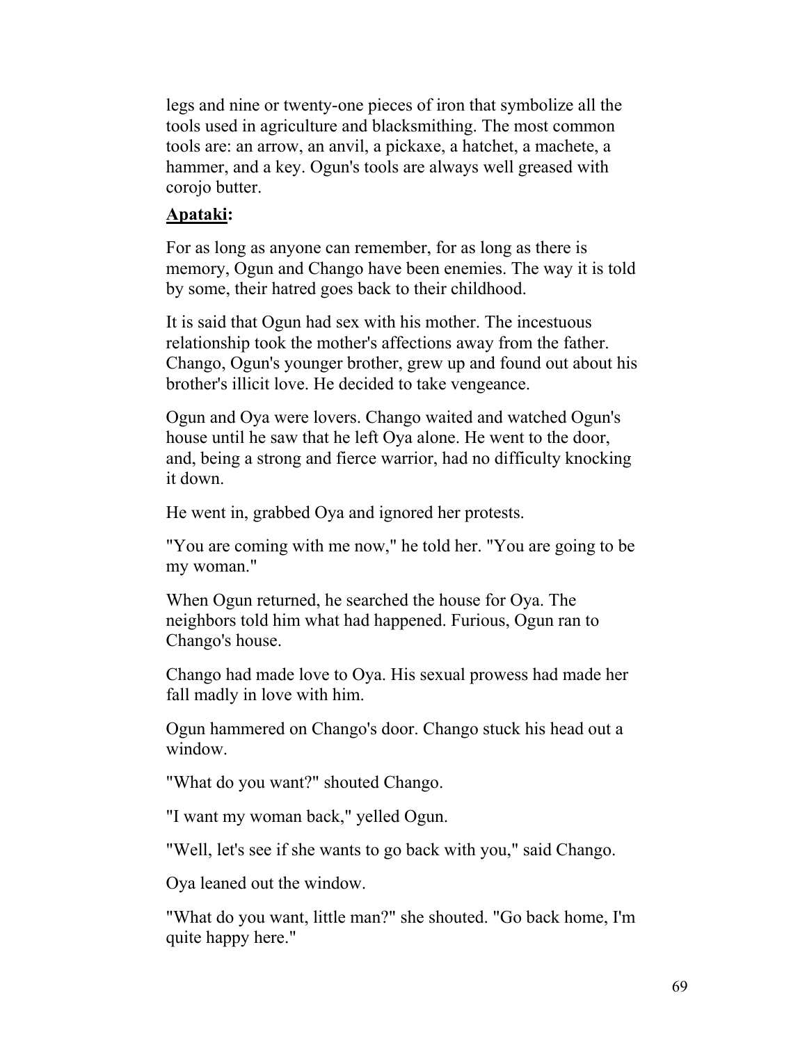legs and nine or twenty-one pieces of iron that symbolize all the tools used in agriculture and blacksmithing. The most common tools are: an arrow, an anvil, a pickaxe, a hatchet, a machete, a hammer, and a key. Ogun's tools are always well greased with corojo butter.

**Apataki:**

For as long as anyone can remember, for as long as there is memory, Ogun and Chango have been enemies. The way it is told by some, their hatred goes back to their childhood.

It is said that Ogun had sex with his mother. The incestuous relationship took the mother's affections away from the father. Chango, Ogun's younger brother, grew up and found out about his brother's illicit love. He decided to take vengeance.

Ogun and Oya were lovers. Chango waited and watched Ogun's house until he saw that he left Oya alone. He went to the door, and, being a strong and fierce warrior, had no difficulty knocking it down.

He went in, grabbed Oya and ignored her protests.

"You are coming with me now," he told her. "You are going to be my woman."

When Ogun returned, he searched the house for Oya. The neighbors told him what had happened. Furious, Ogun ran to Chango's house.

Chango had made love to Oya. His sexual prowess had made her fall madly in love with him.

Ogun hammered on Chango's door. Chango stuck his head out a window.

"What do you want?" shouted Chango.

"I want my woman back," yelled Ogun.

"Well, let's see if she wants to go back with you," said Chango.

Oya leaned out the window.

"What do you want, little man?" she shouted. "Go back home, I'm quite happy here."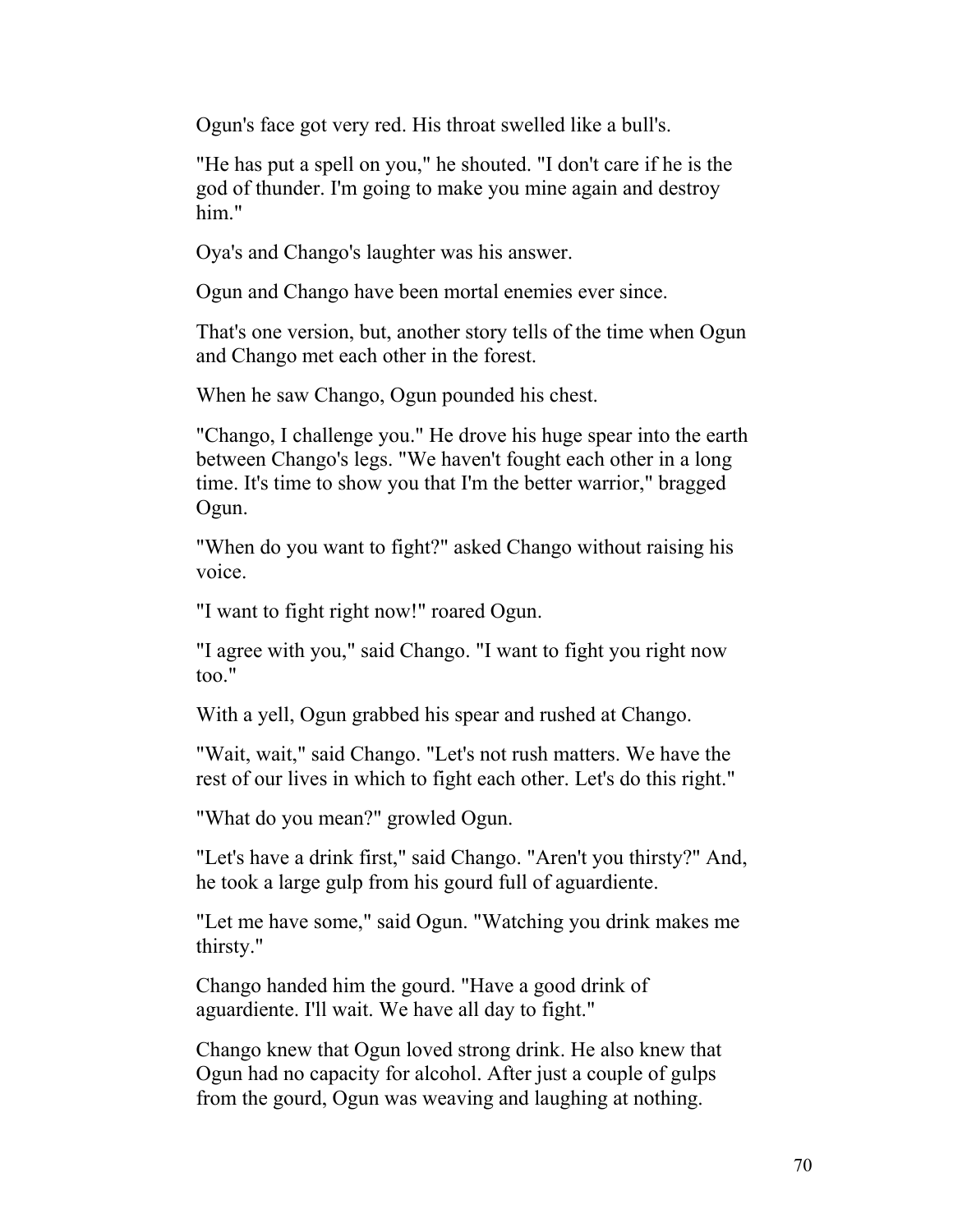Ogun's face got very red. His throat swelled like a bull's.

"He has put a spell on you," he shouted. "I don't care if he is the god of thunder. I'm going to make you mine again and destroy him."

Oya's and Chango's laughter was his answer.

Ogun and Chango have been mortal enemies ever since.

That's one version, but, another story tells of the time when Ogun and Chango met each other in the forest.

When he saw Chango, Ogun pounded his chest.

"Chango, I challenge you." He drove his huge spear into the earth between Chango's legs. "We haven't fought each other in a long time. It's time to show you that I'm the better warrior," bragged Ogun.

"When do you want to fight?" asked Chango without raising his voice.

"I want to fight right now!" roared Ogun.

"I agree with you," said Chango. "I want to fight you right now too."

With a yell, Ogun grabbed his spear and rushed at Chango.

"Wait, wait," said Chango. "Let's not rush matters. We have the rest of our lives in which to fight each other. Let's do this right."

"What do you mean?" growled Ogun.

"Let's have a drink first," said Chango. "Aren't you thirsty?" And, he took a large gulp from his gourd full of aguardiente.

"Let me have some," said Ogun. "Watching you drink makes me thirsty."

Chango handed him the gourd. "Have a good drink of aguardiente. I'll wait. We have all day to fight."

Chango knew that Ogun loved strong drink. He also knew that Ogun had no capacity for alcohol. After just a couple of gulps from the gourd, Ogun was weaving and laughing at nothing.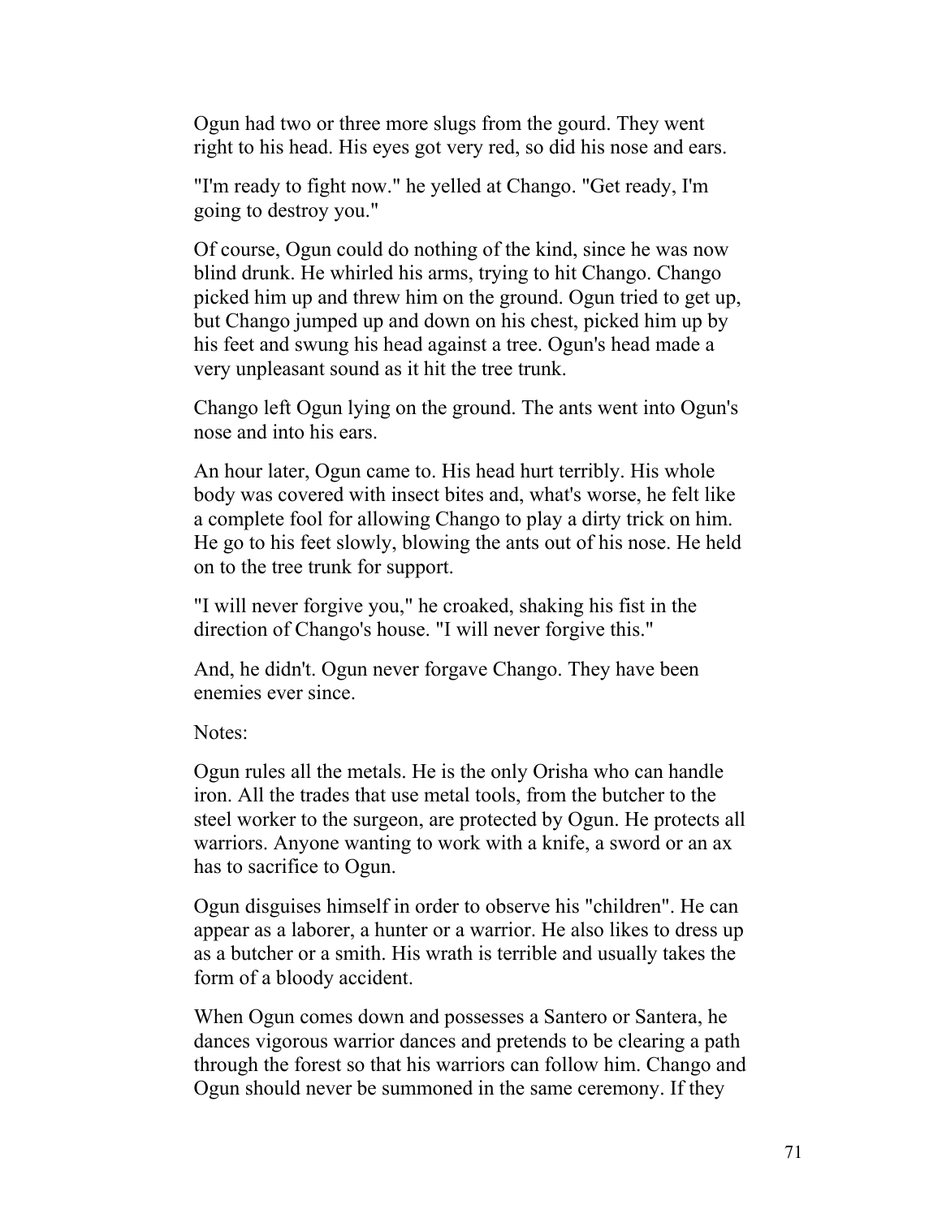Ogun had two or three more slugs from the gourd. They went right to his head. His eyes got very red, so did his nose and ears.

"I'm ready to fight now." he yelled at Chango. "Get ready, I'm going to destroy you."

Of course, Ogun could do nothing of the kind, since he was now blind drunk. He whirled his arms, trying to hit Chango. Chango picked him up and threw him on the ground. Ogun tried to get up, but Chango jumped up and down on his chest, picked him up by his feet and swung his head against a tree. Ogun's head made a very unpleasant sound as it hit the tree trunk.

Chango left Ogun lying on the ground. The ants went into Ogun's nose and into his ears.

An hour later, Ogun came to. His head hurt terribly. His whole body was covered with insect bites and, what's worse, he felt like a complete fool for allowing Chango to play a dirty trick on him. He go to his feet slowly, blowing the ants out of his nose. He held on to the tree trunk for support.

"I will never forgive you," he croaked, shaking his fist in the direction of Chango's house. "I will never forgive this."

And, he didn't. Ogun never forgave Chango. They have been enemies ever since.

Notes:

Ogun rules all the metals. He is the only Orisha who can handle iron. All the trades that use metal tools, from the butcher to the steel worker to the surgeon, are protected by Ogun. He protects all warriors. Anyone wanting to work with a knife, a sword or an ax has to sacrifice to Ogun.

Ogun disguises himself in order to observe his "children". He can appear as a laborer, a hunter or a warrior. He also likes to dress up as a butcher or a smith. His wrath is terrible and usually takes the form of a bloody accident.

When Ogun comes down and possesses a Santero or Santera, he dances vigorous warrior dances and pretends to be clearing a path through the forest so that his warriors can follow him. Chango and Ogun should never be summoned in the same ceremony. If they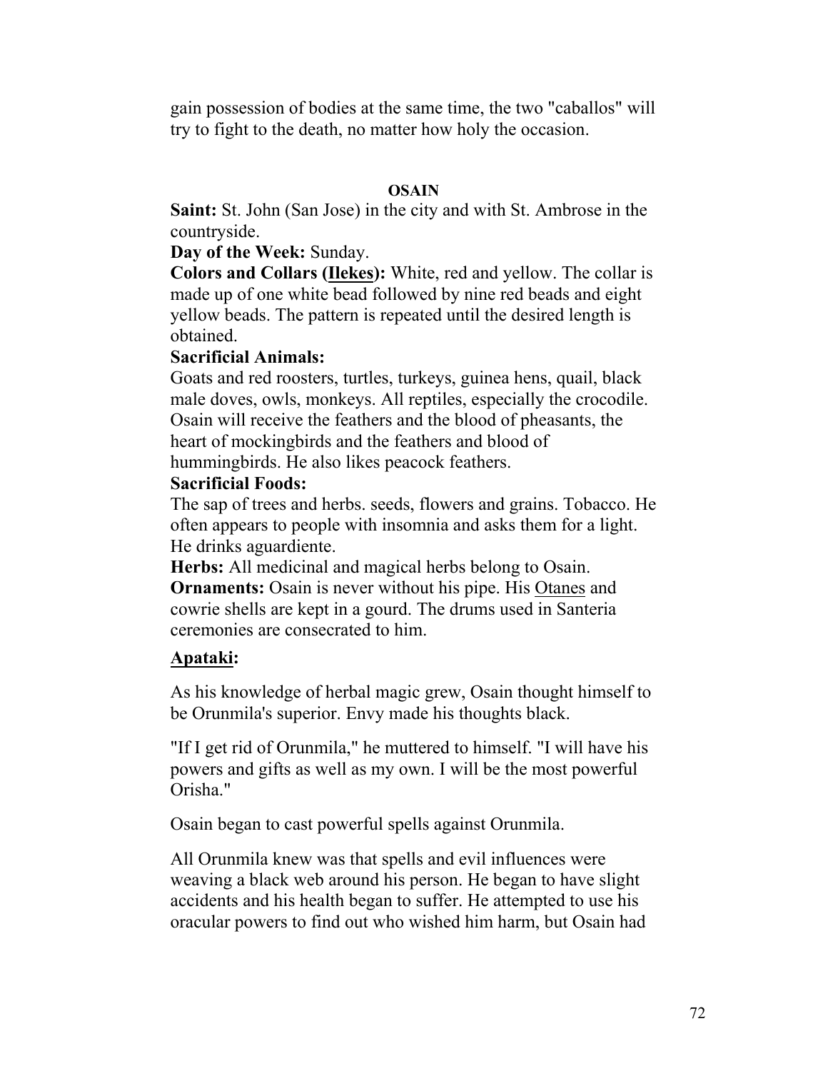gain possession of bodies at the same time, the two "caballos" will try to fight to the death, no matter how holy the occasion.

## OSAIN

**Saint:** St. John (San Jose) in the city and with St. Ambrose in the countryside.

**Day of the Week:** Sunday.

**Colors and Collars (Ilekes):** White, red and yellow. The collar is made up of one white bead followed by nine red beads and eight yellow beads. The pattern is repeated until the desired length is obtained.

**Sacrificial Animals:**

Goats and red roosters, turtles, turkeys, guinea hens, quail, black male doves, owls, monkeys. All reptiles, especially the crocodile. Osain will receive the feathers and the blood of pheasants, the heart of mockingbirds and the feathers and blood of hummingbirds. He also likes peacock feathers.

**Sacrificial Foods:**

The sap of trees and herbs. seeds, flowers and grains. Tobacco. He often appears to people with insomnia and asks them for a light. He drinks aguardiente.

**Herbs:** All medicinal and magical herbs belong to Osain.

**Ornaments:** Osain is never without his pipe. His Otanes and cowrie shells are kept in a gourd. The drums used in Santeria ceremonies are consecrated to him.

**Apataki:**

As his knowledge of herbal magic grew, Osain thought himself to be Orunmila's superior. Envy made his thoughts black.

"If I get rid of Orunmila," he muttered to himself. "I will have his powers and gifts as well as my own. I will be the most powerful Orisha."

Osain began to cast powerful spells against Orunmila.

All Orunmila knew was that spells and evil influences were weaving a black web around his person. He began to have slight accidents and his health began to suffer. He attempted to use his oracular powers to find out who wished him harm, but Osain had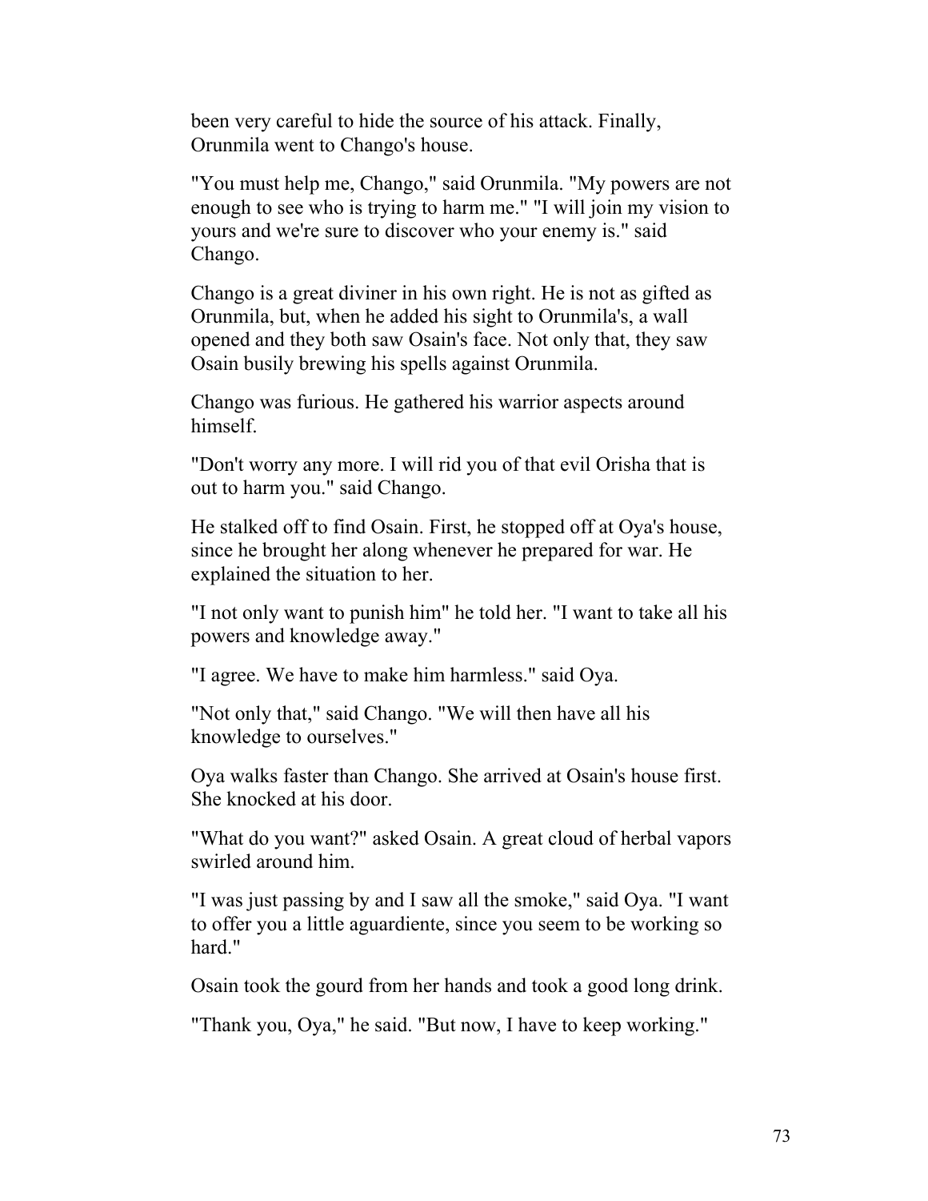been very careful to hide the source of his attack. Finally, Orunmila went to Chango's house.

"You must help me, Chango," said Orunmila. "My powers are not enough to see who is trying to harm me." "I will join my vision to yours and we're sure to discover who your enemy is." said Chango.

Chango is a great diviner in his own right. He is not as gifted as Orunmila, but, when he added his sight to Orunmila's, a wall opened and they both saw Osain's face. Not only that, they saw Osain busily brewing his spells against Orunmila.

Chango was furious. He gathered his warrior aspects around himself.

"Don't worry any more. I will rid you of that evil Orisha that is out to harm you." said Chango.

He stalked off to find Osain. First, he stopped off at Oya's house, since he brought her along whenever he prepared for war. He explained the situation to her.

"I not only want to punish him" he told her. "I want to take all his powers and knowledge away."

"I agree. We have to make him harmless." said Oya.

"Not only that," said Chango. "We will then have all his knowledge to ourselves."

Oya walks faster than Chango. She arrived at Osain's house first. She knocked at his door.

"What do you want?" asked Osain. A great cloud of herbal vapors swirled around him.

"I was just passing by and I saw all the smoke," said Oya. "I want to offer you a little aguardiente, since you seem to be working so hard."

Osain took the gourd from her hands and took a good long drink.

"Thank you, Oya," he said. "But now, I have to keep working."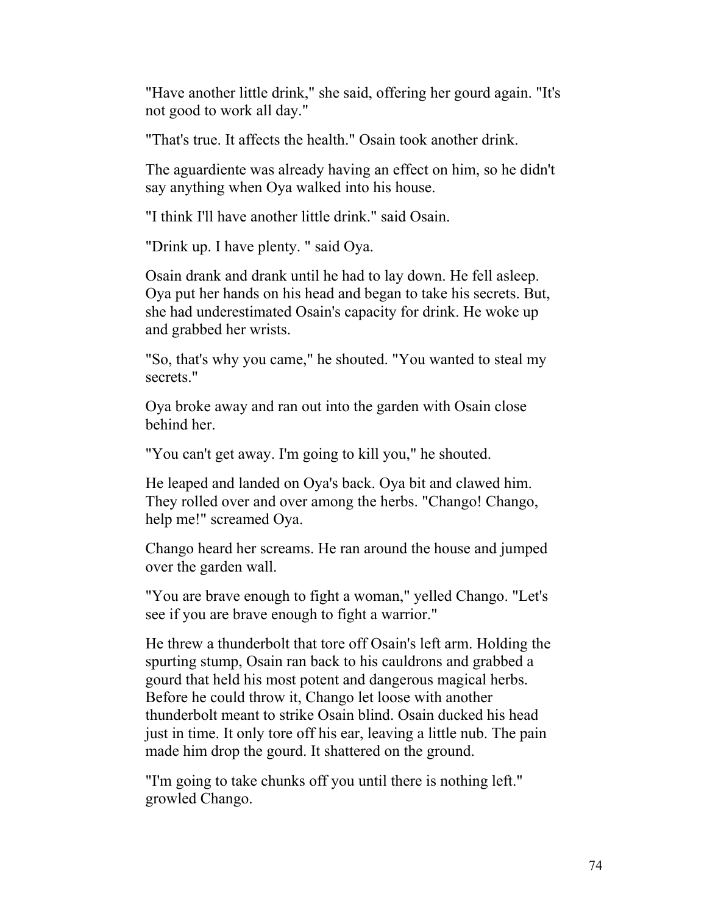"Have another little drink," she said, offering her gourd again. "It's not good to work all day."

"That's true. It affects the health." Osain took another drink.

The aguardiente was already having an effect on him, so he didn't say anything when Oya walked into his house.

"I think I'll have another little drink." said Osain.

"Drink up. I have plenty. " said Oya.

Osain drank and drank until he had to lay down. He fell asleep. Oya put her hands on his head and began to take his secrets. But, she had underestimated Osain's capacity for drink. He woke up and grabbed her wrists.

"So, that's why you came," he shouted. "You wanted to steal my secrets."

Oya broke away and ran out into the garden with Osain close behind her.

"You can't get away. I'm going to kill you," he shouted.

He leaped and landed on Oya's back. Oya bit and clawed him. They rolled over and over among the herbs. "Chango! Chango, help me!" screamed Oya.

Chango heard her screams. He ran around the house and jumped over the garden wall.

"You are brave enough to fight a woman," yelled Chango. "Let's see if you are brave enough to fight a warrior."

He threw a thunderbolt that tore off Osain's left arm. Holding the spurting stump, Osain ran back to his cauldrons and grabbed a gourd that held his most potent and dangerous magical herbs. Before he could throw it, Chango let loose with another thunderbolt meant to strike Osain blind. Osain ducked his head just in time. It only tore off his ear, leaving a little nub. The pain made him drop the gourd. It shattered on the ground.

"I'm going to take chunks off you until there is nothing left." growled Chango.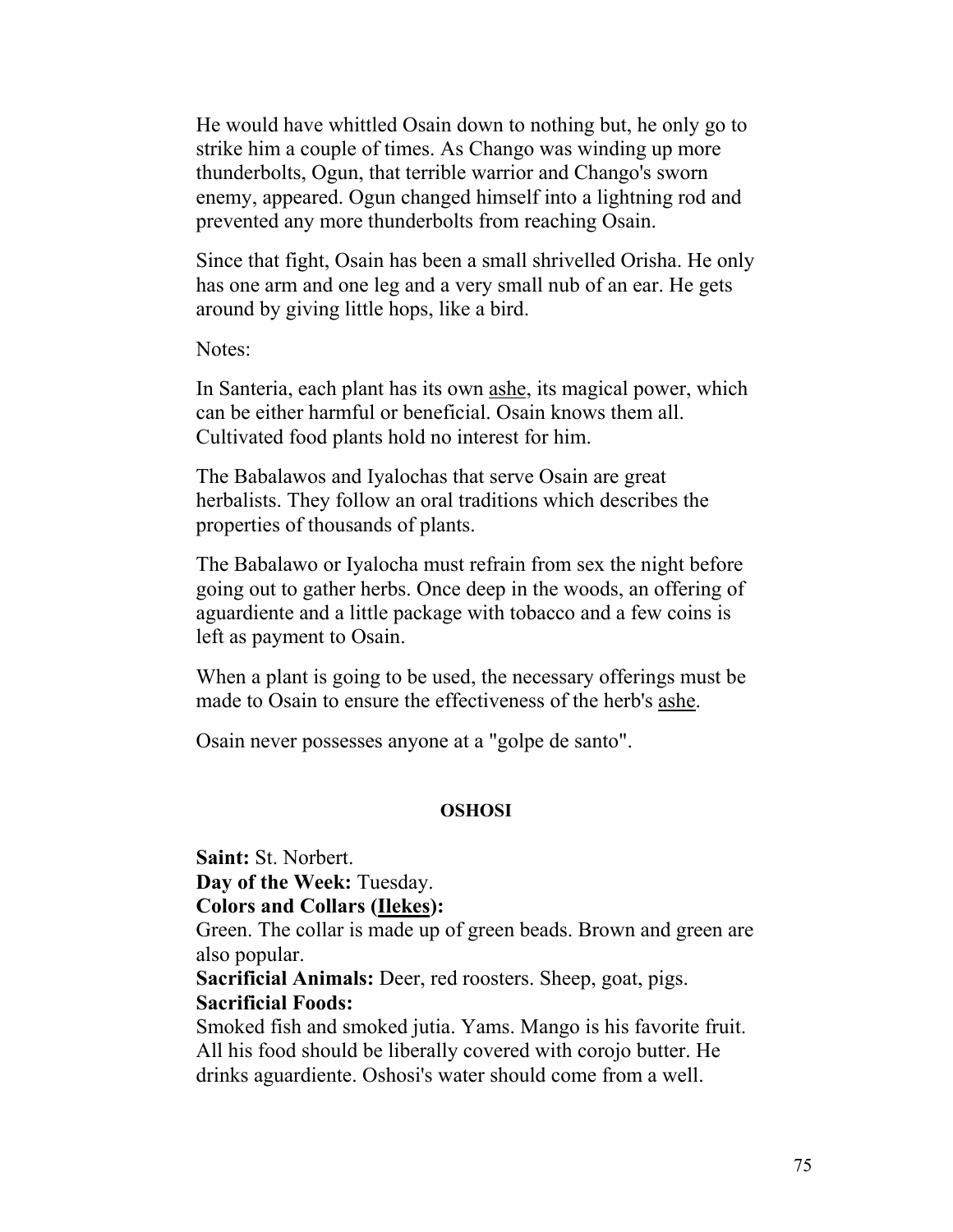He would have whittled Osain down to nothing but, he only go to strike him a couple of times. As Chango was winding up more thunderbolts, Ogun, that terrible warrior and Chango's sworn enemy, appeared. Ogun changed himself into a lightning rod and prevented any more thunderbolts from reaching Osain.

Since that fight, Osain has been a small shrivelled Orisha. He only has one arm and one leg and a very small nub of an ear. He gets around by giving little hops, like a bird.

Notes:

In Santeria, each plant has its own ashe, its magical power, which can be either harmful or beneficial. Osain knows them all. Cultivated food plants hold no interest for him.

The Babalawos and Iyalochas that serve Osain are great herbalists. They follow an oral traditions which describes the properties of thousands of plants.

The Babalawo or Iyalocha must refrain from sex the night before going out to gather herbs. Once deep in the woods, an offering of aguardiente and a little package with tobacco and a few coins is left as payment to Osain.

When a plant is going to be used, the necessary offerings must be made to Osain to ensure the effectiveness of the herb's ashe.

Osain never possesses anyone at a "golpe de santo".

## OSHOSI

**Saint:** St. Norbert.
**Day of the Week:** Tuesday.
**Colors and Collars (Ilekes):**
Green. The collar is made up of green beads. Brown and green are also popular.
**Sacrificial Animals:** Deer, red roosters. Sheep, goat, pigs.
**Sacrificial Foods:**
Smoked fish and smoked jutia. Yams. Mango is his favorite fruit. All his food should be liberally covered with corojo butter. He drinks aguardiente. Oshosi's water should come from a well.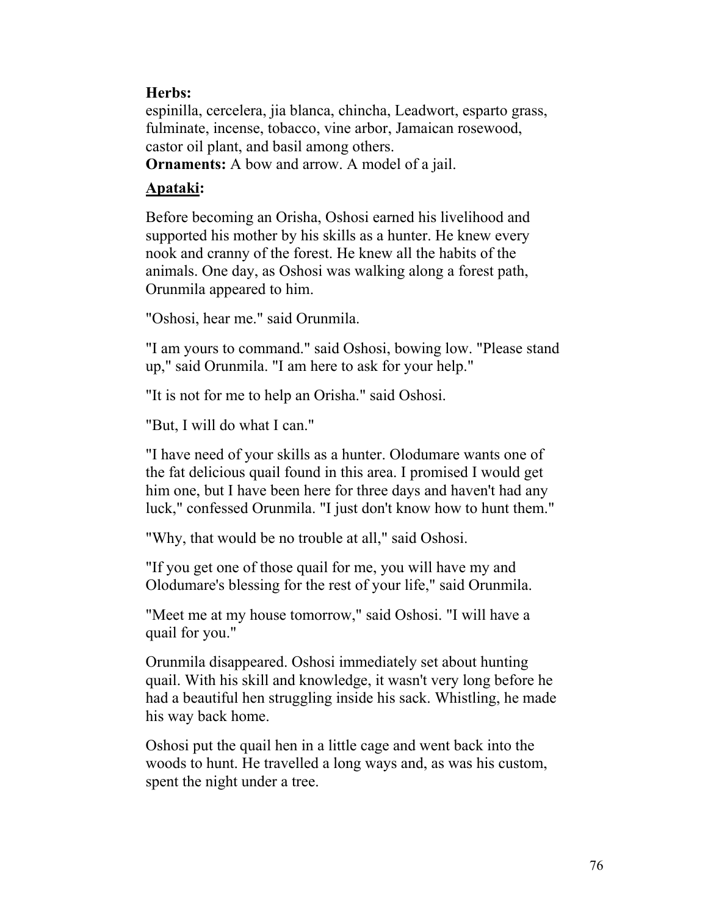**Herbs:**
espinilla, cercelera, jia blanca, chincha, Leadwort, esparto grass, fulminate, incense, tobacco, vine arbor, Jamaican rosewood, castor oil plant, and basil among others.
**Ornaments:** A bow and arrow. A model of a jail.

**Apataki:**

Before becoming an Orisha, Oshosi earned his livelihood and supported his mother by his skills as a hunter. He knew every nook and cranny of the forest. He knew all the habits of the animals. One day, as Oshosi was walking along a forest path, Orunmila appeared to him.

"Oshosi, hear me." said Orunmila.

"I am yours to command." said Oshosi, bowing low. "Please stand up," said Orunmila. "I am here to ask for your help."

"It is not for me to help an Orisha." said Oshosi.

"But, I will do what I can."

"I have need of your skills as a hunter. Olodumare wants one of the fat delicious quail found in this area. I promised I would get him one, but I have been here for three days and haven't had any luck," confessed Orunmila. "I just don't know how to hunt them."

"Why, that would be no trouble at all," said Oshosi.

"If you get one of those quail for me, you will have my and Olodumare's blessing for the rest of your life," said Orunmila.

"Meet me at my house tomorrow," said Oshosi. "I will have a quail for you."

Orunmila disappeared. Oshosi immediately set about hunting quail. With his skill and knowledge, it wasn't very long before he had a beautiful hen struggling inside his sack. Whistling, he made his way back home.

Oshosi put the quail hen in a little cage and went back into the woods to hunt. He travelled a long ways and, as was his custom, spent the night under a tree.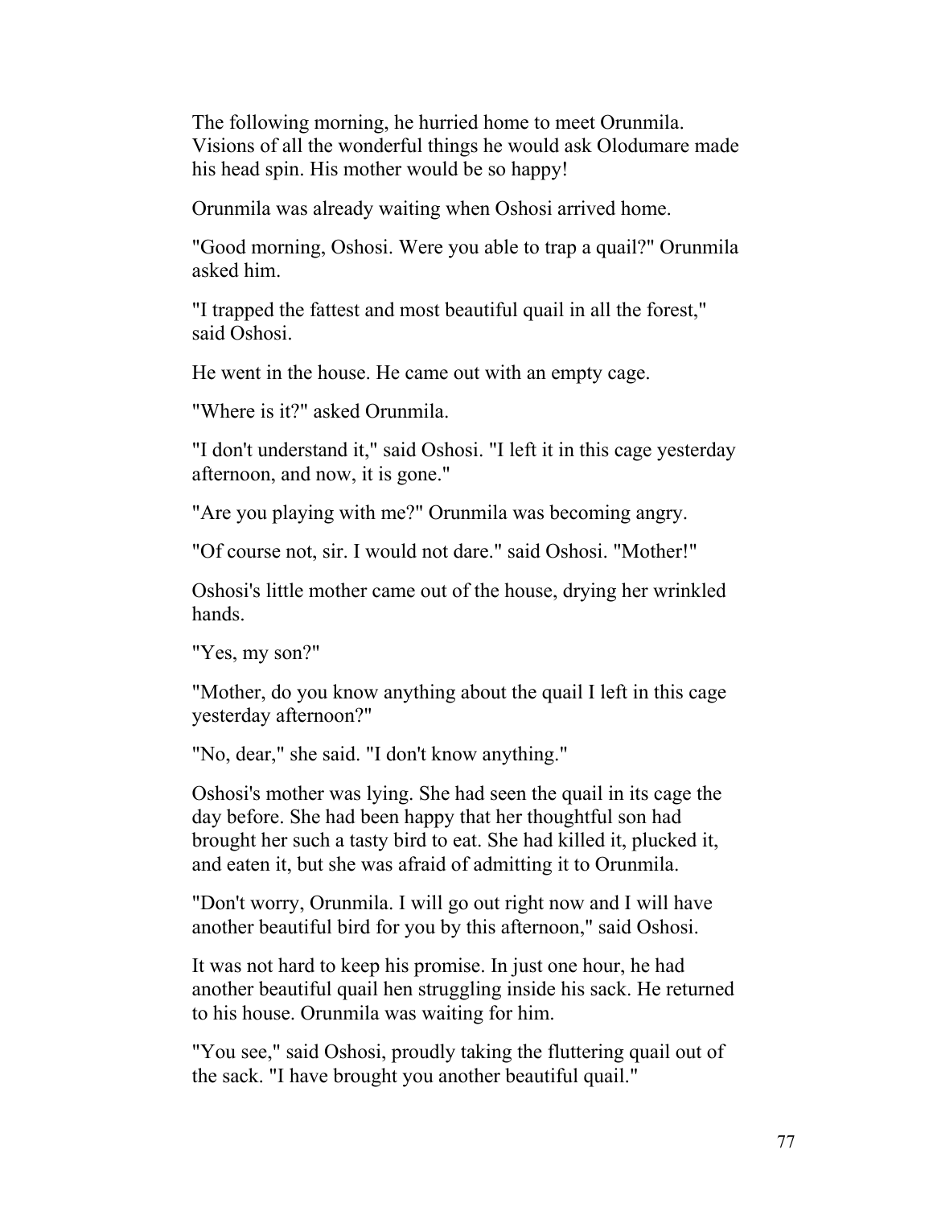The following morning, he hurried home to meet Orunmila. Visions of all the wonderful things he would ask Olodumare made his head spin. His mother would be so happy!

Orunmila was already waiting when Oshosi arrived home.

"Good morning, Oshosi. Were you able to trap a quail?" Orunmila asked him.

"I trapped the fattest and most beautiful quail in all the forest," said Oshosi.

He went in the house. He came out with an empty cage.

"Where is it?" asked Orunmila.

"I don't understand it," said Oshosi. "I left it in this cage yesterday afternoon, and now, it is gone."

"Are you playing with me?" Orunmila was becoming angry.

"Of course not, sir. I would not dare." said Oshosi. "Mother!"

Oshosi's little mother came out of the house, drying her wrinkled hands.

"Yes, my son?"

"Mother, do you know anything about the quail I left in this cage yesterday afternoon?"

"No, dear," she said. "I don't know anything."

Oshosi's mother was lying. She had seen the quail in its cage the day before. She had been happy that her thoughtful son had brought her such a tasty bird to eat. She had killed it, plucked it, and eaten it, but she was afraid of admitting it to Orunmila.

"Don't worry, Orunmila. I will go out right now and I will have another beautiful bird for you this afternoon," said Oshosi.

It was not hard to keep his promise. In just one hour, he had another beautiful quail hen struggling inside his sack. He returned to his house. Orunmila was waiting for him.

"You see," said Oshosi, proudly taking the fluttering quail out of the sack. "I have brought you another beautiful quail."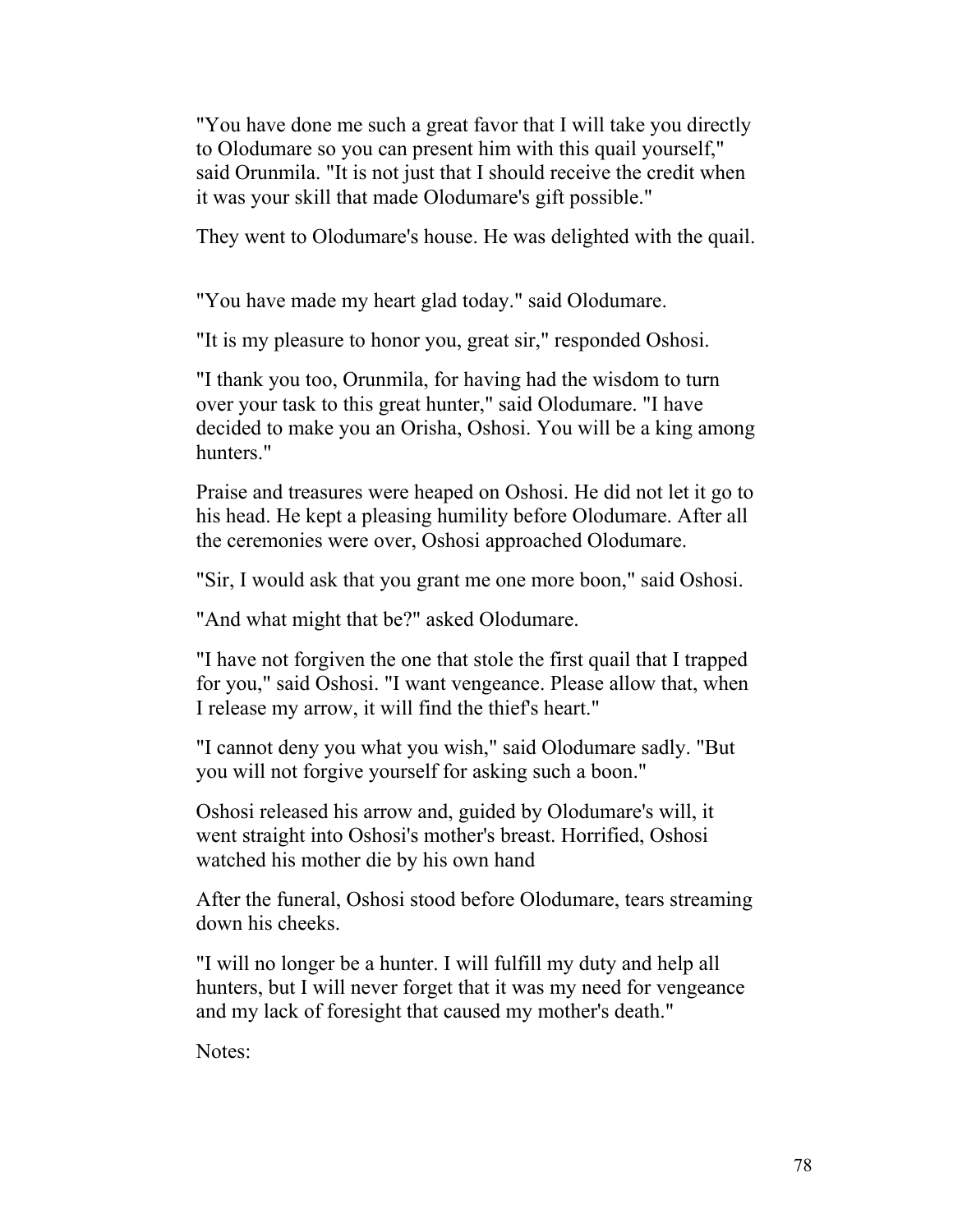"You have done me such a great favor that I will take you directly to Olodumare so you can present him with this quail yourself," said Orunmila. "It is not just that I should receive the credit when it was your skill that made Olodumare's gift possible."

They went to Olodumare's house. He was delighted with the quail.

"You have made my heart glad today." said Olodumare.

"It is my pleasure to honor you, great sir," responded Oshosi.

"I thank you too, Orunmila, for having had the wisdom to turn over your task to this great hunter," said Olodumare. "I have decided to make you an Orisha, Oshosi. You will be a king among hunters."

Praise and treasures were heaped on Oshosi. He did not let it go to his head. He kept a pleasing humility before Olodumare. After all the ceremonies were over, Oshosi approached Olodumare.

"Sir, I would ask that you grant me one more boon," said Oshosi.

"And what might that be?" asked Olodumare.

"I have not forgiven the one that stole the first quail that I trapped for you," said Oshosi. "I want vengeance. Please allow that, when I release my arrow, it will find the thief's heart."

"I cannot deny you what you wish," said Olodumare sadly. "But you will not forgive yourself for asking such a boon."

Oshosi released his arrow and, guided by Olodumare's will, it went straight into Oshosi's mother's breast. Horrified, Oshosi watched his mother die by his own hand

After the funeral, Oshosi stood before Olodumare, tears streaming down his cheeks.

"I will no longer be a hunter. I will fulfill my duty and help all hunters, but I will never forget that it was my need for vengeance and my lack of foresight that caused my mother's death."

Notes: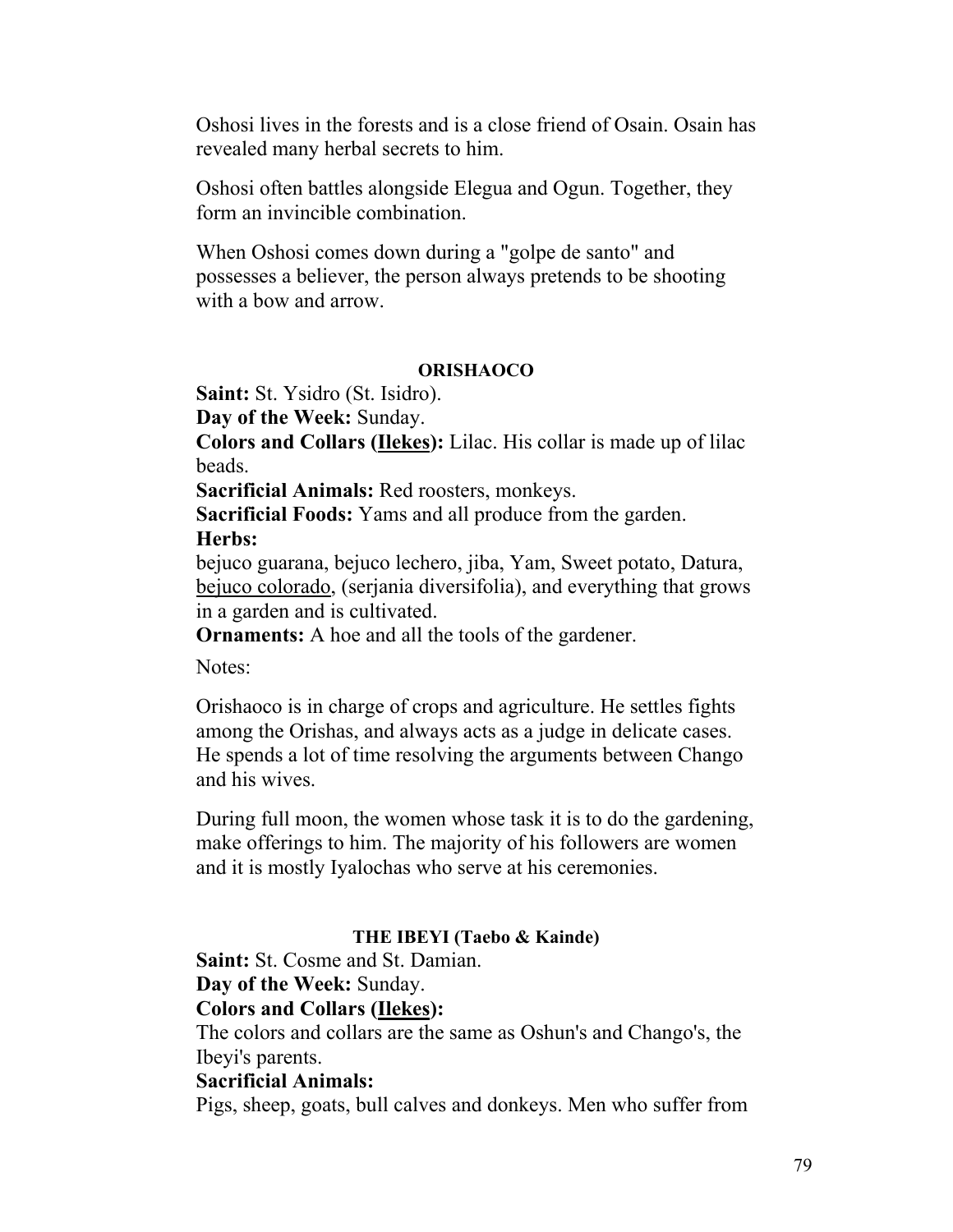Oshosi lives in the forests and is a close friend of Osain. Osain has revealed many herbal secrets to him.

Oshosi often battles alongside Elegua and Ogun. Together, they form an invincible combination.

When Oshosi comes down during a "golpe de santo" and possesses a believer, the person always pretends to be shooting with a bow and arrow.

### ORISHAOCO

**Saint:** St. Ysidro (St. Isidro).
**Day of the Week:** Sunday.
**Colors and Collars (Ilekes):** Lilac. His collar is made up of lilac beads.
**Sacrificial Animals:** Red roosters, monkeys.
**Sacrificial Foods:** Yams and all produce from the garden.
**Herbs:**
bejuco guarana, bejuco lechero, jiba, Yam, Sweet potato, Datura, bejuco colorado, (serjania diversifolia), and everything that grows in a garden and is cultivated.
**Ornaments:** A hoe and all the tools of the gardener.

Notes:

Orishaoco is in charge of crops and agriculture. He settles fights among the Orishas, and always acts as a judge in delicate cases. He spends a lot of time resolving the arguments between Chango and his wives.

During full moon, the women whose task it is to do the gardening, make offerings to him. The majority of his followers are women and it is mostly Iyalochas who serve at his ceremonies.

### THE IBEYI (Taebo & Kainde)

**Saint:** St. Cosme and St. Damian.
**Day of the Week:** Sunday.
**Colors and Collars (Ilekes):**
The colors and collars are the same as Oshun's and Chango's, the Ibeyi's parents.
**Sacrificial Animals:**
Pigs, sheep, goats, bull calves and donkeys. Men who suffer from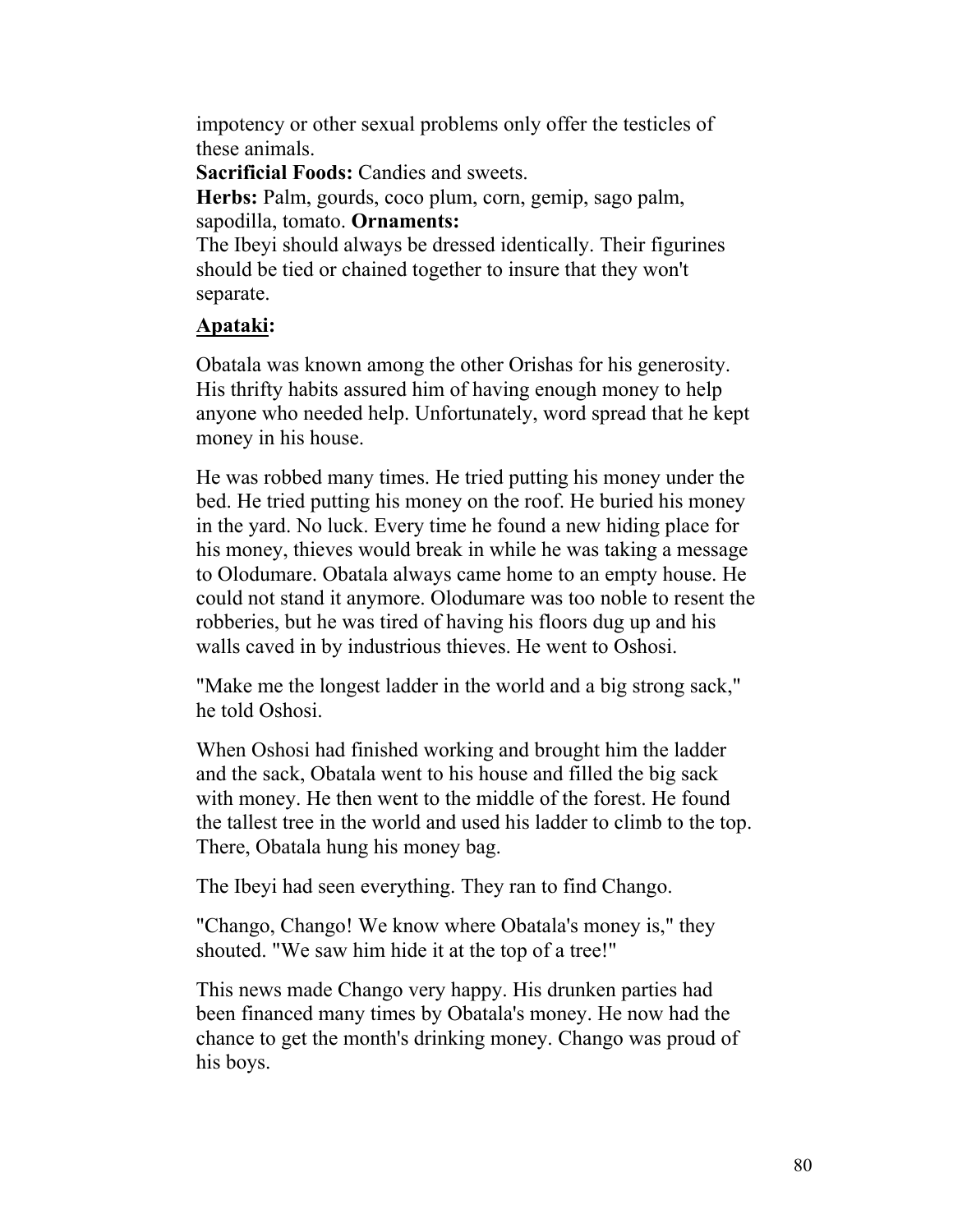impotency or other sexual problems only offer the testicles of these animals.

**Sacrificial Foods:** Candies and sweets.

**Herbs:** Palm, gourds, coco plum, corn, gemip, sago palm, sapodilla, tomato. **Ornaments:**

The Ibeyi should always be dressed identically. Their figurines should be tied or chained together to insure that they won't separate.

**Apataki:**

Obatala was known among the other Orishas for his generosity. His thrifty habits assured him of having enough money to help anyone who needed help. Unfortunately, word spread that he kept money in his house.

He was robbed many times. He tried putting his money under the bed. He tried putting his money on the roof. He buried his money in the yard. No luck. Every time he found a new hiding place for his money, thieves would break in while he was taking a message to Olodumare. Obatala always came home to an empty house. He could not stand it anymore. Olodumare was too noble to resent the robberies, but he was tired of having his floors dug up and his walls caved in by industrious thieves. He went to Oshosi.

"Make me the longest ladder in the world and a big strong sack," he told Oshosi.

When Oshosi had finished working and brought him the ladder and the sack, Obatala went to his house and filled the big sack with money. He then went to the middle of the forest. He found the tallest tree in the world and used his ladder to climb to the top. There, Obatala hung his money bag.

The Ibeyi had seen everything. They ran to find Chango.

"Chango, Chango! We know where Obatala's money is," they shouted. "We saw him hide it at the top of a tree!"

This news made Chango very happy. His drunken parties had been financed many times by Obatala's money. He now had the chance to get the month's drinking money. Chango was proud of his boys.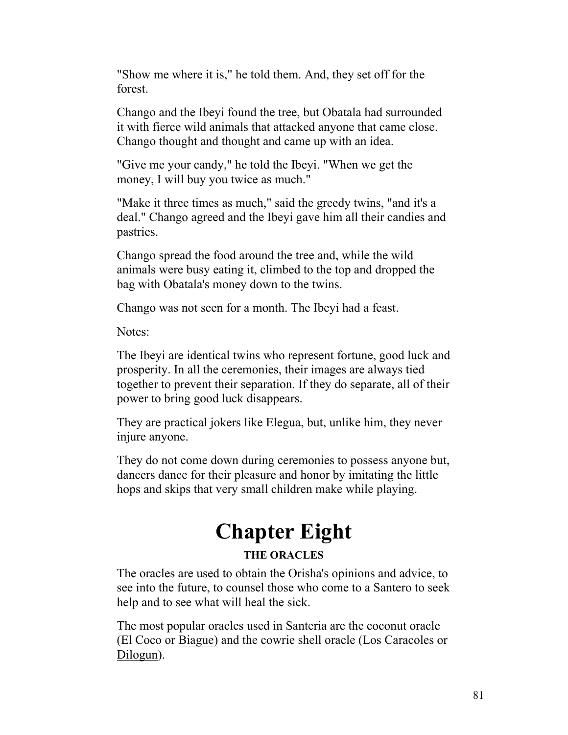"Show me where it is," he told them. And, they set off for the forest.

Chango and the Ibeyi found the tree, but Obatala had surrounded it with fierce wild animals that attacked anyone that came close. Chango thought and thought and came up with an idea.

"Give me your candy," he told the Ibeyi. "When we get the money, I will buy you twice as much."

"Make it three times as much," said the greedy twins, "and it's a deal." Chango agreed and the Ibeyi gave him all their candies and pastries.

Chango spread the food around the tree and, while the wild animals were busy eating it, climbed to the top and dropped the bag with Obatala's money down to the twins.

Chango was not seen for a month. The Ibeyi had a feast.

Notes:

The Ibeyi are identical twins who represent fortune, good luck and prosperity. In all the ceremonies, their images are always tied together to prevent their separation. If they do separate, all of their power to bring good luck disappears.

They are practical jokers like Elegua, but, unlike him, they never injure anyone.

They do not come down during ceremonies to possess anyone but, dancers dance for their pleasure and honor by imitating the little hops and skips that very small children make while playing.

# Chapter Eight

### THE ORACLES

The oracles are used to obtain the Orisha's opinions and advice, to see into the future, to counsel those who come to a Santero to seek help and to see what will heal the sick.

The most popular oracles used in Santeria are the coconut oracle (El Coco or <u>Biague)</u> and the cowrie shell oracle (Los Caracoles or <u>Dilogun</u>).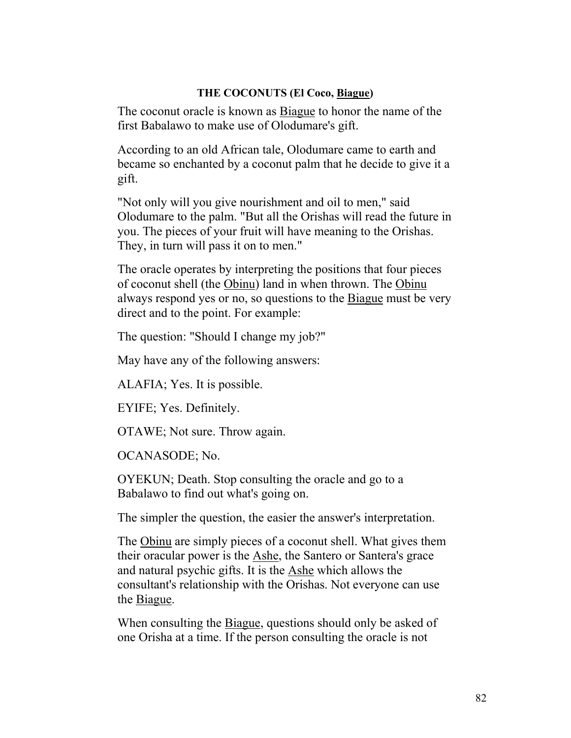### THE COCONUTS (El Coco, Biague)

The coconut oracle is known as Biague to honor the name of the first Babalawo to make use of Olodumare's gift.

According to an old African tale, Olodumare came to earth and became so enchanted by a coconut palm that he decide to give it a gift.

"Not only will you give nourishment and oil to men," said Olodumare to the palm. "But all the Orishas will read the future in you. The pieces of your fruit will have meaning to the Orishas. They, in turn will pass it on to men."

The oracle operates by interpreting the positions that four pieces of coconut shell (the Obinu) land in when thrown. The Obinu always respond yes or no, so questions to the Biague must be very direct and to the point. For example:

The question: "Should I change my job?"

May have any of the following answers:

ALAFIA; Yes. It is possible.

EYIFE; Yes. Definitely.

OTAWE; Not sure. Throw again.

OCANASODE; No.

OYEKUN; Death. Stop consulting the oracle and go to a Babalawo to find out what's going on.

The simpler the question, the easier the answer's interpretation.

The Obinu are simply pieces of a coconut shell. What gives them their oracular power is the Ashe, the Santero or Santera's grace and natural psychic gifts. It is the Ashe which allows the consultant's relationship with the Orishas. Not everyone can use the Biague.

When consulting the Biague, questions should only be asked of one Orisha at a time. If the person consulting the oracle is not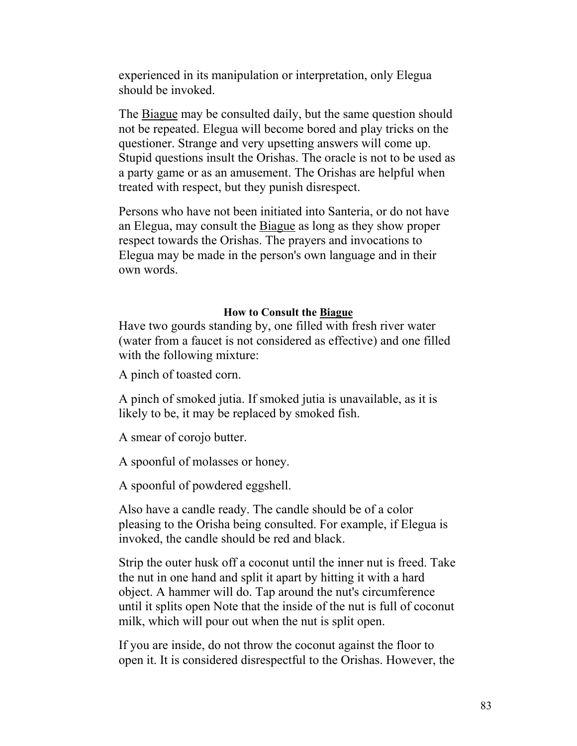experienced in its manipulation or interpretation, only Elegua should be invoked.

The Biague may be consulted daily, but the same question should not be repeated. Elegua will become bored and play tricks on the questioner. Strange and very upsetting answers will come up. Stupid questions insult the Orishas. The oracle is not to be used as a party game or as an amusement. The Orishas are helpful when treated with respect, but they punish disrespect.

Persons who have not been initiated into Santeria, or do not have an Elegua, may consult the Biague as long as they show proper respect towards the Orishas. The prayers and invocations to Elegua may be made in the person's own language and in their own words.

### How to Consult the Biague

Have two gourds standing by, one filled with fresh river water (water from a faucet is not considered as effective) and one filled with the following mixture:

A pinch of toasted corn.

A pinch of smoked jutia. If smoked jutia is unavailable, as it is likely to be, it may be replaced by smoked fish.

A smear of corojo butter.

A spoonful of molasses or honey.

A spoonful of powdered eggshell.

Also have a candle ready. The candle should be of a color pleasing to the Orisha being consulted. For example, if Elegua is invoked, the candle should be red and black.

Strip the outer husk off a coconut until the inner nut is freed. Take the nut in one hand and split it apart by hitting it with a hard object. A hammer will do. Tap around the nut's circumference until it splits open Note that the inside of the nut is full of coconut milk, which will pour out when the nut is split open.

If you are inside, do not throw the coconut against the floor to open it. It is considered disrespectful to the Orishas. However, the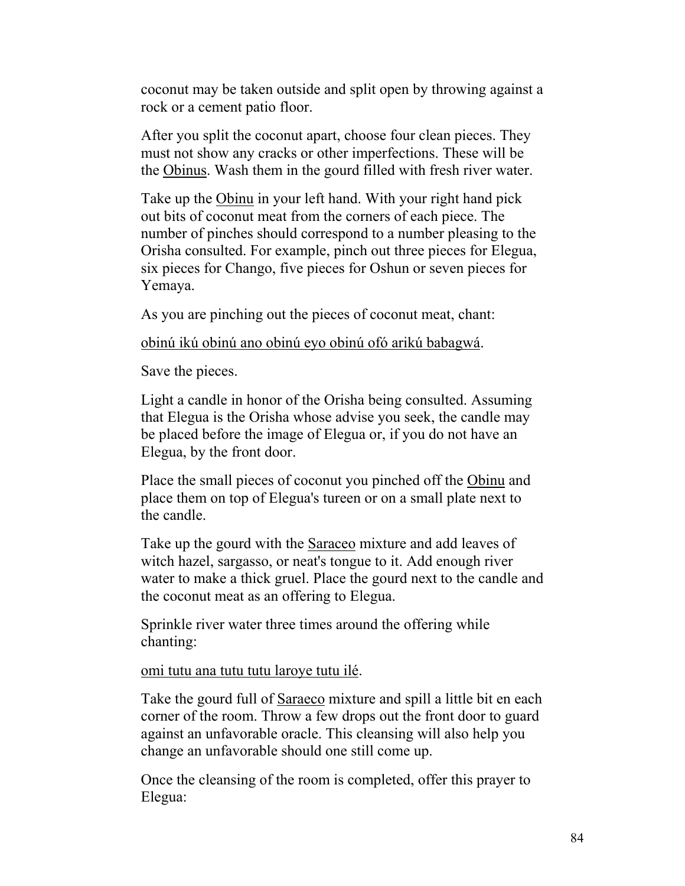coconut may be taken outside and split open by throwing against a rock or a cement patio floor.

After you split the coconut apart, choose four clean pieces. They must not show any cracks or other imperfections. These will be the Obinus. Wash them in the gourd filled with fresh river water.

Take up the Obinu in your left hand. With your right hand pick out bits of coconut meat from the corners of each piece. The number of pinches should correspond to a number pleasing to the Orisha consulted. For example, pinch out three pieces for Elegua, six pieces for Chango, five pieces for Oshun or seven pieces for Yemaya.

As you are pinching out the pieces of coconut meat, chant:

obinú ikú obinú ano obinú eyo obinú ofó arikú babagwá.

Save the pieces.

Light a candle in honor of the Orisha being consulted. Assuming that Elegua is the Orisha whose advise you seek, the candle may be placed before the image of Elegua or, if you do not have an Elegua, by the front door.

Place the small pieces of coconut you pinched off the Obinu and place them on top of Elegua's tureen or on a small plate next to the candle.

Take up the gourd with the Saraceo mixture and add leaves of witch hazel, sargasso, or neat's tongue to it. Add enough river water to make a thick gruel. Place the gourd next to the candle and the coconut meat as an offering to Elegua.

Sprinkle river water three times around the offering while chanting:

omi tutu ana tutu tutu laroye tutu ilé.

Take the gourd full of Saraeco mixture and spill a little bit en each corner of the room. Throw a few drops out the front door to guard against an unfavorable oracle. This cleansing will also help you change an unfavorable should one still come up.

Once the cleansing of the room is completed, offer this prayer to Elegua: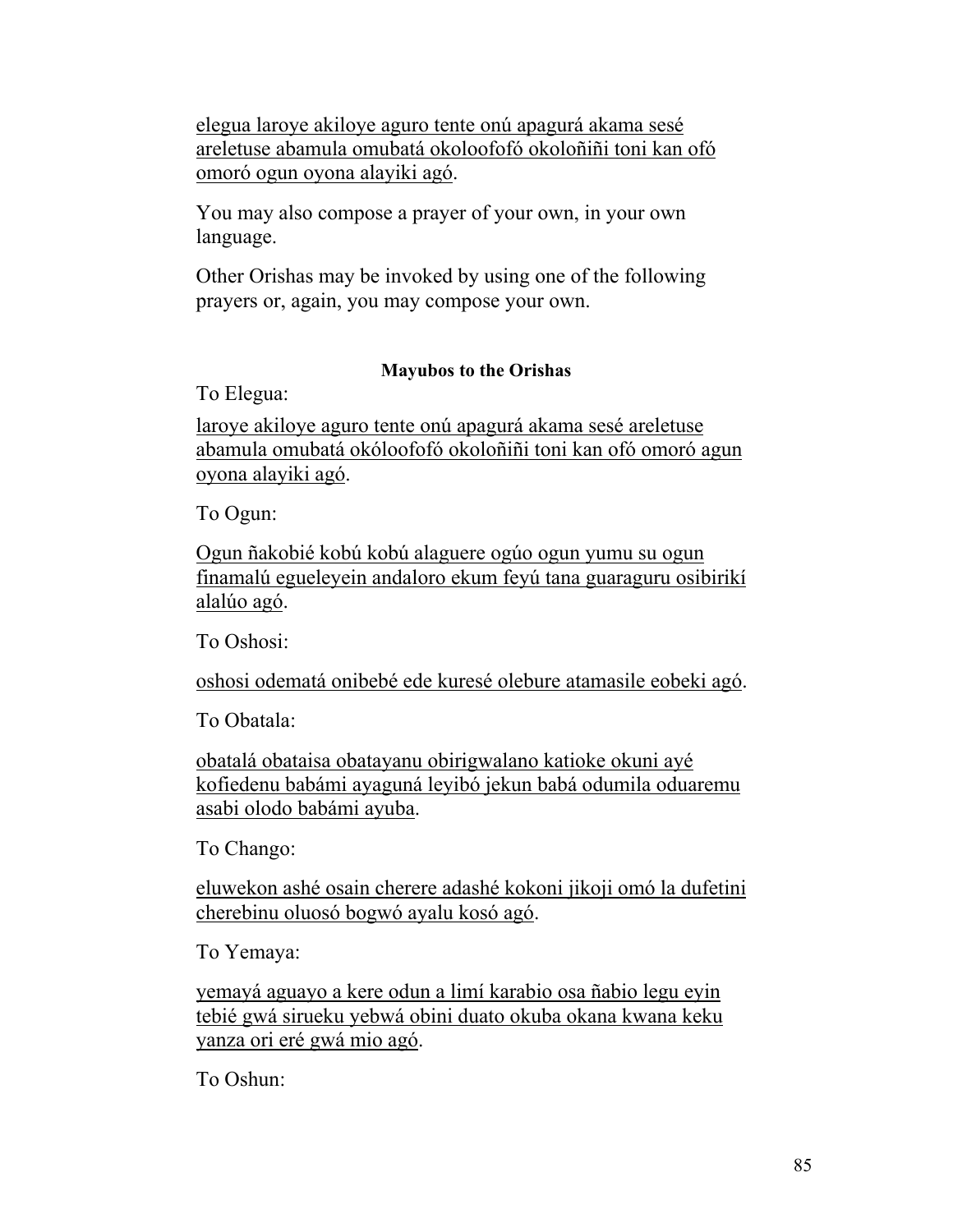<u>elegua laroye akiloye aguro tente onú apagurá akama sesé areletuse abamula omubatá okoloofofó okoloñiñi toni kan ofó omoró ogun oyona alayiki agó</u>.

You may also compose a prayer of your own, in your own language.

Other Orishas may be invoked by using one of the following prayers or, again, you may compose your own.

**Mayubos to the Orishas**

To Elegua:

<u>laroye akiloye aguro tente onú apagurá akama sesé areletuse abamula omubatá okóloofofó okoloñiñi toni kan ofó omoró agun oyona alayiki agó</u>.

To Ogun:

<u>Ogun ñakobié kobú kobú alaguere ogúo ogun yumu su ogun finamalú egueleyein andaloro ekum feyú tana guaraguru osibirikí alalúo agó</u>.

To Oshosi:

<u>oshosi odematá onibebé ede kuresé olebure atamasile eobeki agó</u>.

To Obatala:

<u>obatalá obataisa obatayanu obirigwalano katioke okuni ayé kofiedenu babámi ayaguná leyibó jekun babá odumila oduaremu asabi olodo babámi ayuba</u>.

To Chango:

<u>eluwekon ashé osain cherere adashé kokoni jikoji omó la dufetini cherebinu oluosó bogwó ayalu kosó agó</u>.

To Yemaya:

<u>yemayá aguayo a kere odun a limí karabio osa ñabio legu eyin tebié gwá sirueku yebwá obini duato okuba okana kwana keku yanza ori eré gwá mio agó</u>.

To Oshun: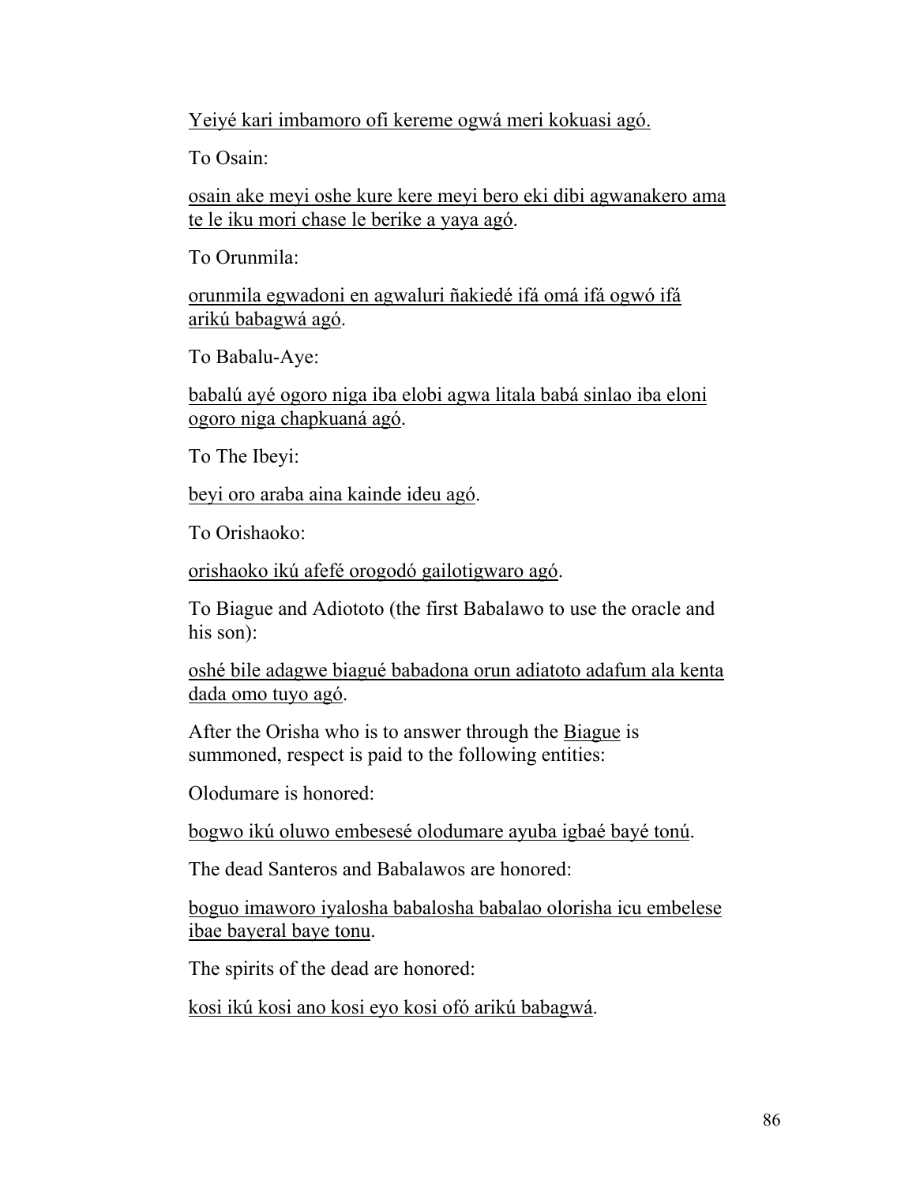Yeiyé kari imbamoro ofi kereme ogwá meri kokuasi agó.

To Osain:

osain ake meyi oshe kure kere meyi bero eki dibi agwanakero ama te le iku mori chase le berike a yaya agó.

To Orunmila:

orunmila egwadoni en agwaluri ñakiedé ifá omá ifá ogwó ifá arikú babagwá agó.

To Babalu-Aye:

babalú ayé ogoro niga iba elobi agwa litala babá sinlao iba eloni ogoro niga chapkuaná agó.

To The Ibeyi:

beyi oro araba aina kainde ideu agó.

To Orishaoko:

orishaoko ikú afefé orogodó gailotigwaro agó.

To Biague and Adiototo (the first Babalawo to use the oracle and his son):

oshé bile adagwe biagué babadona orun adiatoto adafum ala kenta dada omo tuyo agó.

After the Orisha who is to answer through the Biague is summoned, respect is paid to the following entities:

Olodumare is honored:

bogwo ikú oluwo embesesé olodumare ayuba igbaé bayé tonú.

The dead Santeros and Babalawos are honored:

boguo imaworo iyalosha babalosha babalao olorisha icu embelese ibae bayeral baye tonu.

The spirits of the dead are honored:

kosi ikú kosi ano kosi eyo kosi ofó arikú babagwá.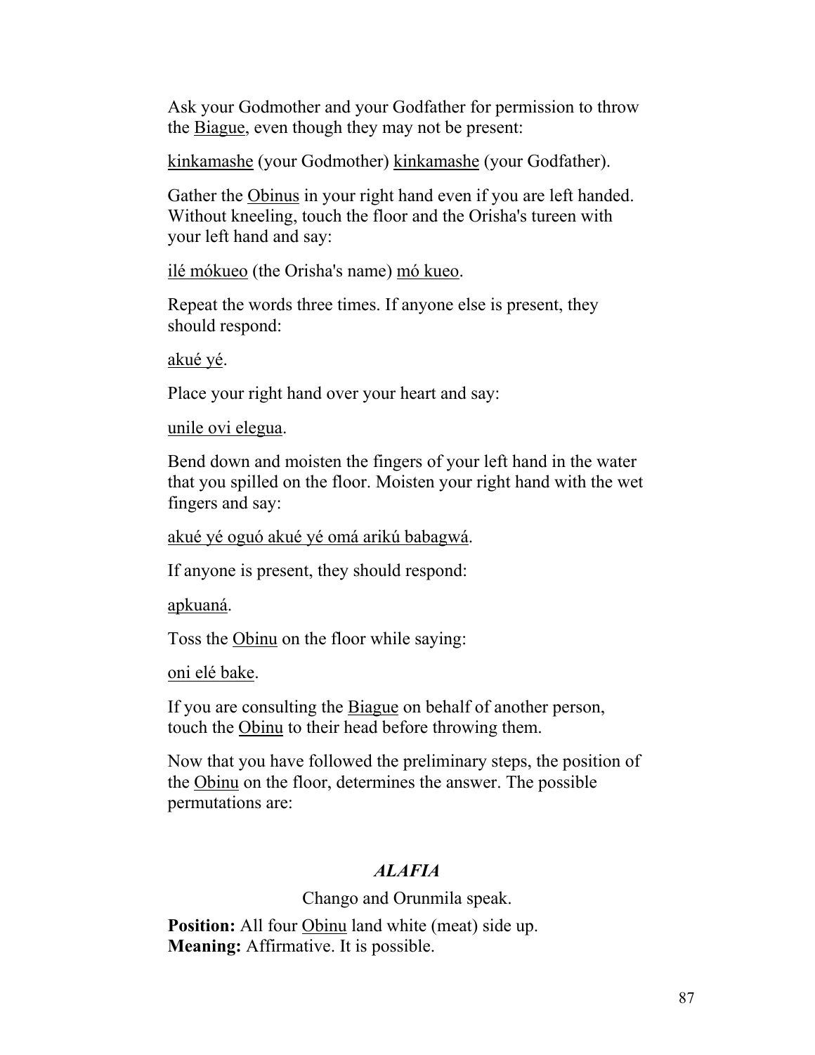Ask your Godmother and your Godfather for permission to throw the Biague, even though they may not be present:

kinkamashe (your Godmother) kinkamashe (your Godfather).

Gather the Obinus in your right hand even if you are left handed. Without kneeling, touch the floor and the Orisha's tureen with your left hand and say:

ilé mókueo (the Orisha's name) mó kueo.

Repeat the words three times. If anyone else is present, they should respond:

akué yé.

Place your right hand over your heart and say:

unile ovi elegua.

Bend down and moisten the fingers of your left hand in the water that you spilled on the floor. Moisten your right hand with the wet fingers and say:

akué yé oguó akué yé omá arikú babagwá.

If anyone is present, they should respond:

apkuaná.

Toss the Obinu on the floor while saying:

oni elé bake.

If you are consulting the Biague on behalf of another person, touch the Obinu to their head before throwing them.

Now that you have followed the preliminary steps, the position of the Obinu on the floor, determines the answer. The possible permutations are:

### *ALAFIA*

Chango and Orunmila speak.

**Position:** All four Obinu land white (meat) side up.
**Meaning:** Affirmative. It is possible.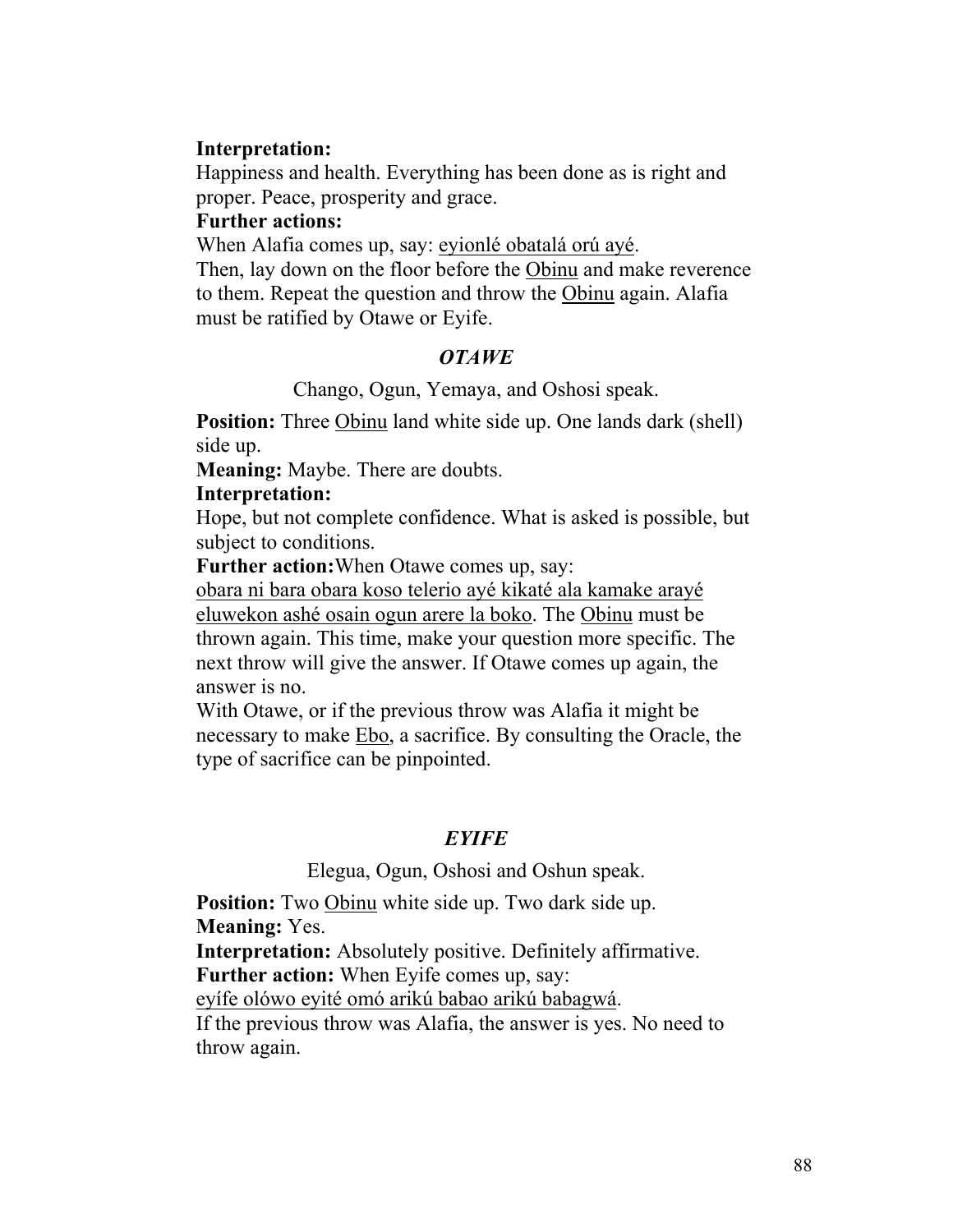**Interpretation:**
Happiness and health. Everything has been done as is right and proper. Peace, prosperity and grace.

**Further actions:**
When Alafia comes up, say: <u>eyionlé obatalá orú ayé</u>.
Then, lay down on the floor before the <u>Obinu</u> and make reverence to them. Repeat the question and throw the <u>Obinu</u> again. Alafia must be ratified by Otawe or Eyife.

### *OTAWE*

Chango, Ogun, Yemaya, and Oshosi speak.

**Position:** Three <u>Obinu</u> land white side up. One lands dark (shell) side up.

**Meaning:** Maybe. There are doubts.

**Interpretation:**
Hope, but not complete confidence. What is asked is possible, but subject to conditions.

**Further action:**When Otawe comes up, say:
<u>obara ni bara obara koso telerio ayé kikaté ala kamake arayé eluwekon ashé osain ogun arere la boko</u>. The <u>Obinu</u> must be thrown again. This time, make your question more specific. The next throw will give the answer. If Otawe comes up again, the answer is no.
With Otawe, or if the previous throw was Alafia it might be necessary to make <u>Ebo</u>, a sacrifice. By consulting the Oracle, the type of sacrifice can be pinpointed.

### *EYIFE*

Elegua, Ogun, Oshosi and Oshun speak.

**Position:** Two <u>Obinu</u> white side up. Two dark side up.

**Meaning:** Yes.

**Interpretation:** Absolutely positive. Definitely affirmative.

**Further action:** When Eyife comes up, say:
<u>eyífe olówo eyité omó arikú babao arikú babagwá</u>.
If the previous throw was Alafia, the answer is yes. No need to throw again.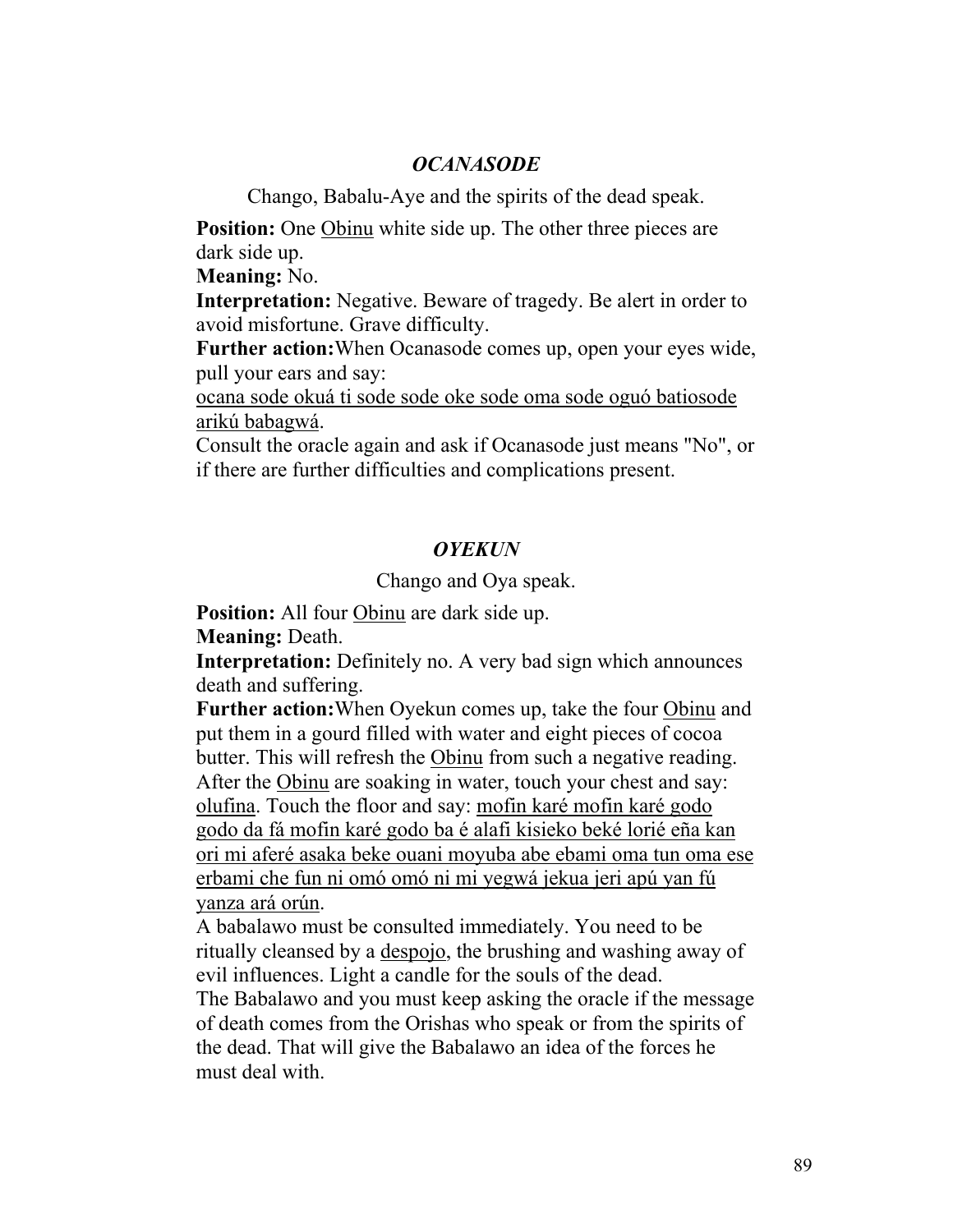### *OCANASODE*

Chango, Babalu-Aye and the spirits of the dead speak.

**Position:** One Obinu white side up. The other three pieces are dark side up.
**Meaning:** No.
**Interpretation:** Negative. Beware of tragedy. Be alert in order to avoid misfortune. Grave difficulty.
**Further action:**When Ocanasode comes up, open your eyes wide, pull your ears and say:
ocana sode okuá ti sode sode oke sode oma sode oguó batiosode arikú babagwá.
Consult the oracle again and ask if Ocanasode just means "No", or if there are further difficulties and complications present.

### *OYEKUN*

Chango and Oya speak.

**Position:** All four Obinu are dark side up.
**Meaning:** Death.
**Interpretation:** Definitely no. A very bad sign which announces death and suffering.
**Further action:**When Oyekun comes up, take the four Obinu and put them in a gourd filled with water and eight pieces of cocoa butter. This will refresh the Obinu from such a negative reading. After the Obinu are soaking in water, touch your chest and say: olufina. Touch the floor and say: mofin karé mofin karé godo godo da fá mofin karé godo ba é alafi kisieko beké lorié eña kan ori mi aferé asaka beke ouani moyuba abe ebami oma tun oma ese erbami che fun ni omó omó ni mi yegwá jekua jeri apú yan fú yanza ará orún.
A babalawo must be consulted immediately. You need to be ritually cleansed by a despojo, the brushing and washing away of evil influences. Light a candle for the souls of the dead.
The Babalawo and you must keep asking the oracle if the message of death comes from the Orishas who speak or from the spirits of the dead. That will give the Babalawo an idea of the forces he must deal with.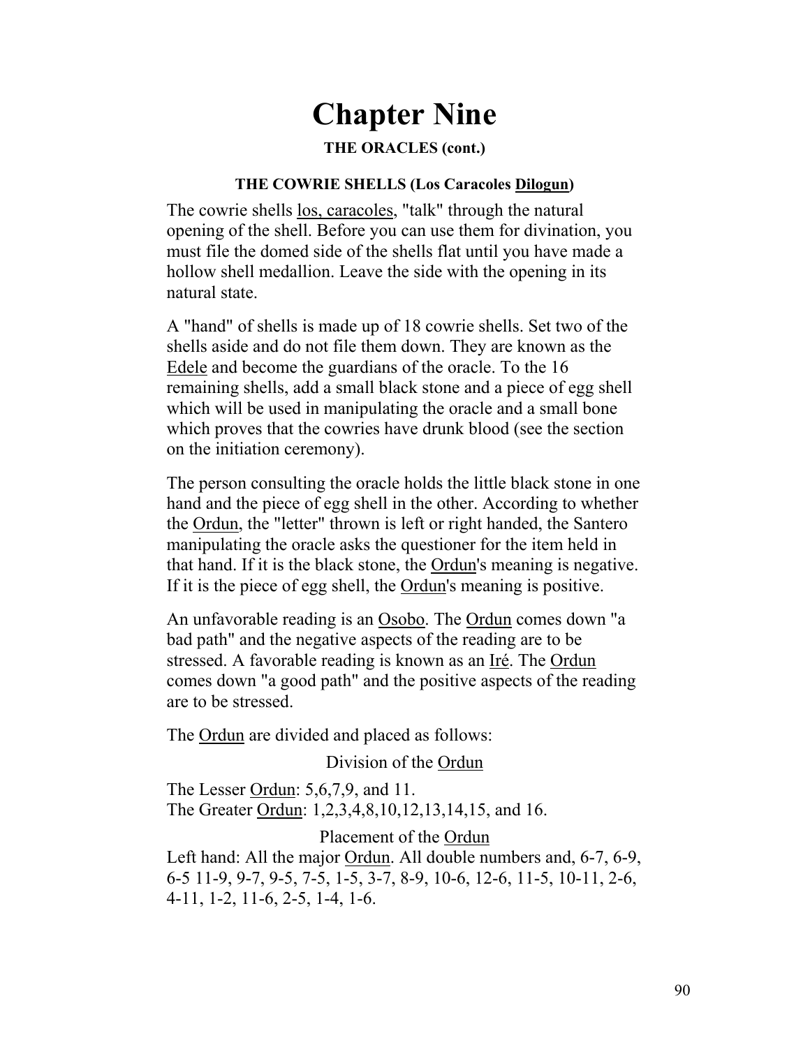# Chapter Nine

### THE ORACLES (cont.)

#### THE COWRIE SHELLS (Los Caracoles Dilogun)

The cowrie shells los, caracoles, "talk" through the natural opening of the shell. Before you can use them for divination, you must file the domed side of the shells flat until you have made a hollow shell medallion. Leave the side with the opening in its natural state.

A "hand" of shells is made up of 18 cowrie shells. Set two of the shells aside and do not file them down. They are known as the Edele and become the guardians of the oracle. To the 16 remaining shells, add a small black stone and a piece of egg shell which will be used in manipulating the oracle and a small bone which proves that the cowries have drunk blood (see the section on the initiation ceremony).

The person consulting the oracle holds the little black stone in one hand and the piece of egg shell in the other. According to whether the Ordun, the "letter" thrown is left or right handed, the Santero manipulating the oracle asks the questioner for the item held in that hand. If it is the black stone, the Ordun's meaning is negative. If it is the piece of egg shell, the Ordun's meaning is positive.

An unfavorable reading is an Osobo. The Ordun comes down "a bad path" and the negative aspects of the reading are to be stressed. A favorable reading is known as an Iré. The Ordun comes down "a good path" and the positive aspects of the reading are to be stressed.

The Ordun are divided and placed as follows:

Division of the Ordun

The Lesser Ordun: 5,6,7,9, and 11.
The Greater Ordun: 1,2,3,4,8,10,12,13,14,15, and 16.

Placement of the Ordun

Left hand: All the major Ordun. All double numbers and, 6-7, 6-9, 6-5 11-9, 9-7, 9-5, 7-5, 1-5, 3-7, 8-9, 10-6, 12-6, 11-5, 10-11, 2-6, 4-11, 1-2, 11-6, 2-5, 1-4, 1-6.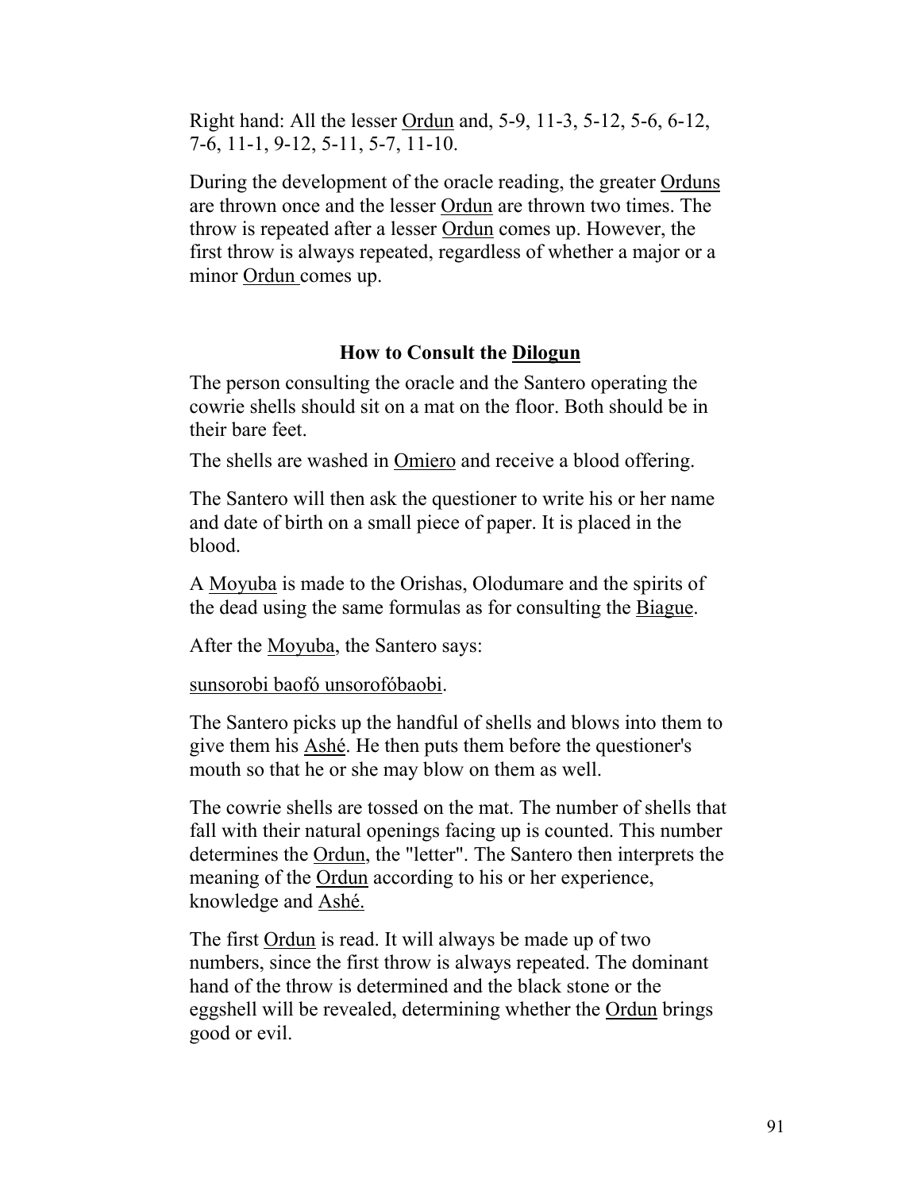Right hand: All the lesser Ordun and, 5-9, 11-3, 5-12, 5-6, 6-12, 7-6, 11-1, 9-12, 5-11, 5-7, 11-10.

During the development of the oracle reading, the greater Orduns are thrown once and the lesser Ordun are thrown two times. The throw is repeated after a lesser Ordun comes up. However, the first throw is always repeated, regardless of whether a major or a minor Ordun comes up.

### How to Consult the Dilogun

The person consulting the oracle and the Santero operating the cowrie shells should sit on a mat on the floor. Both should be in their bare feet.

The shells are washed in Omiero and receive a blood offering.

The Santero will then ask the questioner to write his or her name and date of birth on a small piece of paper. It is placed in the blood.

A Moyuba is made to the Orishas, Olodumare and the spirits of the dead using the same formulas as for consulting the Biague.

After the Moyuba, the Santero says:

sunsorobi baofó unsorofóbaobi.

The Santero picks up the handful of shells and blows into them to give them his Ashé. He then puts them before the questioner's mouth so that he or she may blow on them as well.

The cowrie shells are tossed on the mat. The number of shells that fall with their natural openings facing up is counted. This number determines the Ordun, the "letter". The Santero then interprets the meaning of the Ordun according to his or her experience, knowledge and Ashé.

The first Ordun is read. It will always be made up of two numbers, since the first throw is always repeated. The dominant hand of the throw is determined and the black stone or the eggshell will be revealed, determining whether the Ordun brings good or evil.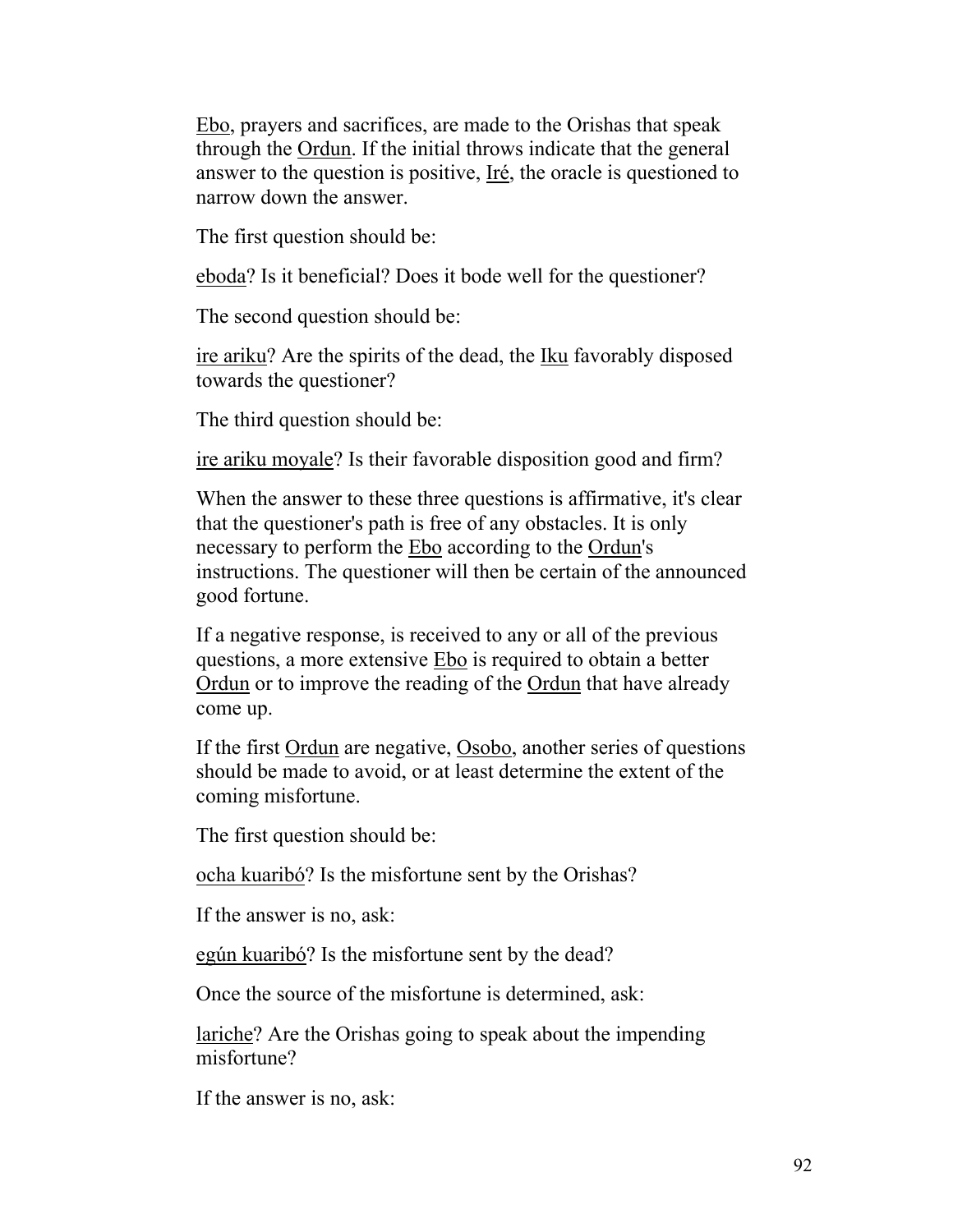Ebo, prayers and sacrifices, are made to the Orishas that speak through the Ordun. If the initial throws indicate that the general answer to the question is positive, Iré, the oracle is questioned to narrow down the answer.

The first question should be:

eboda? Is it beneficial? Does it bode well for the questioner?

The second question should be:

ire ariku? Are the spirits of the dead, the Iku favorably disposed towards the questioner?

The third question should be:

ire ariku moyale? Is their favorable disposition good and firm?

When the answer to these three questions is affirmative, it's clear that the questioner's path is free of any obstacles. It is only necessary to perform the Ebo according to the Ordun's instructions. The questioner will then be certain of the announced good fortune.

If a negative response, is received to any or all of the previous questions, a more extensive Ebo is required to obtain a better Ordun or to improve the reading of the Ordun that have already come up.

If the first Ordun are negative, Osobo, another series of questions should be made to avoid, or at least determine the extent of the coming misfortune.

The first question should be:

ocha kuaribó? Is the misfortune sent by the Orishas?

If the answer is no, ask:

egún kuaribó? Is the misfortune sent by the dead?

Once the source of the misfortune is determined, ask:

lariche? Are the Orishas going to speak about the impending misfortune?

If the answer is no, ask: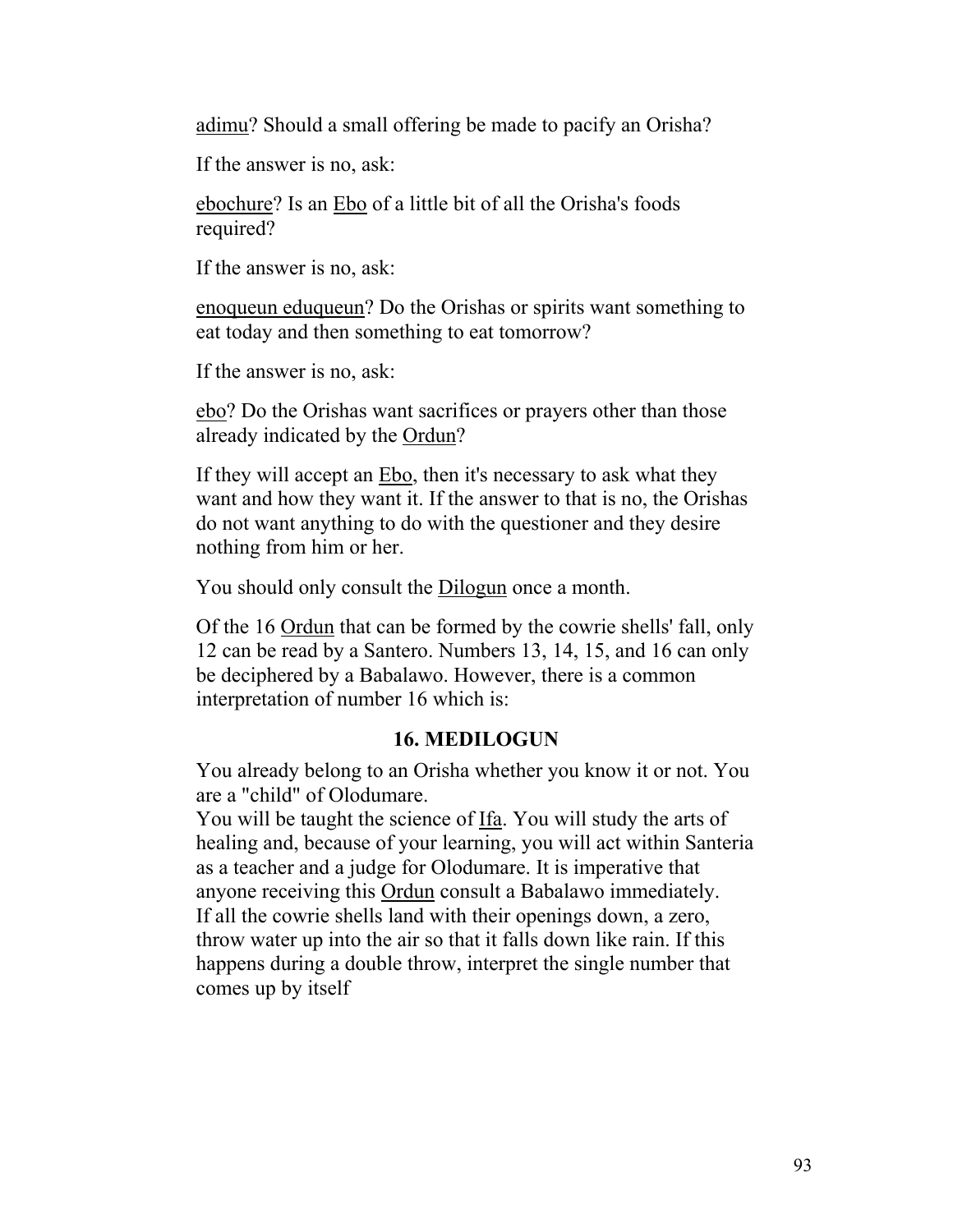adimu? Should a small offering be made to pacify an Orisha?

If the answer is no, ask:

ebochure? Is an Ebo of a little bit of all the Orisha's foods required?

If the answer is no, ask:

enoqueun eduqueun? Do the Orishas or spirits want something to eat today and then something to eat tomorrow?

If the answer is no, ask:

ebo? Do the Orishas want sacrifices or prayers other than those already indicated by the Ordun?

If they will accept an Ebo, then it's necessary to ask what they want and how they want it. If the answer to that is no, the Orishas do not want anything to do with the questioner and they desire nothing from him or her.

You should only consult the Dilogun once a month.

Of the 16 Ordun that can be formed by the cowrie shells' fall, only 12 can be read by a Santero. Numbers 13, 14, 15, and 16 can only be deciphered by a Babalawo. However, there is a common interpretation of number 16 which is:

### 16. MEDILOGUN

You already belong to an Orisha whether you know it or not. You are a "child" of Olodumare.
You will be taught the science of Ifa. You will study the arts of healing and, because of your learning, you will act within Santeria as a teacher and a judge for Olodumare. It is imperative that anyone receiving this Ordun consult a Babalawo immediately.
If all the cowrie shells land with their openings down, a zero, throw water up into the air so that it falls down like rain. If this happens during a double throw, interpret the single number that comes up by itself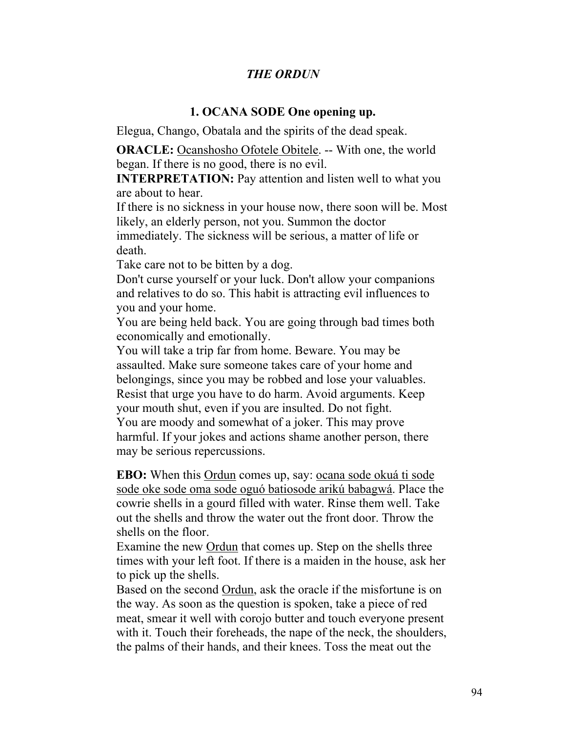## *THE ORDUN*

### 1. OCANA SODE One opening up.

Elegua, Chango, Obatala and the spirits of the dead speak.

**ORACLE:** Ocanshosho Ofotele Obitele. -- With one, the world began. If there is no good, there is no evil.

**INTERPRETATION:** Pay attention and listen well to what you are about to hear.

If there is no sickness in your house now, there soon will be. Most likely, an elderly person, not you. Summon the doctor immediately. The sickness will be serious, a matter of life or death.

Take care not to be bitten by a dog.

Don't curse yourself or your luck. Don't allow your companions and relatives to do so. This habit is attracting evil influences to you and your home.

You are being held back. You are going through bad times both economically and emotionally.

You will take a trip far from home. Beware. You may be assaulted. Make sure someone takes care of your home and belongings, since you may be robbed and lose your valuables.

Resist that urge you have to do harm. Avoid arguments. Keep your mouth shut, even if you are insulted. Do not fight.

You are moody and somewhat of a joker. This may prove harmful. If your jokes and actions shame another person, there may be serious repercussions.

**EBO:** When this Ordun comes up, say: ocana sode okuá ti sode sode oke sode oma sode oguó batiosode arikú babagwá. Place the cowrie shells in a gourd filled with water. Rinse them well. Take out the shells and throw the water out the front door. Throw the shells on the floor.

Examine the new Ordun that comes up. Step on the shells three times with your left foot. If there is a maiden in the house, ask her to pick up the shells.

Based on the second Ordun, ask the oracle if the misfortune is on the way. As soon as the question is spoken, take a piece of red meat, smear it well with corojo butter and touch everyone present with it. Touch their foreheads, the nape of the neck, the shoulders, the palms of their hands, and their knees. Toss the meat out the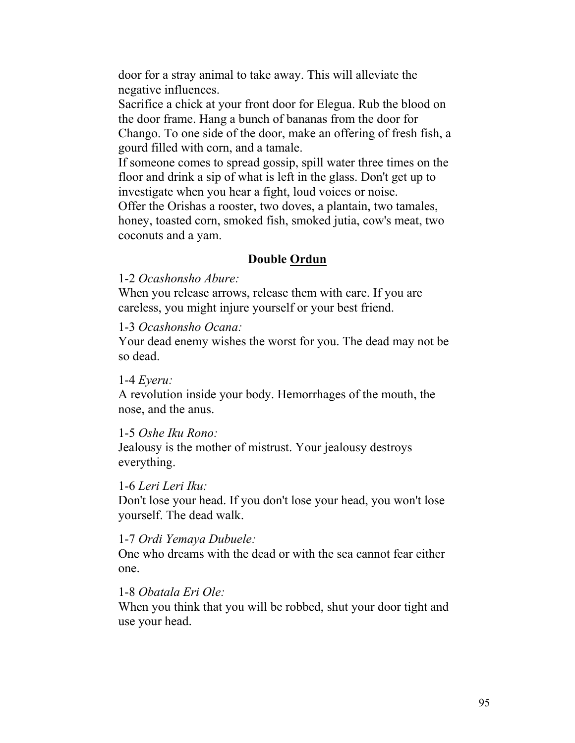door for a stray animal to take away. This will alleviate the negative influences.
Sacrifice a chick at your front door for Elegua. Rub the blood on the door frame. Hang a bunch of bananas from the door for Chango. To one side of the door, make an offering of fresh fish, a gourd filled with corn, and a tamale.
If someone comes to spread gossip, spill water three times on the floor and drink a sip of what is left in the glass. Don't get up to investigate when you hear a fight, loud voices or noise.
Offer the Orishas a rooster, two doves, a plantain, two tamales, honey, toasted corn, smoked fish, smoked jutia, cow's meat, two coconuts and a yam.

### Double Ordun

1-2 *Ocashonsho Abure:*
When you release arrows, release them with care. If you are careless, you might injure yourself or your best friend.

1-3 *Ocashonsho Ocana:*
Your dead enemy wishes the worst for you. The dead may not be so dead.

1-4 *Eyeru:*
A revolution inside your body. Hemorrhages of the mouth, the nose, and the anus.

1-5 *Oshe Iku Rono:*
Jealousy is the mother of mistrust. Your jealousy destroys everything.

1-6 *Leri Leri Iku:*
Don't lose your head. If you don't lose your head, you won't lose yourself. The dead walk.

1-7 *Ordi Yemaya Dubuele:*
One who dreams with the dead or with the sea cannot fear either one.

1-8 *Obatala Eri Ole:*
When you think that you will be robbed, shut your door tight and use your head.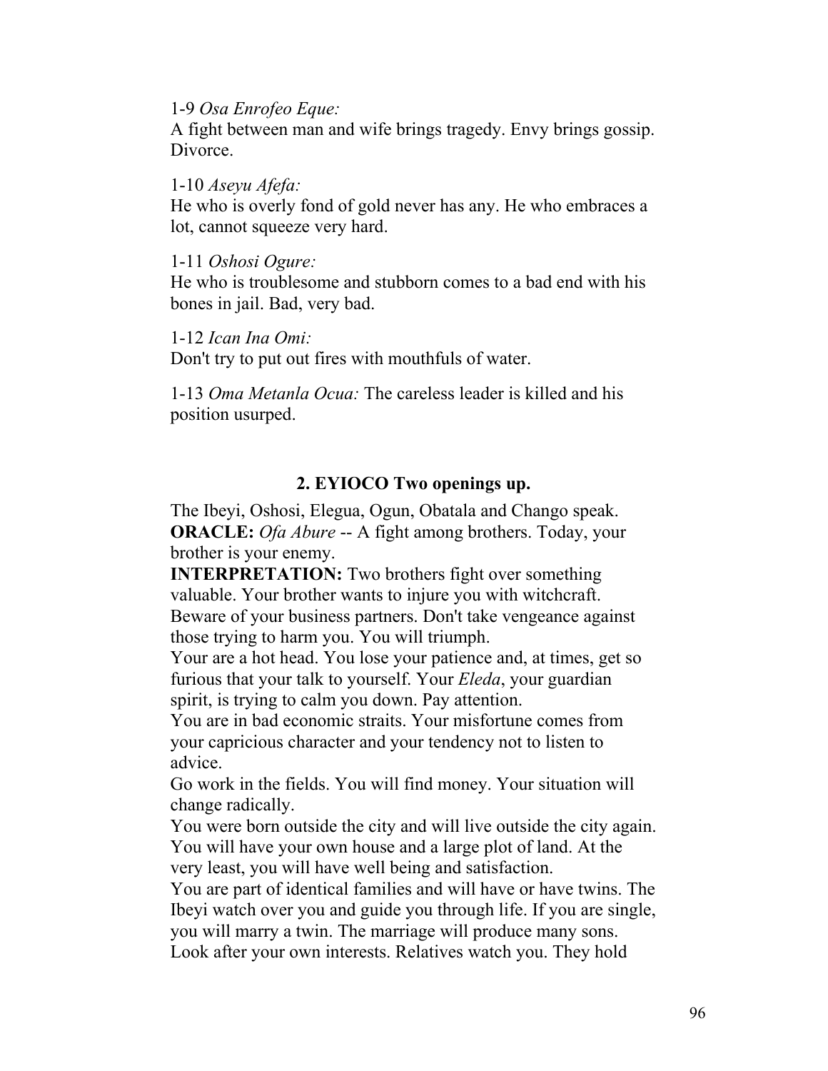1-9 *Osa Enrofeo Eque:*
A fight between man and wife brings tragedy. Envy brings gossip. Divorce.

1-10 *Aseyu Afefa:*
He who is overly fond of gold never has any. He who embraces a lot, cannot squeeze very hard.

1-11 *Oshosi Ogure:*
He who is troublesome and stubborn comes to a bad end with his bones in jail. Bad, very bad.

1-12 *Ican Ina Omi:*
Don't try to put out fires with mouthfuls of water.

1-13 *Oma Metanla Ocua:* The careless leader is killed and his position usurped.

## 2. EYIOCO Two openings up.

The Ibeyi, Oshosi, Elegua, Ogun, Obatala and Chango speak.
**ORACLE:** *Ofa Abure* -- A fight among brothers. Today, your brother is your enemy.
**INTERPRETATION:** Two brothers fight over something valuable. Your brother wants to injure you with witchcraft. Beware of your business partners. Don't take vengeance against those trying to harm you. You will triumph.
Your are a hot head. You lose your patience and, at times, get so furious that your talk to yourself. Your *Eleda*, your guardian spirit, is trying to calm you down. Pay attention.
You are in bad economic straits. Your misfortune comes from your capricious character and your tendency not to listen to advice.
Go work in the fields. You will find money. Your situation will change radically.
You were born outside the city and will live outside the city again. You will have your own house and a large plot of land. At the very least, you will have well being and satisfaction.
You are part of identical families and will have or have twins. The Ibeyi watch over you and guide you through life. If you are single, you will marry a twin. The marriage will produce many sons.
Look after your own interests. Relatives watch you. They hold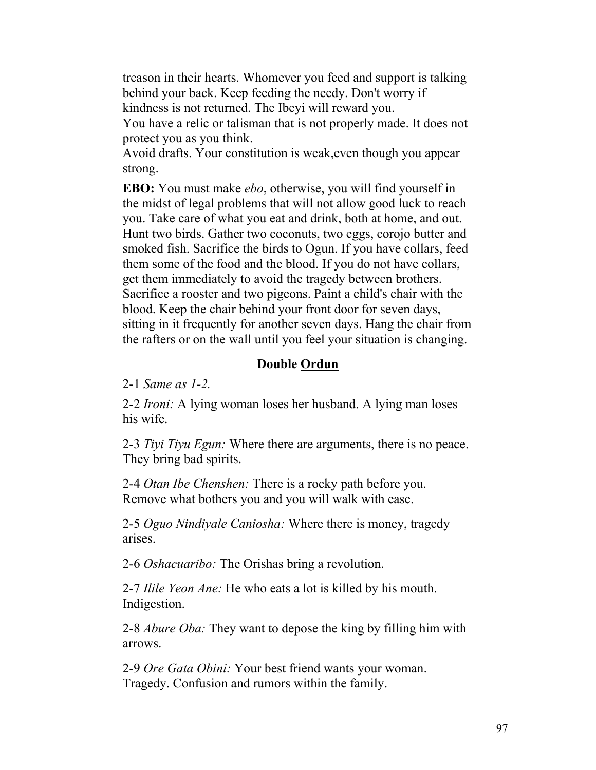treason in their hearts. Whomever you feed and support is talking behind your back. Keep feeding the needy. Don't worry if kindness is not returned. The Ibeyi will reward you.
You have a relic or talisman that is not properly made. It does not protect you as you think.
Avoid drafts. Your constitution is weak,even though you appear strong.

**EBO:** You must make *ebo*, otherwise, you will find yourself in the midst of legal problems that will not allow good luck to reach you. Take care of what you eat and drink, both at home, and out. Hunt two birds. Gather two coconuts, two eggs, corojo butter and smoked fish. Sacrifice the birds to Ogun. If you have collars, feed them some of the food and the blood. If you do not have collars, get them immediately to avoid the tragedy between brothers. Sacrifice a rooster and two pigeons. Paint a child's chair with the blood. Keep the chair behind your front door for seven days, sitting in it frequently for another seven days. Hang the chair from the rafters or on the wall until you feel your situation is changing.

### Double Ordun

2-1 *Same as 1-2.*

2-2 *Ironi:* A lying woman loses her husband. A lying man loses his wife.

2-3 *Tiyi Tiyu Egun:* Where there are arguments, there is no peace. They bring bad spirits.

2-4 *Otan Ibe Chenshen:* There is a rocky path before you. Remove what bothers you and you will walk with ease.

2-5 *Oguo Nindiyale Caniosha:* Where there is money, tragedy arises.

2-6 *Oshacuaribo:* The Orishas bring a revolution.

2-7 *Ilile Yeon Ane:* He who eats a lot is killed by his mouth. Indigestion.

2-8 *Abure Oba:* They want to depose the king by filling him with arrows.

2-9 *Ore Gata Obini:* Your best friend wants your woman. Tragedy. Confusion and rumors within the family.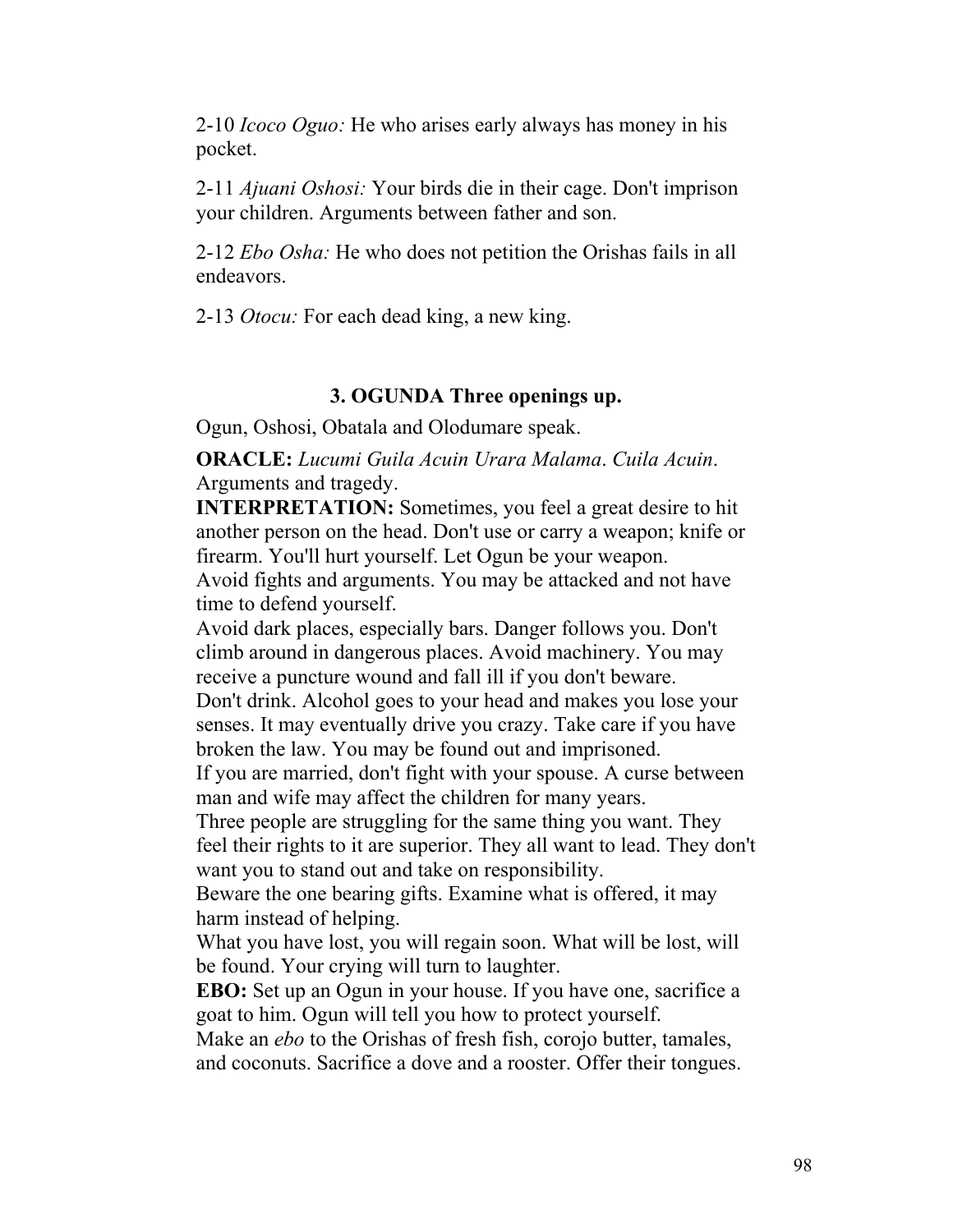2-10 *Icoco Oguo:* He who arises early always has money in his pocket.

2-11 *Ajuani Oshosi:* Your birds die in their cage. Don't imprison your children. Arguments between father and son.

2-12 *Ebo Osha:* He who does not petition the Orishas fails in all endeavors.

2-13 *Otocu:* For each dead king, a new king.

### 3. OGUNDA Three openings up.

Ogun, Oshosi, Obatala and Olodumare speak.

**ORACLE:** *Lucumi Guila Acuin Urara Malama*. *Cuila Acuin*. Arguments and tragedy.

**INTERPRETATION:** Sometimes, you feel a great desire to hit another person on the head. Don't use or carry a weapon; knife or firearm. You'll hurt yourself. Let Ogun be your weapon.

Avoid fights and arguments. You may be attacked and not have time to defend yourself.

Avoid dark places, especially bars. Danger follows you. Don't climb around in dangerous places. Avoid machinery. You may receive a puncture wound and fall ill if you don't beware.

Don't drink. Alcohol goes to your head and makes you lose your senses. It may eventually drive you crazy. Take care if you have broken the law. You may be found out and imprisoned.

If you are married, don't fight with your spouse. A curse between man and wife may affect the children for many years.

Three people are struggling for the same thing you want. They feel their rights to it are superior. They all want to lead. They don't want you to stand out and take on responsibility.

Beware the one bearing gifts. Examine what is offered, it may harm instead of helping.

What you have lost, you will regain soon. What will be lost, will be found. Your crying will turn to laughter.

**EBO:** Set up an Ogun in your house. If you have one, sacrifice a goat to him. Ogun will tell you how to protect yourself.

Make an *ebo* to the Orishas of fresh fish, corojo butter, tamales, and coconuts. Sacrifice a dove and a rooster. Offer their tongues.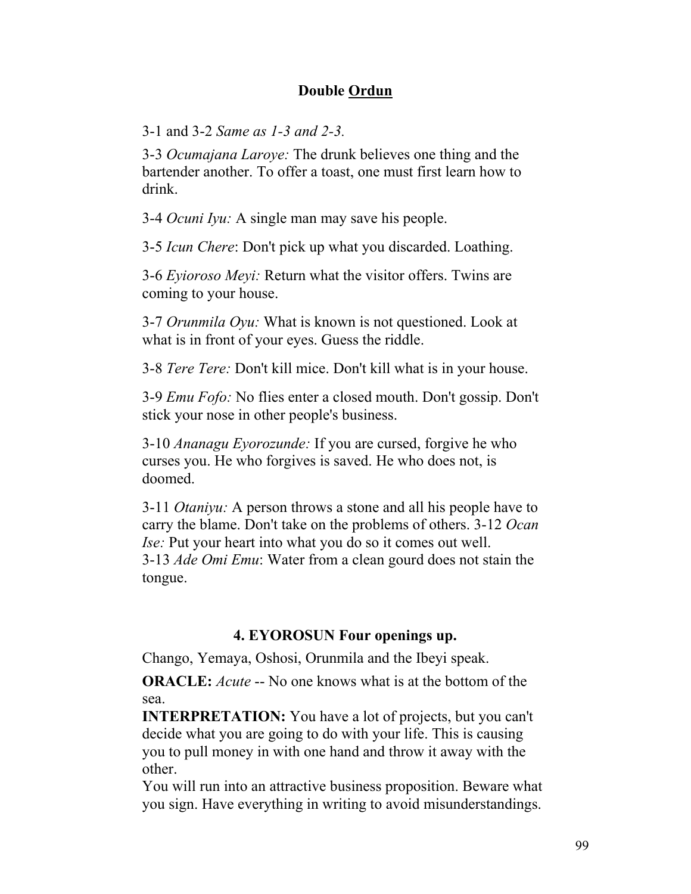## Double Ordun

3-1 and 3-2 *Same as 1-3 and 2-3.*

3-3 *Ocumajana Laroye:* The drunk believes one thing and the bartender another. To offer a toast, one must first learn how to drink.

3-4 *Ocuni Iyu:* A single man may save his people.

3-5 *Icun Chere*: Don't pick up what you discarded. Loathing.

3-6 *Eyioroso Meyi:* Return what the visitor offers. Twins are coming to your house.

3-7 *Orunmila Oyu:* What is known is not questioned. Look at what is in front of your eyes. Guess the riddle.

3-8 *Tere Tere:* Don't kill mice. Don't kill what is in your house.

3-9 *Emu Fofo:* No flies enter a closed mouth. Don't gossip. Don't stick your nose in other people's business.

3-10 *Ananagu Eyorozunde:* If you are cursed, forgive he who curses you. He who forgives is saved. He who does not, is doomed.

3-11 *Otaniyu:* A person throws a stone and all his people have to carry the blame. Don't take on the problems of others. 3-12 *Ocan Ise:* Put your heart into what you do so it comes out well.
3-13 *Ade Omi Emu*: Water from a clean gourd does not stain the tongue.

## 4. EYOROSUN Four openings up.

Chango, Yemaya, Oshosi, Orunmila and the Ibeyi speak.

**ORACLE:** *Acute* -- No one knows what is at the bottom of the sea.
**INTERPRETATION:** You have a lot of projects, but you can't decide what you are going to do with your life. This is causing you to pull money in with one hand and throw it away with the other.
You will run into an attractive business proposition. Beware what you sign. Have everything in writing to avoid misunderstandings.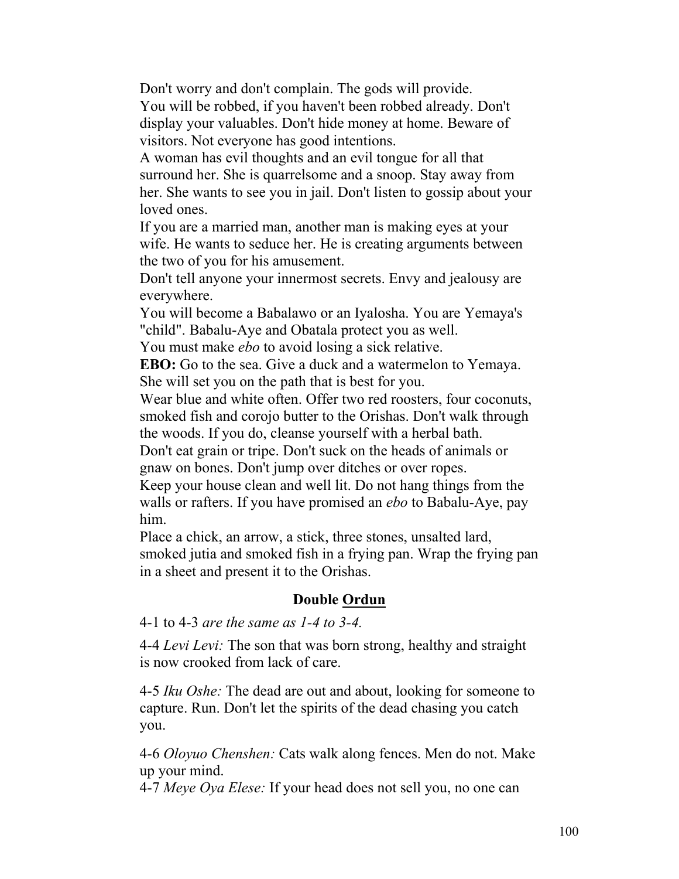Don't worry and don't complain. The gods will provide.
You will be robbed, if you haven't been robbed already. Don't display your valuables. Don't hide money at home. Beware of visitors. Not everyone has good intentions.
A woman has evil thoughts and an evil tongue for all that surround her. She is quarrelsome and a snoop. Stay away from her. She wants to see you in jail. Don't listen to gossip about your loved ones.
If you are a married man, another man is making eyes at your wife. He wants to seduce her. He is creating arguments between the two of you for his amusement.
Don't tell anyone your innermost secrets. Envy and jealousy are everywhere.
You will become a Babalawo or an Iyalosha. You are Yemaya's "child". Babalu-Aye and Obatala protect you as well.
You must make *ebo* to avoid losing a sick relative.
**EBO:** Go to the sea. Give a duck and a watermelon to Yemaya. She will set you on the path that is best for you.
Wear blue and white often. Offer two red roosters, four coconuts, smoked fish and corojo butter to the Orishas. Don't walk through the woods. If you do, cleanse yourself with a herbal bath.
Don't eat grain or tripe. Don't suck on the heads of animals or gnaw on bones. Don't jump over ditches or over ropes.
Keep your house clean and well lit. Do not hang things from the walls or rafters. If you have promised an *ebo* to Babalu-Aye, pay him.
Place a chick, an arrow, a stick, three stones, unsalted lard, smoked jutia and smoked fish in a frying pan. Wrap the frying pan in a sheet and present it to the Orishas.

### Double Ordun

4-1 to 4-3 *are the same as 1-4 to 3-4.*

4-4 *Levi Levi:* The son that was born strong, healthy and straight is now crooked from lack of care.

4-5 *Iku Oshe:* The dead are out and about, looking for someone to capture. Run. Don't let the spirits of the dead chasing you catch you.

4-6 *Oloyuo Chenshen:* Cats walk along fences. Men do not. Make up your mind.
4-7 *Meye Oya Elese:* If your head does not sell you, no one can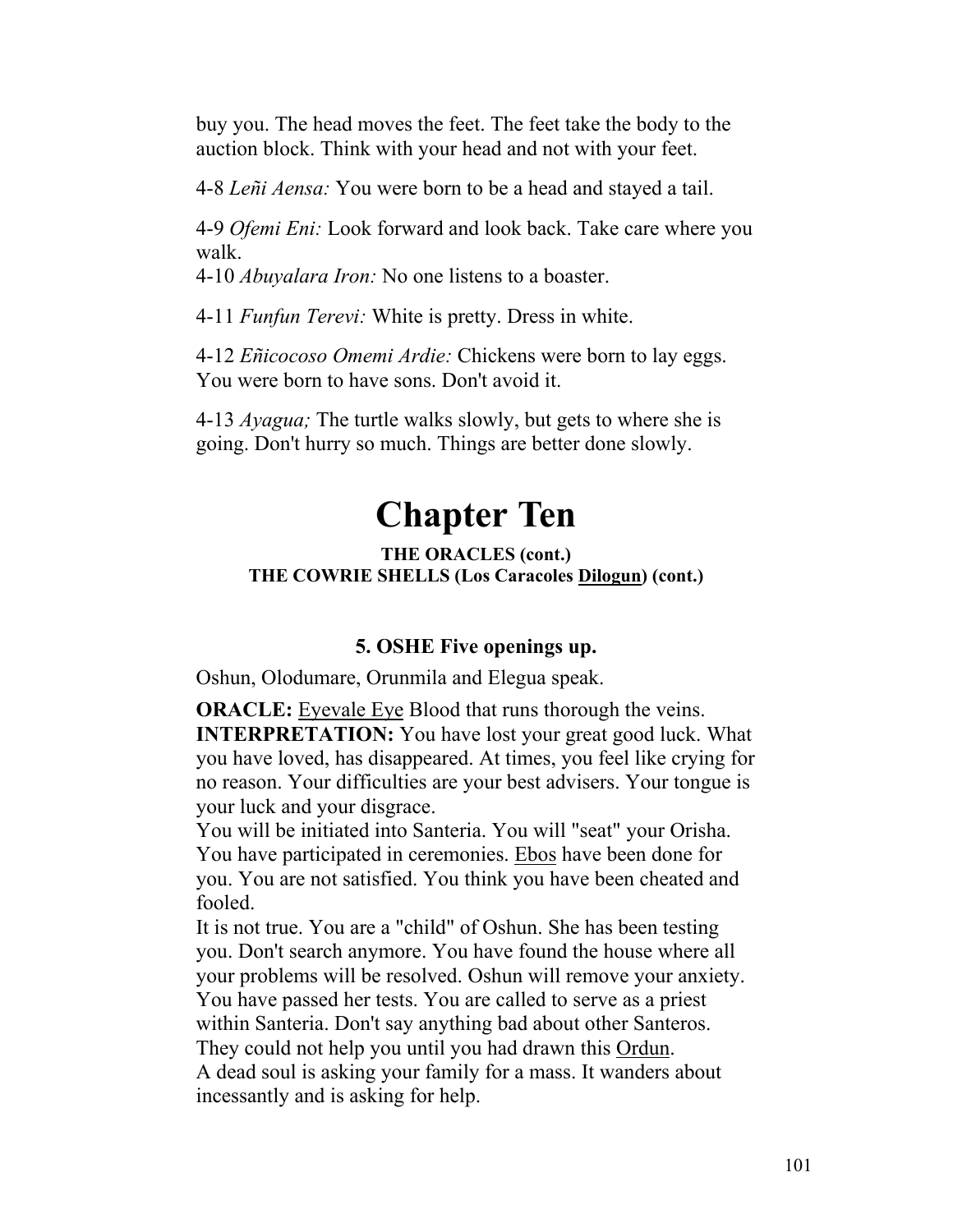buy you. The head moves the feet. The feet take the body to the auction block. Think with your head and not with your feet.

4-8 *Leñi Aensa:* You were born to be a head and stayed a tail.

4-9 *Ofemi Eni:* Look forward and look back. Take care where you walk.
4-10 *Abuyalara Iron:* No one listens to a boaster.

4-11 *Funfun Terevi:* White is pretty. Dress in white.

4-12 *Eñicocoso Omemi Ardie:* Chickens were born to lay eggs. You were born to have sons. Don't avoid it.

4-13 *Ayagua;* The turtle walks slowly, but gets to where she is going. Don't hurry so much. Things are better done slowly.

# Chapter Ten

**THE ORACLES (cont.)**
**THE COWRIE SHELLS (Los Caracoles <u>Dilogun</u>) (cont.)**

### 5. OSHE Five openings up.

Oshun, Olodumare, Orunmila and Elegua speak.

**ORACLE:** <u>Eyevale Eye</u> Blood that runs thorough the veins.
**INTERPRETATION:** You have lost your great good luck. What you have loved, has disappeared. At times, you feel like crying for no reason. Your difficulties are your best advisers. Your tongue is your luck and your disgrace.
You will be initiated into Santeria. You will "seat" your Orisha. You have participated in ceremonies. <u>Ebos</u> have been done for you. You are not satisfied. You think you have been cheated and fooled.
It is not true. You are a "child" of Oshun. She has been testing you. Don't search anymore. You have found the house where all your problems will be resolved. Oshun will remove your anxiety. You have passed her tests. You are called to serve as a priest within Santeria. Don't say anything bad about other Santeros. They could not help you until you had drawn this <u>Ordun</u>.
A dead soul is asking your family for a mass. It wanders about incessantly and is asking for help.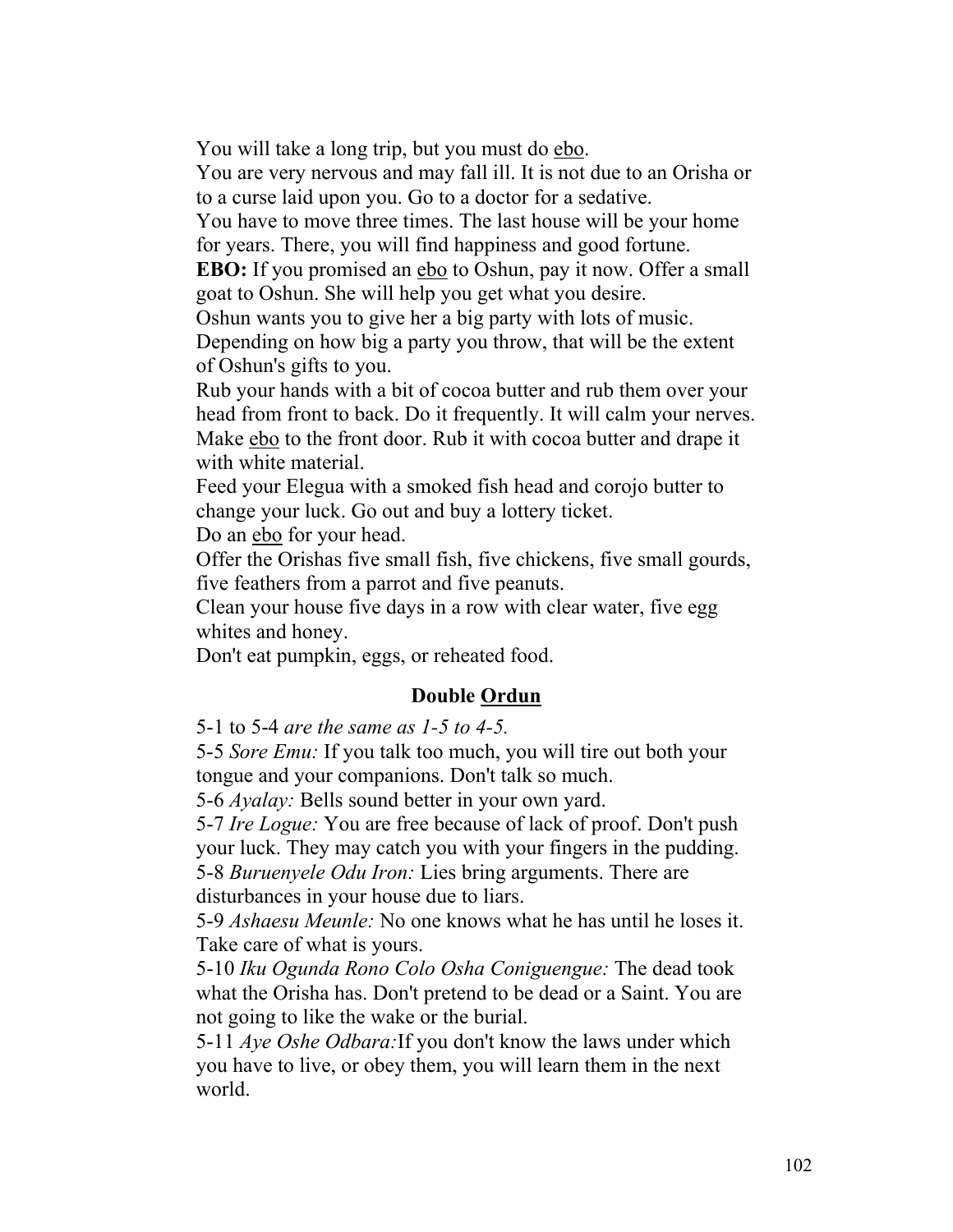You will take a long trip, but you must do <u>ebo</u>.
You are very nervous and may fall ill. It is not due to an Orisha or to a curse laid upon you. Go to a doctor for a sedative.
You have to move three times. The last house will be your home for years. There, you will find happiness and good fortune.
**EBO:** If you promised an <u>ebo</u> to Oshun, pay it now. Offer a small goat to Oshun. She will help you get what you desire.
Oshun wants you to give her a big party with lots of music. Depending on how big a party you throw, that will be the extent of Oshun's gifts to you.
Rub your hands with a bit of cocoa butter and rub them over your head from front to back. Do it frequently. It will calm your nerves.
Make <u>ebo</u> to the front door. Rub it with cocoa butter and drape it with white material.
Feed your Elegua with a smoked fish head and corojo butter to change your luck. Go out and buy a lottery ticket.
Do an <u>ebo</u> for your head.
Offer the Orishas five small fish, five chickens, five small gourds, five feathers from a parrot and five peanuts.
Clean your house five days in a row with clear water, five egg whites and honey.
Don't eat pumpkin, eggs, or reheated food.

### Double <u>Ordun</u>

5-1 to 5-4 *are the same as 1-5 to 4-5.*
5-5 *Sore Emu:* If you talk too much, you will tire out both your tongue and your companions. Don't talk so much.
5-6 *Ayalay:* Bells sound better in your own yard.
5-7 *Ire Logue:* You are free because of lack of proof. Don't push your luck. They may catch you with your fingers in the pudding.
5-8 *Buruenyele Odu Iron:* Lies bring arguments. There are disturbances in your house due to liars.
5-9 *Ashaesu Meunle:* No one knows what he has until he loses it. Take care of what is yours.
5-10 *Iku Ogunda Rono Colo Osha Coniguengue:* The dead took what the Orisha has. Don't pretend to be dead or a Saint. You are not going to like the wake or the burial.
5-11 *Aye Oshe Odbara:*If you don't know the laws under which you have to live, or obey them, you will learn them in the next world.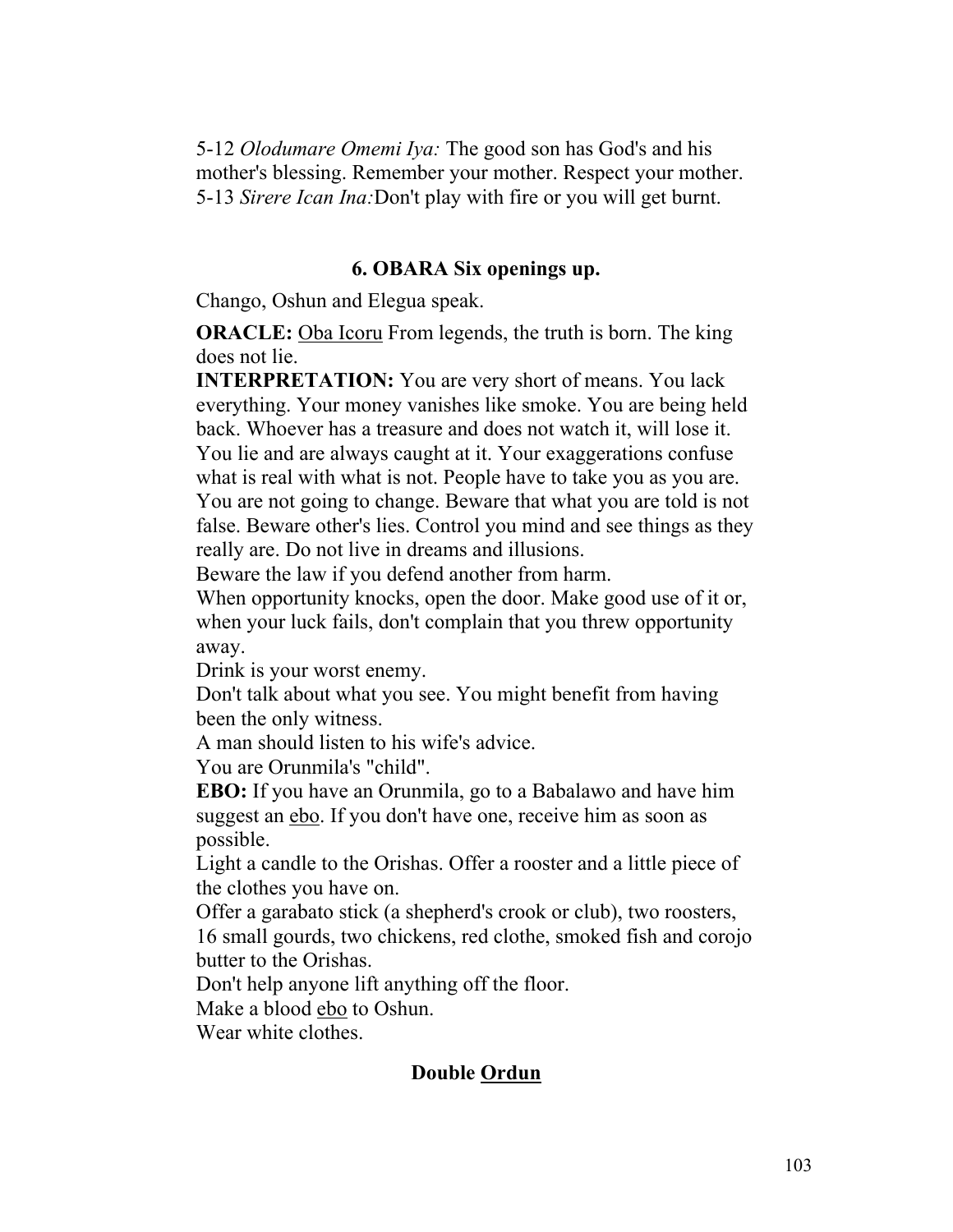5-12 *Olodumare Omemi Iya:* The good son has God's and his mother's blessing. Remember your mother. Respect your mother.
5-13 *Sirere Ican Ina:*Don't play with fire or you will get burnt.

## 6. OBARA Six openings up.

Chango, Oshun and Elegua speak.

**ORACLE:** Oba Icoru From legends, the truth is born. The king does not lie.

**INTERPRETATION:** You are very short of means. You lack everything. Your money vanishes like smoke. You are being held back. Whoever has a treasure and does not watch it, will lose it. You lie and are always caught at it. Your exaggerations confuse what is real with what is not. People have to take you as you are. You are not going to change. Beware that what you are told is not false. Beware other's lies. Control you mind and see things as they really are. Do not live in dreams and illusions.
Beware the law if you defend another from harm.
When opportunity knocks, open the door. Make good use of it or, when your luck fails, don't complain that you threw opportunity away.
Drink is your worst enemy.
Don't talk about what you see. You might benefit from having been the only witness.
A man should listen to his wife's advice.
You are Orunmila's "child".

**EBO:** If you have an Orunmila, go to a Babalawo and have him suggest an ebo. If you don't have one, receive him as soon as possible.
Light a candle to the Orishas. Offer a rooster and a little piece of the clothes you have on.
Offer a garabato stick (a shepherd's crook or club), two roosters, 16 small gourds, two chickens, red clothe, smoked fish and corojo butter to the Orishas.
Don't help anyone lift anything off the floor.
Make a blood ebo to Oshun.
Wear white clothes.

### Double Ordun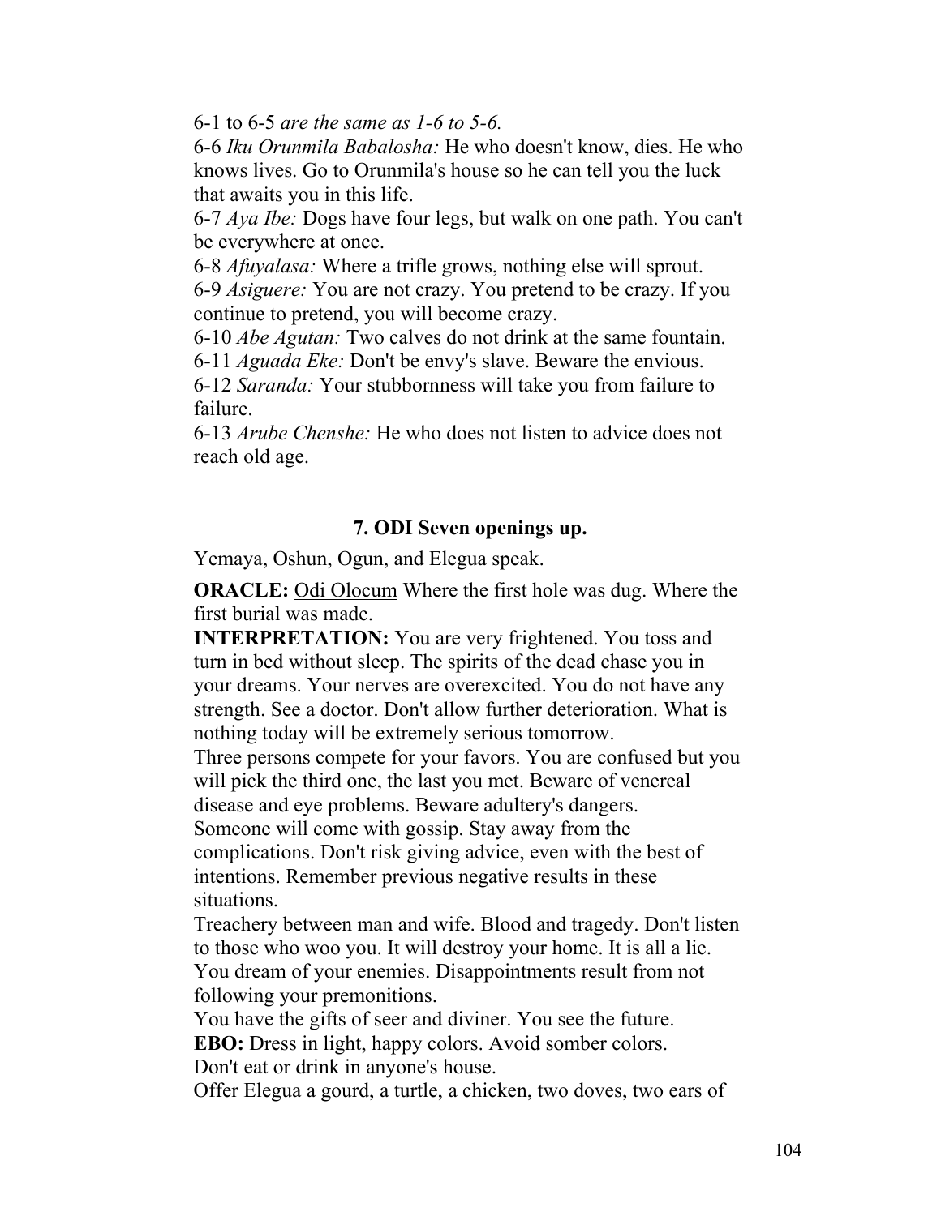6-1 to 6-5 *are the same as 1-6 to 5-6.*

6-6 *Iku Orunmila Babalosha:* He who doesn't know, dies. He who knows lives. Go to Orunmila's house so he can tell you the luck that awaits you in this life.

6-7 *Aya Ibe:* Dogs have four legs, but walk on one path. You can't be everywhere at once.

6-8 *Afuyalasa:* Where a trifle grows, nothing else will sprout.

6-9 *Asiguere:* You are not crazy. You pretend to be crazy. If you continue to pretend, you will become crazy.

6-10 *Abe Agutan:* Two calves do not drink at the same fountain.

6-11 *Aguada Eke:* Don't be envy's slave. Beware the envious.

6-12 *Saranda:* Your stubbornness will take you from failure to failure.

6-13 *Arube Chenshe:* He who does not listen to advice does not reach old age.

### 7. ODI Seven openings up.

Yemaya, Oshun, Ogun, and Elegua speak.

**ORACLE:** <u>Odi Olocum</u> Where the first hole was dug. Where the first burial was made.

**INTERPRETATION:** You are very frightened. You toss and turn in bed without sleep. The spirits of the dead chase you in your dreams. Your nerves are overexcited. You do not have any strength. See a doctor. Don't allow further deterioration. What is nothing today will be extremely serious tomorrow.

Three persons compete for your favors. You are confused but you will pick the third one, the last you met. Beware of venereal disease and eye problems. Beware adultery's dangers.

Someone will come with gossip. Stay away from the complications. Don't risk giving advice, even with the best of intentions. Remember previous negative results in these situations.

Treachery between man and wife. Blood and tragedy. Don't listen to those who woo you. It will destroy your home. It is all a lie. You dream of your enemies. Disappointments result from not following your premonitions.

You have the gifts of seer and diviner. You see the future.

**EBO:** Dress in light, happy colors. Avoid somber colors.

Don't eat or drink in anyone's house.

Offer Elegua a gourd, a turtle, a chicken, two doves, two ears of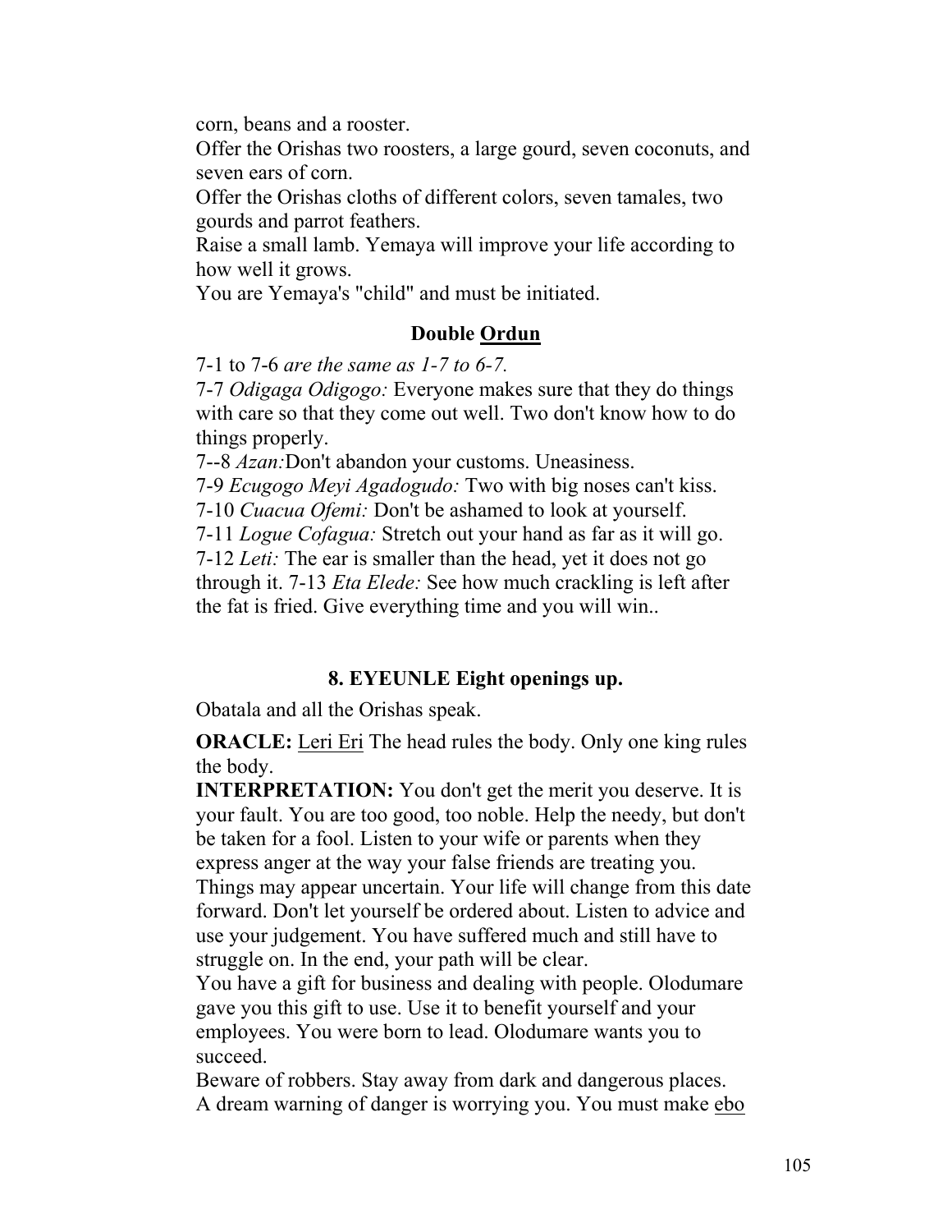corn, beans and a rooster.

Offer the Orishas two roosters, a large gourd, seven coconuts, and seven ears of corn.

Offer the Orishas cloths of different colors, seven tamales, two gourds and parrot feathers.

Raise a small lamb. Yemaya will improve your life according to how well it grows.

You are Yemaya's "child" and must be initiated.

### Double Ordun

7-1 to 7-6 *are the same as 1-7 to 6-7.*

7-7 *Odigaga Odigogo:* Everyone makes sure that they do things with care so that they come out well. Two don't know how to do things properly.

7--8 *Azan:*Don't abandon your customs. Uneasiness.

7-9 *Ecugogo Meyi Agadogudo:* Two with big noses can't kiss.

7-10 *Cuacua Ofemi:* Don't be ashamed to look at yourself.

7-11 *Logue Cofagua:* Stretch out your hand as far as it will go.

7-12 *Leti:* The ear is smaller than the head, yet it does not go through it. 7-13 *Eta Elede:* See how much crackling is left after the fat is fried. Give everything time and you will win..

### 8. EYEUNLE Eight openings up.

Obatala and all the Orishas speak.

**ORACLE:** Leri Eri The head rules the body. Only one king rules the body.

**INTERPRETATION:** You don't get the merit you deserve. It is your fault. You are too good, too noble. Help the needy, but don't be taken for a fool. Listen to your wife or parents when they express anger at the way your false friends are treating you. Things may appear uncertain. Your life will change from this date forward. Don't let yourself be ordered about. Listen to advice and use your judgement. You have suffered much and still have to struggle on. In the end, your path will be clear.

You have a gift for business and dealing with people. Olodumare gave you this gift to use. Use it to benefit yourself and your employees. You were born to lead. Olodumare wants you to succeed.

Beware of robbers. Stay away from dark and dangerous places. A dream warning of danger is worrying you. You must make ebo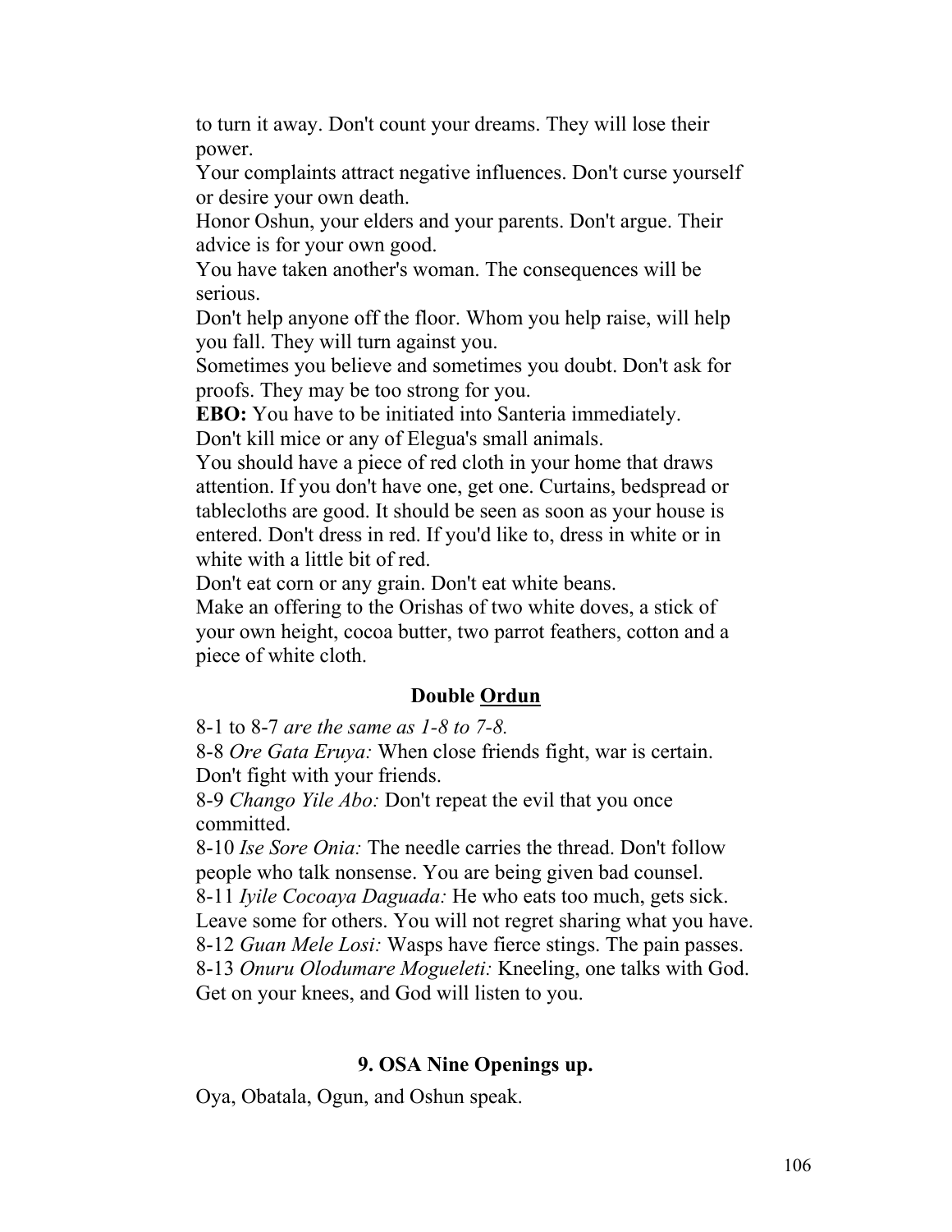to turn it away. Don't count your dreams. They will lose their power.

Your complaints attract negative influences. Don't curse yourself or desire your own death.

Honor Oshun, your elders and your parents. Don't argue. Their advice is for your own good.

You have taken another's woman. The consequences will be serious.

Don't help anyone off the floor. Whom you help raise, will help you fall. They will turn against you.

Sometimes you believe and sometimes you doubt. Don't ask for proofs. They may be too strong for you.

**EBO:** You have to be initiated into Santeria immediately.

Don't kill mice or any of Elegua's small animals.

You should have a piece of red cloth in your home that draws attention. If you don't have one, get one. Curtains, bedspread or tablecloths are good. It should be seen as soon as your house is entered. Don't dress in red. If you'd like to, dress in white or in white with a little bit of red.

Don't eat corn or any grain. Don't eat white beans.

Make an offering to the Orishas of two white doves, a stick of your own height, cocoa butter, two parrot feathers, cotton and a piece of white cloth.

### Double <u>Ordun</u>

8-1 to 8-7 *are the same as 1-8 to 7-8.*

8-8 *Ore Gata Eruya:* When close friends fight, war is certain. Don't fight with your friends.

8-9 *Chango Yile Abo:* Don't repeat the evil that you once committed.

8-10 *Ise Sore Onia:* The needle carries the thread. Don't follow people who talk nonsense. You are being given bad counsel.

8-11 *Iyile Cocoaya Daguada:* He who eats too much, gets sick. Leave some for others. You will not regret sharing what you have.

8-12 *Guan Mele Losi:* Wasps have fierce stings. The pain passes.

8-13 *Onuru Olodumare Mogueleti:* Kneeling, one talks with God. Get on your knees, and God will listen to you.

## 9. OSA Nine Openings up.

Oya, Obatala, Ogun, and Oshun speak.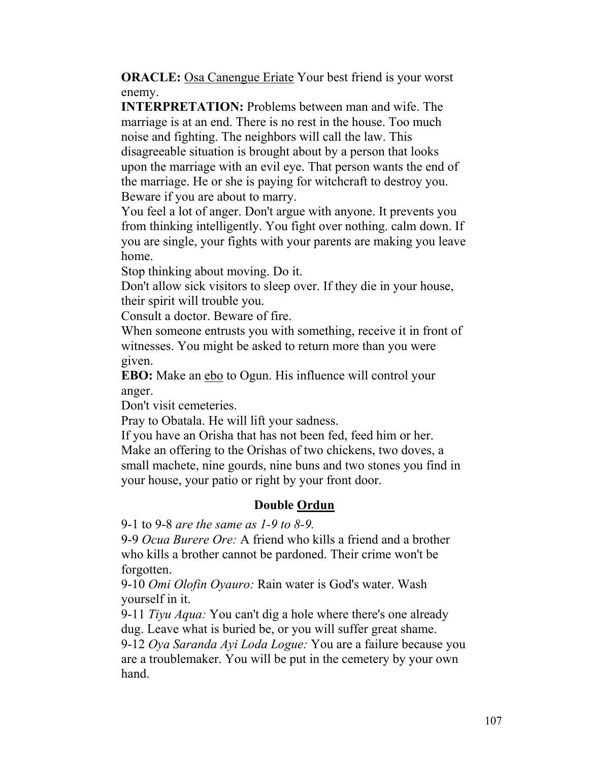**ORACLE:** Osa Canengue Eriate Your best friend is your worst enemy.

**INTERPRETATION:** Problems between man and wife. The marriage is at an end. There is no rest in the house. Too much noise and fighting. The neighbors will call the law. This disagreeable situation is brought about by a person that looks upon the marriage with an evil eye. That person wants the end of the marriage. He or she is paying for witchcraft to destroy you. Beware if you are about to marry.

You feel a lot of anger. Don't argue with anyone. It prevents you from thinking intelligently. You fight over nothing. calm down. If you are single, your fights with your parents are making you leave home.

Stop thinking about moving. Do it.

Don't allow sick visitors to sleep over. If they die in your house, their spirit will trouble you.

Consult a doctor. Beware of fire.

When someone entrusts you with something, receive it in front of witnesses. You might be asked to return more than you were given.

**EBO:** Make an ebo to Ogun. His influence will control your anger.

Don't visit cemeteries.

Pray to Obatala. He will lift your sadness.

If you have an Orisha that has not been fed, feed him or her.

Make an offering to the Orishas of two chickens, two doves, a small machete, nine gourds, nine buns and two stones you find in your house, your patio or right by your front door.

## Double Ordun

9-1 to 9-8 *are the same as 1-9 to 8-9.*

9-9 *Ocua Burere Ore:* A friend who kills a friend and a brother who kills a brother cannot be pardoned. Their crime won't be forgotten.

9-10 *Omi Olofin Oyauro:* Rain water is God's water. Wash yourself in it.

9-11 *Tiyu Aqua:* You can't dig a hole where there's one already dug. Leave what is buried be, or you will suffer great shame.

9-12 *Oya Saranda Ayi Loda Logue:* You are a failure because you are a troublemaker. You will be put in the cemetery by your own hand.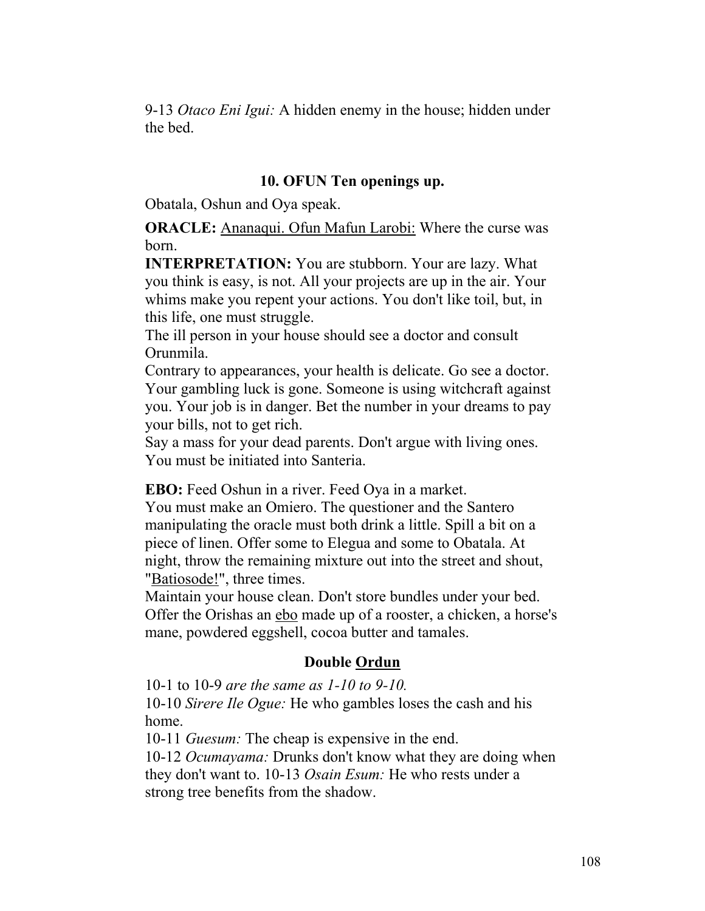9-13 *Otaco Eni Igui:* A hidden enemy in the house; hidden under the bed.

## 10. OFUN Ten openings up.

Obatala, Oshun and Oya speak.

**ORACLE:** Ananaqui. Ofun Mafun Larobi: Where the curse was born.

**INTERPRETATION:** You are stubborn. Your are lazy. What you think is easy, is not. All your projects are up in the air. Your whims make you repent your actions. You don't like toil, but, in this life, one must struggle.

The ill person in your house should see a doctor and consult Orunmila.

Contrary to appearances, your health is delicate. Go see a doctor. Your gambling luck is gone. Someone is using witchcraft against you. Your job is in danger. Bet the number in your dreams to pay your bills, not to get rich.

Say a mass for your dead parents. Don't argue with living ones. You must be initiated into Santeria.

**EBO:** Feed Oshun in a river. Feed Oya in a market.

You must make an Omiero. The questioner and the Santero manipulating the oracle must both drink a little. Spill a bit on a piece of linen. Offer some to Elegua and some to Obatala. At night, throw the remaining mixture out into the street and shout, "Batiosode!", three times.

Maintain your house clean. Don't store bundles under your bed. Offer the Orishas an ebo made up of a rooster, a chicken, a horse's mane, powdered eggshell, cocoa butter and tamales.

### Double Ordun

10-1 to 10-9 *are the same as 1-10 to 9-10.*

10-10 *Sirere Ile Ogue:* He who gambles loses the cash and his home.

10-11 *Guesum:* The cheap is expensive in the end.

10-12 *Ocumayama:* Drunks don't know what they are doing when they don't want to. 10-13 *Osain Esum:* He who rests under a strong tree benefits from the shadow.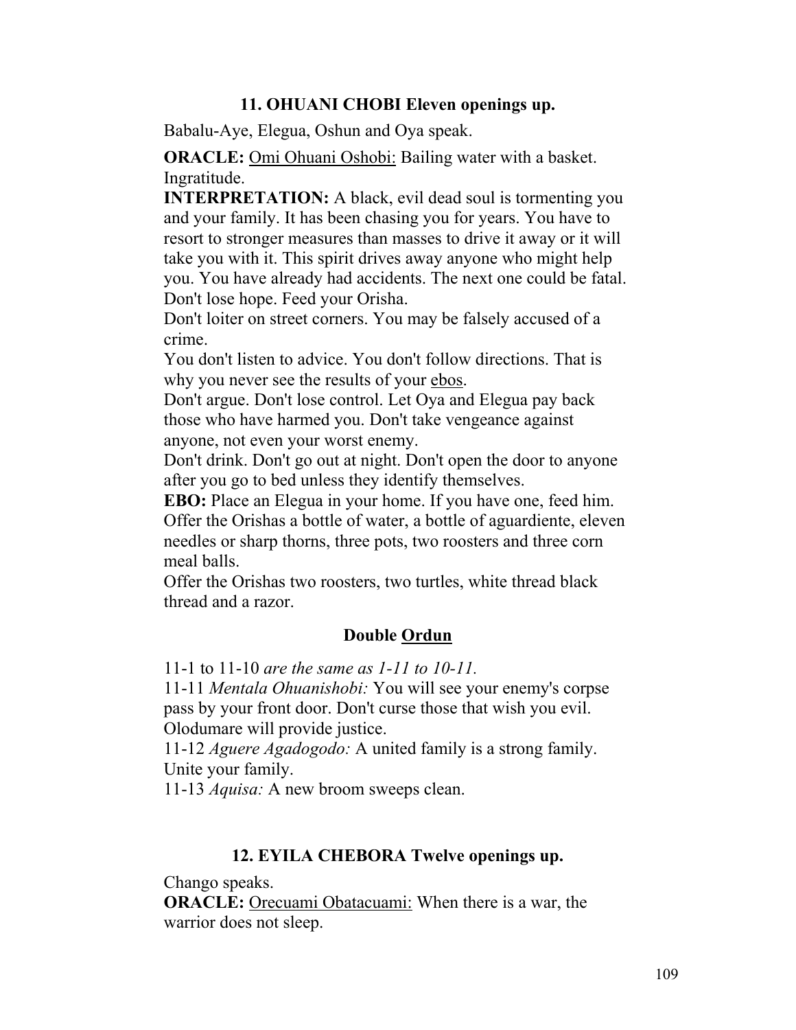### 11. OHUANI CHOBI Eleven openings up.

Babalu-Aye, Elegua, Oshun and Oya speak.

**ORACLE:** Omi Ohuani Oshobi: Bailing water with a basket. Ingratitude.

**INTERPRETATION:** A black, evil dead soul is tormenting you and your family. It has been chasing you for years. You have to resort to stronger measures than masses to drive it away or it will take you with it. This spirit drives away anyone who might help you. You have already had accidents. The next one could be fatal. Don't lose hope. Feed your Orisha.

Don't loiter on street corners. You may be falsely accused of a crime.

You don't listen to advice. You don't follow directions. That is why you never see the results of your ebos.

Don't argue. Don't lose control. Let Oya and Elegua pay back those who have harmed you. Don't take vengeance against anyone, not even your worst enemy.

Don't drink. Don't go out at night. Don't open the door to anyone after you go to bed unless they identify themselves.

**EBO:** Place an Elegua in your home. If you have one, feed him. Offer the Orishas a bottle of water, a bottle of aguardiente, eleven needles or sharp thorns, three pots, two roosters and three corn meal balls.

Offer the Orishas two roosters, two turtles, white thread black thread and a razor.

#### Double Ordun

11-1 to 11-10 *are the same as 1-11 to 10-11.*

11-11 *Mentala Ohuanishobi:* You will see your enemy's corpse pass by your front door. Don't curse those that wish you evil. Olodumare will provide justice.

11-12 *Aguere Agadogodo:* A united family is a strong family. Unite your family.

11-13 *Aquisa:* A new broom sweeps clean.

### 12. EYILA CHEBORA Twelve openings up.

Chango speaks.

**ORACLE:** Orecuami Obatacuami: When there is a war, the warrior does not sleep.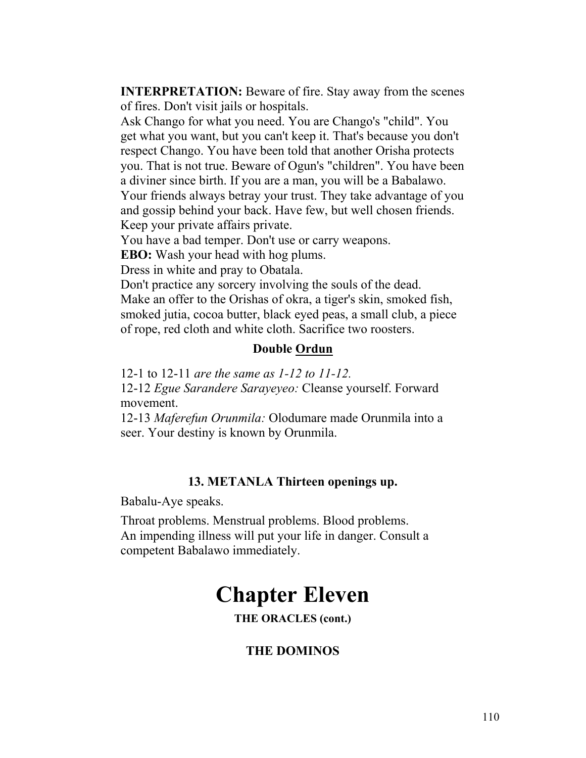**INTERPRETATION:** Beware of fire. Stay away from the scenes of fires. Don't visit jails or hospitals.

Ask Chango for what you need. You are Chango's "child". You get what you want, but you can't keep it. That's because you don't respect Chango. You have been told that another Orisha protects you. That is not true. Beware of Ogun's "children". You have been a diviner since birth. If you are a man, you will be a Babalawo. Your friends always betray your trust. They take advantage of you and gossip behind your back. Have few, but well chosen friends. Keep your private affairs private.

You have a bad temper. Don't use or carry weapons.

**EBO:** Wash your head with hog plums.

Dress in white and pray to Obatala.

Don't practice any sorcery involving the souls of the dead.

Make an offer to the Orishas of okra, a tiger's skin, smoked fish, smoked jutia, cocoa butter, black eyed peas, a small club, a piece of rope, red cloth and white cloth. Sacrifice two roosters.

### Double Ordun

12-1 to 12-11 *are the same as 1-12 to 11-12.*

12-12 *Egue Sarandere Sarayeyeo:* Cleanse yourself. Forward movement.

12-13 *Maferefun Orunmila:* Olodumare made Orunmila into a seer. Your destiny is known by Orunmila.

### 13. METANLA Thirteen openings up.

Babalu-Aye speaks.

Throat problems. Menstrual problems. Blood problems.

An impending illness will put your life in danger. Consult a competent Babalawo immediately.

# Chapter Eleven

**THE ORACLES (cont.)**

## THE DOMINOS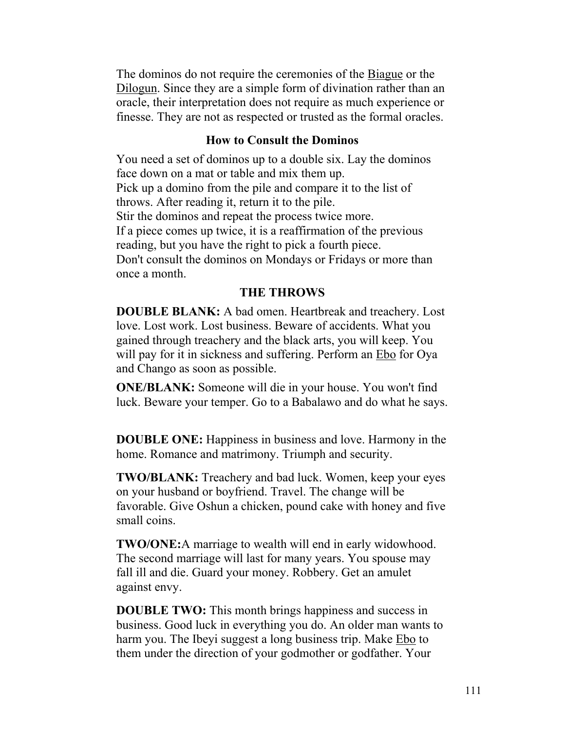The dominos do not require the ceremonies of the Biague or the Dilogun. Since they are a simple form of divination rather than an oracle, their interpretation does not require as much experience or finesse. They are not as respected or trusted as the formal oracles.

### How to Consult the Dominos

You need a set of dominos up to a double six. Lay the dominos face down on a mat or table and mix them up.
Pick up a domino from the pile and compare it to the list of throws. After reading it, return it to the pile.
Stir the dominos and repeat the process twice more.
If a piece comes up twice, it is a reaffirmation of the previous reading, but you have the right to pick a fourth piece.
Don't consult the dominos on Mondays or Fridays or more than once a month.

### THE THROWS

**DOUBLE BLANK:** A bad omen. Heartbreak and treachery. Lost love. Lost work. Lost business. Beware of accidents. What you gained through treachery and the black arts, you will keep. You will pay for it in sickness and suffering. Perform an Ebo for Oya and Chango as soon as possible.

**ONE/BLANK:** Someone will die in your house. You won't find luck. Beware your temper. Go to a Babalawo and do what he says.

**DOUBLE ONE:** Happiness in business and love. Harmony in the home. Romance and matrimony. Triumph and security.

**TWO/BLANK:** Treachery and bad luck. Women, keep your eyes on your husband or boyfriend. Travel. The change will be favorable. Give Oshun a chicken, pound cake with honey and five small coins.

**TWO/ONE:**A marriage to wealth will end in early widowhood. The second marriage will last for many years. You spouse may fall ill and die. Guard your money. Robbery. Get an amulet against envy.

**DOUBLE TWO:** This month brings happiness and success in business. Good luck in everything you do. An older man wants to harm you. The Ibeyi suggest a long business trip. Make Ebo to them under the direction of your godmother or godfather. Your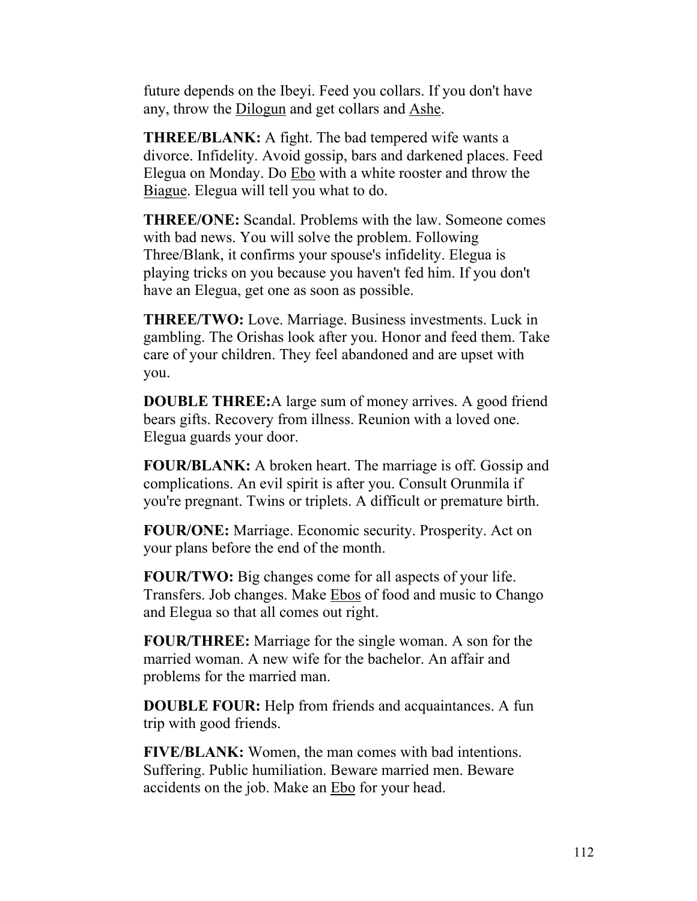future depends on the Ibeyi. Feed you collars. If you don't have any, throw the Dilogun and get collars and Ashe.

**THREE/BLANK:** A fight. The bad tempered wife wants a divorce. Infidelity. Avoid gossip, bars and darkened places. Feed Elegua on Monday. Do Ebo with a white rooster and throw the Biague. Elegua will tell you what to do.

**THREE/ONE:** Scandal. Problems with the law. Someone comes with bad news. You will solve the problem. Following Three/Blank, it confirms your spouse's infidelity. Elegua is playing tricks on you because you haven't fed him. If you don't have an Elegua, get one as soon as possible.

**THREE/TWO:** Love. Marriage. Business investments. Luck in gambling. The Orishas look after you. Honor and feed them. Take care of your children. They feel abandoned and are upset with you.

**DOUBLE THREE:**A large sum of money arrives. A good friend bears gifts. Recovery from illness. Reunion with a loved one. Elegua guards your door.

**FOUR/BLANK:** A broken heart. The marriage is off. Gossip and complications. An evil spirit is after you. Consult Orunmila if you're pregnant. Twins or triplets. A difficult or premature birth.

**FOUR/ONE:** Marriage. Economic security. Prosperity. Act on your plans before the end of the month.

**FOUR/TWO:** Big changes come for all aspects of your life. Transfers. Job changes. Make Ebos of food and music to Chango and Elegua so that all comes out right.

**FOUR/THREE:** Marriage for the single woman. A son for the married woman. A new wife for the bachelor. An affair and problems for the married man.

**DOUBLE FOUR:** Help from friends and acquaintances. A fun trip with good friends.

**FIVE/BLANK:** Women, the man comes with bad intentions. Suffering. Public humiliation. Beware married men. Beware accidents on the job. Make an Ebo for your head.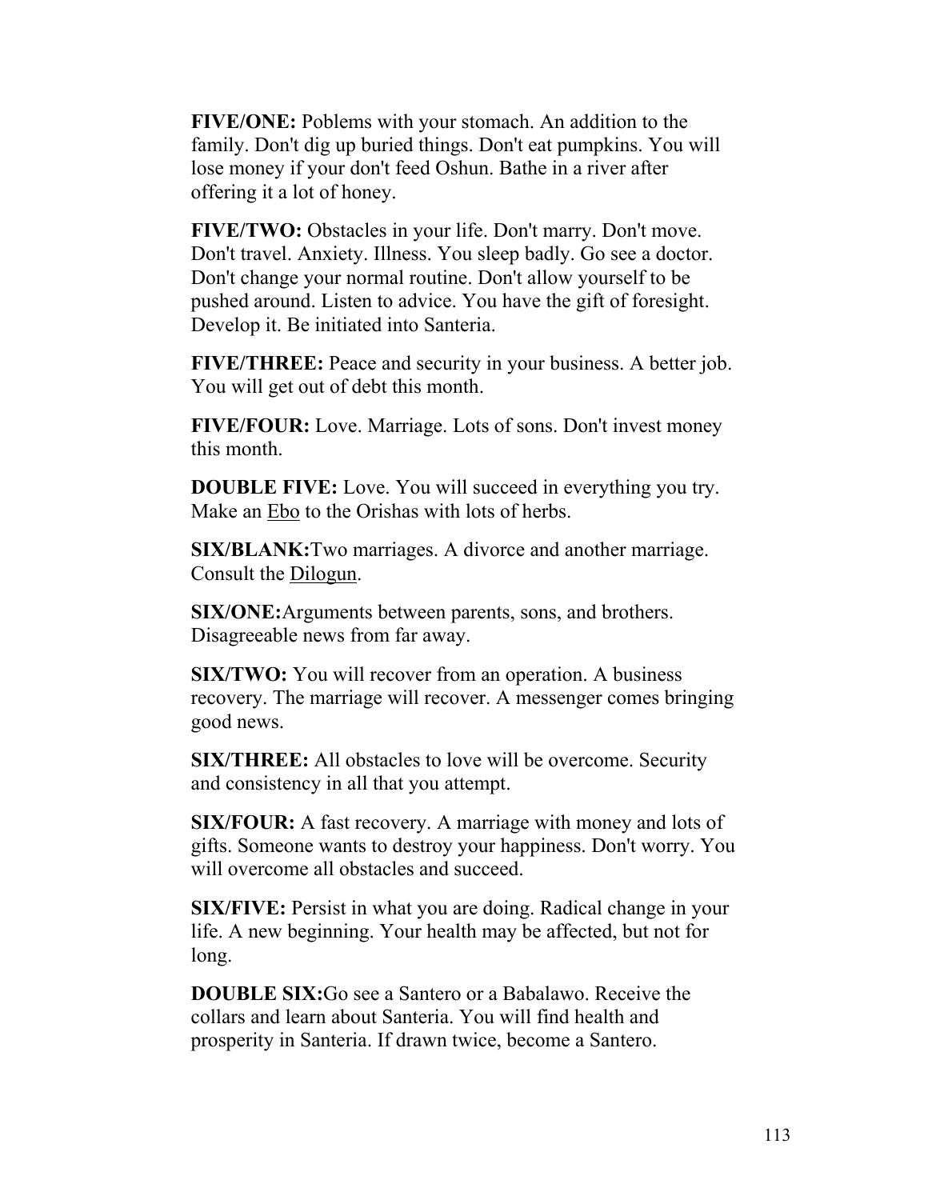**FIVE/ONE:** Poblems with your stomach. An addition to the family. Don't dig up buried things. Don't eat pumpkins. You will lose money if your don't feed Oshun. Bathe in a river after offering it a lot of honey.

**FIVE/TWO:** Obstacles in your life. Don't marry. Don't move. Don't travel. Anxiety. Illness. You sleep badly. Go see a doctor. Don't change your normal routine. Don't allow yourself to be pushed around. Listen to advice. You have the gift of foresight. Develop it. Be initiated into Santeria.

**FIVE/THREE:** Peace and security in your business. A better job. You will get out of debt this month.

**FIVE/FOUR:** Love. Marriage. Lots of sons. Don't invest money this month.

**DOUBLE FIVE:** Love. You will succeed in everything you try. Make an Ebo to the Orishas with lots of herbs.

**SIX/BLANK:**Two marriages. A divorce and another marriage. Consult the Dilogun.

**SIX/ONE:**Arguments between parents, sons, and brothers. Disagreeable news from far away.

**SIX/TWO:** You will recover from an operation. A business recovery. The marriage will recover. A messenger comes bringing good news.

**SIX/THREE:** All obstacles to love will be overcome. Security and consistency in all that you attempt.

**SIX/FOUR:** A fast recovery. A marriage with money and lots of gifts. Someone wants to destroy your happiness. Don't worry. You will overcome all obstacles and succeed.

**SIX/FIVE:** Persist in what you are doing. Radical change in your life. A new beginning. Your health may be affected, but not for long.

**DOUBLE SIX:**Go see a Santero or a Babalawo. Receive the collars and learn about Santeria. You will find health and prosperity in Santeria. If drawn twice, become a Santero.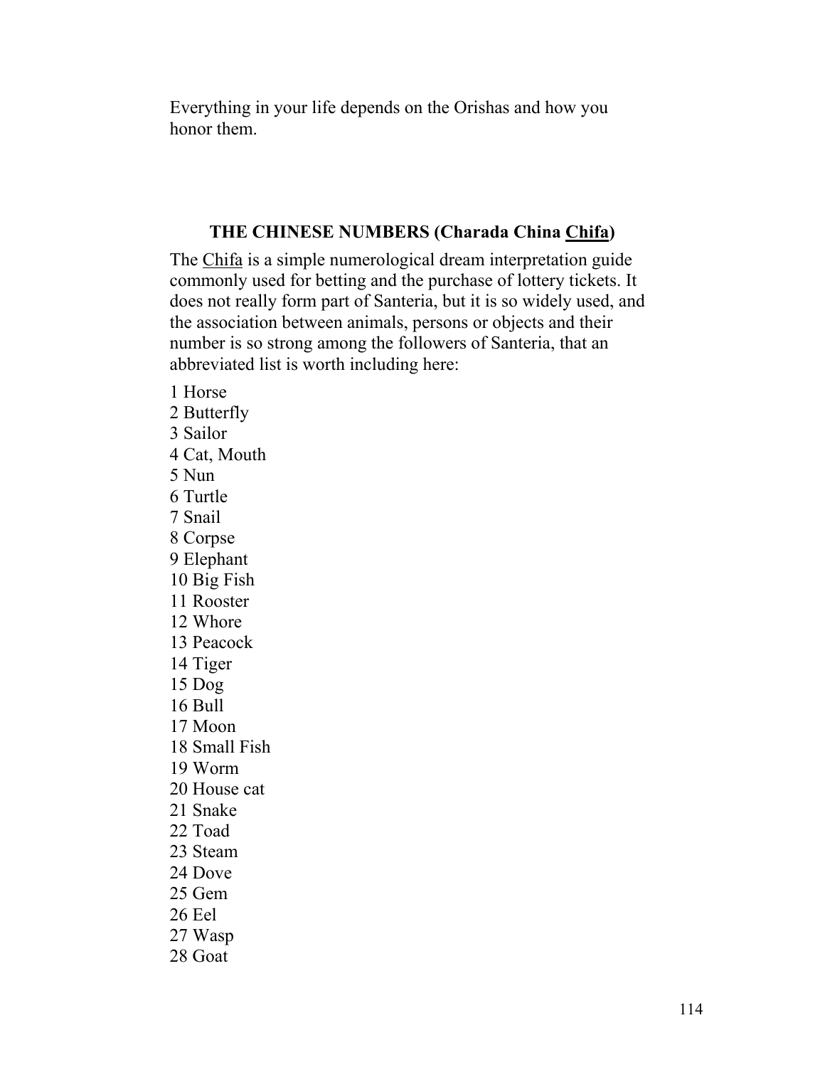Everything in your life depends on the Orishas and how you honor them.

### THE CHINESE NUMBERS (Charada China Chifa)

The Chifa is a simple numerological dream interpretation guide commonly used for betting and the purchase of lottery tickets. It does not really form part of Santeria, but it is so widely used, and the association between animals, persons or objects and their number is so strong among the followers of Santeria, that an abbreviated list is worth including here:

1 Horse
2 Butterfly
3 Sailor
4 Cat, Mouth
5 Nun
6 Turtle
7 Snail
8 Corpse
9 Elephant
10 Big Fish
11 Rooster
12 Whore
13 Peacock
14 Tiger
15 Dog
16 Bull
17 Moon
18 Small Fish
19 Worm
20 House cat
21 Snake
22 Toad
23 Steam
24 Dove
25 Gem
26 Eel
27 Wasp
28 Goat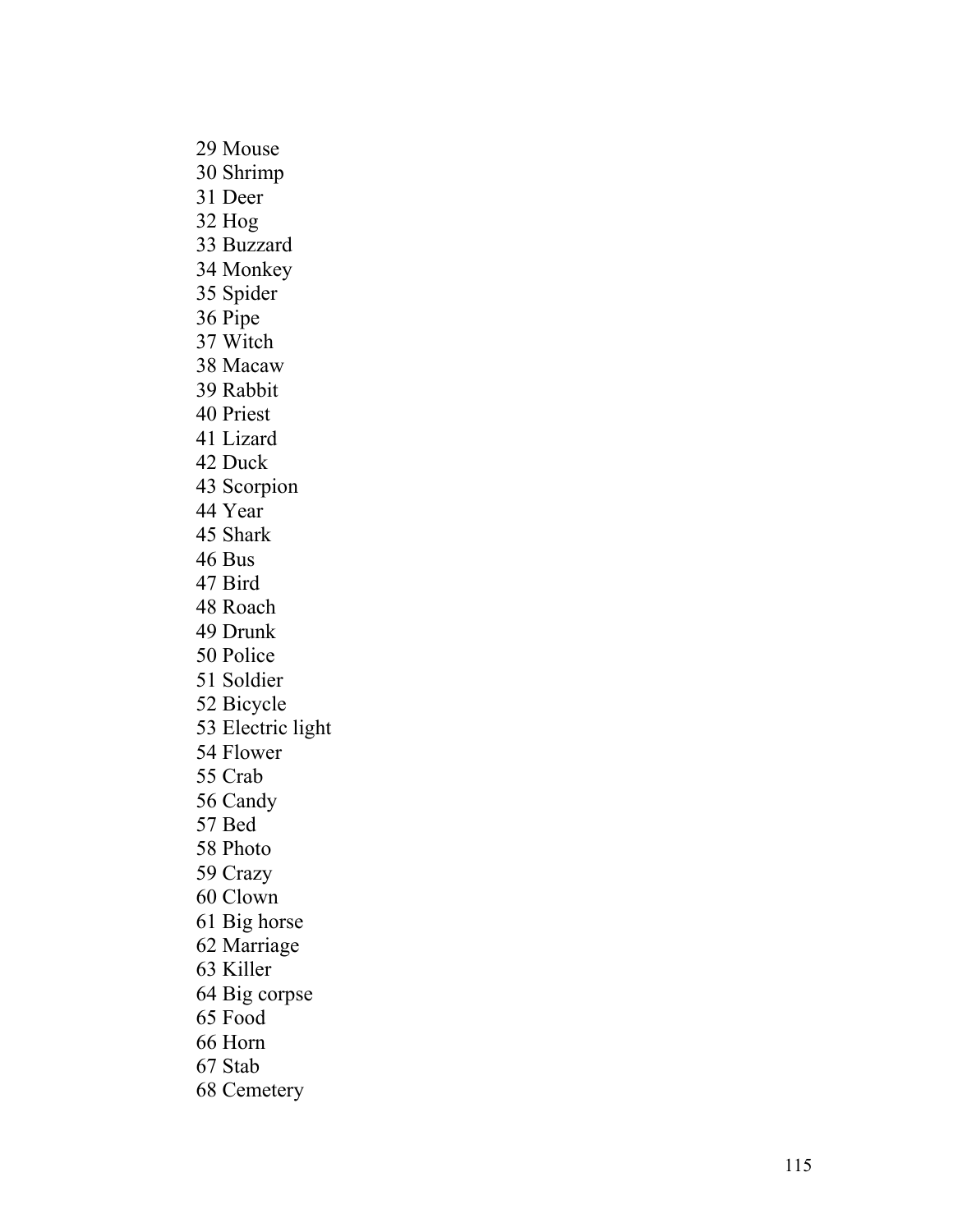29 Mouse
30 Shrimp
31 Deer
32 Hog
33 Buzzard
34 Monkey
35 Spider
36 Pipe
37 Witch
38 Macaw
39 Rabbit
40 Priest
41 Lizard
42 Duck
43 Scorpion
44 Year
45 Shark
46 Bus
47 Bird
48 Roach
49 Drunk
50 Police
51 Soldier
52 Bicycle
53 Electric light
54 Flower
55 Crab
56 Candy
57 Bed
58 Photo
59 Crazy
60 Clown
61 Big horse
62 Marriage
63 Killer
64 Big corpse
65 Food
66 Horn
67 Stab
68 Cemetery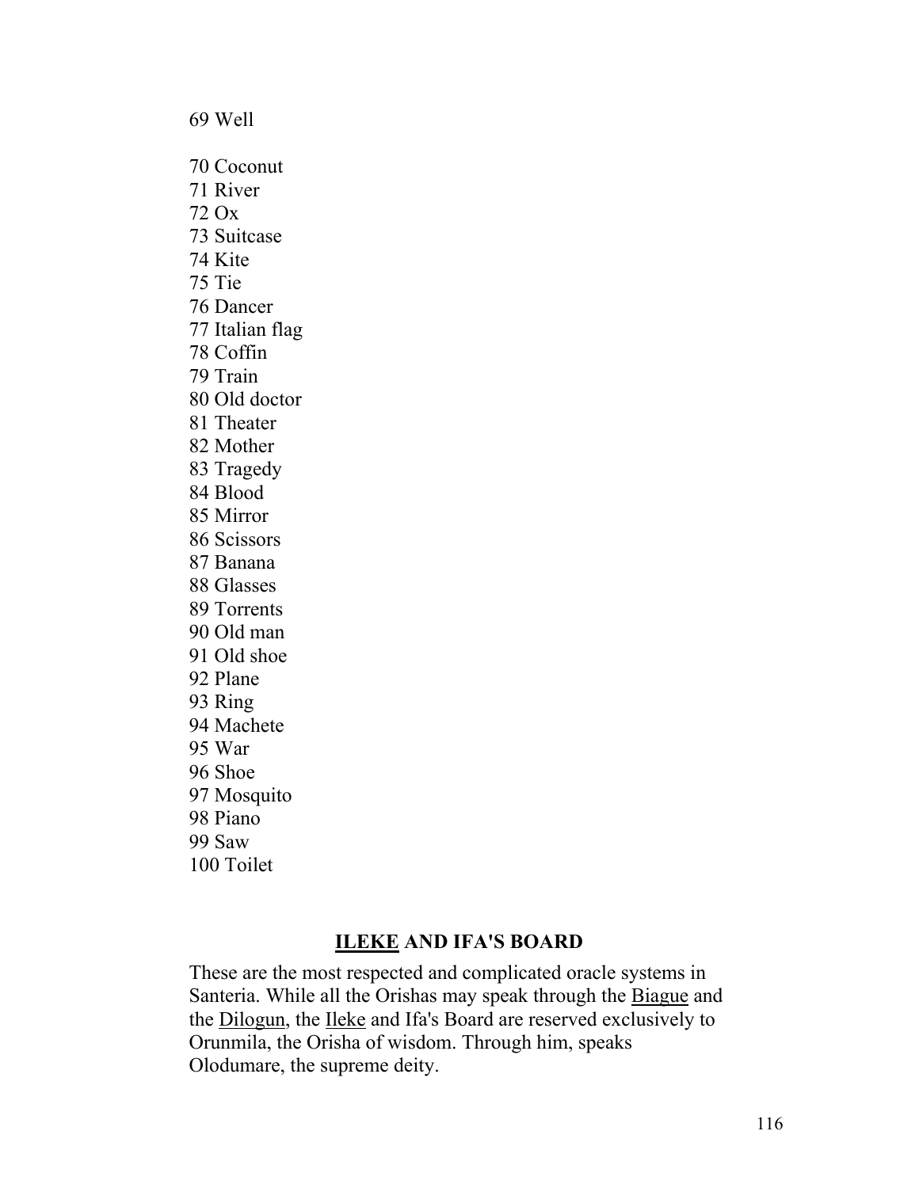69 Well

70 Coconut
71 River
72 Ox
73 Suitcase
74 Kite
75 Tie
76 Dancer
77 Italian flag
78 Coffin
79 Train
80 Old doctor
81 Theater
82 Mother
83 Tragedy
84 Blood
85 Mirror
86 Scissors
87 Banana
88 Glasses
89 Torrents
90 Old man
91 Old shoe
92 Plane
93 Ring
94 Machete
95 War
96 Shoe
97 Mosquito
98 Piano
99 Saw
100 Toilet

## ILEKE AND IFA'S BOARD

These are the most respected and complicated oracle systems in Santeria. While all the Orishas may speak through the Biague and the Dilogun, the Ileke and Ifa's Board are reserved exclusively to Orunmila, the Orisha of wisdom. Through him, speaks Olodumare, the supreme deity.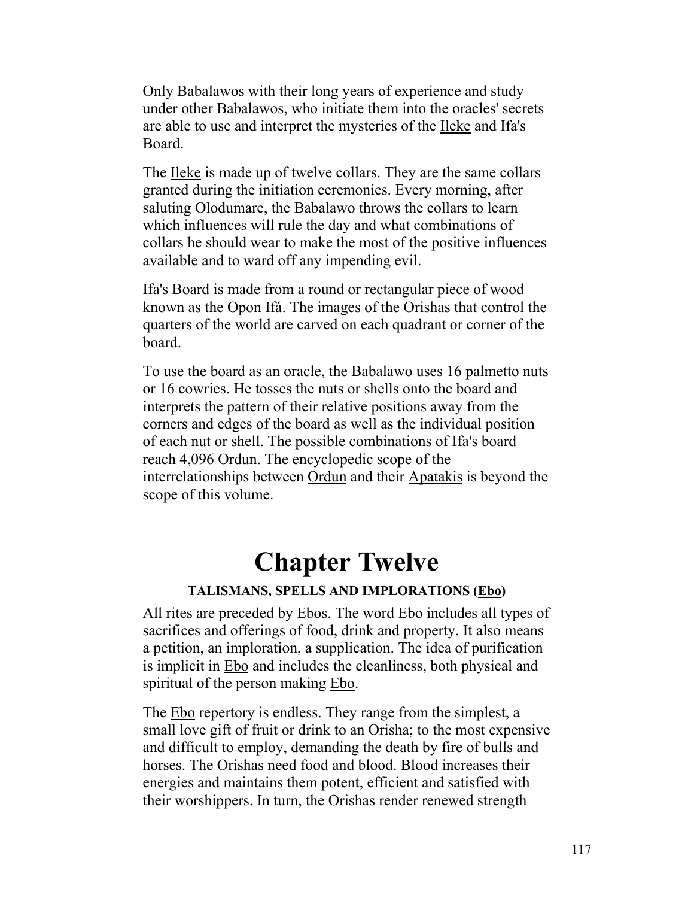Only Babalawos with their long years of experience and study under other Babalawos, who initiate them into the oracles' secrets are able to use and interpret the mysteries of the Ileke and Ifa's Board.

The Ileke is made up of twelve collars. They are the same collars granted during the initiation ceremonies. Every morning, after saluting Olodumare, the Babalawo throws the collars to learn which influences will rule the day and what combinations of collars he should wear to make the most of the positive influences available and to ward off any impending evil.

Ifa's Board is made from a round or rectangular piece of wood known as the Opon Ifá. The images of the Orishas that control the quarters of the world are carved on each quadrant or corner of the board.

To use the board as an oracle, the Babalawo uses 16 palmetto nuts or 16 cowries. He tosses the nuts or shells onto the board and interprets the pattern of their relative positions away from the corners and edges of the board as well as the individual position of each nut or shell. The possible combinations of Ifa's board reach 4,096 Ordun. The encyclopedic scope of the interrelationships between Ordun and their Apatakis is beyond the scope of this volume.

# Chapter Twelve

### TALISMANS, SPELLS AND IMPLORATIONS (Ebo)

All rites are preceded by Ebos. The word Ebo includes all types of sacrifices and offerings of food, drink and property. It also means a petition, an imploration, a supplication. The idea of purification is implicit in Ebo and includes the cleanliness, both physical and spiritual of the person making Ebo.

The Ebo repertory is endless. They range from the simplest, a small love gift of fruit or drink to an Orisha; to the most expensive and difficult to employ, demanding the death by fire of bulls and horses. The Orishas need food and blood. Blood increases their energies and maintains them potent, efficient and satisfied with their worshippers. In turn, the Orishas render renewed strength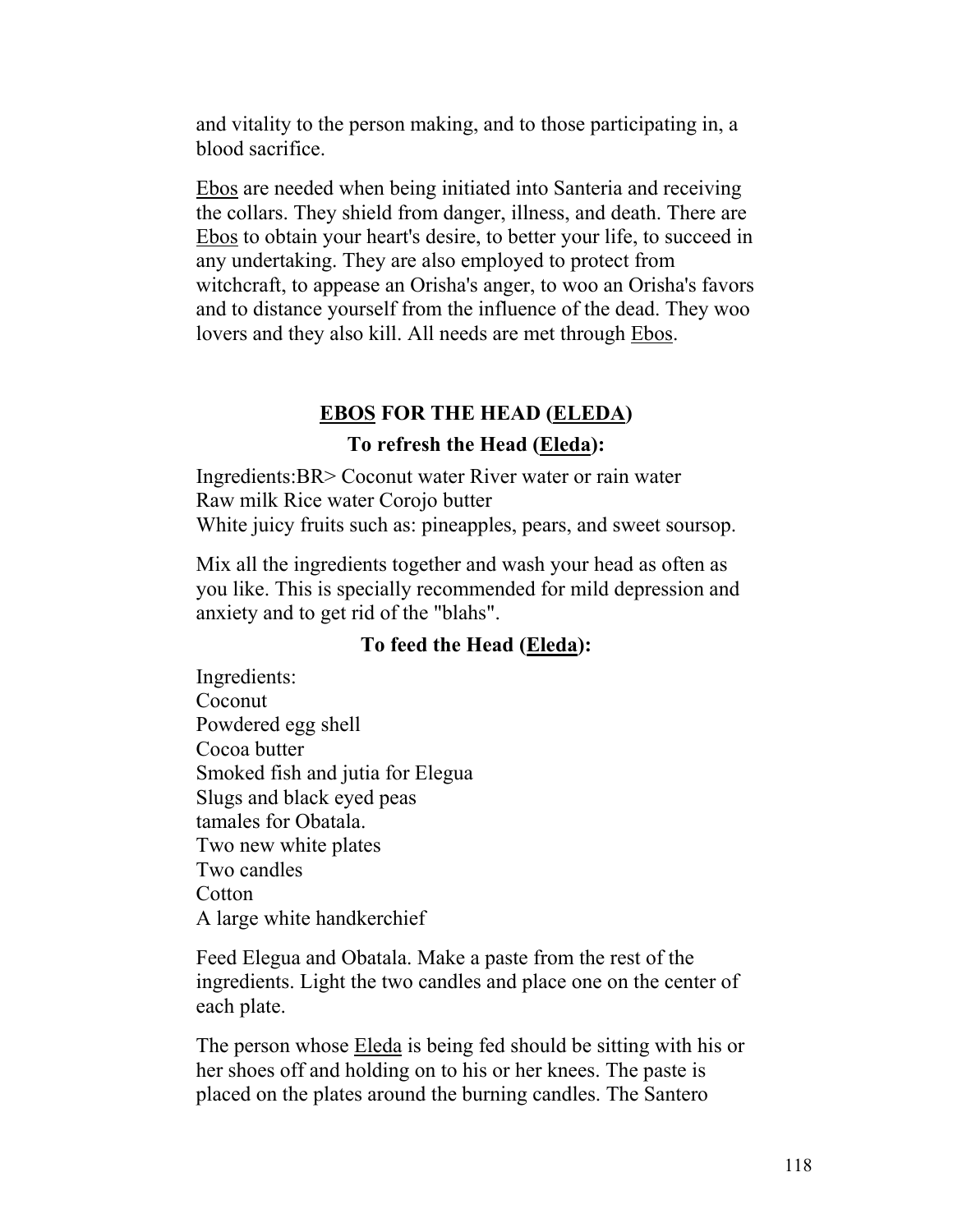and vitality to the person making, and to those participating in, a blood sacrifice.

Ebos are needed when being initiated into Santeria and receiving the collars. They shield from danger, illness, and death. There are Ebos to obtain your heart's desire, to better your life, to succeed in any undertaking. They are also employed to protect from witchcraft, to appease an Orisha's anger, to woo an Orisha's favors and to distance yourself from the influence of the dead. They woo lovers and they also kill. All needs are met through Ebos.

## EBOS FOR THE HEAD (ELEDA)

### To refresh the Head (Eleda):

Ingredients:BR> Coconut water River water or rain water
Raw milk Rice water Corojo butter
White juicy fruits such as: pineapples, pears, and sweet soursop.

Mix all the ingredients together and wash your head as often as you like. This is specially recommended for mild depression and anxiety and to get rid of the "blahs".

### To feed the Head (Eleda):

Ingredients:
Coconut
Powdered egg shell
Cocoa butter
Smoked fish and jutia for Elegua
Slugs and black eyed peas
tamales for Obatala.
Two new white plates
Two candles
Cotton
A large white handkerchief

Feed Elegua and Obatala. Make a paste from the rest of the ingredients. Light the two candles and place one on the center of each plate.

The person whose Eleda is being fed should be sitting with his or her shoes off and holding on to his or her knees. The paste is placed on the plates around the burning candles. The Santero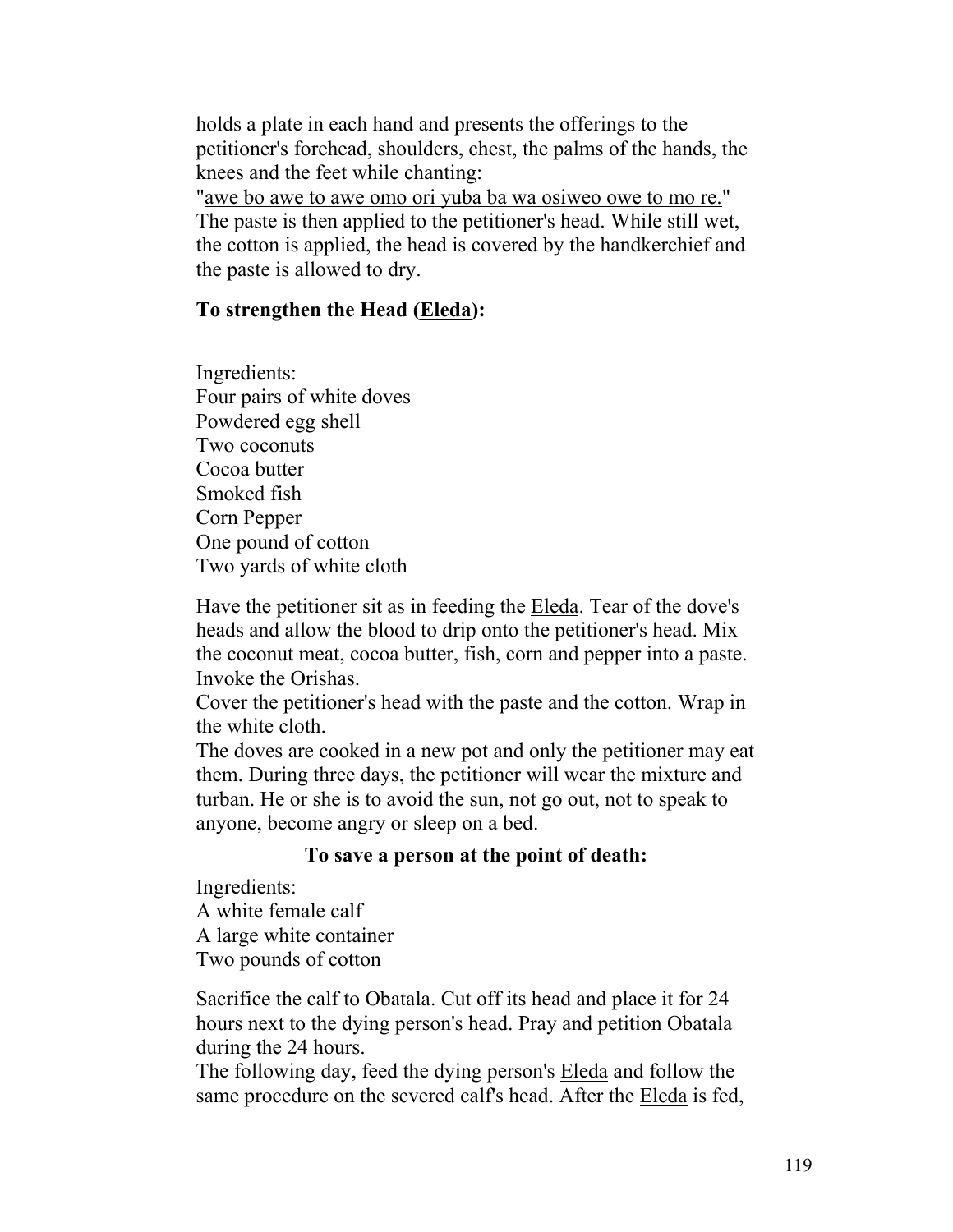holds a plate in each hand and presents the offerings to the petitioner's forehead, shoulders, chest, the palms of the hands, the knees and the feet while chanting:
"<u>awe bo awe to awe omo ori yuba ba wa osiweo owe to mo re.</u>"
The paste is then applied to the petitioner's head. While still wet, the cotton is applied, the head is covered by the handkerchief and the paste is allowed to dry.

**To strengthen the Head (<u>Eleda</u>):**

Ingredients:
Four pairs of white doves
Powdered egg shell
Two coconuts
Cocoa butter
Smoked fish
Corn Pepper
One pound of cotton
Two yards of white cloth

Have the petitioner sit as in feeding the <u>Eleda</u>. Tear of the dove's heads and allow the blood to drip onto the petitioner's head. Mix the coconut meat, cocoa butter, fish, corn and pepper into a paste. Invoke the Orishas.
Cover the petitioner's head with the paste and the cotton. Wrap in the white cloth.
The doves are cooked in a new pot and only the petitioner may eat them. During three days, the petitioner will wear the mixture and turban. He or she is to avoid the sun, not go out, not to speak to anyone, become angry or sleep on a bed.

**To save a person at the point of death:**

Ingredients:
A white female calf
A large white container
Two pounds of cotton

Sacrifice the calf to Obatala. Cut off its head and place it for 24 hours next to the dying person's head. Pray and petition Obatala during the 24 hours.
The following day, feed the dying person's <u>Eleda</u> and follow the same procedure on the severed calf's head. After the <u>Eleda</u> is fed,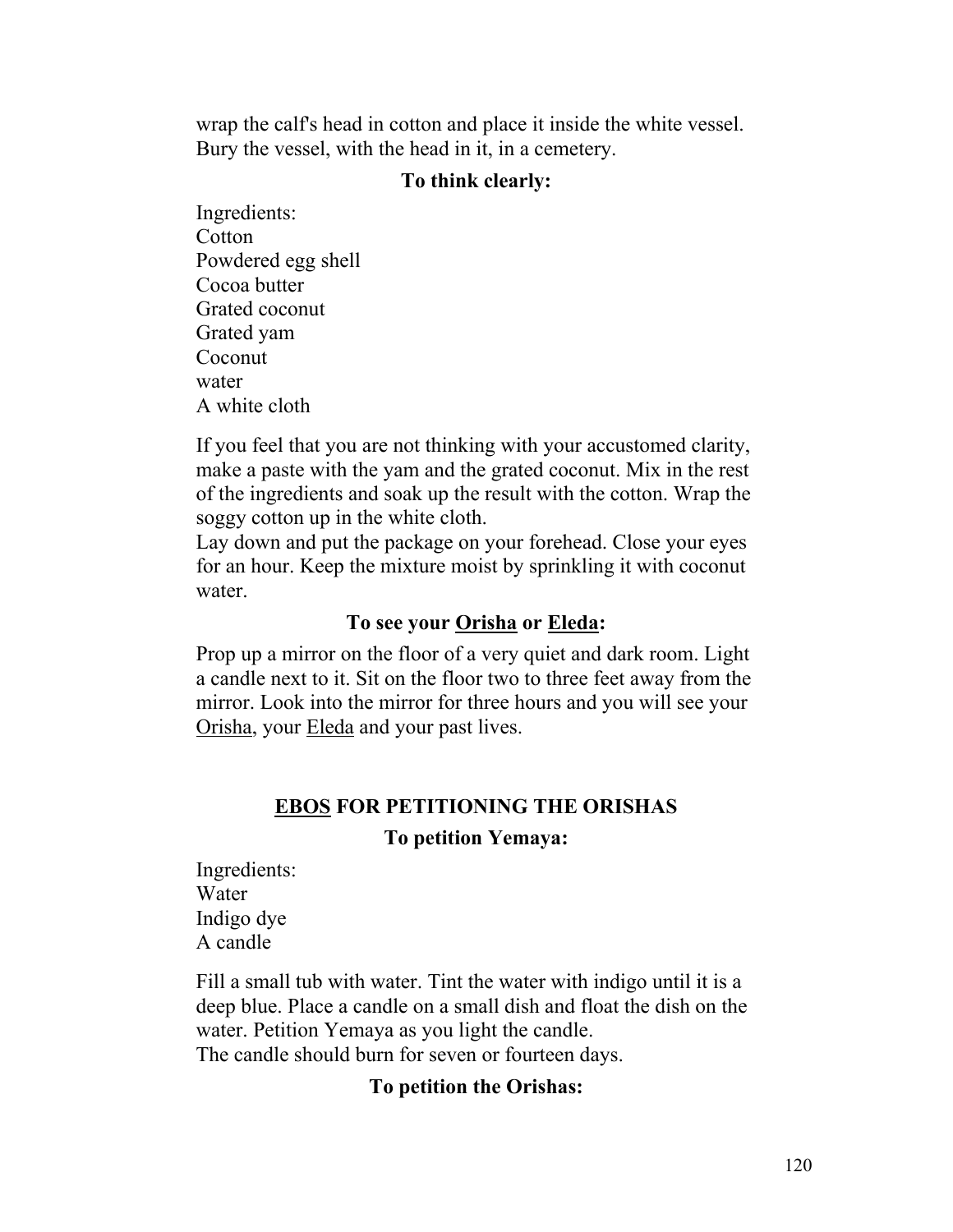wrap the calf's head in cotton and place it inside the white vessel. Bury the vessel, with the head in it, in a cemetery.

### To think clearly:

Ingredients:
Cotton
Powdered egg shell
Cocoa butter
Grated coconut
Grated yam
Coconut
water
A white cloth

If you feel that you are not thinking with your accustomed clarity, make a paste with the yam and the grated coconut. Mix in the rest of the ingredients and soak up the result with the cotton. Wrap the soggy cotton up in the white cloth.
Lay down and put the package on your forehead. Close your eyes for an hour. Keep the mixture moist by sprinkling it with coconut water.

### To see your <u>Orisha</u> or <u>Eleda</u>:

Prop up a mirror on the floor of a very quiet and dark room. Light a candle next to it. Sit on the floor two to three feet away from the mirror. Look into the mirror for three hours and you will see your <u>Orisha</u>, your <u>Eleda</u> and your past lives.

## <u>EBOS</u> FOR PETITIONING THE ORISHAS

### To petition Yemaya:

Ingredients:
Water
Indigo dye
A candle

Fill a small tub with water. Tint the water with indigo until it is a deep blue. Place a candle on a small dish and float the dish on the water. Petition Yemaya as you light the candle.
The candle should burn for seven or fourteen days.

### To petition the Orishas: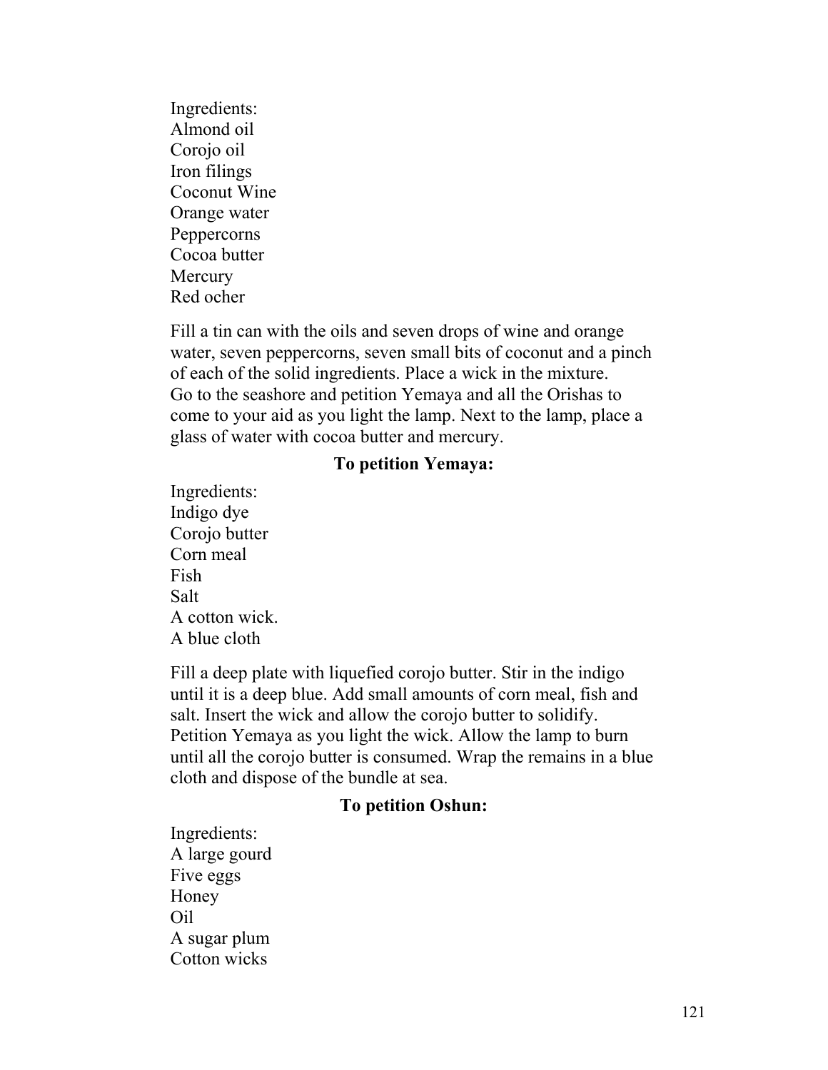Ingredients:
Almond oil
Corojo oil
Iron filings
Coconut Wine
Orange water
Peppercorns
Cocoa butter
Mercury
Red ocher

Fill a tin can with the oils and seven drops of wine and orange water, seven peppercorns, seven small bits of coconut and a pinch of each of the solid ingredients. Place a wick in the mixture. Go to the seashore and petition Yemaya and all the Orishas to come to your aid as you light the lamp. Next to the lamp, place a glass of water with cocoa butter and mercury.

**To petition Yemaya:**

Ingredients:
Indigo dye
Corojo butter
Corn meal
Fish
Salt
A cotton wick.
A blue cloth

Fill a deep plate with liquefied corojo butter. Stir in the indigo until it is a deep blue. Add small amounts of corn meal, fish and salt. Insert the wick and allow the corojo butter to solidify. Petition Yemaya as you light the wick. Allow the lamp to burn until all the corojo butter is consumed. Wrap the remains in a blue cloth and dispose of the bundle at sea.

**To petition Oshun:**

Ingredients:
A large gourd
Five eggs
Honey
Oil
A sugar plum
Cotton wicks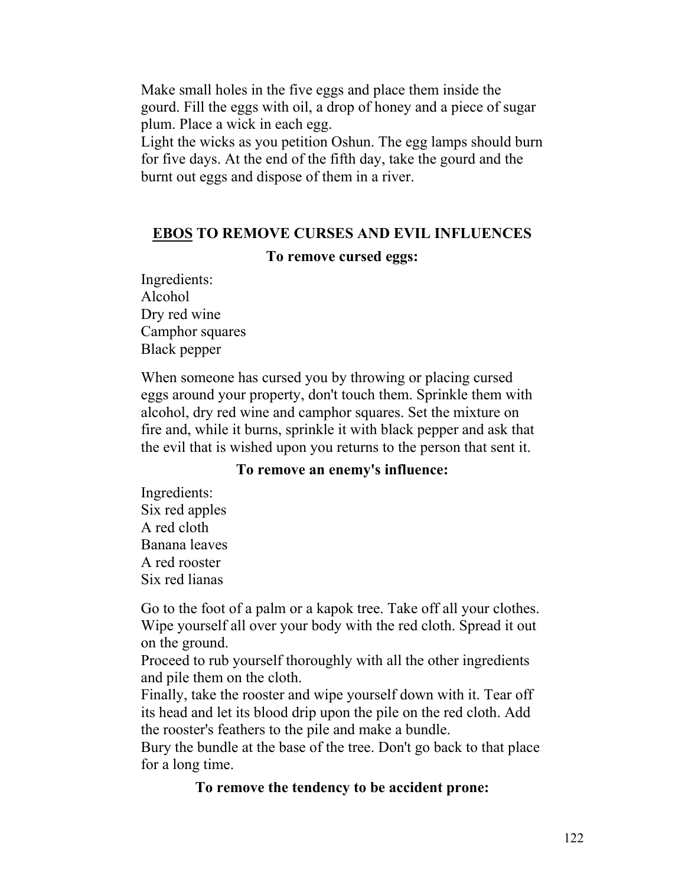Make small holes in the five eggs and place them inside the gourd. Fill the eggs with oil, a drop of honey and a piece of sugar plum. Place a wick in each egg.
Light the wicks as you petition Oshun. The egg lamps should burn for five days. At the end of the fifth day, take the gourd and the burnt out eggs and dispose of them in a river.

## <u>EBOS</u> TO REMOVE CURSES AND EVIL INFLUENCES

### To remove cursed eggs:

Ingredients:
Alcohol
Dry red wine
Camphor squares
Black pepper

When someone has cursed you by throwing or placing cursed eggs around your property, don't touch them. Sprinkle them with alcohol, dry red wine and camphor squares. Set the mixture on fire and, while it burns, sprinkle it with black pepper and ask that the evil that is wished upon you returns to the person that sent it.

### To remove an enemy's influence:

Ingredients:
Six red apples
A red cloth
Banana leaves
A red rooster
Six red lianas

Go to the foot of a palm or a kapok tree. Take off all your clothes. Wipe yourself all over your body with the red cloth. Spread it out on the ground.
Proceed to rub yourself thoroughly with all the other ingredients and pile them on the cloth.
Finally, take the rooster and wipe yourself down with it. Tear off its head and let its blood drip upon the pile on the red cloth. Add the rooster's feathers to the pile and make a bundle.
Bury the bundle at the base of the tree. Don't go back to that place for a long time.

### To remove the tendency to be accident prone: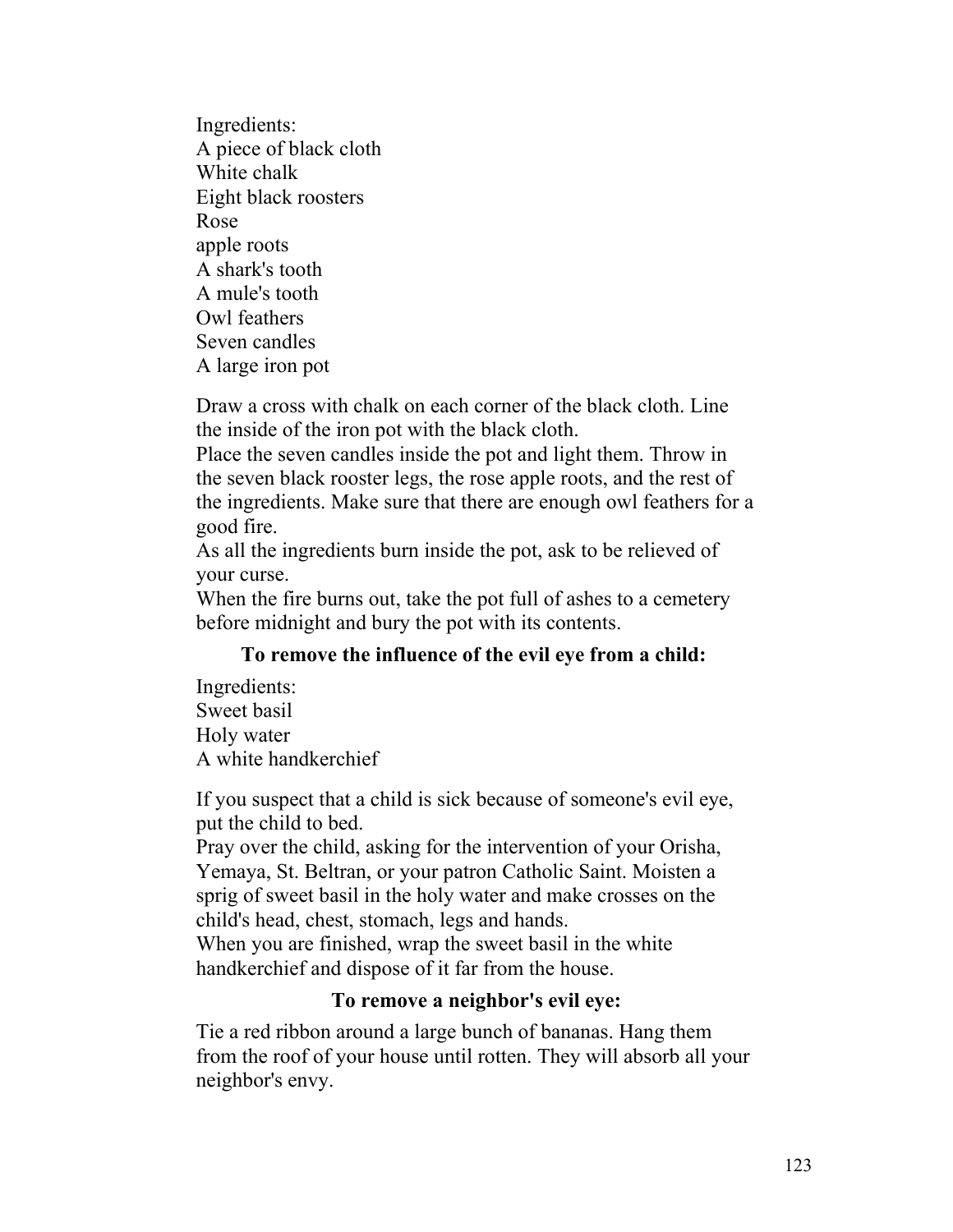Ingredients:
A piece of black cloth
White chalk
Eight black roosters
Rose
apple roots
A shark's tooth
A mule's tooth
Owl feathers
Seven candles
A large iron pot

Draw a cross with chalk on each corner of the black cloth. Line the inside of the iron pot with the black cloth.
Place the seven candles inside the pot and light them. Throw in the seven black rooster legs, the rose apple roots, and the rest of the ingredients. Make sure that there are enough owl feathers for a good fire.
As all the ingredients burn inside the pot, ask to be relieved of your curse.
When the fire burns out, take the pot full of ashes to a cemetery before midnight and bury the pot with its contents.

### To remove the influence of the evil eye from a child:

Ingredients:
Sweet basil
Holy water
A white handkerchief

If you suspect that a child is sick because of someone's evil eye, put the child to bed.
Pray over the child, asking for the intervention of your Orisha, Yemaya, St. Beltran, or your patron Catholic Saint. Moisten a sprig of sweet basil in the holy water and make crosses on the child's head, chest, stomach, legs and hands.
When you are finished, wrap the sweet basil in the white handkerchief and dispose of it far from the house.

### To remove a neighbor's evil eye:

Tie a red ribbon around a large bunch of bananas. Hang them from the roof of your house until rotten. They will absorb all your neighbor's envy.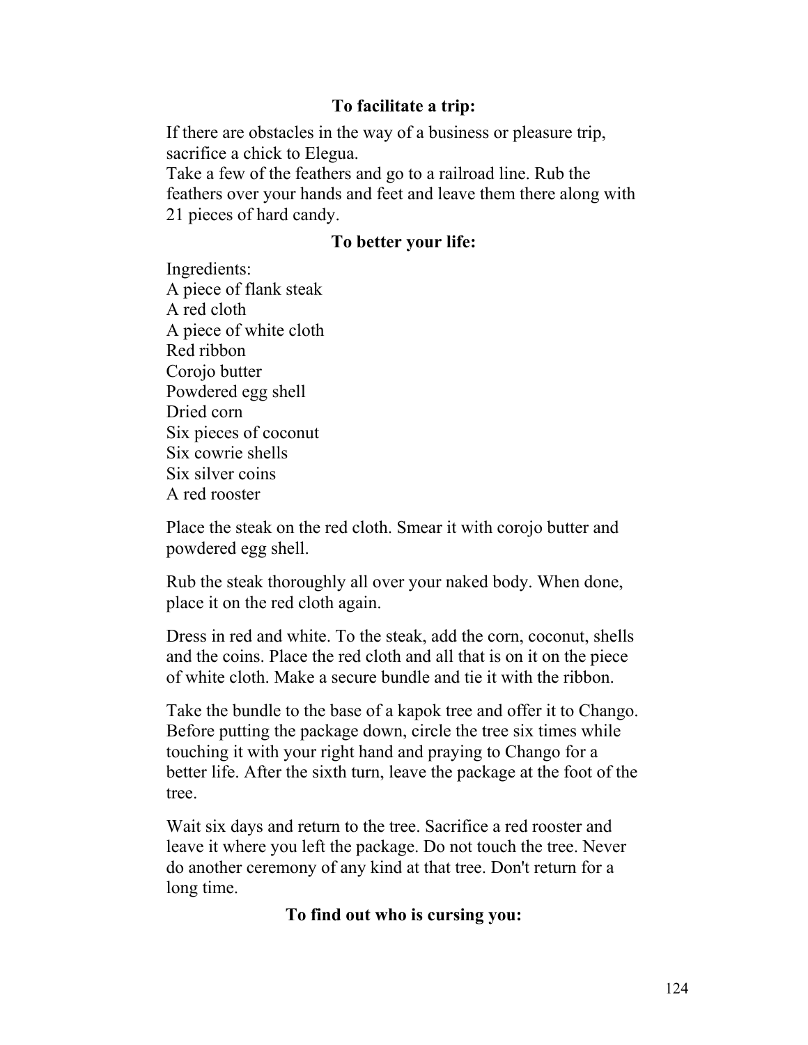### To facilitate a trip:

If there are obstacles in the way of a business or pleasure trip, sacrifice a chick to Elegua.
Take a few of the feathers and go to a railroad line. Rub the feathers over your hands and feet and leave them there along with 21 pieces of hard candy.

### To better your life:

Ingredients:
A piece of flank steak
A red cloth
A piece of white cloth
Red ribbon
Corojo butter
Powdered egg shell
Dried corn
Six pieces of coconut
Six cowrie shells
Six silver coins
A red rooster

Place the steak on the red cloth. Smear it with corojo butter and powdered egg shell.

Rub the steak thoroughly all over your naked body. When done, place it on the red cloth again.

Dress in red and white. To the steak, add the corn, coconut, shells and the coins. Place the red cloth and all that is on it on the piece of white cloth. Make a secure bundle and tie it with the ribbon.

Take the bundle to the base of a kapok tree and offer it to Chango. Before putting the package down, circle the tree six times while touching it with your right hand and praying to Chango for a better life. After the sixth turn, leave the package at the foot of the tree.

Wait six days and return to the tree. Sacrifice a red rooster and leave it where you left the package. Do not touch the tree. Never do another ceremony of any kind at that tree. Don't return for a long time.

### To find out who is cursing you: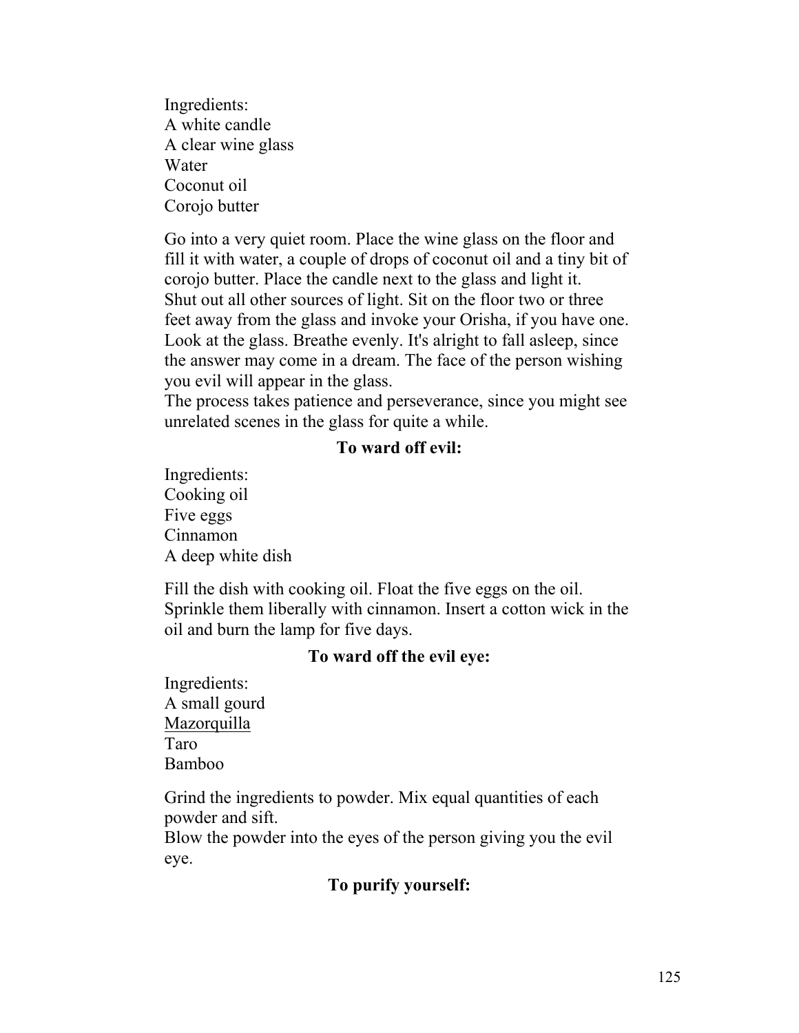Ingredients:
A white candle
A clear wine glass
Water
Coconut oil
Corojo butter

Go into a very quiet room. Place the wine glass on the floor and fill it with water, a couple of drops of coconut oil and a tiny bit of corojo butter. Place the candle next to the glass and light it. Shut out all other sources of light. Sit on the floor two or three feet away from the glass and invoke your Orisha, if you have one. Look at the glass. Breathe evenly. It's alright to fall asleep, since the answer may come in a dream. The face of the person wishing you evil will appear in the glass.
The process takes patience and perseverance, since you might see unrelated scenes in the glass for quite a while.

**To ward off evil:**

Ingredients:
Cooking oil
Five eggs
Cinnamon
A deep white dish

Fill the dish with cooking oil. Float the five eggs on the oil. Sprinkle them liberally with cinnamon. Insert a cotton wick in the oil and burn the lamp for five days.

**To ward off the evil eye:**

Ingredients:
A small gourd
Mazorquilla
Taro
Bamboo

Grind the ingredients to powder. Mix equal quantities of each powder and sift.
Blow the powder into the eyes of the person giving you the evil eye.

**To purify yourself:**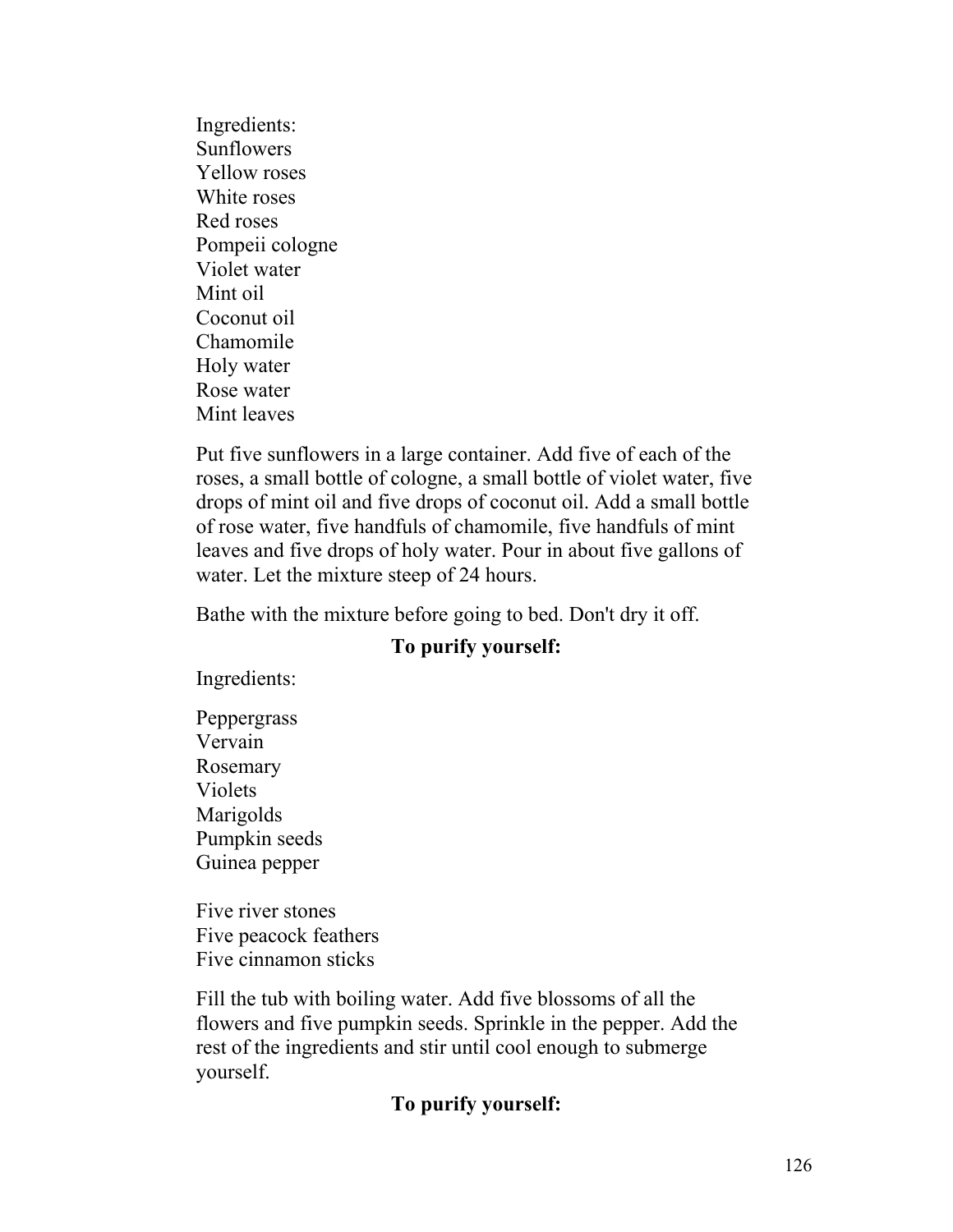Ingredients:
Sunflowers
Yellow roses
White roses
Red roses
Pompeii cologne
Violet water
Mint oil
Coconut oil
Chamomile
Holy water
Rose water
Mint leaves

Put five sunflowers in a large container. Add five of each of the roses, a small bottle of cologne, a small bottle of violet water, five drops of mint oil and five drops of coconut oil. Add a small bottle of rose water, five handfuls of chamomile, five handfuls of mint leaves and five drops of holy water. Pour in about five gallons of water. Let the mixture steep of 24 hours.

Bathe with the mixture before going to bed. Don't dry it off.

**To purify yourself:**

Ingredients:

Peppergrass
Vervain
Rosemary
Violets
Marigolds
Pumpkin seeds
Guinea pepper

Five river stones
Five peacock feathers
Five cinnamon sticks

Fill the tub with boiling water. Add five blossoms of all the flowers and five pumpkin seeds. Sprinkle in the pepper. Add the rest of the ingredients and stir until cool enough to submerge yourself.

**To purify yourself:**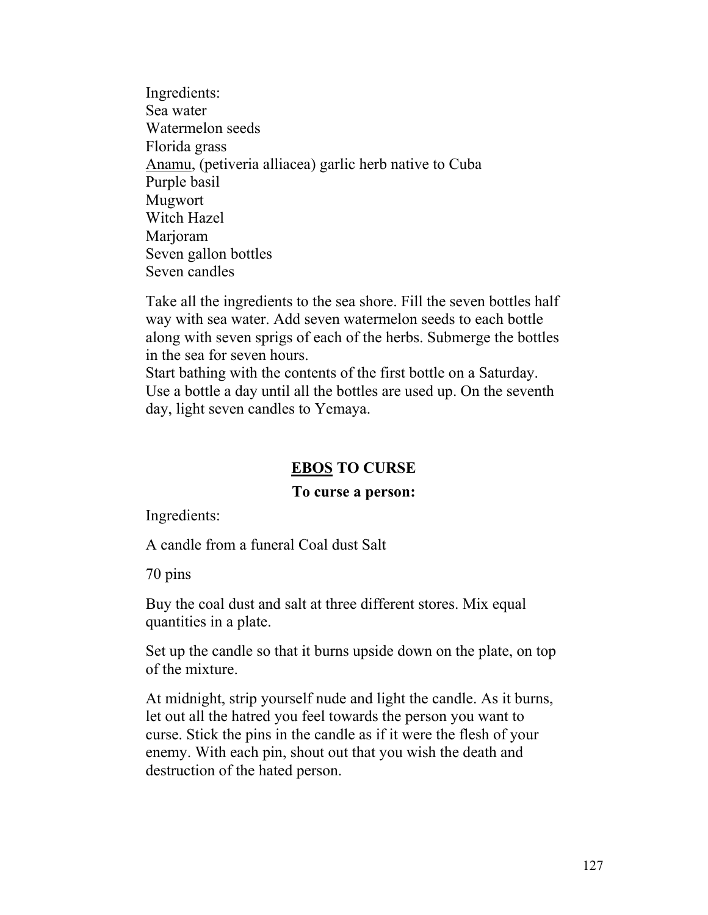Ingredients:
Sea water
Watermelon seeds
Florida grass
Anamu, (petiveria alliacea) garlic herb native to Cuba
Purple basil
Mugwort
Witch Hazel
Marjoram
Seven gallon bottles
Seven candles

Take all the ingredients to the sea shore. Fill the seven bottles half way with sea water. Add seven watermelon seeds to each bottle along with seven sprigs of each of the herbs. Submerge the bottles in the sea for seven hours.
Start bathing with the contents of the first bottle on a Saturday. Use a bottle a day until all the bottles are used up. On the seventh day, light seven candles to Yemaya.

## EBOS TO CURSE

### To curse a person:

Ingredients:

A candle from a funeral Coal dust Salt

70 pins

Buy the coal dust and salt at three different stores. Mix equal quantities in a plate.

Set up the candle so that it burns upside down on the plate, on top of the mixture.

At midnight, strip yourself nude and light the candle. As it burns, let out all the hatred you feel towards the person you want to curse. Stick the pins in the candle as if it were the flesh of your enemy. With each pin, shout out that you wish the death and destruction of the hated person.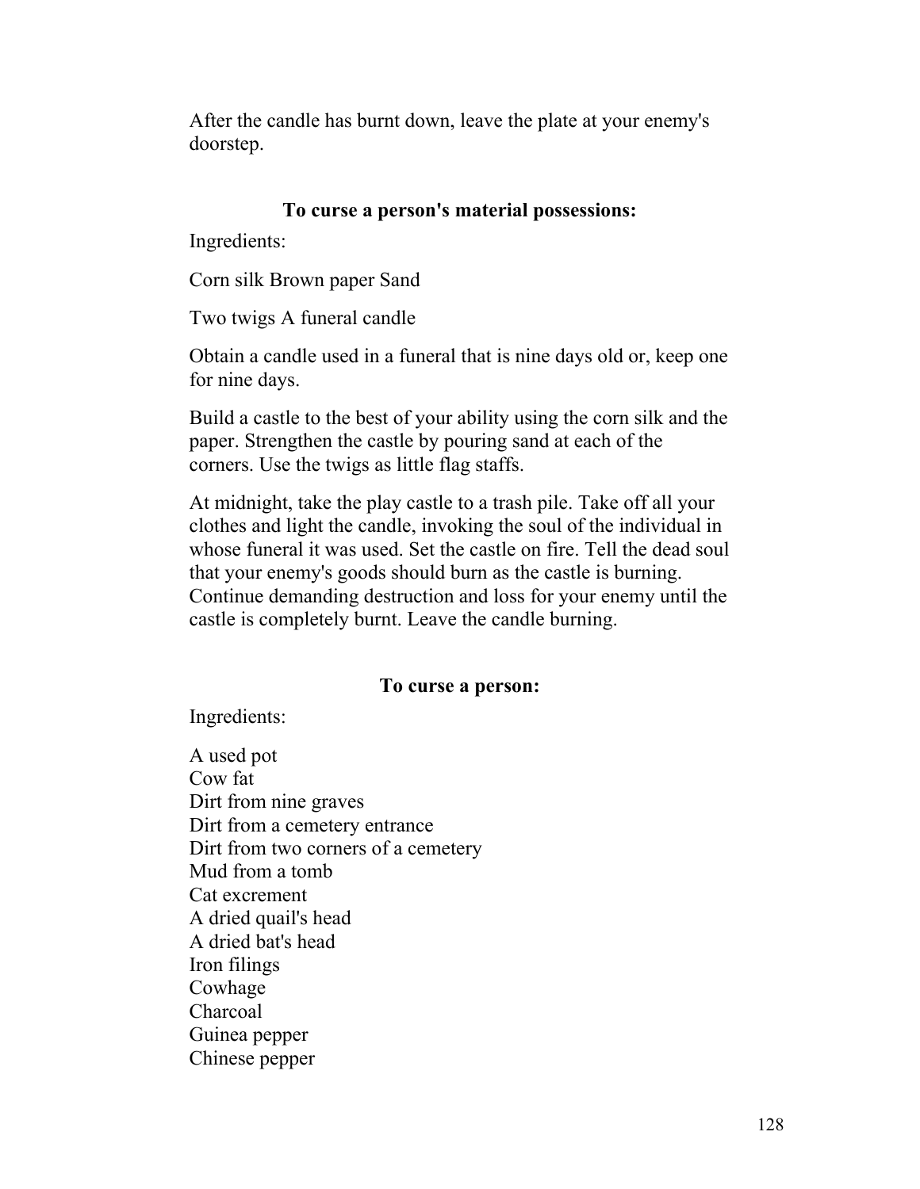After the candle has burnt down, leave the plate at your enemy's doorstep.

### To curse a person's material possessions:

Ingredients:

Corn silk Brown paper Sand

Two twigs A funeral candle

Obtain a candle used in a funeral that is nine days old or, keep one for nine days.

Build a castle to the best of your ability using the corn silk and the paper. Strengthen the castle by pouring sand at each of the corners. Use the twigs as little flag staffs.

At midnight, take the play castle to a trash pile. Take off all your clothes and light the candle, invoking the soul of the individual in whose funeral it was used. Set the castle on fire. Tell the dead soul that your enemy's goods should burn as the castle is burning. Continue demanding destruction and loss for your enemy until the castle is completely burnt. Leave the candle burning.

### To curse a person:

Ingredients:

A used pot
Cow fat
Dirt from nine graves
Dirt from a cemetery entrance
Dirt from two corners of a cemetery
Mud from a tomb
Cat excrement
A dried quail's head
A dried bat's head
Iron filings
Cowhage
Charcoal
Guinea pepper
Chinese pepper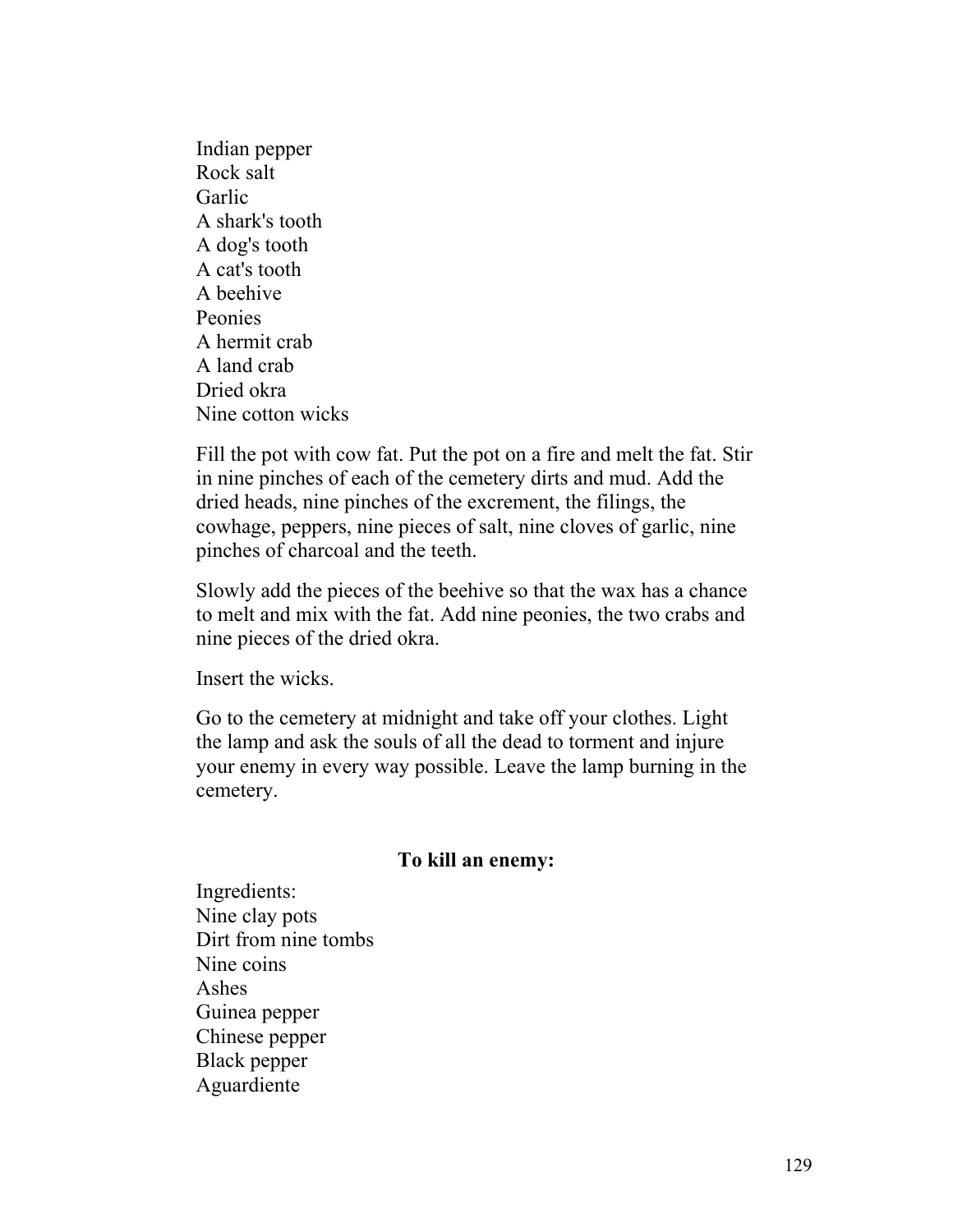Indian pepper
Rock salt
Garlic
A shark's tooth
A dog's tooth
A cat's tooth
A beehive
Peonies
A hermit crab
A land crab
Dried okra
Nine cotton wicks

Fill the pot with cow fat. Put the pot on a fire and melt the fat. Stir in nine pinches of each of the cemetery dirts and mud. Add the dried heads, nine pinches of the excrement, the filings, the cowhage, peppers, nine pieces of salt, nine cloves of garlic, nine pinches of charcoal and the teeth.

Slowly add the pieces of the beehive so that the wax has a chance to melt and mix with the fat. Add nine peonies, the two crabs and nine pieces of the dried okra.

Insert the wicks.

Go to the cemetery at midnight and take off your clothes. Light the lamp and ask the souls of all the dead to torment and injure your enemy in every way possible. Leave the lamp burning in the cemetery.

### To kill an enemy:

Ingredients:
Nine clay pots
Dirt from nine tombs
Nine coins
Ashes
Guinea pepper
Chinese pepper
Black pepper
Aguardiente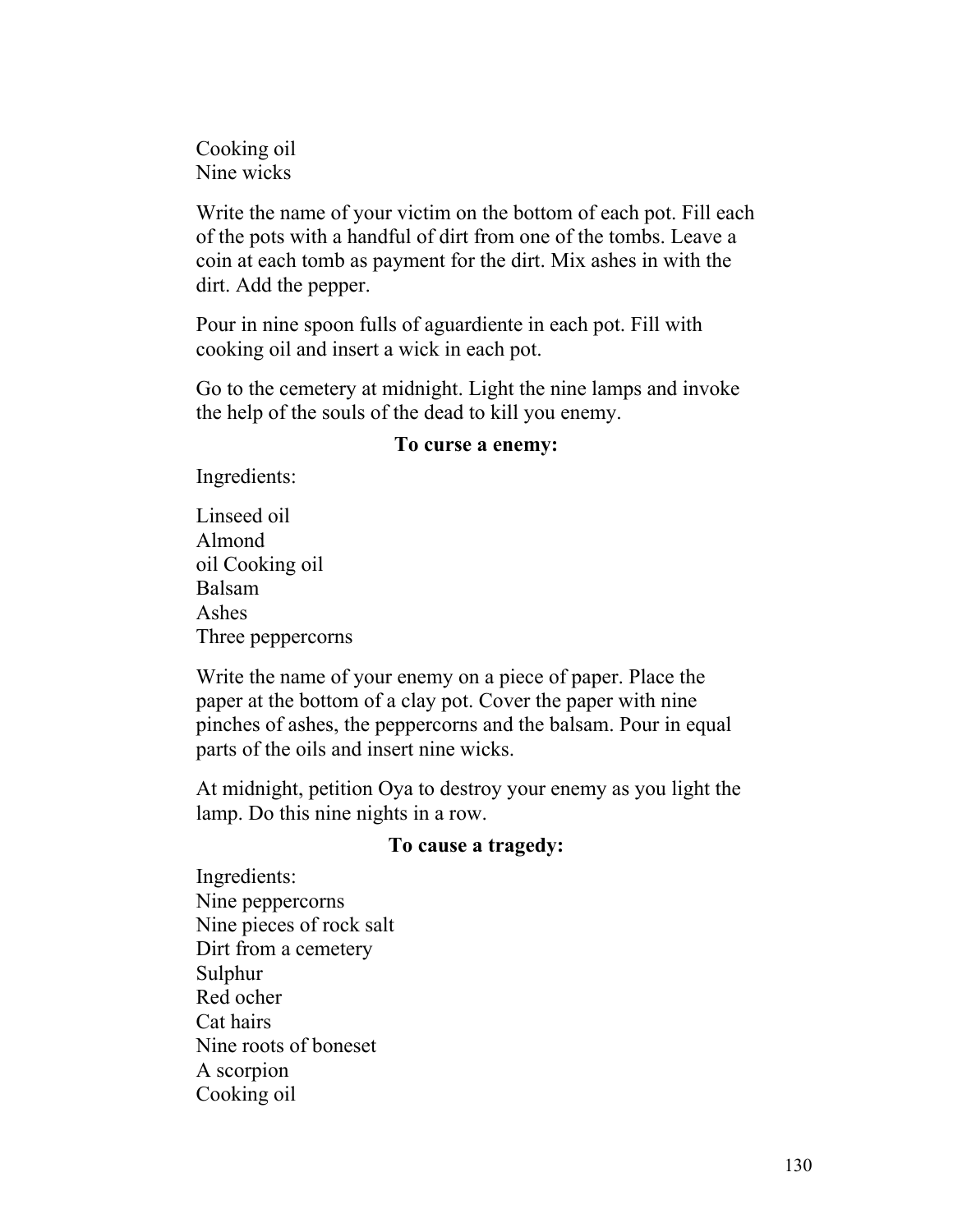Cooking oil
Nine wicks

Write the name of your victim on the bottom of each pot. Fill each of the pots with a handful of dirt from one of the tombs. Leave a coin at each tomb as payment for the dirt. Mix ashes in with the dirt. Add the pepper.

Pour in nine spoon fulls of aguardiente in each pot. Fill with cooking oil and insert a wick in each pot.

Go to the cemetery at midnight. Light the nine lamps and invoke the help of the souls of the dead to kill you enemy.

**To curse a enemy:**

Ingredients:

Linseed oil
Almond
oil Cooking oil
Balsam
Ashes
Three peppercorns

Write the name of your enemy on a piece of paper. Place the paper at the bottom of a clay pot. Cover the paper with nine pinches of ashes, the peppercorns and the balsam. Pour in equal parts of the oils and insert nine wicks.

At midnight, petition Oya to destroy your enemy as you light the lamp. Do this nine nights in a row.

**To cause a tragedy:**

Ingredients:
Nine peppercorns
Nine pieces of rock salt
Dirt from a cemetery
Sulphur
Red ocher
Cat hairs
Nine roots of boneset
A scorpion
Cooking oil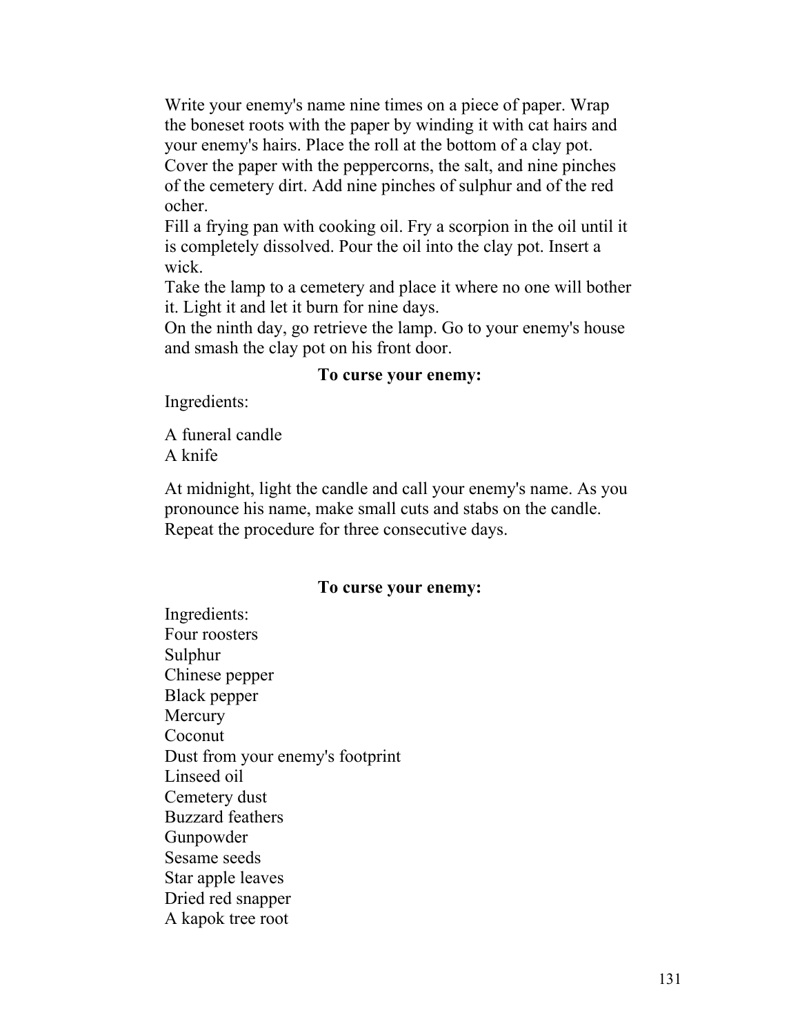Write your enemy's name nine times on a piece of paper. Wrap the boneset roots with the paper by winding it with cat hairs and your enemy's hairs. Place the roll at the bottom of a clay pot. Cover the paper with the peppercorns, the salt, and nine pinches of the cemetery dirt. Add nine pinches of sulphur and of the red ocher.

Fill a frying pan with cooking oil. Fry a scorpion in the oil until it is completely dissolved. Pour the oil into the clay pot. Insert a wick.

Take the lamp to a cemetery and place it where no one will bother it. Light it and let it burn for nine days.

On the ninth day, go retrieve the lamp. Go to your enemy's house and smash the clay pot on his front door.

**To curse your enemy:**

Ingredients:

A funeral candle  
A knife

At midnight, light the candle and call your enemy's name. As you pronounce his name, make small cuts and stabs on the candle. Repeat the procedure for three consecutive days.

**To curse your enemy:**

Ingredients:  
Four roosters  
Sulphur  
Chinese pepper  
Black pepper  
Mercury  
Coconut  
Dust from your enemy's footprint  
Linseed oil  
Cemetery dust  
Buzzard feathers  
Gunpowder  
Sesame seeds  
Star apple leaves  
Dried red snapper  
A kapok tree root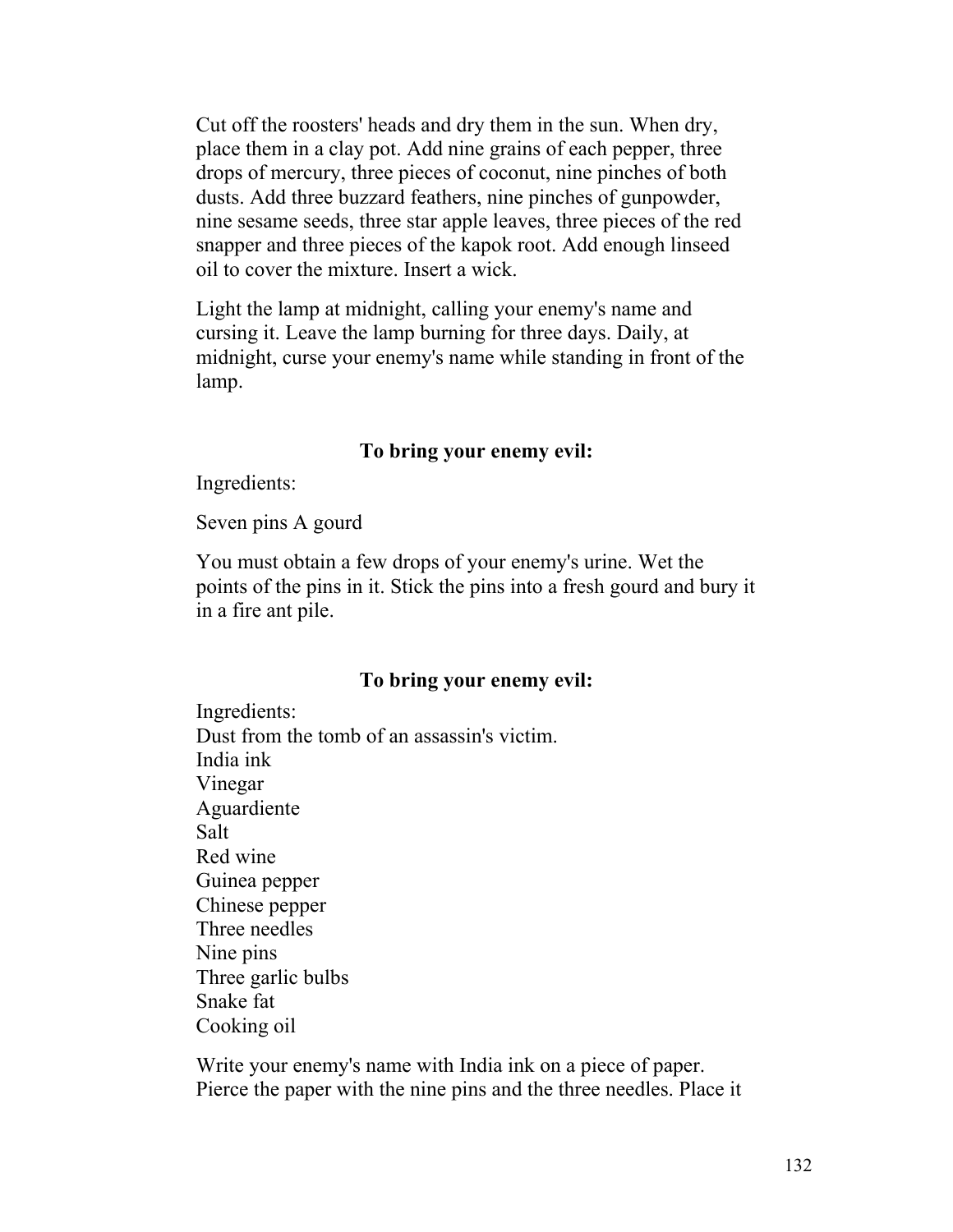Cut off the roosters' heads and dry them in the sun. When dry, place them in a clay pot. Add nine grains of each pepper, three drops of mercury, three pieces of coconut, nine pinches of both dusts. Add three buzzard feathers, nine pinches of gunpowder, nine sesame seeds, three star apple leaves, three pieces of the red snapper and three pieces of the kapok root. Add enough linseed oil to cover the mixture. Insert a wick.

Light the lamp at midnight, calling your enemy's name and cursing it. Leave the lamp burning for three days. Daily, at midnight, curse your enemy's name while standing in front of the lamp.

### To bring your enemy evil:

Ingredients:

Seven pins A gourd

You must obtain a few drops of your enemy's urine. Wet the points of the pins in it. Stick the pins into a fresh gourd and bury it in a fire ant pile.

### To bring your enemy evil:

Ingredients:
Dust from the tomb of an assassin's victim.
India ink
Vinegar
Aguardiente
Salt
Red wine
Guinea pepper
Chinese pepper
Three needles
Nine pins
Three garlic bulbs
Snake fat
Cooking oil

Write your enemy's name with India ink on a piece of paper. Pierce the paper with the nine pins and the three needles. Place it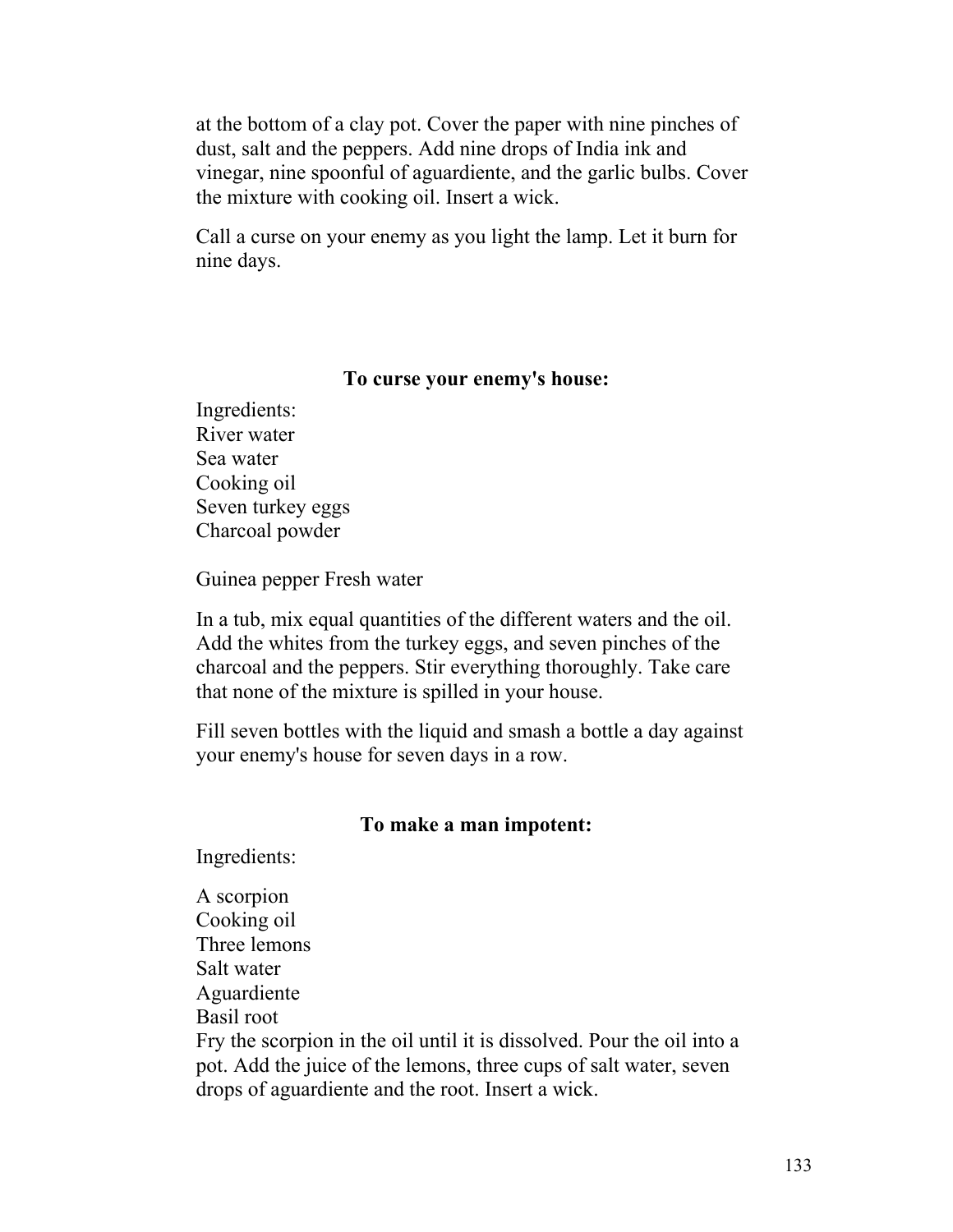at the bottom of a clay pot. Cover the paper with nine pinches of dust, salt and the peppers. Add nine drops of India ink and vinegar, nine spoonful of aguardiente, and the garlic bulbs. Cover the mixture with cooking oil. Insert a wick.

Call a curse on your enemy as you light the lamp. Let it burn for nine days.

**To curse your enemy's house:**

Ingredients:
River water
Sea water
Cooking oil
Seven turkey eggs
Charcoal powder

Guinea pepper Fresh water

In a tub, mix equal quantities of the different waters and the oil. Add the whites from the turkey eggs, and seven pinches of the charcoal and the peppers. Stir everything thoroughly. Take care that none of the mixture is spilled in your house.

Fill seven bottles with the liquid and smash a bottle a day against your enemy's house for seven days in a row.

**To make a man impotent:**

Ingredients:

A scorpion
Cooking oil
Three lemons
Salt water
Aguardiente
Basil root
Fry the scorpion in the oil until it is dissolved. Pour the oil into a pot. Add the juice of the lemons, three cups of salt water, seven drops of aguardiente and the root. Insert a wick.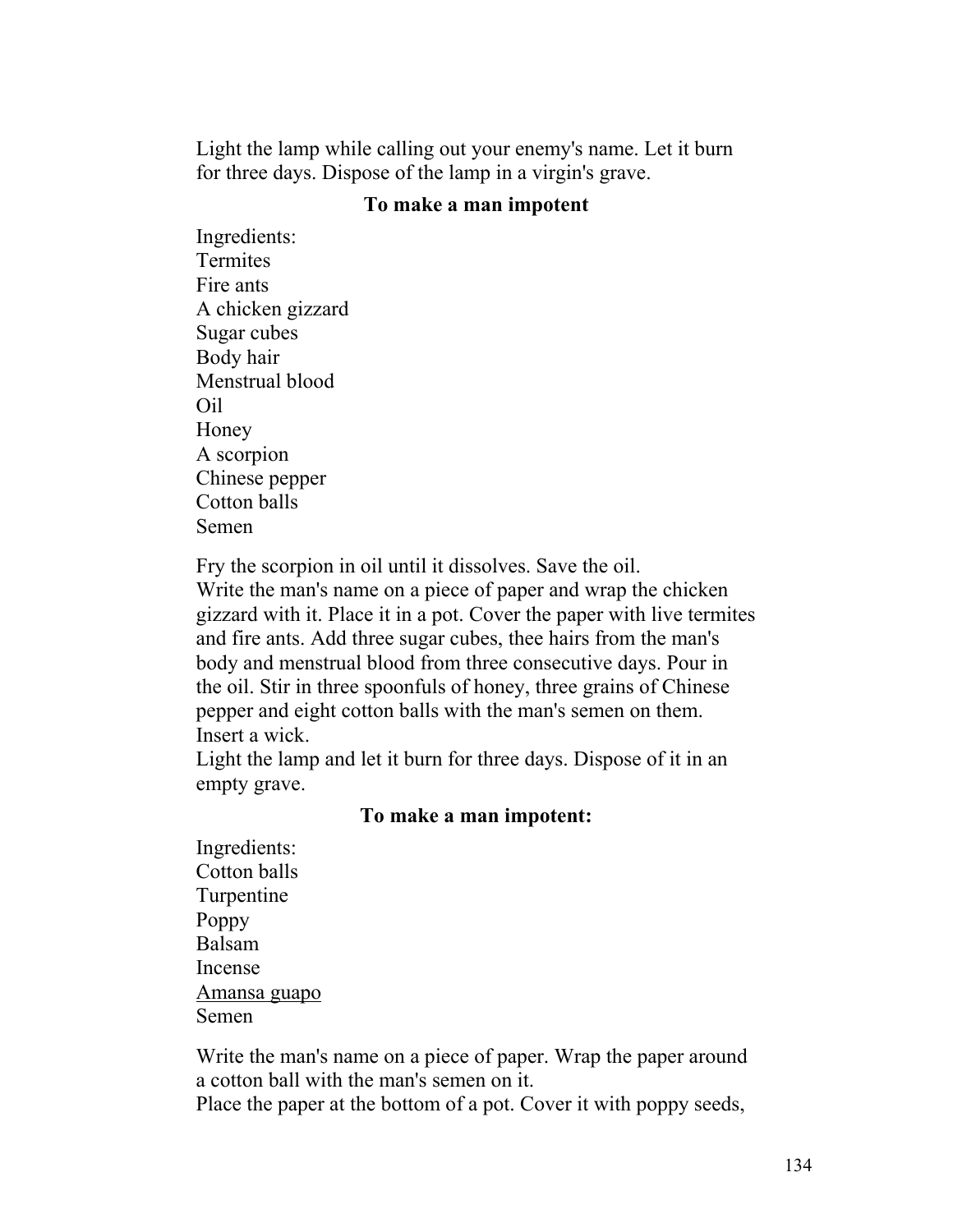Light the lamp while calling out your enemy's name. Let it burn for three days. Dispose of the lamp in a virgin's grave.

**To make a man impotent**

Ingredients:
Termites
Fire ants
A chicken gizzard
Sugar cubes
Body hair
Menstrual blood
Oil
Honey
A scorpion
Chinese pepper
Cotton balls
Semen

Fry the scorpion in oil until it dissolves. Save the oil.
Write the man's name on a piece of paper and wrap the chicken gizzard with it. Place it in a pot. Cover the paper with live termites and fire ants. Add three sugar cubes, thee hairs from the man's body and menstrual blood from three consecutive days. Pour in the oil. Stir in three spoonfuls of honey, three grains of Chinese pepper and eight cotton balls with the man's semen on them.
Insert a wick.
Light the lamp and let it burn for three days. Dispose of it in an empty grave.

**To make a man impotent:**

Ingredients:
Cotton balls
Turpentine
Poppy
Balsam
Incense
<u>Amansa guapo</u>
Semen

Write the man's name on a piece of paper. Wrap the paper around a cotton ball with the man's semen on it.
Place the paper at the bottom of a pot. Cover it with poppy seeds,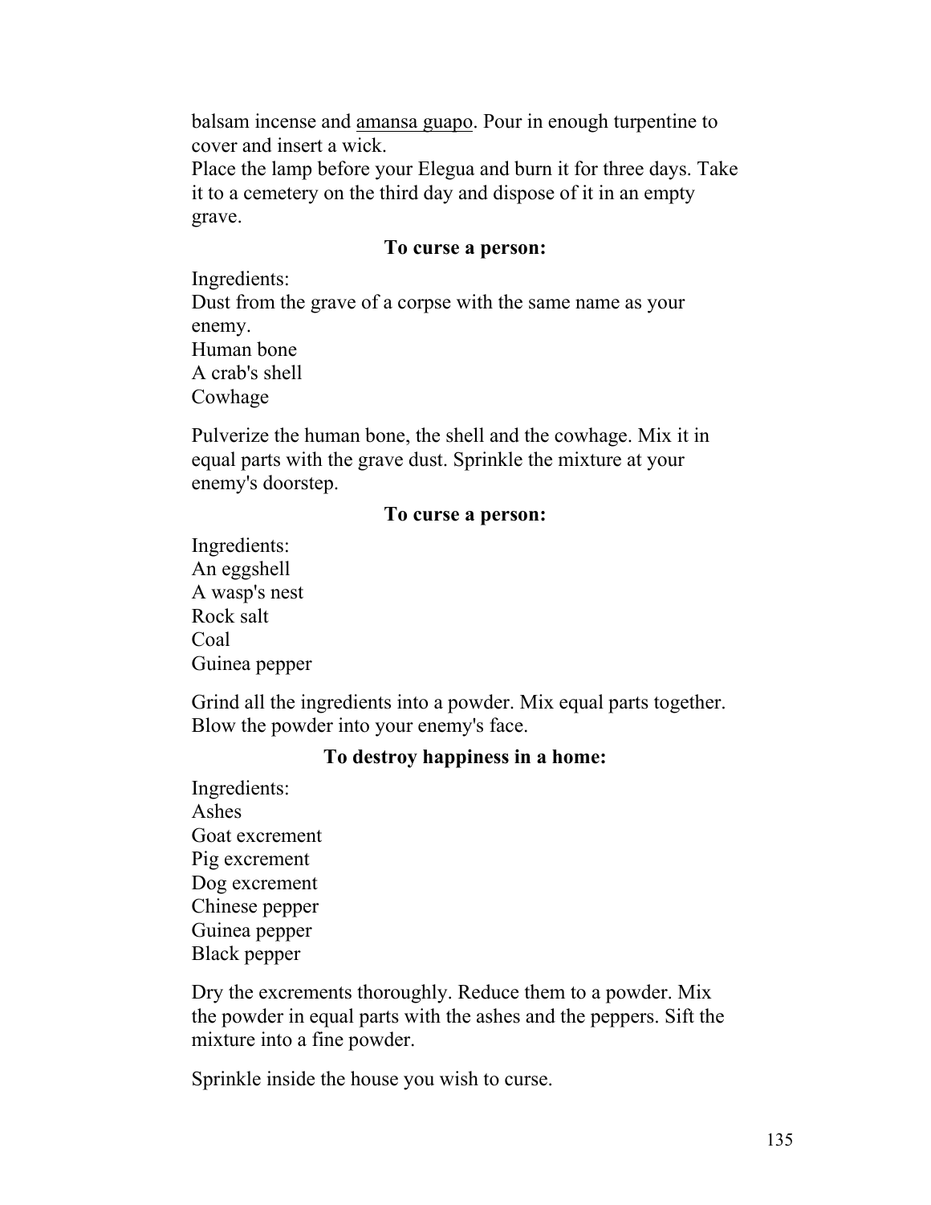balsam incense and <u>amansa guapo</u>. Pour in enough turpentine to cover and insert a wick.
Place the lamp before your Elegua and burn it for three days. Take it to a cemetery on the third day and dispose of it in an empty grave.

### To curse a person:

Ingredients:
Dust from the grave of a corpse with the same name as your enemy.
Human bone
A crab's shell
Cowhage

Pulverize the human bone, the shell and the cowhage. Mix it in equal parts with the grave dust. Sprinkle the mixture at your enemy's doorstep.

### To curse a person:

Ingredients:
An eggshell
A wasp's nest
Rock salt
Coal
Guinea pepper

Grind all the ingredients into a powder. Mix equal parts together. Blow the powder into your enemy's face.

### To destroy happiness in a home:

Ingredients:
Ashes
Goat excrement
Pig excrement
Dog excrement
Chinese pepper
Guinea pepper
Black pepper

Dry the excrements thoroughly. Reduce them to a powder. Mix the powder in equal parts with the ashes and the peppers. Sift the mixture into a fine powder.

Sprinkle inside the house you wish to curse.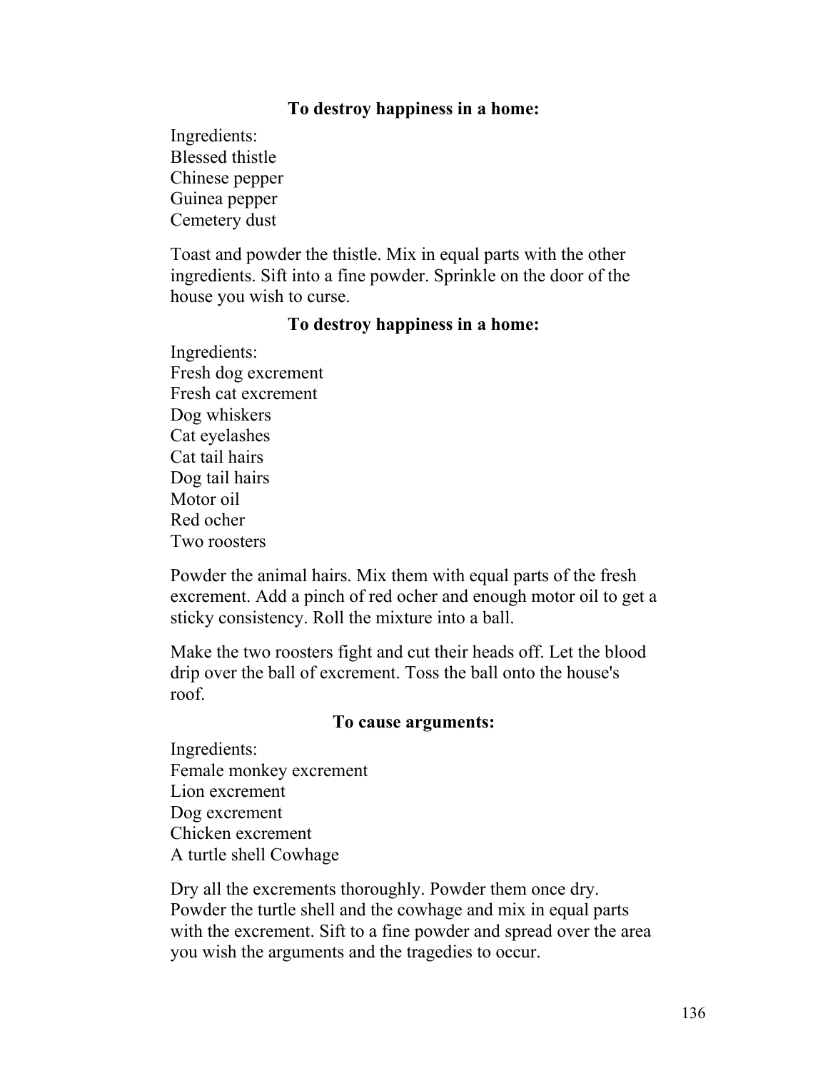### To destroy happiness in a home:

Ingredients:
Blessed thistle
Chinese pepper
Guinea pepper
Cemetery dust

Toast and powder the thistle. Mix in equal parts with the other ingredients. Sift into a fine powder. Sprinkle on the door of the house you wish to curse.

### To destroy happiness in a home:

Ingredients:
Fresh dog excrement
Fresh cat excrement
Dog whiskers
Cat eyelashes
Cat tail hairs
Dog tail hairs
Motor oil
Red ocher
Two roosters

Powder the animal hairs. Mix them with equal parts of the fresh excrement. Add a pinch of red ocher and enough motor oil to get a sticky consistency. Roll the mixture into a ball.

Make the two roosters fight and cut their heads off. Let the blood drip over the ball of excrement. Toss the ball onto the house's roof.

### To cause arguments:

Ingredients:
Female monkey excrement
Lion excrement
Dog excrement
Chicken excrement
A turtle shell Cowhage

Dry all the excrements thoroughly. Powder them once dry. Powder the turtle shell and the cowhage and mix in equal parts with the excrement. Sift to a fine powder and spread over the area you wish the arguments and the tragedies to occur.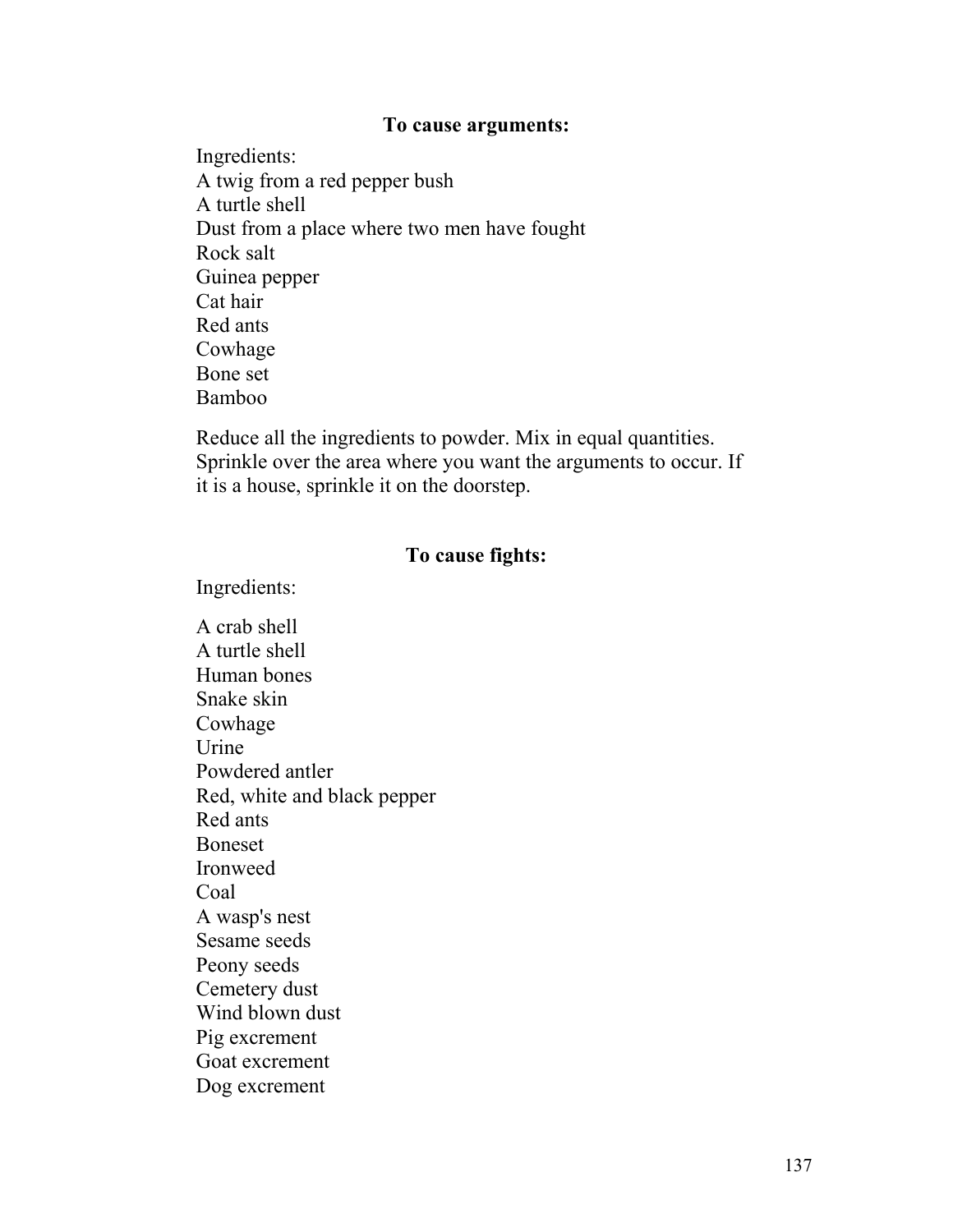### To cause arguments:

Ingredients:
A twig from a red pepper bush
A turtle shell
Dust from a place where two men have fought
Rock salt
Guinea pepper
Cat hair
Red ants
Cowhage
Bone set
Bamboo

Reduce all the ingredients to powder. Mix in equal quantities. Sprinkle over the area where you want the arguments to occur. If it is a house, sprinkle it on the doorstep.

### To cause fights:

Ingredients:

A crab shell
A turtle shell
Human bones
Snake skin
Cowhage
Urine
Powdered antler
Red, white and black pepper
Red ants
Boneset
Ironweed
Coal
A wasp's nest
Sesame seeds
Peony seeds
Cemetery dust
Wind blown dust
Pig excrement
Goat excrement
Dog excrement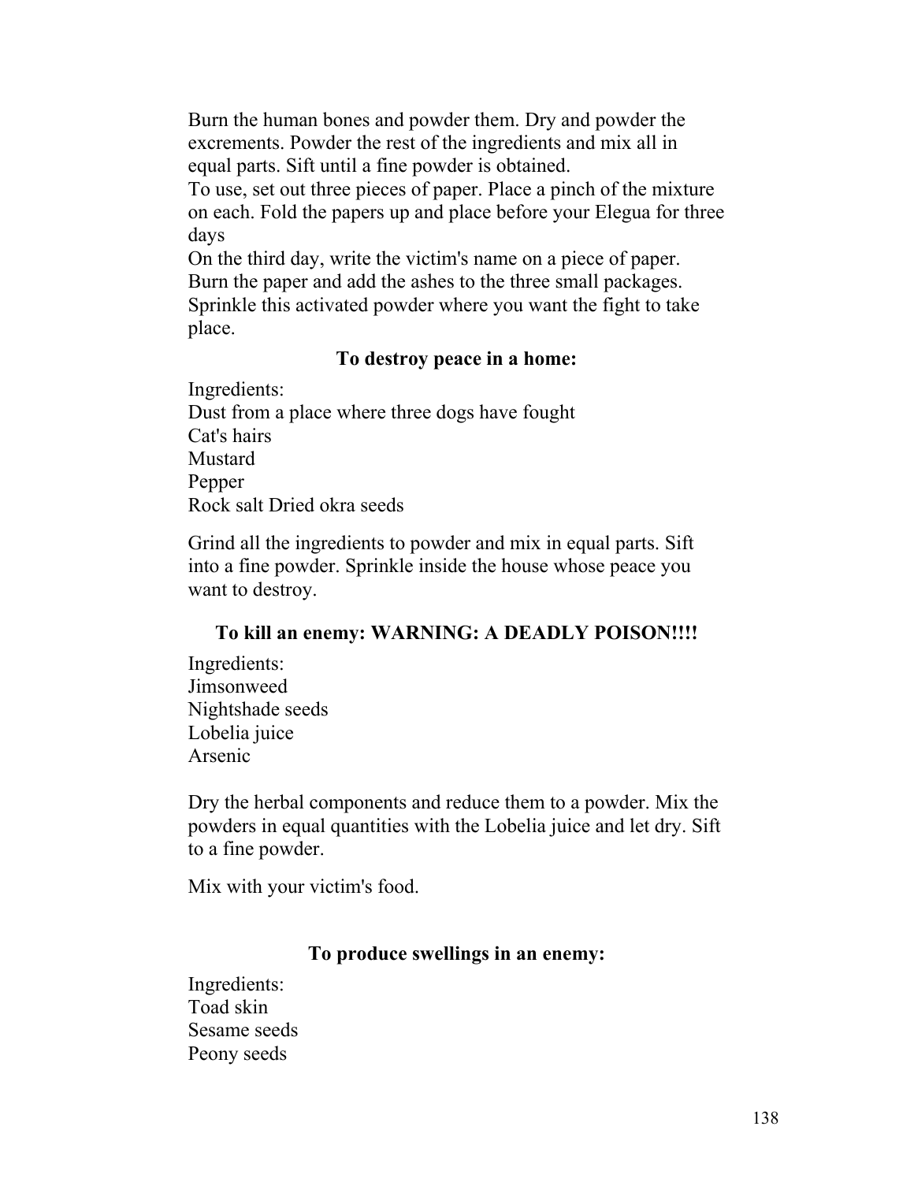Burn the human bones and powder them. Dry and powder the excrements. Powder the rest of the ingredients and mix all in equal parts. Sift until a fine powder is obtained.

To use, set out three pieces of paper. Place a pinch of the mixture on each. Fold the papers up and place before your Elegua for three days

On the third day, write the victim's name on a piece of paper. Burn the paper and add the ashes to the three small packages. Sprinkle this activated powder where you want the fight to take place.

### To destroy peace in a home:

Ingredients:
Dust from a place where three dogs have fought
Cat's hairs
Mustard
Pepper
Rock salt Dried okra seeds

Grind all the ingredients to powder and mix in equal parts. Sift into a fine powder. Sprinkle inside the house whose peace you want to destroy.

### To kill an enemy: WARNING: A DEADLY POISON!!!!

Ingredients:
Jimsonweed
Nightshade seeds
Lobelia juice
Arsenic

Dry the herbal components and reduce them to a powder. Mix the powders in equal quantities with the Lobelia juice and let dry. Sift to a fine powder.

Mix with your victim's food.

### To produce swellings in an enemy:

Ingredients:
Toad skin
Sesame seeds
Peony seeds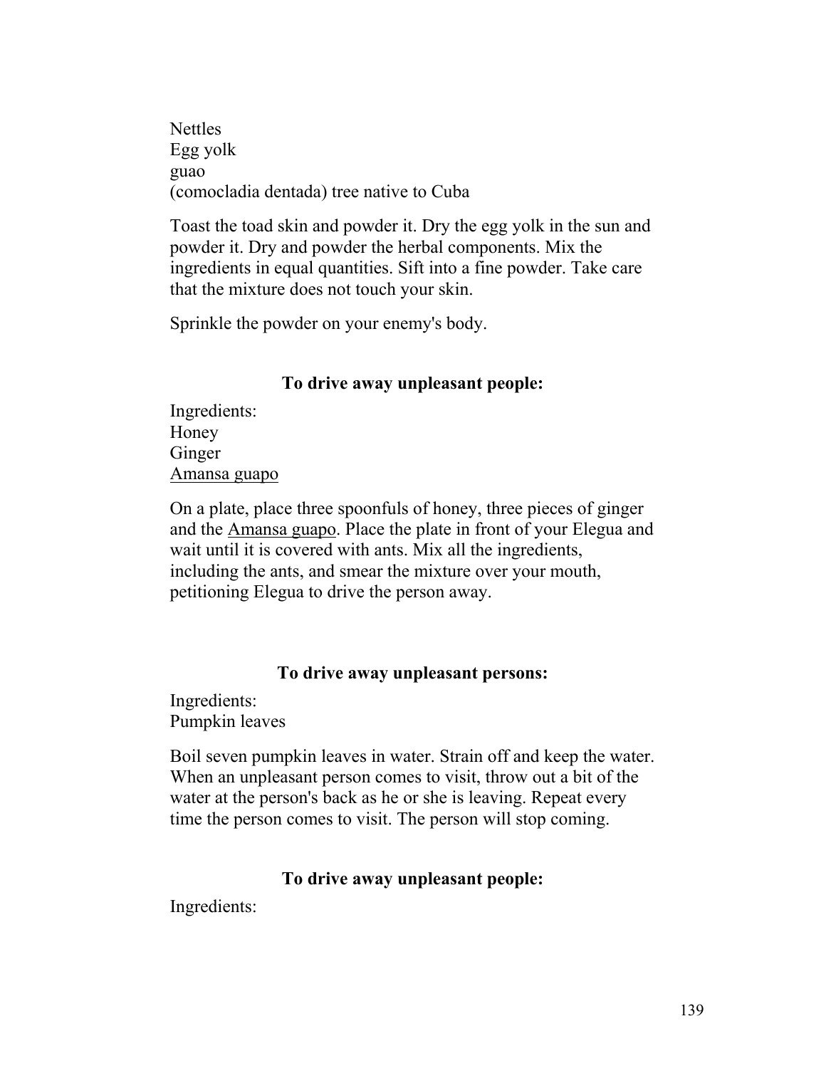Nettles
Egg yolk
guao
(comocladia dentada) tree native to Cuba

Toast the toad skin and powder it. Dry the egg yolk in the sun and powder it. Dry and powder the herbal components. Mix the ingredients in equal quantities. Sift into a fine powder. Take care that the mixture does not touch your skin.

Sprinkle the powder on your enemy's body.

### To drive away unpleasant people:

Ingredients:
Honey
Ginger
Amansa guapo

On a plate, place three spoonfuls of honey, three pieces of ginger and the Amansa guapo. Place the plate in front of your Elegua and wait until it is covered with ants. Mix all the ingredients, including the ants, and smear the mixture over your mouth, petitioning Elegua to drive the person away.

### To drive away unpleasant persons:

Ingredients:
Pumpkin leaves

Boil seven pumpkin leaves in water. Strain off and keep the water. When an unpleasant person comes to visit, throw out a bit of the water at the person's back as he or she is leaving. Repeat every time the person comes to visit. The person will stop coming.

### To drive away unpleasant people:

Ingredients: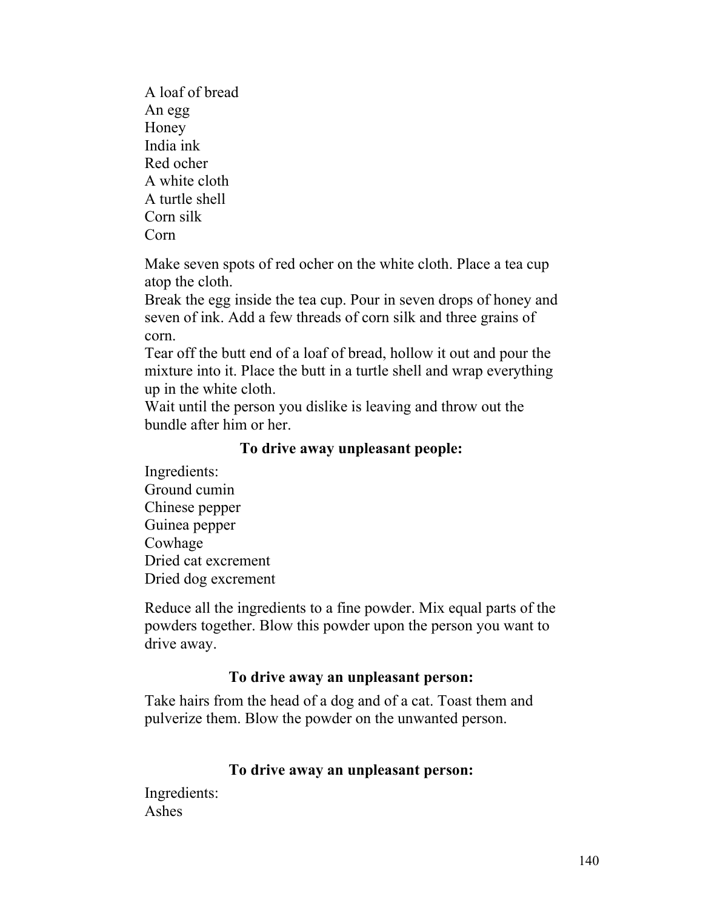A loaf of bread
An egg
Honey
India ink
Red ocher
A white cloth
A turtle shell
Corn silk
Corn

Make seven spots of red ocher on the white cloth. Place a tea cup atop the cloth.
Break the egg inside the tea cup. Pour in seven drops of honey and seven of ink. Add a few threads of corn silk and three grains of corn.
Tear off the butt end of a loaf of bread, hollow it out and pour the mixture into it. Place the butt in a turtle shell and wrap everything up in the white cloth.
Wait until the person you dislike is leaving and throw out the bundle after him or her.

### To drive away unpleasant people:

Ingredients:
Ground cumin
Chinese pepper
Guinea pepper
Cowhage
Dried cat excrement
Dried dog excrement

Reduce all the ingredients to a fine powder. Mix equal parts of the powders together. Blow this powder upon the person you want to drive away.

### To drive away an unpleasant person:

Take hairs from the head of a dog and of a cat. Toast them and pulverize them. Blow the powder on the unwanted person.

### To drive away an unpleasant person:

Ingredients:
Ashes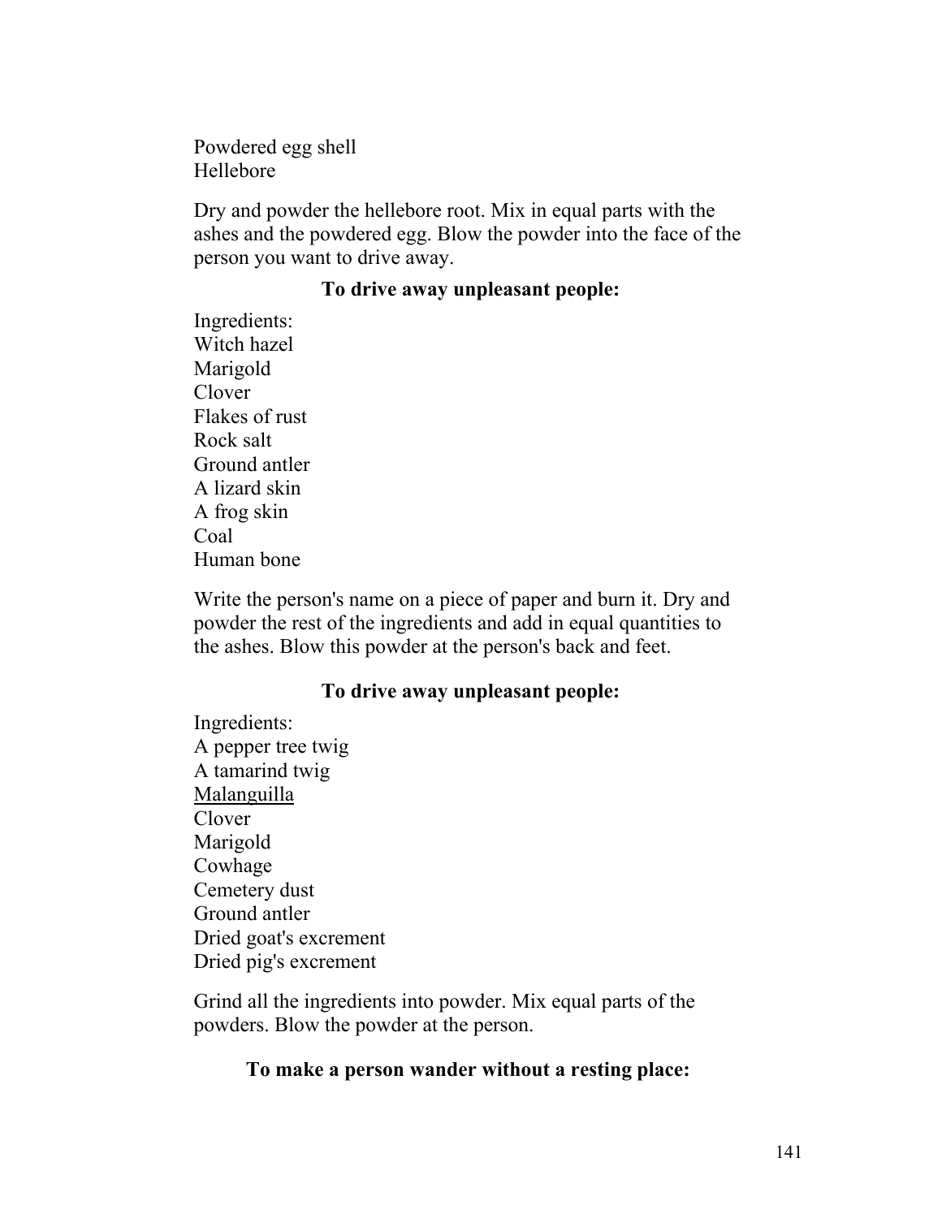Powdered egg shell
Hellebore

Dry and powder the hellebore root. Mix in equal parts with the ashes and the powdered egg. Blow the powder into the face of the person you want to drive away.

### To drive away unpleasant people:

Ingredients:
Witch hazel
Marigold
Clover
Flakes of rust
Rock salt
Ground antler
A lizard skin
A frog skin
Coal
Human bone

Write the person's name on a piece of paper and burn it. Dry and powder the rest of the ingredients and add in equal quantities to the ashes. Blow this powder at the person's back and feet.

### To drive away unpleasant people:

Ingredients:
A pepper tree twig
A tamarind twig
<u>Malanguilla</u>
Clover
Marigold
Cowhage
Cemetery dust
Ground antler
Dried goat's excrement
Dried pig's excrement

Grind all the ingredients into powder. Mix equal parts of the powders. Blow the powder at the person.

### To make a person wander without a resting place: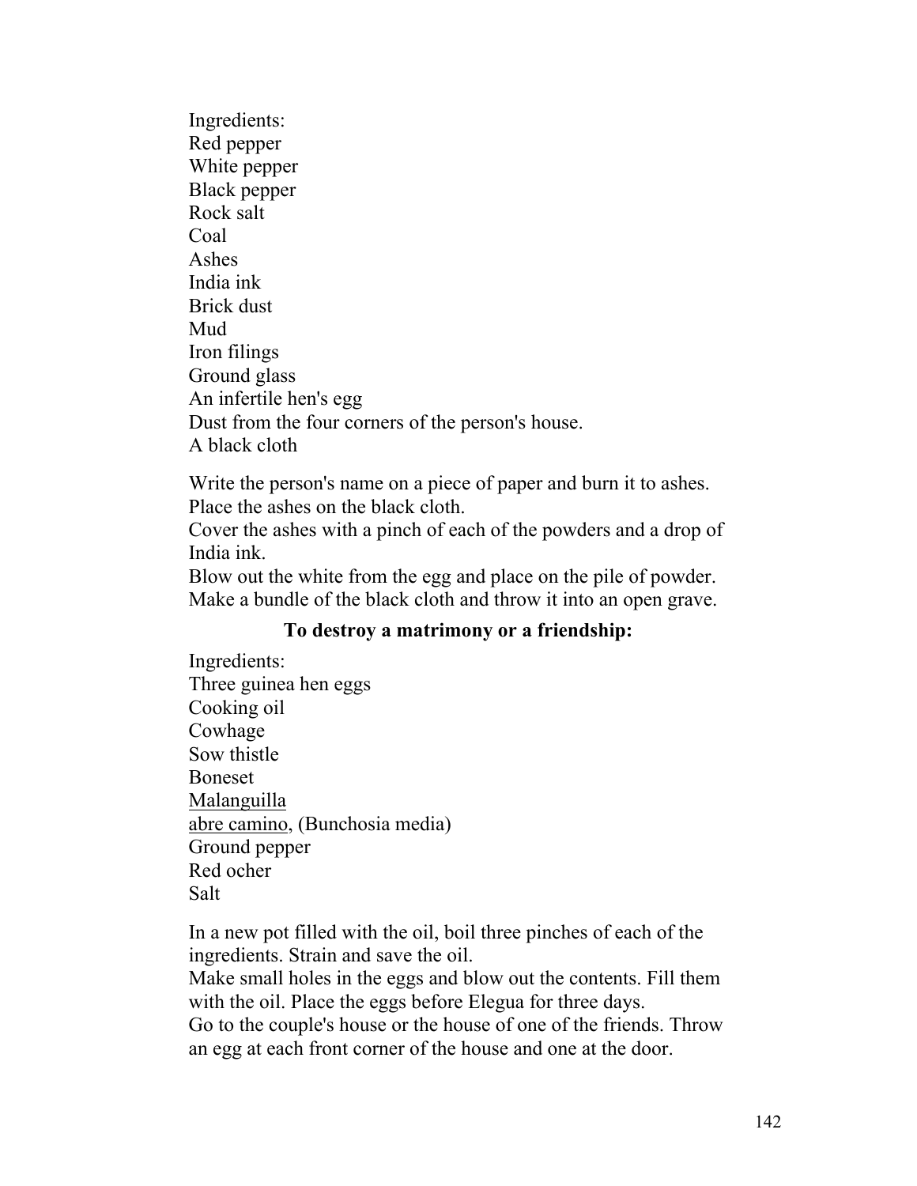Ingredients:
Red pepper
White pepper
Black pepper
Rock salt
Coal
Ashes
India ink
Brick dust
Mud
Iron filings
Ground glass
An infertile hen's egg
Dust from the four corners of the person's house.
A black cloth

Write the person's name on a piece of paper and burn it to ashes.
Place the ashes on the black cloth.
Cover the ashes with a pinch of each of the powders and a drop of India ink.
Blow out the white from the egg and place on the pile of powder.
Make a bundle of the black cloth and throw it into an open grave.

### To destroy a matrimony or a friendship:

Ingredients:
Three guinea hen eggs
Cooking oil
Cowhage
Sow thistle
Boneset
Malanguilla
abre camino, (Bunchosia media)
Ground pepper
Red ocher
Salt

In a new pot filled with the oil, boil three pinches of each of the ingredients. Strain and save the oil.
Make small holes in the eggs and blow out the contents. Fill them with the oil. Place the eggs before Elegua for three days.
Go to the couple's house or the house of one of the friends. Throw an egg at each front corner of the house and one at the door.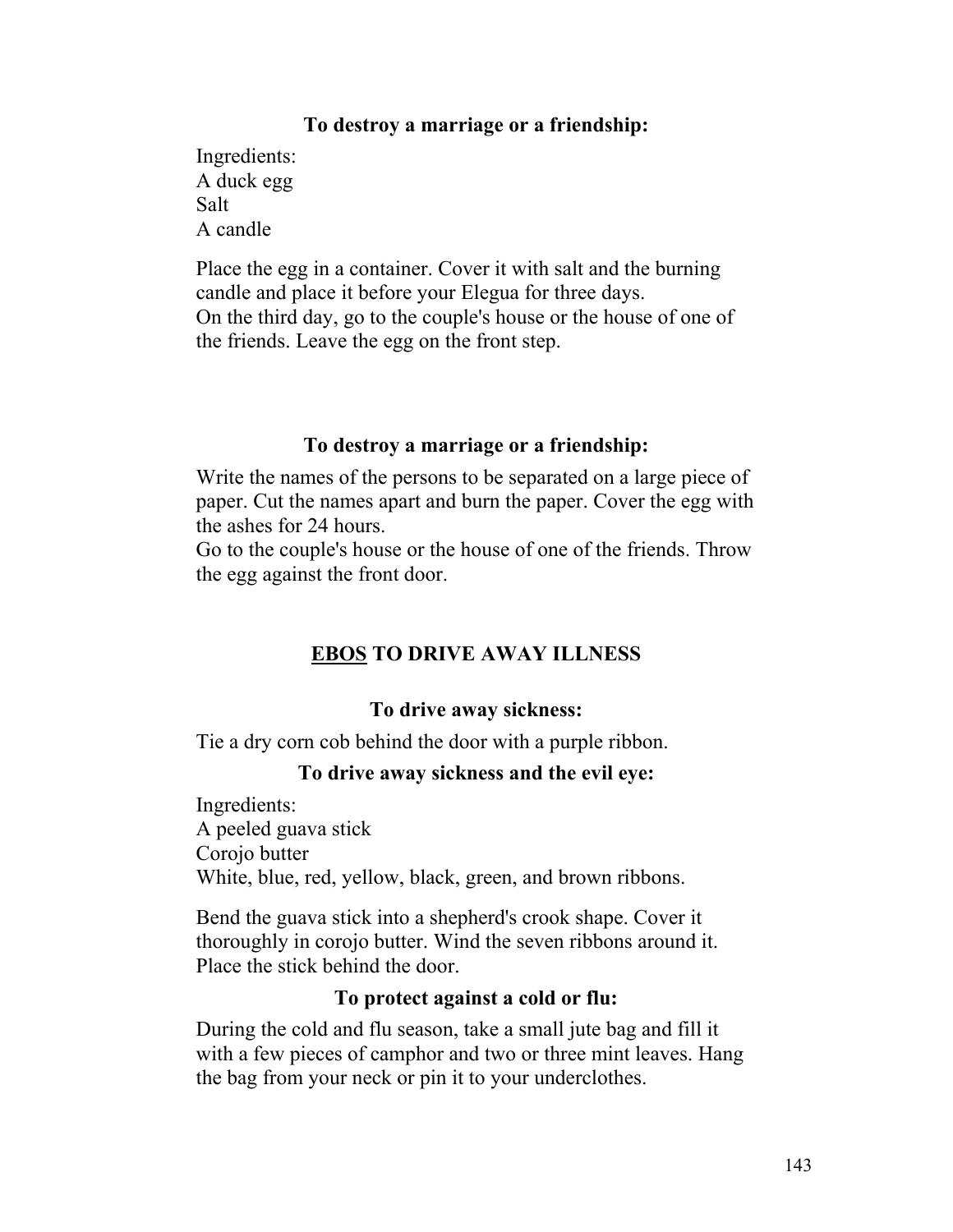### To destroy a marriage or a friendship:

Ingredients:
A duck egg
Salt
A candle

Place the egg in a container. Cover it with salt and the burning candle and place it before your Elegua for three days.
On the third day, go to the couple's house or the house of one of the friends. Leave the egg on the front step.

### To destroy a marriage or a friendship:

Write the names of the persons to be separated on a large piece of paper. Cut the names apart and burn the paper. Cover the egg with the ashes for 24 hours.
Go to the couple's house or the house of one of the friends. Throw the egg against the front door.

## <u>EBOS</u> TO DRIVE AWAY ILLNESS

### To drive away sickness:

Tie a dry corn cob behind the door with a purple ribbon.

### To drive away sickness and the evil eye:

Ingredients:
A peeled guava stick
Corojo butter
White, blue, red, yellow, black, green, and brown ribbons.

Bend the guava stick into a shepherd's crook shape. Cover it thoroughly in corojo butter. Wind the seven ribbons around it. Place the stick behind the door.

### To protect against a cold or flu:

During the cold and flu season, take a small jute bag and fill it with a few pieces of camphor and two or three mint leaves. Hang the bag from your neck or pin it to your underclothes.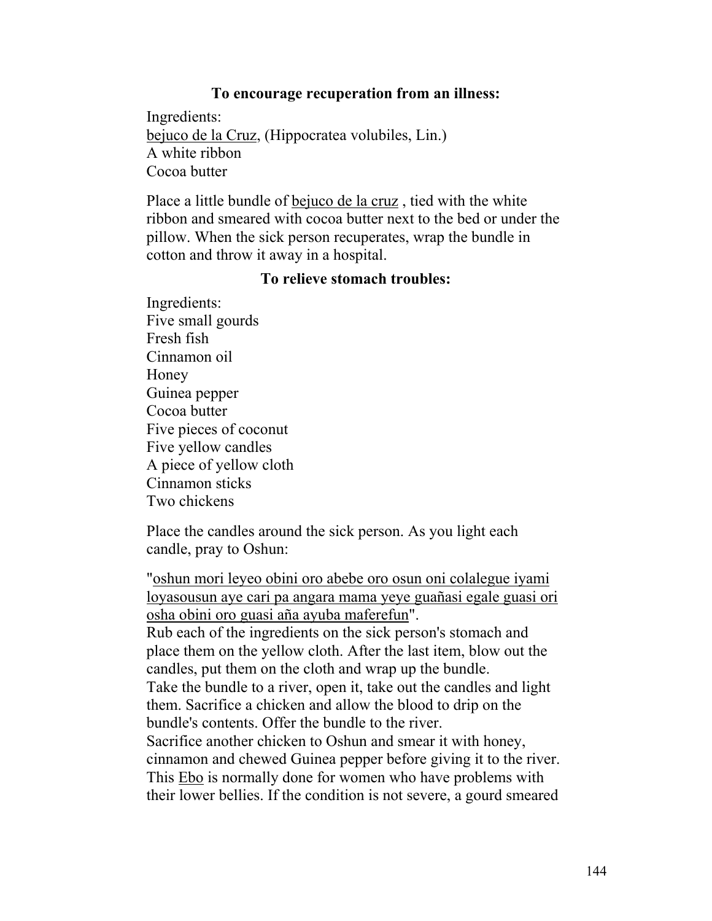**To encourage recuperation from an illness:**

Ingredients:
bejuco de la Cruz, (Hippocratea volubiles, Lin.)
A white ribbon
Cocoa butter

Place a little bundle of bejuco de la cruz , tied with the white ribbon and smeared with cocoa butter next to the bed or under the pillow. When the sick person recuperates, wrap the bundle in cotton and throw it away in a hospital.

**To relieve stomach troubles:**

Ingredients:
Five small gourds
Fresh fish
Cinnamon oil
Honey
Guinea pepper
Cocoa butter
Five pieces of coconut
Five yellow candles
A piece of yellow cloth
Cinnamon sticks
Two chickens

Place the candles around the sick person. As you light each candle, pray to Oshun:

"oshun mori leyeo obini oro abebe oro osun oni colalegue iyami loyasousun aye cari pa angara mama yeye guañasi egale guasi ori osha obini oro guasi aña ayuba maferefun".
Rub each of the ingredients on the sick person's stomach and place them on the yellow cloth. After the last item, blow out the candles, put them on the cloth and wrap up the bundle.
Take the bundle to a river, open it, take out the candles and light them. Sacrifice a chicken and allow the blood to drip on the bundle's contents. Offer the bundle to the river.
Sacrifice another chicken to Oshun and smear it with honey, cinnamon and chewed Guinea pepper before giving it to the river.
This Ebo is normally done for women who have problems with their lower bellies. If the condition is not severe, a gourd smeared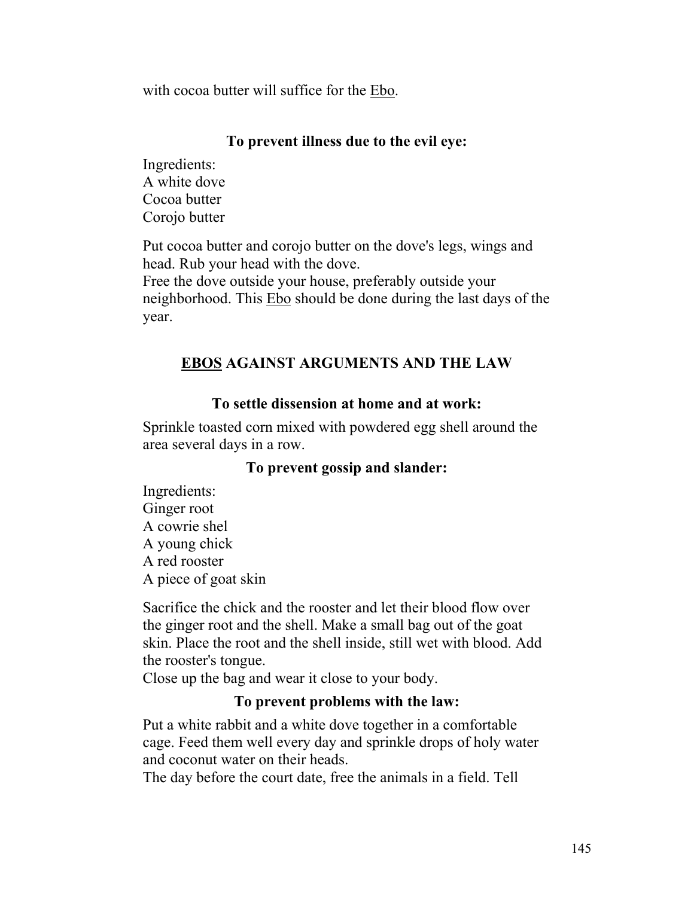with cocoa butter will suffice for the Ebo.

### To prevent illness due to the evil eye:

Ingredients:
A white dove
Cocoa butter
Corojo butter

Put cocoa butter and corojo butter on the dove's legs, wings and head. Rub your head with the dove.
Free the dove outside your house, preferably outside your neighborhood. This Ebo should be done during the last days of the year.

## EBOS AGAINST ARGUMENTS AND THE LAW

### To settle dissension at home and at work:

Sprinkle toasted corn mixed with powdered egg shell around the area several days in a row.

### To prevent gossip and slander:

Ingredients:
Ginger root
A cowrie shel
A young chick
A red rooster
A piece of goat skin

Sacrifice the chick and the rooster and let their blood flow over the ginger root and the shell. Make a small bag out of the goat skin. Place the root and the shell inside, still wet with blood. Add the rooster's tongue.
Close up the bag and wear it close to your body.

### To prevent problems with the law:

Put a white rabbit and a white dove together in a comfortable cage. Feed them well every day and sprinkle drops of holy water and coconut water on their heads.
The day before the court date, free the animals in a field. Tell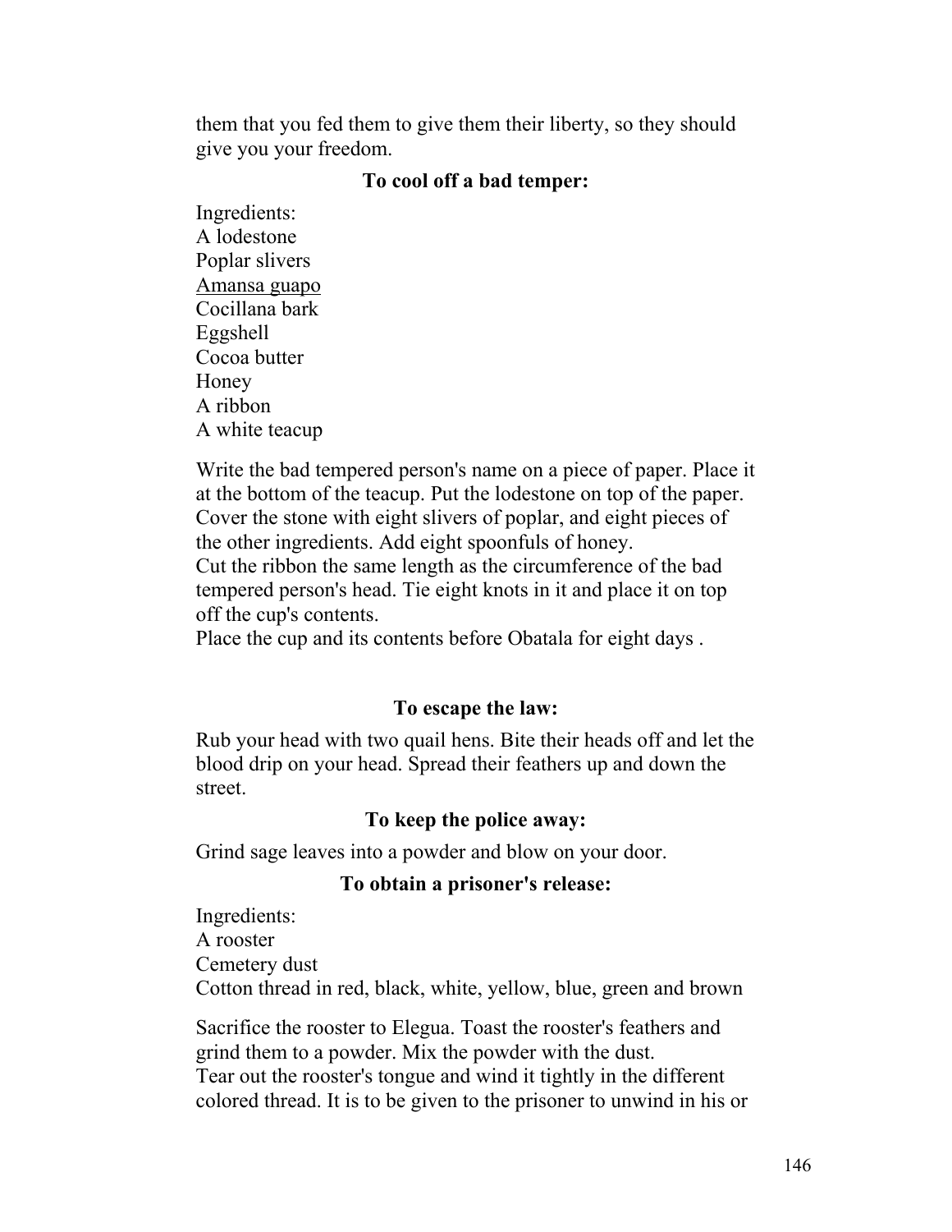them that you fed them to give them their liberty, so they should give you your freedom.

### To cool off a bad temper:

Ingredients:
A lodestone
Poplar slivers
<u>Amansa guapo</u>
Cocillana bark
Eggshell
Cocoa butter
Honey
A ribbon
A white teacup

Write the bad tempered person's name on a piece of paper. Place it at the bottom of the teacup. Put the lodestone on top of the paper. Cover the stone with eight slivers of poplar, and eight pieces of the other ingredients. Add eight spoonfuls of honey.
Cut the ribbon the same length as the circumference of the bad tempered person's head. Tie eight knots in it and place it on top off the cup's contents.
Place the cup and its contents before Obatala for eight days .

### To escape the law:

Rub your head with two quail hens. Bite their heads off and let the blood drip on your head. Spread their feathers up and down the street.

### To keep the police away:

Grind sage leaves into a powder and blow on your door.

### To obtain a prisoner's release:

Ingredients:
A rooster
Cemetery dust
Cotton thread in red, black, white, yellow, blue, green and brown

Sacrifice the rooster to Elegua. Toast the rooster's feathers and grind them to a powder. Mix the powder with the dust.
Tear out the rooster's tongue and wind it tightly in the different colored thread. It is to be given to the prisoner to unwind in his or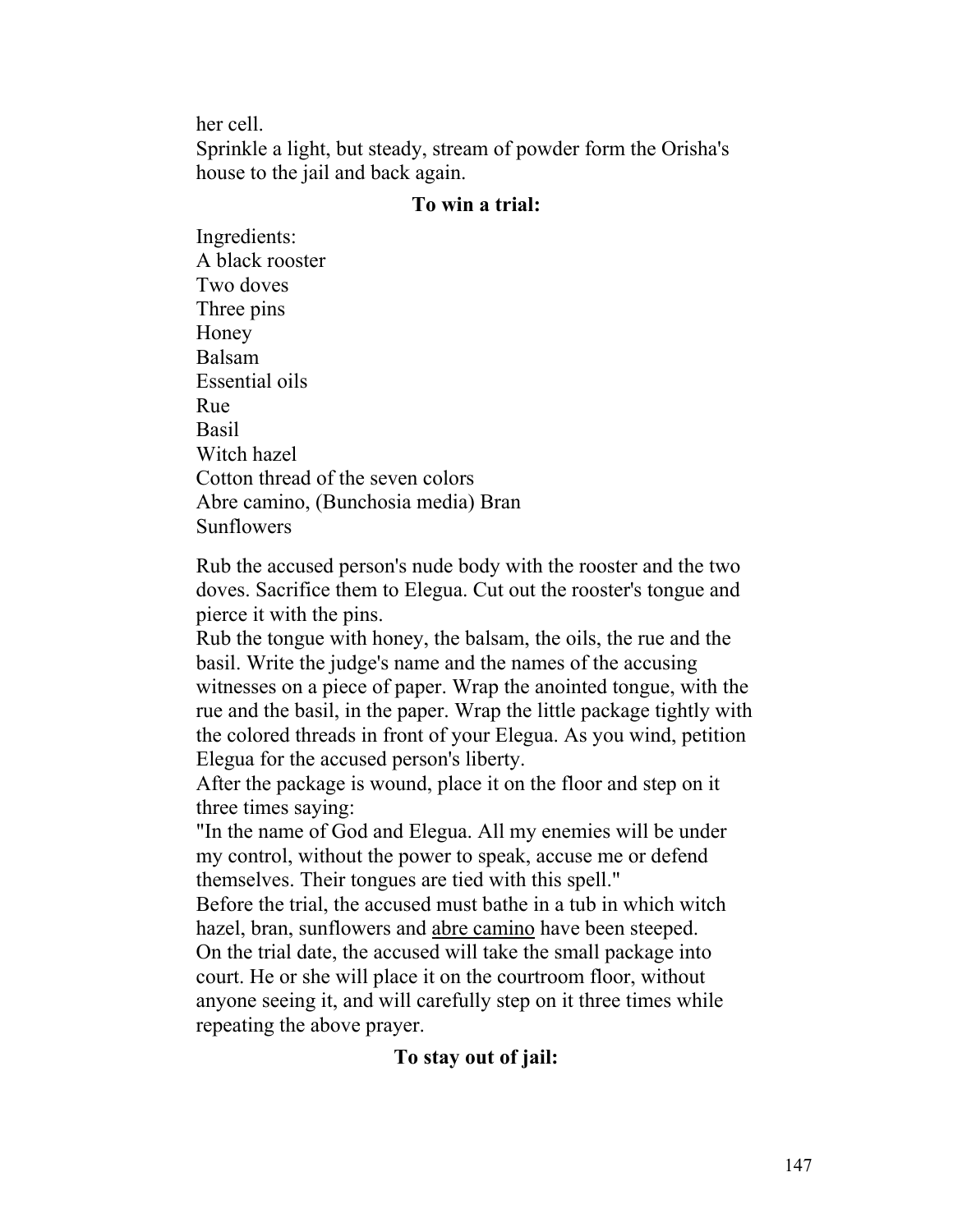her cell.
Sprinkle a light, but steady, stream of powder form the Orisha's house to the jail and back again.

### To win a trial:

Ingredients:
A black rooster
Two doves
Three pins
Honey
Balsam
Essential oils
Rue
Basil
Witch hazel
Cotton thread of the seven colors
Abre camino, (Bunchosia media) Bran
Sunflowers

Rub the accused person's nude body with the rooster and the two doves. Sacrifice them to Elegua. Cut out the rooster's tongue and pierce it with the pins.
Rub the tongue with honey, the balsam, the oils, the rue and the basil. Write the judge's name and the names of the accusing witnesses on a piece of paper. Wrap the anointed tongue, with the rue and the basil, in the paper. Wrap the little package tightly with the colored threads in front of your Elegua. As you wind, petition Elegua for the accused person's liberty.
After the package is wound, place it on the floor and step on it three times saying:
"In the name of God and Elegua. All my enemies will be under my control, without the power to speak, accuse me or defend themselves. Their tongues are tied with this spell."
Before the trial, the accused must bathe in a tub in which witch hazel, bran, sunflowers and abre camino have been steeped.
On the trial date, the accused will take the small package into court. He or she will place it on the courtroom floor, without anyone seeing it, and will carefully step on it three times while repeating the above prayer.

### To stay out of jail: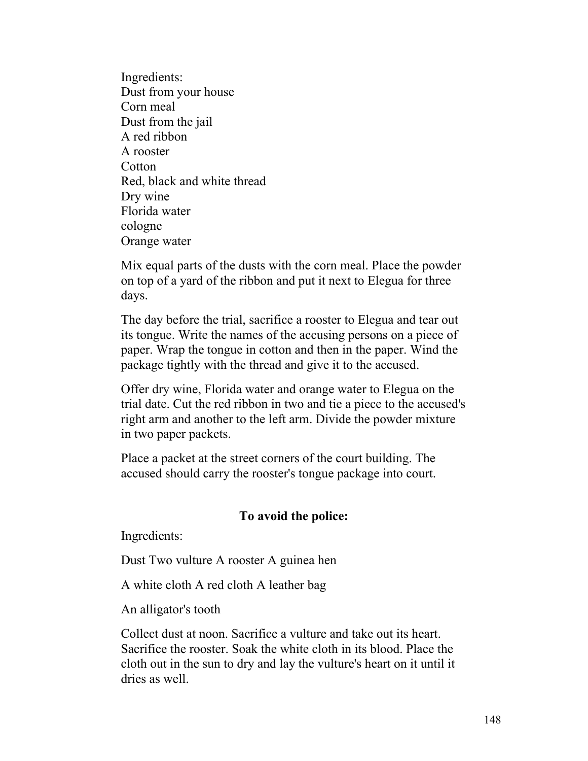Ingredients:
Dust from your house
Corn meal
Dust from the jail
A red ribbon
A rooster
Cotton
Red, black and white thread
Dry wine
Florida water
cologne
Orange water

Mix equal parts of the dusts with the corn meal. Place the powder on top of a yard of the ribbon and put it next to Elegua for three days.

The day before the trial, sacrifice a rooster to Elegua and tear out its tongue. Write the names of the accusing persons on a piece of paper. Wrap the tongue in cotton and then in the paper. Wind the package tightly with the thread and give it to the accused.

Offer dry wine, Florida water and orange water to Elegua on the trial date. Cut the red ribbon in two and tie a piece to the accused's right arm and another to the left arm. Divide the powder mixture in two paper packets.

Place a packet at the street corners of the court building. The accused should carry the rooster's tongue package into court.

**To avoid the police:**

Ingredients:

Dust Two vulture A rooster A guinea hen

A white cloth A red cloth A leather bag

An alligator's tooth

Collect dust at noon. Sacrifice a vulture and take out its heart. Sacrifice the rooster. Soak the white cloth in its blood. Place the cloth out in the sun to dry and lay the vulture's heart on it until it dries as well.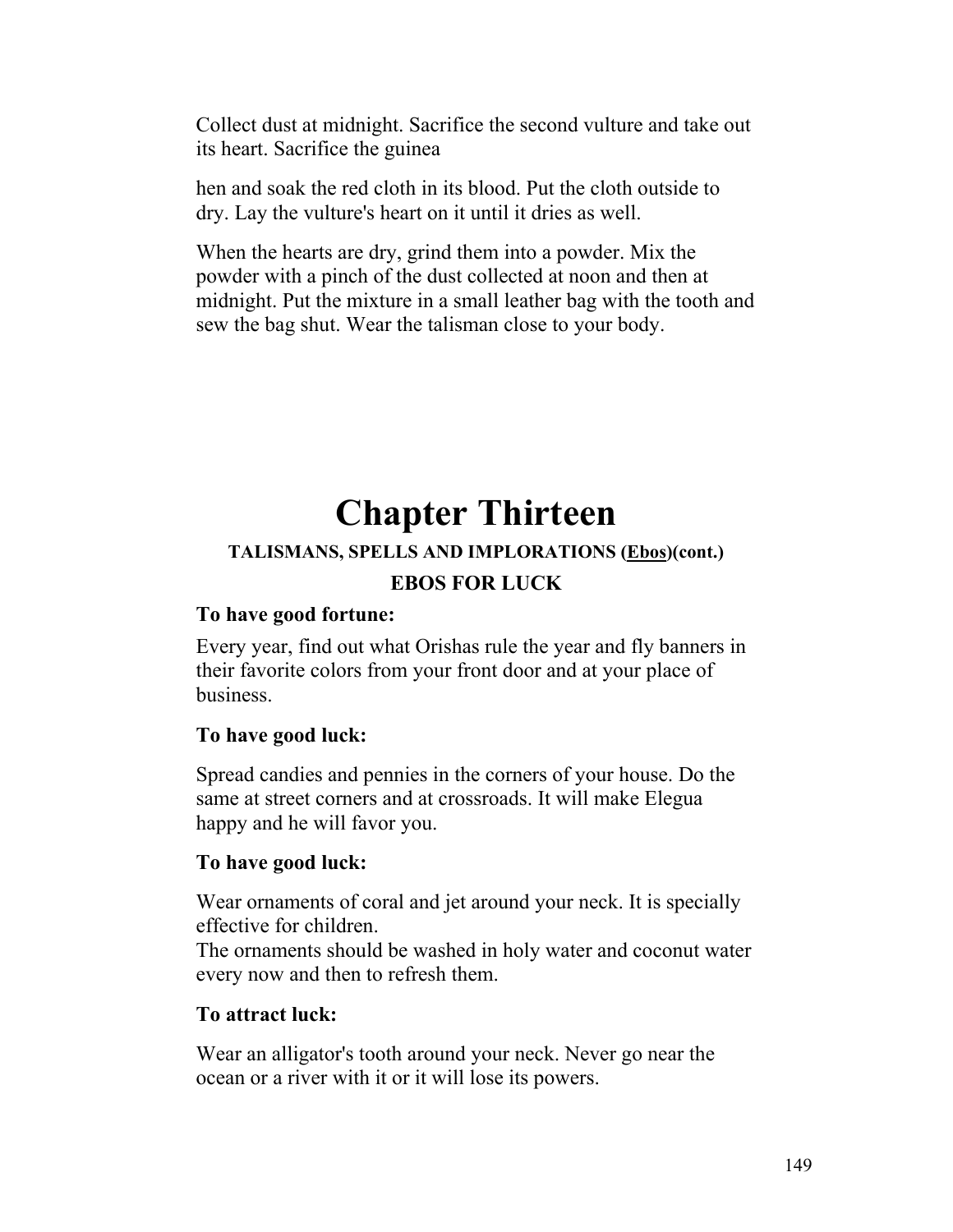Collect dust at midnight. Sacrifice the second vulture and take out its heart. Sacrifice the guinea

hen and soak the red cloth in its blood. Put the cloth outside to dry. Lay the vulture's heart on it until it dries as well.

When the hearts are dry, grind them into a powder. Mix the powder with a pinch of the dust collected at noon and then at midnight. Put the mixture in a small leather bag with the tooth and sew the bag shut. Wear the talisman close to your body.

# Chapter Thirteen

## TALISMANS, SPELLS AND IMPLORATIONS (Ebos)(cont.)

## EBOS FOR LUCK

**To have good fortune:**

Every year, find out what Orishas rule the year and fly banners in their favorite colors from your front door and at your place of business.

**To have good luck:**

Spread candies and pennies in the corners of your house. Do the same at street corners and at crossroads. It will make Elegua happy and he will favor you.

**To have good luck:**

Wear ornaments of coral and jet around your neck. It is specially effective for children.
The ornaments should be washed in holy water and coconut water every now and then to refresh them.

**To attract luck:**

Wear an alligator's tooth around your neck. Never go near the ocean or a river with it or it will lose its powers.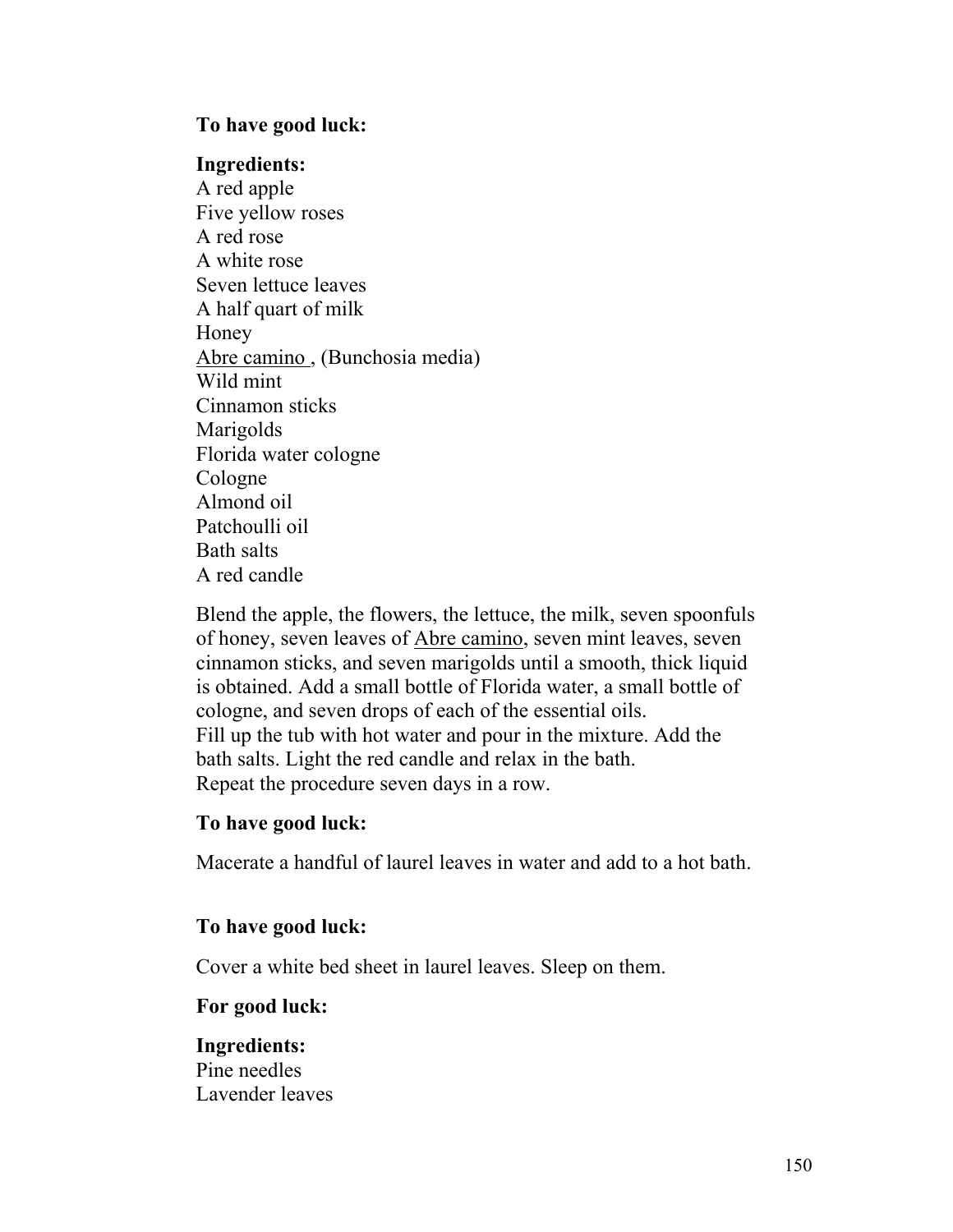**To have good luck:**

**Ingredients:**
A red apple
Five yellow roses
A red rose
A white rose
Seven lettuce leaves
A half quart of milk
Honey
<u>Abre camino</u> , (Bunchosia media)
Wild mint
Cinnamon sticks
Marigolds
Florida water cologne
Cologne
Almond oil
Patchoulli oil
Bath salts
A red candle

Blend the apple, the flowers, the lettuce, the milk, seven spoonfuls of honey, seven leaves of <u>Abre camino</u>, seven mint leaves, seven cinnamon sticks, and seven marigolds until a smooth, thick liquid is obtained. Add a small bottle of Florida water, a small bottle of cologne, and seven drops of each of the essential oils.
Fill up the tub with hot water and pour in the mixture. Add the bath salts. Light the red candle and relax in the bath.
Repeat the procedure seven days in a row.

**To have good luck:**

Macerate a handful of laurel leaves in water and add to a hot bath.

**To have good luck:**

Cover a white bed sheet in laurel leaves. Sleep on them.

**For good luck:**

**Ingredients:**
Pine needles
Lavender leaves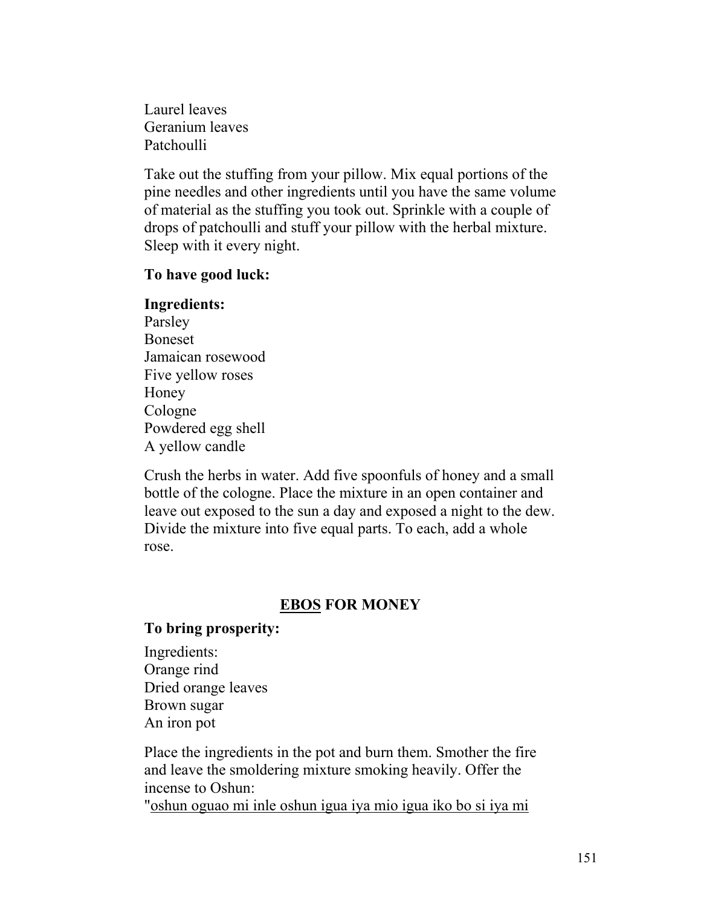Laurel leaves
Geranium leaves
Patchoulli

Take out the stuffing from your pillow. Mix equal portions of the pine needles and other ingredients until you have the same volume of material as the stuffing you took out. Sprinkle with a couple of drops of patchoulli and stuff your pillow with the herbal mixture. Sleep with it every night.

**To have good luck:**

**Ingredients:**
Parsley
Boneset
Jamaican rosewood
Five yellow roses
Honey
Cologne
Powdered egg shell
A yellow candle

Crush the herbs in water. Add five spoonfuls of honey and a small bottle of the cologne. Place the mixture in an open container and leave out exposed to the sun a day and exposed a night to the dew. Divide the mixture into five equal parts. To each, add a whole rose.

## <u>EBOS</u> FOR MONEY

**To bring prosperity:**

Ingredients:
Orange rind
Dried orange leaves
Brown sugar
An iron pot

Place the ingredients in the pot and burn them. Smother the fire and leave the smoldering mixture smoking heavily. Offer the incense to Oshun:
"<u>oshun oguao mi inle oshun igua iya mio igua iko bo si iya mi</u>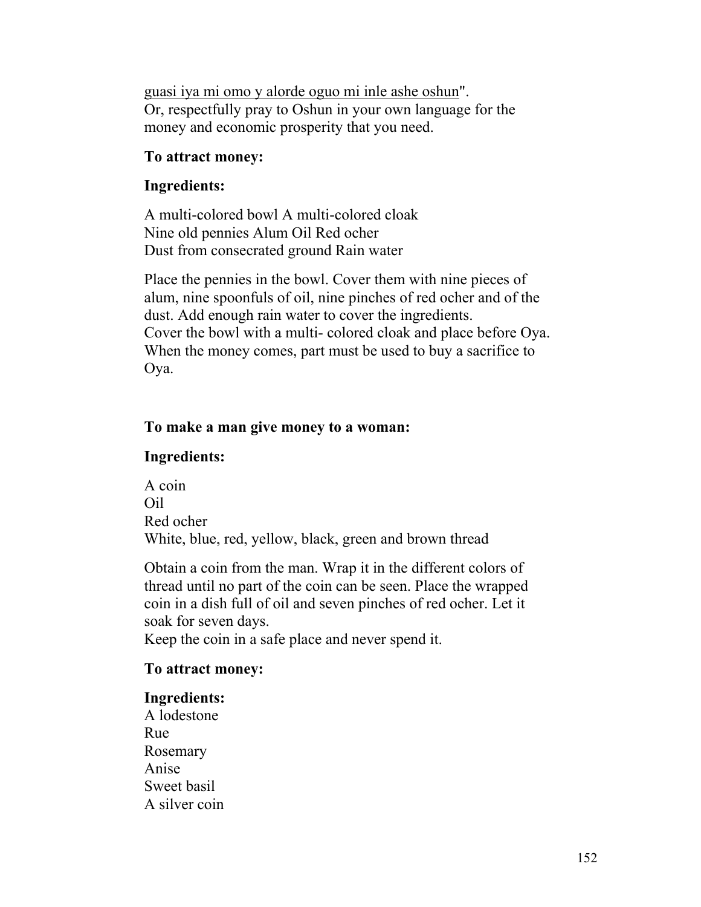guasi iya mi omo y alorde oguo mi inle ashe oshun".
Or, respectfully pray to Oshun in your own language for the money and economic prosperity that you need.

**To attract money:**

**Ingredients:**

A multi-colored bowl A multi-colored cloak
Nine old pennies Alum Oil Red ocher
Dust from consecrated ground Rain water

Place the pennies in the bowl. Cover them with nine pieces of alum, nine spoonfuls of oil, nine pinches of red ocher and of the dust. Add enough rain water to cover the ingredients.
Cover the bowl with a multi- colored cloak and place before Oya. When the money comes, part must be used to buy a sacrifice to Oya.

**To make a man give money to a woman:**

**Ingredients:**

A coin
Oil
Red ocher
White, blue, red, yellow, black, green and brown thread

Obtain a coin from the man. Wrap it in the different colors of thread until no part of the coin can be seen. Place the wrapped coin in a dish full of oil and seven pinches of red ocher. Let it soak for seven days.
Keep the coin in a safe place and never spend it.

**To attract money:**

**Ingredients:**
A lodestone
Rue
Rosemary
Anise
Sweet basil
A silver coin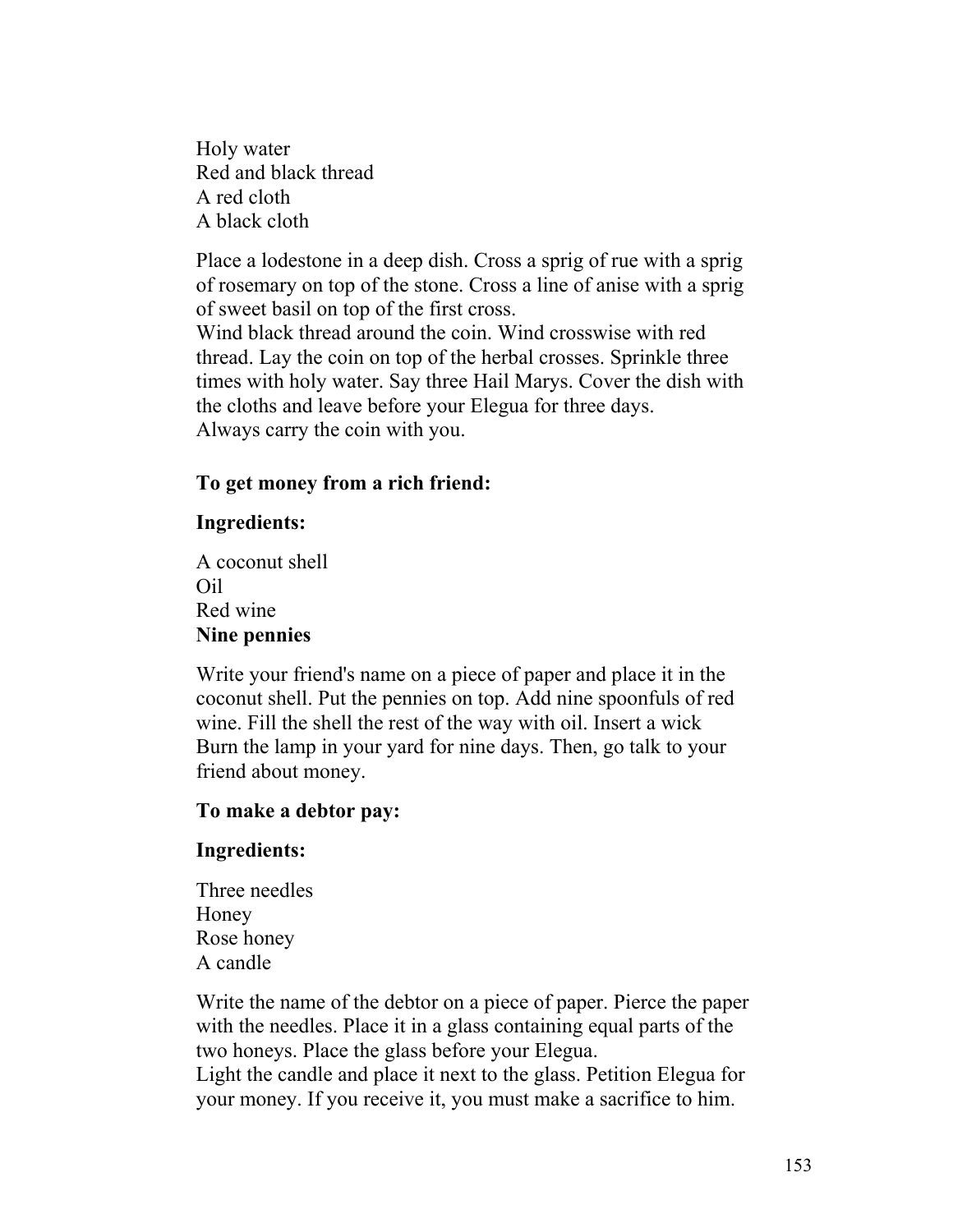Holy water  
Red and black thread  
A red cloth  
A black cloth

Place a lodestone in a deep dish. Cross a sprig of rue with a sprig of rosemary on top of the stone. Cross a line of anise with a sprig of sweet basil on top of the first cross.  
Wind black thread around the coin. Wind crosswise with red thread. Lay the coin on top of the herbal crosses. Sprinkle three times with holy water. Say three Hail Marys. Cover the dish with the cloths and leave before your Elegua for three days.  
Always carry the coin with you.

**To get money from a rich friend:**

**Ingredients:**

A coconut shell  
Oil  
Red wine  
**Nine pennies**

Write your friend's name on a piece of paper and place it in the coconut shell. Put the pennies on top. Add nine spoonfuls of red wine. Fill the shell the rest of the way with oil. Insert a wick Burn the lamp in your yard for nine days. Then, go talk to your friend about money.

**To make a debtor pay:**

**Ingredients:**

Three needles  
Honey  
Rose honey  
A candle

Write the name of the debtor on a piece of paper. Pierce the paper with the needles. Place it in a glass containing equal parts of the two honeys. Place the glass before your Elegua.  
Light the candle and place it next to the glass. Petition Elegua for your money. If you receive it, you must make a sacrifice to him.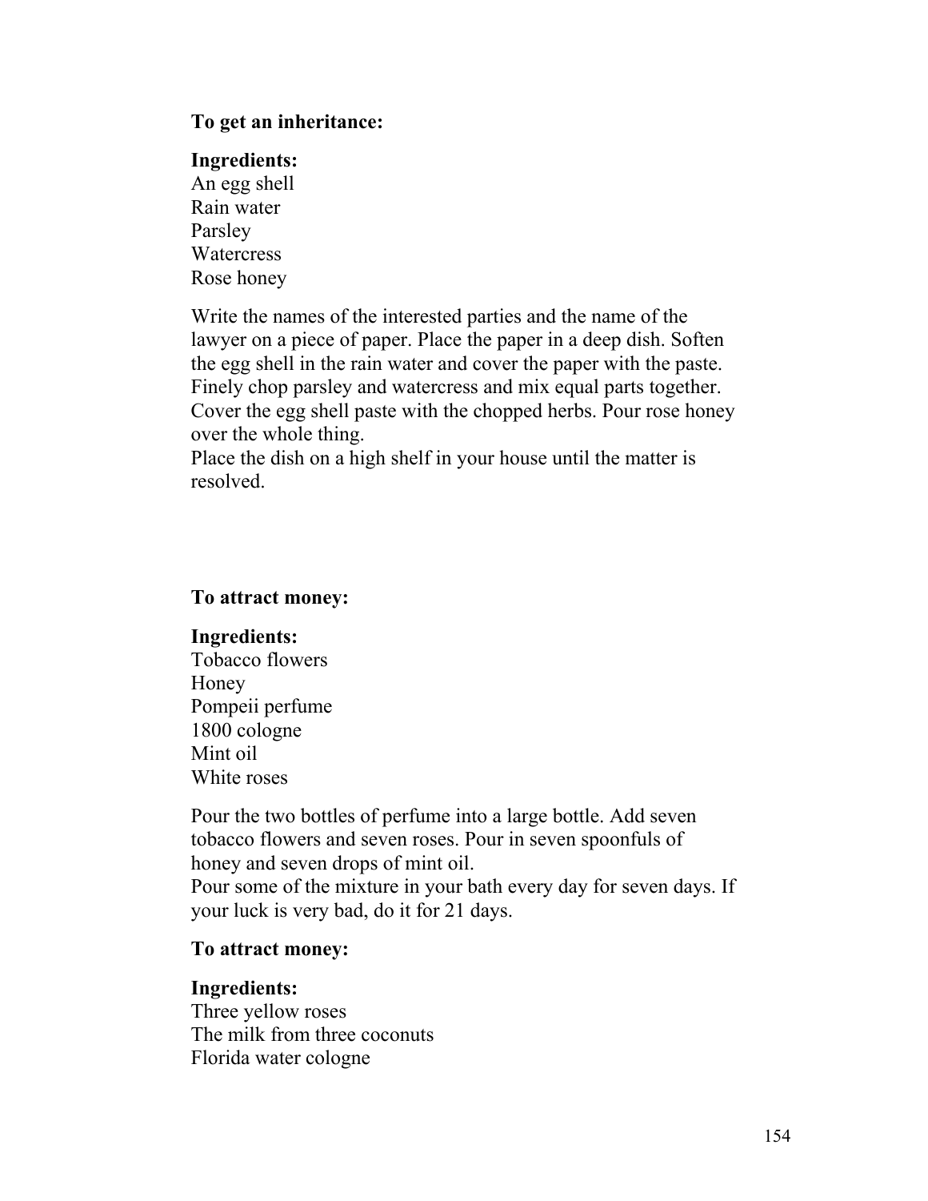**To get an inheritance:**

**Ingredients:**
An egg shell
Rain water
Parsley
Watercress
Rose honey

Write the names of the interested parties and the name of the lawyer on a piece of paper. Place the paper in a deep dish. Soften the egg shell in the rain water and cover the paper with the paste. Finely chop parsley and watercress and mix equal parts together. Cover the egg shell paste with the chopped herbs. Pour rose honey over the whole thing.
Place the dish on a high shelf in your house until the matter is resolved.

**To attract money:**

**Ingredients:**
Tobacco flowers
Honey
Pompeii perfume
1800 cologne
Mint oil
White roses

Pour the two bottles of perfume into a large bottle. Add seven tobacco flowers and seven roses. Pour in seven spoonfuls of honey and seven drops of mint oil.
Pour some of the mixture in your bath every day for seven days. If your luck is very bad, do it for 21 days.

**To attract money:**

**Ingredients:**
Three yellow roses
The milk from three coconuts
Florida water cologne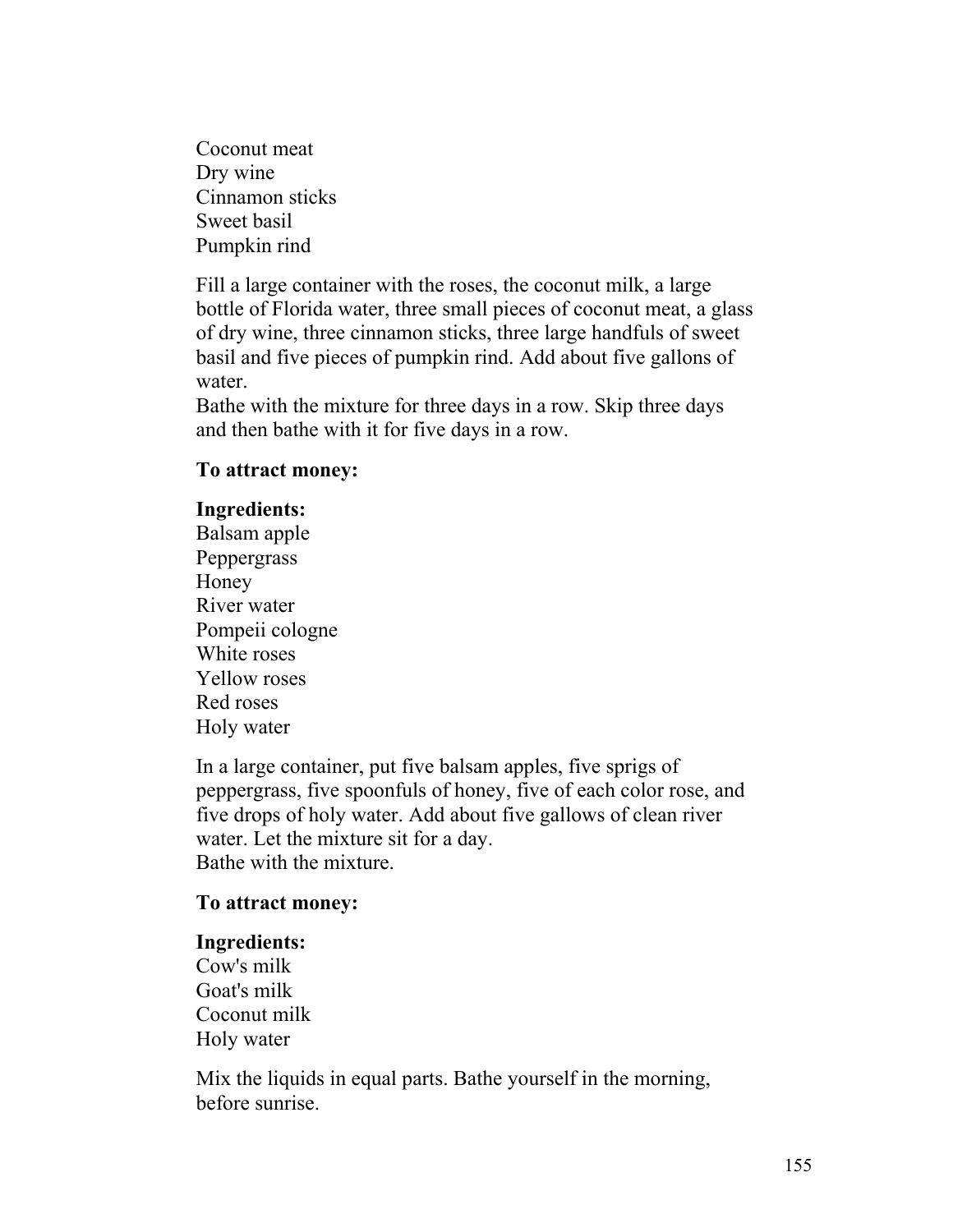Coconut meat
Dry wine
Cinnamon sticks
Sweet basil
Pumpkin rind

Fill a large container with the roses, the coconut milk, a large bottle of Florida water, three small pieces of coconut meat, a glass of dry wine, three cinnamon sticks, three large handfuls of sweet basil and five pieces of pumpkin rind. Add about five gallons of water.
Bathe with the mixture for three days in a row. Skip three days and then bathe with it for five days in a row.

**To attract money:**

**Ingredients:**
Balsam apple
Peppergrass
Honey
River water
Pompeii cologne
White roses
Yellow roses
Red roses
Holy water

In a large container, put five balsam apples, five sprigs of peppergrass, five spoonfuls of honey, five of each color rose, and five drops of holy water. Add about five gallows of clean river water. Let the mixture sit for a day.
Bathe with the mixture.

**To attract money:**

**Ingredients:**
Cow's milk
Goat's milk
Coconut milk
Holy water

Mix the liquids in equal parts. Bathe yourself in the morning, before sunrise.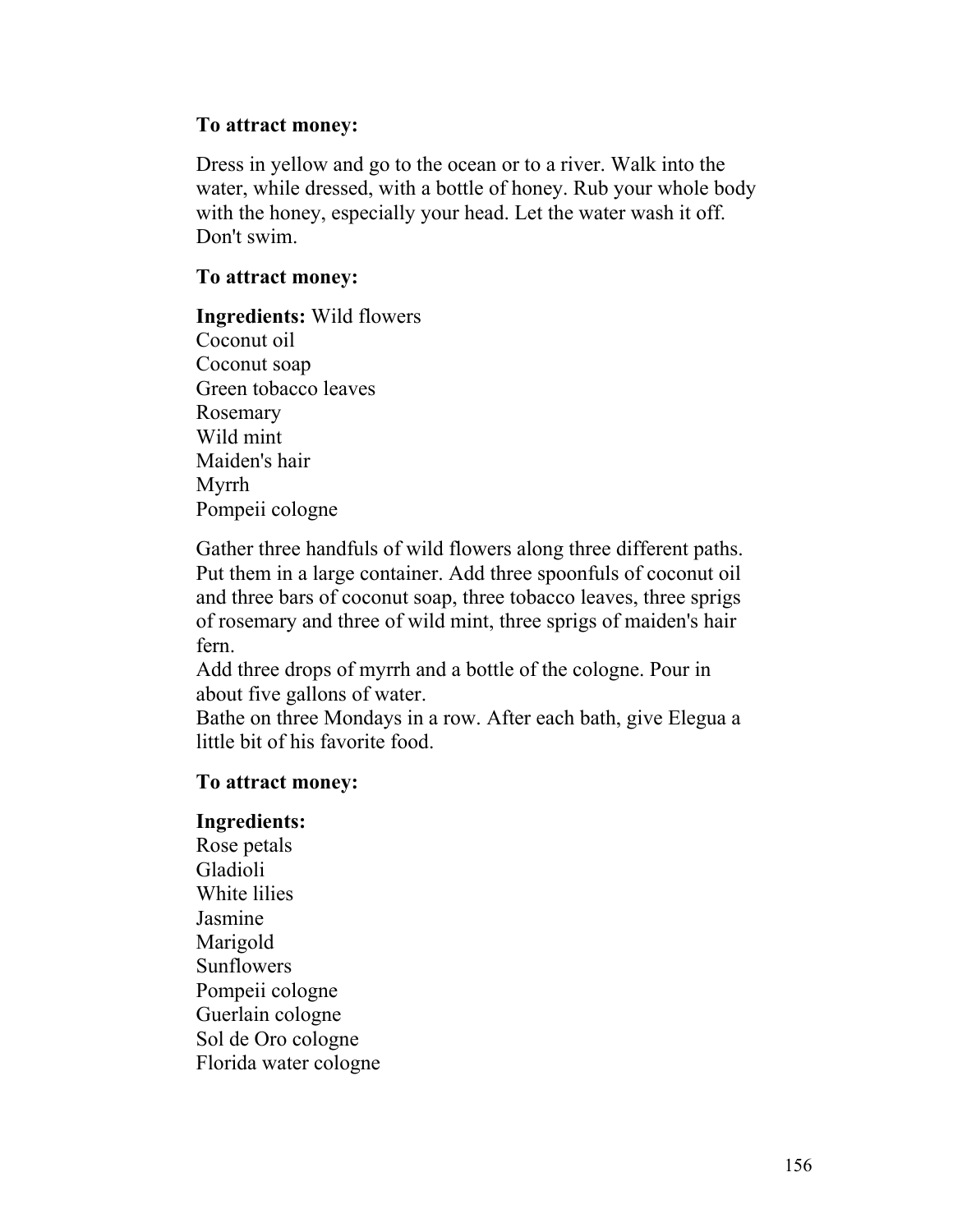**To attract money:**

Dress in yellow and go to the ocean or to a river. Walk into the water, while dressed, with a bottle of honey. Rub your whole body with the honey, especially your head. Let the water wash it off. Don't swim.

**To attract money:**

**Ingredients:** Wild flowers
Coconut oil
Coconut soap
Green tobacco leaves
Rosemary
Wild mint
Maiden's hair
Myrrh
Pompeii cologne

Gather three handfuls of wild flowers along three different paths. Put them in a large container. Add three spoonfuls of coconut oil and three bars of coconut soap, three tobacco leaves, three sprigs of rosemary and three of wild mint, three sprigs of maiden's hair fern.
Add three drops of myrrh and a bottle of the cologne. Pour in about five gallons of water.
Bathe on three Mondays in a row. After each bath, give Elegua a little bit of his favorite food.

**To attract money:**

**Ingredients:**
Rose petals
Gladioli
White lilies
Jasmine
Marigold
Sunflowers
Pompeii cologne
Guerlain cologne
Sol de Oro cologne
Florida water cologne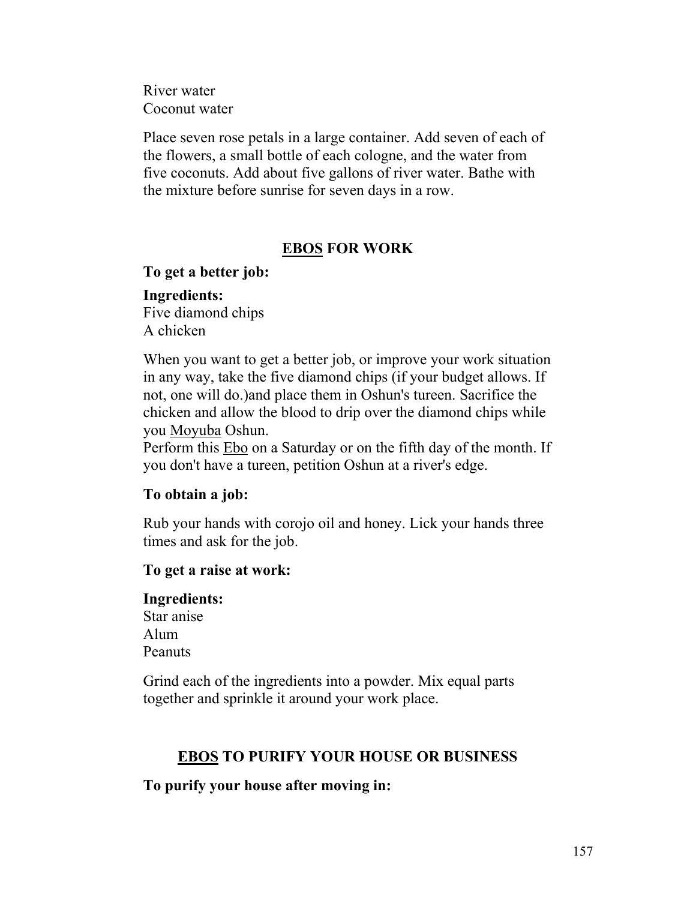River water
Coconut water

Place seven rose petals in a large container. Add seven of each of the flowers, a small bottle of each cologne, and the water from five coconuts. Add about five gallons of river water. Bathe with the mixture before sunrise for seven days in a row.

## EBOS FOR WORK

**To get a better job:**

**Ingredients:**
Five diamond chips
A chicken

When you want to get a better job, or improve your work situation in any way, take the five diamond chips (if your budget allows. If not, one will do.)and place them in Oshun's tureen. Sacrifice the chicken and allow the blood to drip over the diamond chips while you Moyuba Oshun.
Perform this Ebo on a Saturday or on the fifth day of the month. If you don't have a tureen, petition Oshun at a river's edge.

**To obtain a job:**

Rub your hands with corojo oil and honey. Lick your hands three times and ask for the job.

**To get a raise at work:**

**Ingredients:**
Star anise
Alum
Peanuts

Grind each of the ingredients into a powder. Mix equal parts together and sprinkle it around your work place.

## EBOS TO PURIFY YOUR HOUSE OR BUSINESS

**To purify your house after moving in:**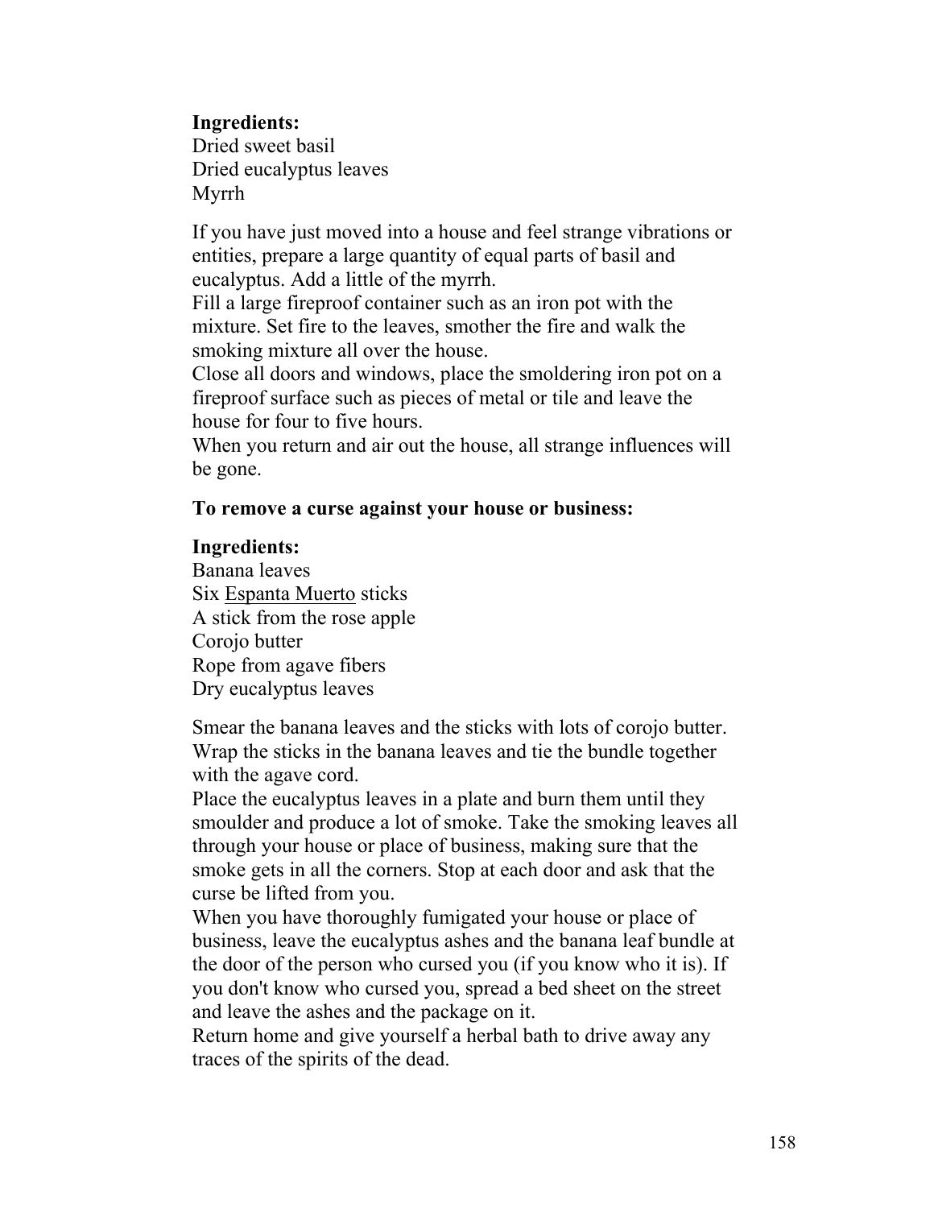**Ingredients:**
Dried sweet basil
Dried eucalyptus leaves
Myrrh

If you have just moved into a house and feel strange vibrations or entities, prepare a large quantity of equal parts of basil and eucalyptus. Add a little of the myrrh.
Fill a large fireproof container such as an iron pot with the mixture. Set fire to the leaves, smother the fire and walk the smoking mixture all over the house.
Close all doors and windows, place the smoldering iron pot on a fireproof surface such as pieces of metal or tile and leave the house for four to five hours.
When you return and air out the house, all strange influences will be gone.

**To remove a curse against your house or business:**

**Ingredients:**
Banana leaves
Six Espanta Muerto sticks
A stick from the rose apple
Corojo butter
Rope from agave fibers
Dry eucalyptus leaves

Smear the banana leaves and the sticks with lots of corojo butter. Wrap the sticks in the banana leaves and tie the bundle together with the agave cord.
Place the eucalyptus leaves in a plate and burn them until they smoulder and produce a lot of smoke. Take the smoking leaves all through your house or place of business, making sure that the smoke gets in all the corners. Stop at each door and ask that the curse be lifted from you.
When you have thoroughly fumigated your house or place of business, leave the eucalyptus ashes and the banana leaf bundle at the door of the person who cursed you (if you know who it is). If you don't know who cursed you, spread a bed sheet on the street and leave the ashes and the package on it.
Return home and give yourself a herbal bath to drive away any traces of the spirits of the dead.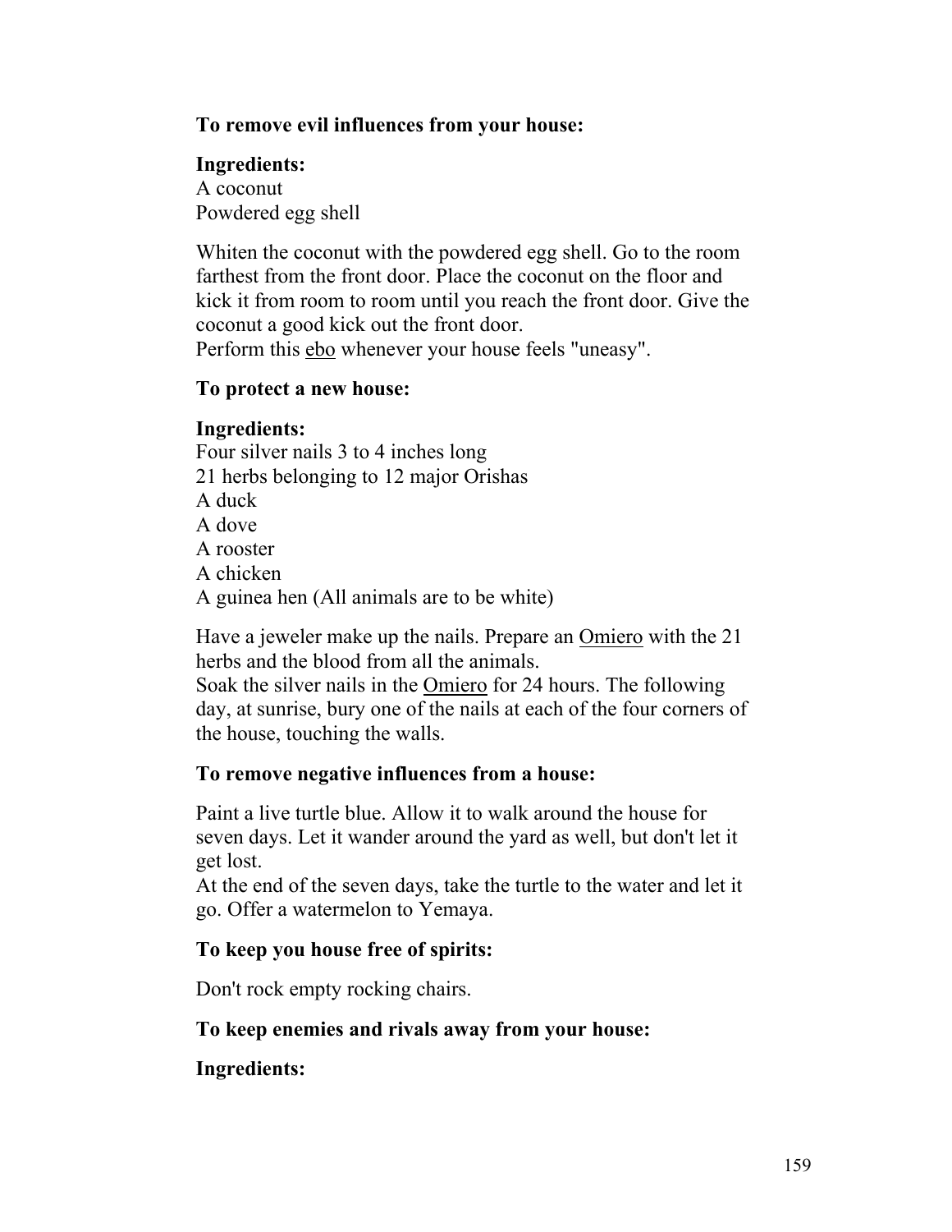**To remove evil influences from your house:**

**Ingredients:**
A coconut
Powdered egg shell

Whiten the coconut with the powdered egg shell. Go to the room farthest from the front door. Place the coconut on the floor and kick it from room to room until you reach the front door. Give the coconut a good kick out the front door.
Perform this ebo whenever your house feels "uneasy".

**To protect a new house:**

**Ingredients:**
Four silver nails 3 to 4 inches long
21 herbs belonging to 12 major Orishas
A duck
A dove
A rooster
A chicken
A guinea hen (All animals are to be white)

Have a jeweler make up the nails. Prepare an Omiero with the 21 herbs and the blood from all the animals.
Soak the silver nails in the Omiero for 24 hours. The following day, at sunrise, bury one of the nails at each of the four corners of the house, touching the walls.

**To remove negative influences from a house:**

Paint a live turtle blue. Allow it to walk around the house for seven days. Let it wander around the yard as well, but don't let it get lost.
At the end of the seven days, take the turtle to the water and let it go. Offer a watermelon to Yemaya.

**To keep you house free of spirits:**

Don't rock empty rocking chairs.

**To keep enemies and rivals away from your house:**

**Ingredients:**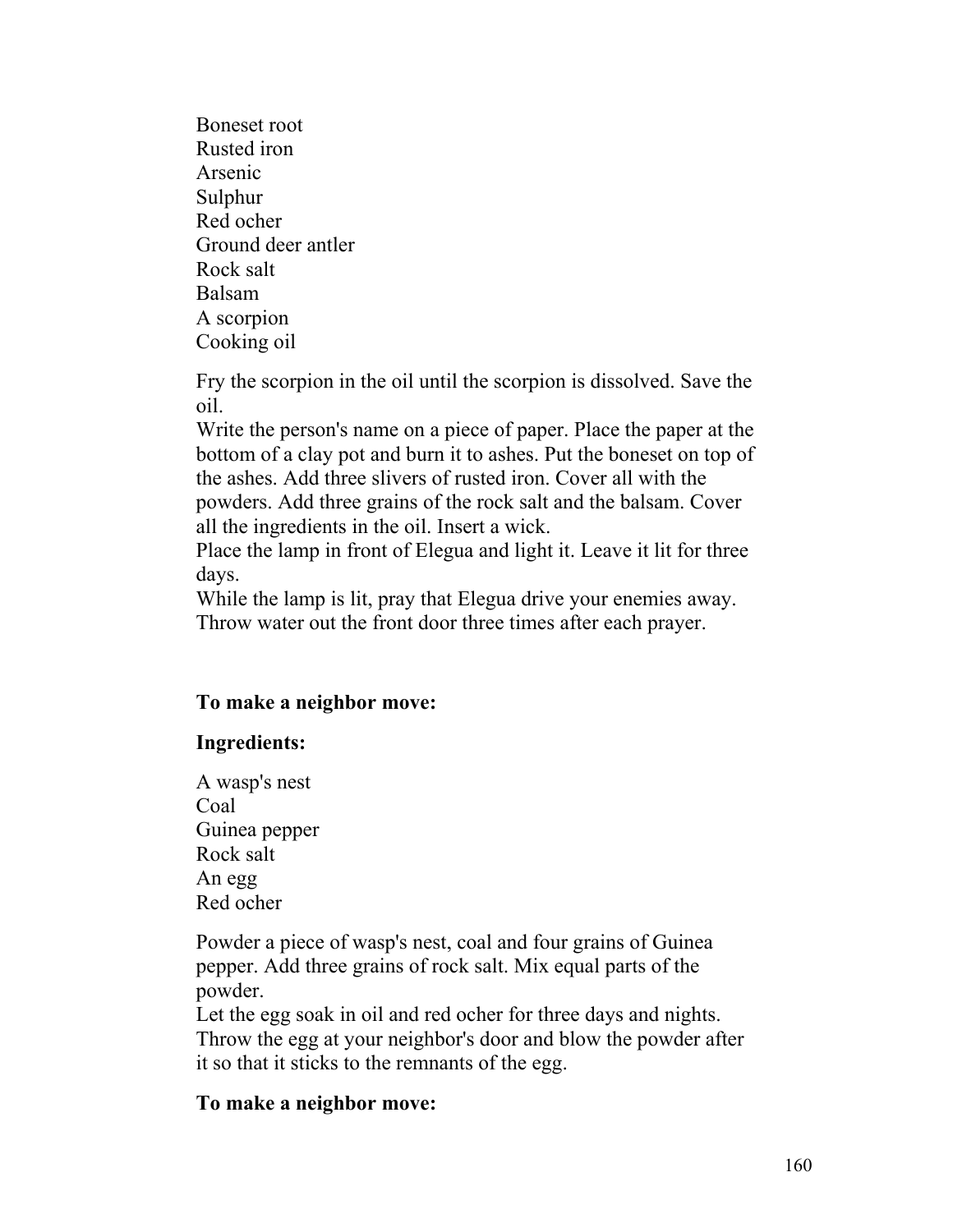Boneset root
Rusted iron
Arsenic
Sulphur
Red ocher
Ground deer antler
Rock salt
Balsam
A scorpion
Cooking oil

Fry the scorpion in the oil until the scorpion is dissolved. Save the oil.
Write the person's name on a piece of paper. Place the paper at the bottom of a clay pot and burn it to ashes. Put the boneset on top of the ashes. Add three slivers of rusted iron. Cover all with the powders. Add three grains of the rock salt and the balsam. Cover all the ingredients in the oil. Insert a wick.
Place the lamp in front of Elegua and light it. Leave it lit for three days.
While the lamp is lit, pray that Elegua drive your enemies away. Throw water out the front door three times after each prayer.

**To make a neighbor move:**

**Ingredients:**

A wasp's nest
Coal
Guinea pepper
Rock salt
An egg
Red ocher

Powder a piece of wasp's nest, coal and four grains of Guinea pepper. Add three grains of rock salt. Mix equal parts of the powder.
Let the egg soak in oil and red ocher for three days and nights. Throw the egg at your neighbor's door and blow the powder after it so that it sticks to the remnants of the egg.

**To make a neighbor move:**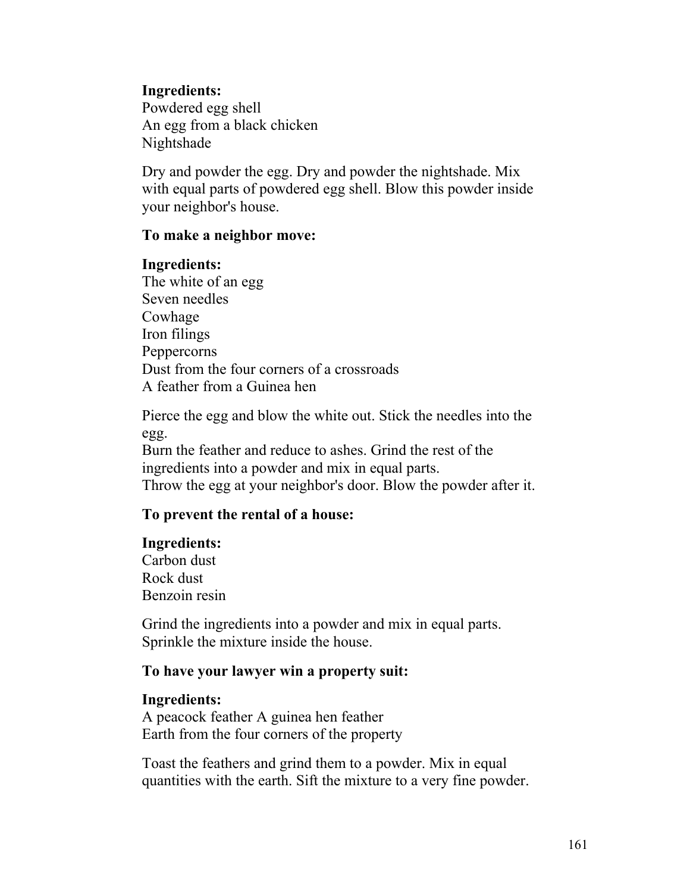**Ingredients:**
Powdered egg shell
An egg from a black chicken
Nightshade

Dry and powder the egg. Dry and powder the nightshade. Mix with equal parts of powdered egg shell. Blow this powder inside your neighbor's house.

**To make a neighbor move:**

**Ingredients:**
The white of an egg
Seven needles
Cowhage
Iron filings
Peppercorns
Dust from the four corners of a crossroads
A feather from a Guinea hen

Pierce the egg and blow the white out. Stick the needles into the egg.
Burn the feather and reduce to ashes. Grind the rest of the ingredients into a powder and mix in equal parts.
Throw the egg at your neighbor's door. Blow the powder after it.

**To prevent the rental of a house:**

**Ingredients:**
Carbon dust
Rock dust
Benzoin resin

Grind the ingredients into a powder and mix in equal parts. Sprinkle the mixture inside the house.

**To have your lawyer win a property suit:**

**Ingredients:**
A peacock feather A guinea hen feather
Earth from the four corners of the property

Toast the feathers and grind them to a powder. Mix in equal quantities with the earth. Sift the mixture to a very fine powder.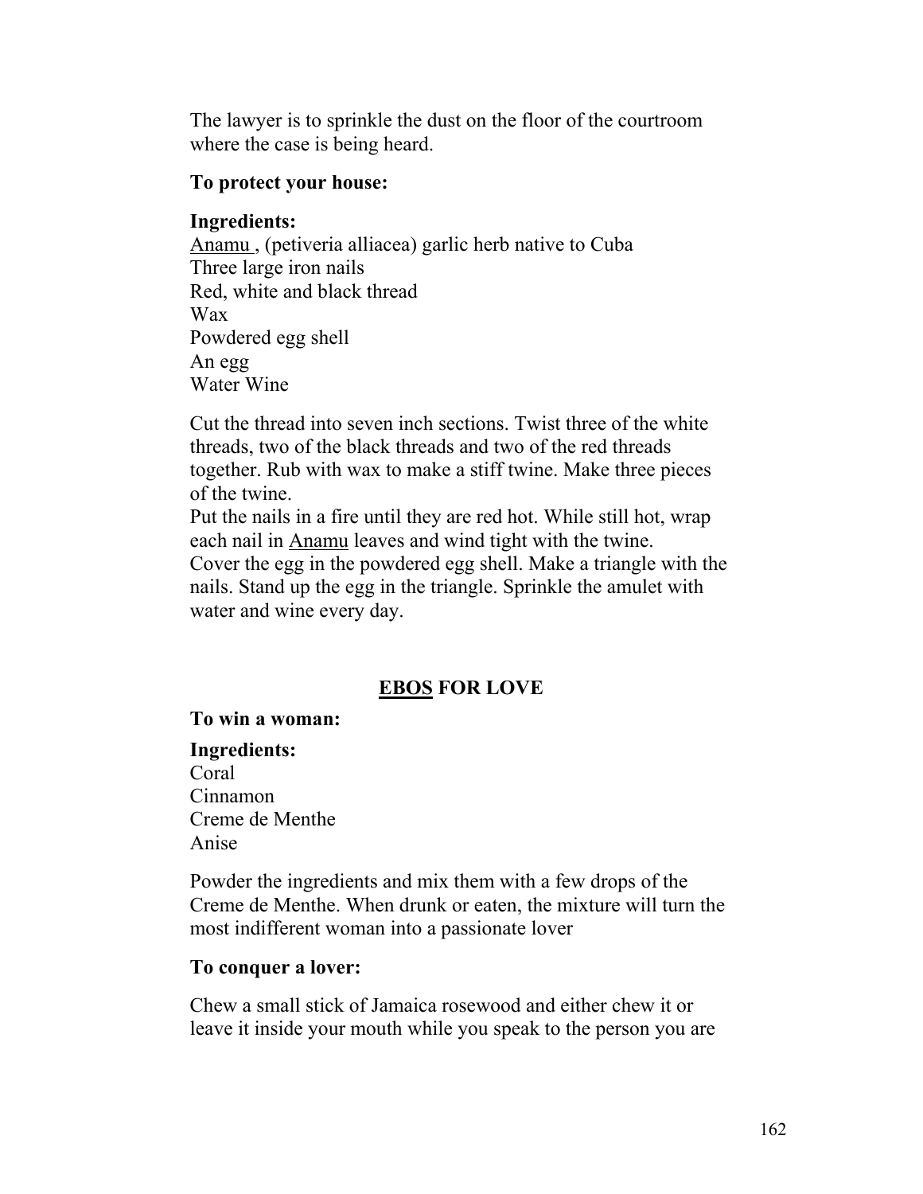The lawyer is to sprinkle the dust on the floor of the courtroom where the case is being heard.

**To protect your house:**

**Ingredients:**

Anamu , (petiveria alliacea) garlic herb native to Cuba
Three large iron nails
Red, white and black thread
Wax
Powdered egg shell
An egg
Water Wine

Cut the thread into seven inch sections. Twist three of the white threads, two of the black threads and two of the red threads together. Rub with wax to make a stiff twine. Make three pieces of the twine.
Put the nails in a fire until they are red hot. While still hot, wrap each nail in Anamu leaves and wind tight with the twine.
Cover the egg in the powdered egg shell. Make a triangle with the nails. Stand up the egg in the triangle. Sprinkle the amulet with water and wine every day.

## EBOS FOR LOVE

**To win a woman:**

**Ingredients:**

Coral
Cinnamon
Creme de Menthe
Anise

Powder the ingredients and mix them with a few drops of the Creme de Menthe. When drunk or eaten, the mixture will turn the most indifferent woman into a passionate lover

**To conquer a lover:**

Chew a small stick of Jamaica rosewood and either chew it or leave it inside your mouth while you speak to the person you are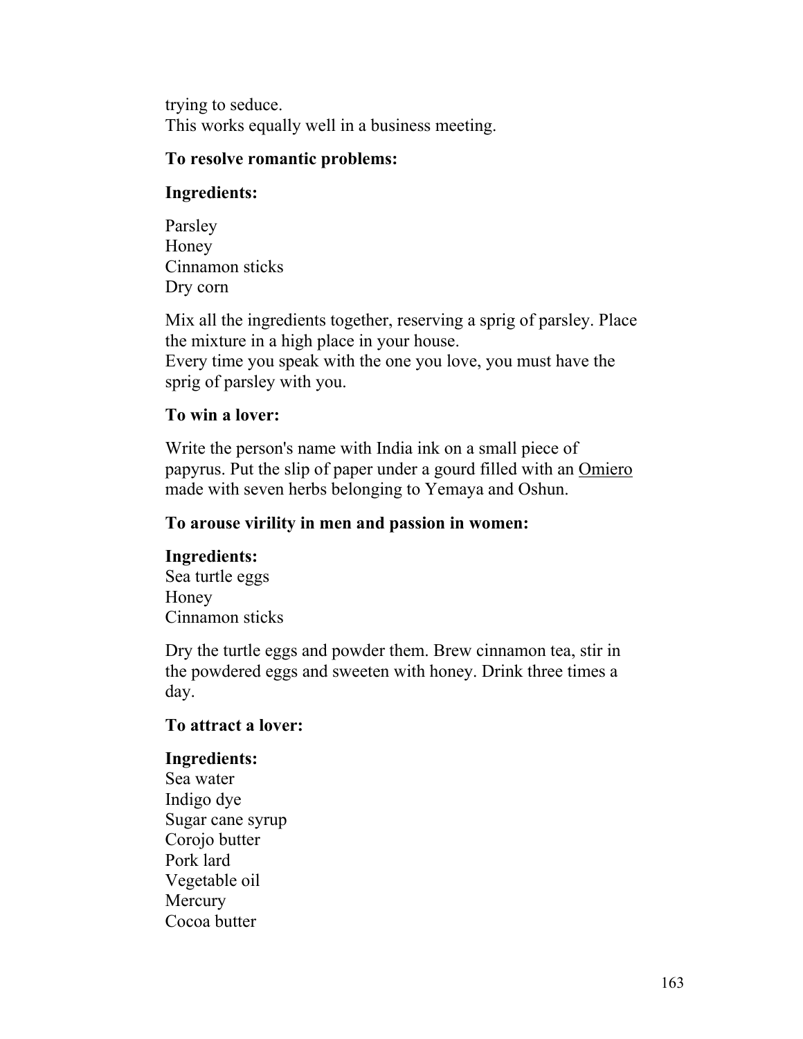trying to seduce.
This works equally well in a business meeting.

**To resolve romantic problems:**

**Ingredients:**

Parsley
Honey
Cinnamon sticks
Dry corn

Mix all the ingredients together, reserving a sprig of parsley. Place the mixture in a high place in your house.
Every time you speak with the one you love, you must have the sprig of parsley with you.

**To win a lover:**

Write the person's name with India ink on a small piece of papyrus. Put the slip of paper under a gourd filled with an Omiero made with seven herbs belonging to Yemaya and Oshun.

**To arouse virility in men and passion in women:**

**Ingredients:**
Sea turtle eggs
Honey
Cinnamon sticks

Dry the turtle eggs and powder them. Brew cinnamon tea, stir in the powdered eggs and sweeten with honey. Drink three times a day.

**To attract a lover:**

**Ingredients:**
Sea water
Indigo dye
Sugar cane syrup
Corojo butter
Pork lard
Vegetable oil
Mercury
Cocoa butter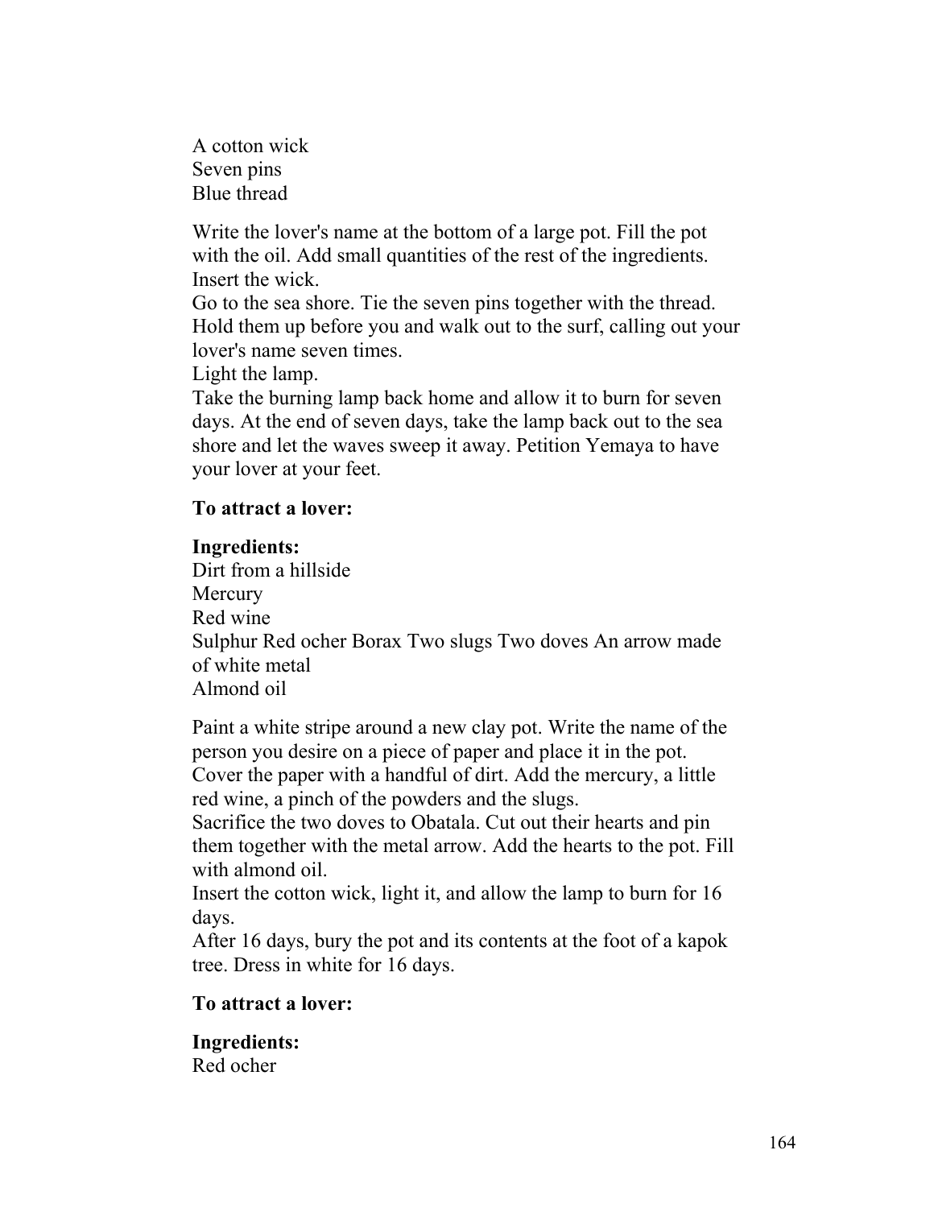A cotton wick
Seven pins
Blue thread

Write the lover's name at the bottom of a large pot. Fill the pot with the oil. Add small quantities of the rest of the ingredients. Insert the wick.
Go to the sea shore. Tie the seven pins together with the thread. Hold them up before you and walk out to the surf, calling out your lover's name seven times.
Light the lamp.
Take the burning lamp back home and allow it to burn for seven days. At the end of seven days, take the lamp back out to the sea shore and let the waves sweep it away. Petition Yemaya to have your lover at your feet.

**To attract a lover:**

**Ingredients:**
Dirt from a hillside
Mercury
Red wine
Sulphur Red ocher Borax Two slugs Two doves An arrow made of white metal
Almond oil

Paint a white stripe around a new clay pot. Write the name of the person you desire on a piece of paper and place it in the pot. Cover the paper with a handful of dirt. Add the mercury, a little red wine, a pinch of the powders and the slugs.
Sacrifice the two doves to Obatala. Cut out their hearts and pin them together with the metal arrow. Add the hearts to the pot. Fill with almond oil.
Insert the cotton wick, light it, and allow the lamp to burn for 16 days.
After 16 days, bury the pot and its contents at the foot of a kapok tree. Dress in white for 16 days.

**To attract a lover:**

**Ingredients:**
Red ocher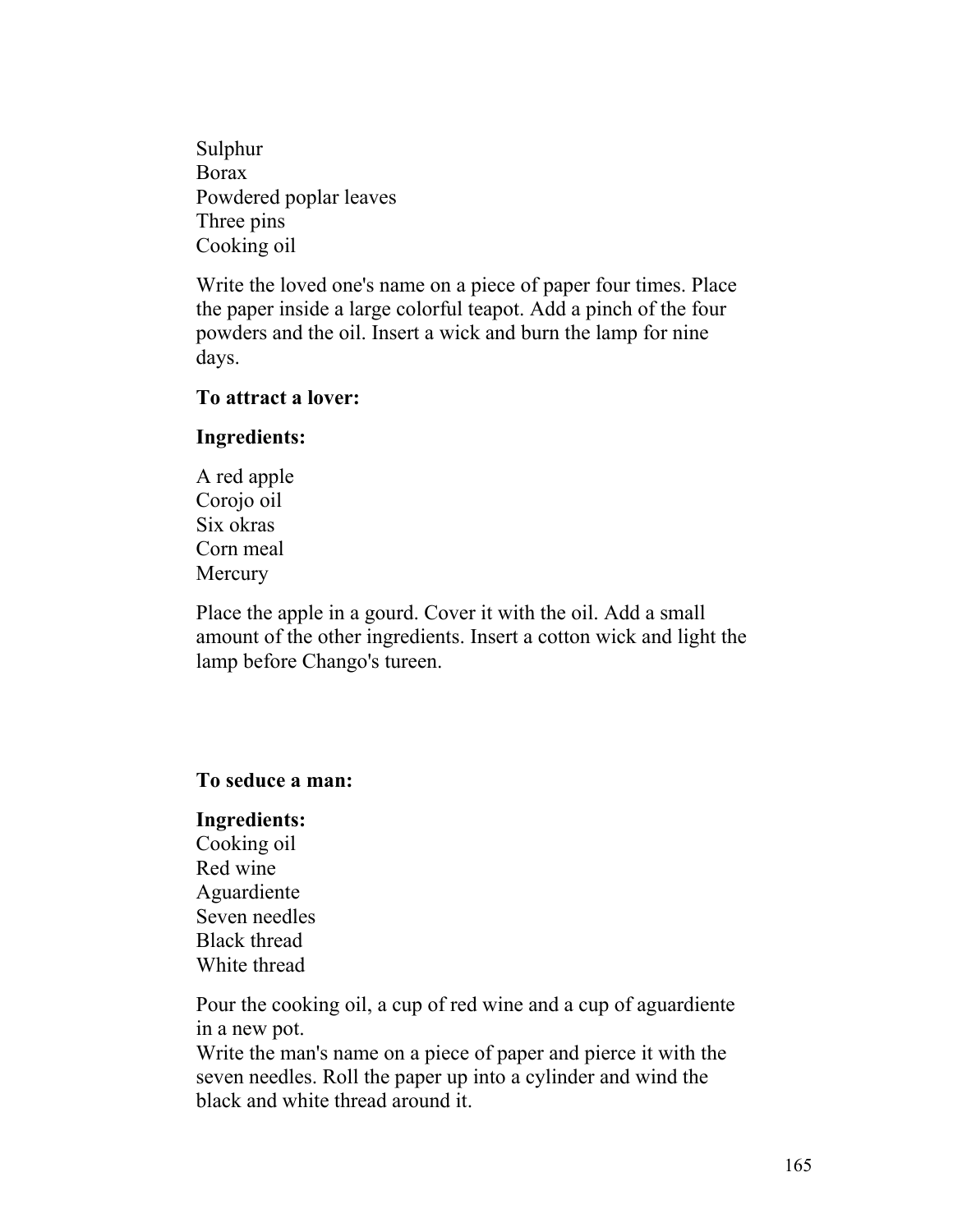Sulphur
Borax
Powdered poplar leaves
Three pins
Cooking oil

Write the loved one's name on a piece of paper four times. Place the paper inside a large colorful teapot. Add a pinch of the four powders and the oil. Insert a wick and burn the lamp for nine days.

**To attract a lover:**

**Ingredients:**

A red apple
Corojo oil
Six okras
Corn meal
Mercury

Place the apple in a gourd. Cover it with the oil. Add a small amount of the other ingredients. Insert a cotton wick and light the lamp before Chango's tureen.

**To seduce a man:**

**Ingredients:**
Cooking oil
Red wine
Aguardiente
Seven needles
Black thread
White thread

Pour the cooking oil, a cup of red wine and a cup of aguardiente in a new pot.
Write the man's name on a piece of paper and pierce it with the seven needles. Roll the paper up into a cylinder and wind the black and white thread around it.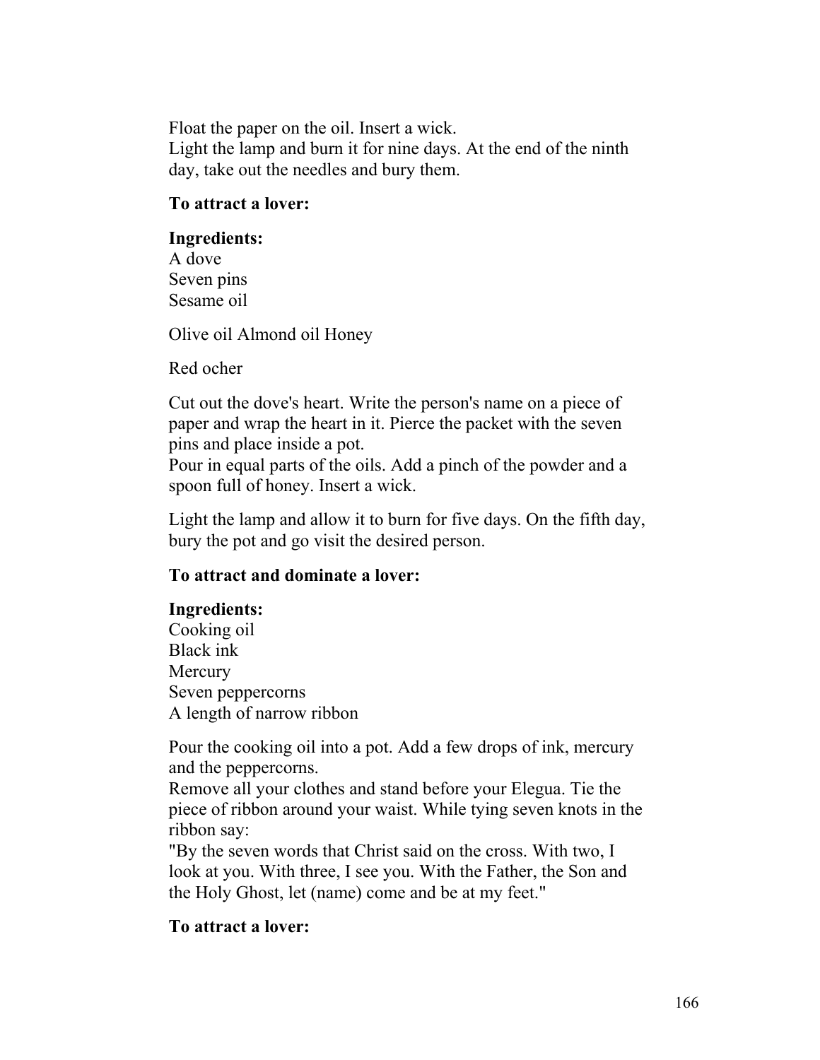Float the paper on the oil. Insert a wick.
Light the lamp and burn it for nine days. At the end of the ninth day, take out the needles and bury them.

**To attract a lover:**

**Ingredients:**
A dove
Seven pins
Sesame oil

Olive oil Almond oil Honey

Red ocher

Cut out the dove's heart. Write the person's name on a piece of paper and wrap the heart in it. Pierce the packet with the seven pins and place inside a pot.
Pour in equal parts of the oils. Add a pinch of the powder and a spoon full of honey. Insert a wick.

Light the lamp and allow it to burn for five days. On the fifth day, bury the pot and go visit the desired person.

**To attract and dominate a lover:**

**Ingredients:**
Cooking oil
Black ink
Mercury
Seven peppercorns
A length of narrow ribbon

Pour the cooking oil into a pot. Add a few drops of ink, mercury and the peppercorns.
Remove all your clothes and stand before your Elegua. Tie the piece of ribbon around your waist. While tying seven knots in the ribbon say:
"By the seven words that Christ said on the cross. With two, I look at you. With three, I see you. With the Father, the Son and the Holy Ghost, let (name) come and be at my feet."

**To attract a lover:**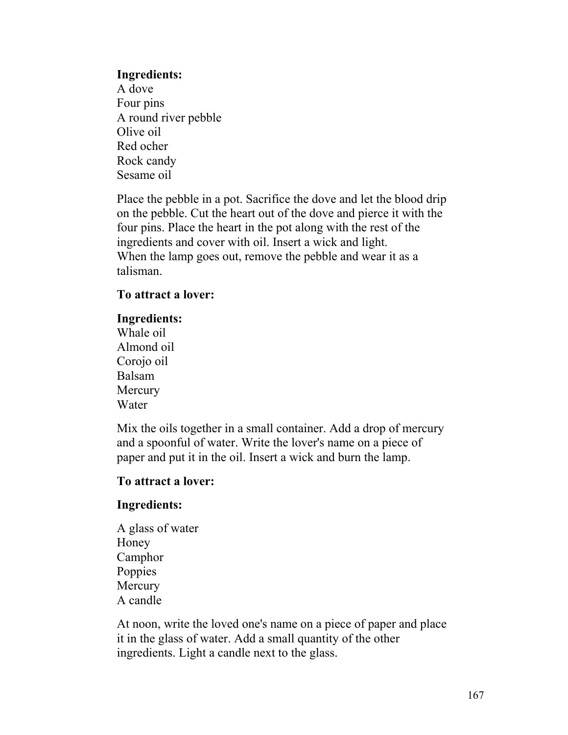**Ingredients:**
A dove
Four pins
A round river pebble
Olive oil
Red ocher
Rock candy
Sesame oil

Place the pebble in a pot. Sacrifice the dove and let the blood drip on the pebble. Cut the heart out of the dove and pierce it with the four pins. Place the heart in the pot along with the rest of the ingredients and cover with oil. Insert a wick and light.
When the lamp goes out, remove the pebble and wear it as a talisman.

**To attract a lover:**

**Ingredients:**
Whale oil
Almond oil
Corojo oil
Balsam
Mercury
Water

Mix the oils together in a small container. Add a drop of mercury and a spoonful of water. Write the lover's name on a piece of paper and put it in the oil. Insert a wick and burn the lamp.

**To attract a lover:**

**Ingredients:**

A glass of water
Honey
Camphor
Poppies
Mercury
A candle

At noon, write the loved one's name on a piece of paper and place it in the glass of water. Add a small quantity of the other ingredients. Light a candle next to the glass.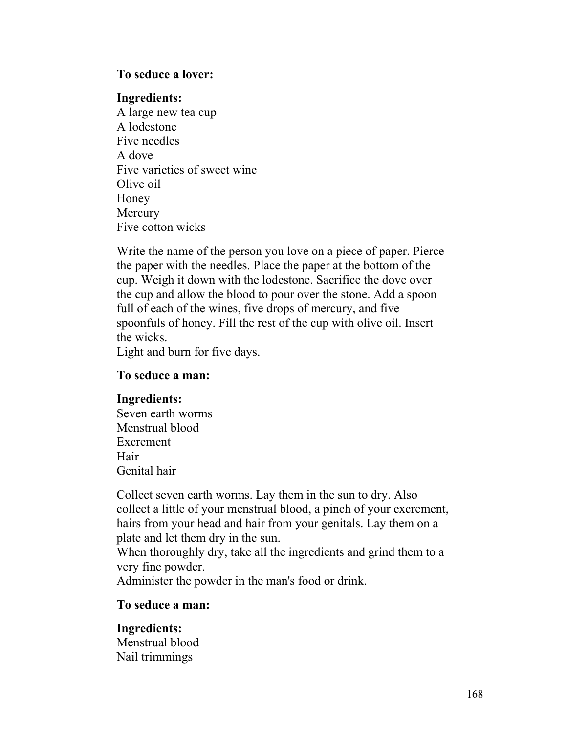**To seduce a lover:**

**Ingredients:**
A large new tea cup
A lodestone
Five needles
A dove
Five varieties of sweet wine
Olive oil
Honey
Mercury
Five cotton wicks

Write the name of the person you love on a piece of paper. Pierce the paper with the needles. Place the paper at the bottom of the cup. Weigh it down with the lodestone. Sacrifice the dove over the cup and allow the blood to pour over the stone. Add a spoon full of each of the wines, five drops of mercury, and five spoonfuls of honey. Fill the rest of the cup with olive oil. Insert the wicks.
Light and burn for five days.

**To seduce a man:**

**Ingredients:**
Seven earth worms
Menstrual blood
Excrement
Hair
Genital hair

Collect seven earth worms. Lay them in the sun to dry. Also collect a little of your menstrual blood, a pinch of your excrement, hairs from your head and hair from your genitals. Lay them on a plate and let them dry in the sun.
When thoroughly dry, take all the ingredients and grind them to a very fine powder.
Administer the powder in the man's food or drink.

**To seduce a man:**

**Ingredients:**
Menstrual blood
Nail trimmings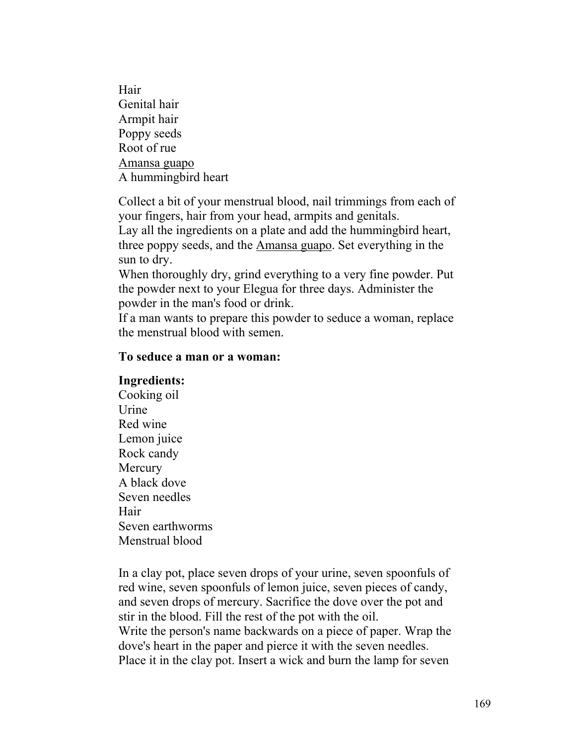Hair  
Genital hair  
Armpit hair  
Poppy seeds  
Root of rue  
<u>Amansa guapo</u>  
A hummingbird heart

Collect a bit of your menstrual blood, nail trimmings from each of your fingers, hair from your head, armpits and genitals.  
Lay all the ingredients on a plate and add the hummingbird heart, three poppy seeds, and the <u>Amansa guapo</u>. Set everything in the sun to dry.  
When thoroughly dry, grind everything to a very fine powder. Put the powder next to your Elegua for three days. Administer the powder in the man's food or drink.  
If a man wants to prepare this powder to seduce a woman, replace the menstrual blood with semen.

**To seduce a man or a woman:**

**Ingredients:**  
Cooking oil  
Urine  
Red wine  
Lemon juice  
Rock candy  
Mercury  
A black dove  
Seven needles  
Hair  
Seven earthworms  
Menstrual blood

In a clay pot, place seven drops of your urine, seven spoonfuls of red wine, seven spoonfuls of lemon juice, seven pieces of candy, and seven drops of mercury. Sacrifice the dove over the pot and stir in the blood. Fill the rest of the pot with the oil.  
Write the person's name backwards on a piece of paper. Wrap the dove's heart in the paper and pierce it with the seven needles. Place it in the clay pot. Insert a wick and burn the lamp for seven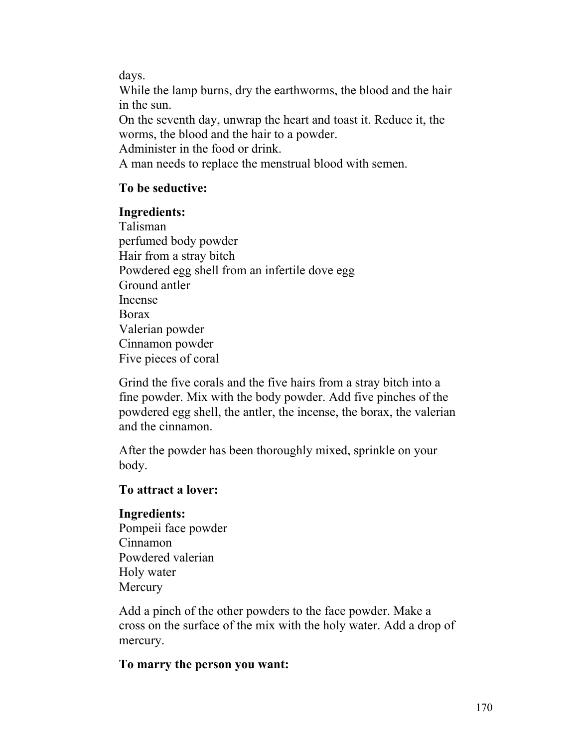days.
While the lamp burns, dry the earthworms, the blood and the hair in the sun.
On the seventh day, unwrap the heart and toast it. Reduce it, the worms, the blood and the hair to a powder.
Administer in the food or drink.
A man needs to replace the menstrual blood with semen.

**To be seductive:**

**Ingredients:**
Talisman
perfumed body powder
Hair from a stray bitch
Powdered egg shell from an infertile dove egg
Ground antler
Incense
Borax
Valerian powder
Cinnamon powder
Five pieces of coral

Grind the five corals and the five hairs from a stray bitch into a fine powder. Mix with the body powder. Add five pinches of the powdered egg shell, the antler, the incense, the borax, the valerian and the cinnamon.

After the powder has been thoroughly mixed, sprinkle on your body.

**To attract a lover:**

**Ingredients:**
Pompeii face powder
Cinnamon
Powdered valerian
Holy water
Mercury

Add a pinch of the other powders to the face powder. Make a cross on the surface of the mix with the holy water. Add a drop of mercury.

**To marry the person you want:**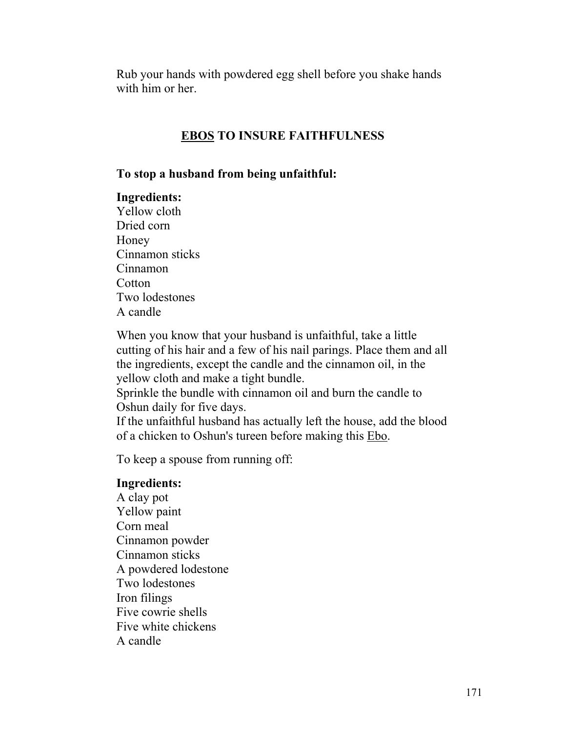Rub your hands with powdered egg shell before you shake hands with him or her.

## <u>EBOS</u> TO INSURE FAITHFULNESS

**To stop a husband from being unfaithful:**

**Ingredients:**
Yellow cloth
Dried corn
Honey
Cinnamon sticks
Cinnamon
Cotton
Two lodestones
A candle

When you know that your husband is unfaithful, take a little cutting of his hair and a few of his nail parings. Place them and all the ingredients, except the candle and the cinnamon oil, in the yellow cloth and make a tight bundle.
Sprinkle the bundle with cinnamon oil and burn the candle to Oshun daily for five days.
If the unfaithful husband has actually left the house, add the blood of a chicken to Oshun's tureen before making this <u>Ebo</u>.

To keep a spouse from running off:

**Ingredients:**
A clay pot
Yellow paint
Corn meal
Cinnamon powder
Cinnamon sticks
A powdered lodestone
Two lodestones
Iron filings
Five cowrie shells
Five white chickens
A candle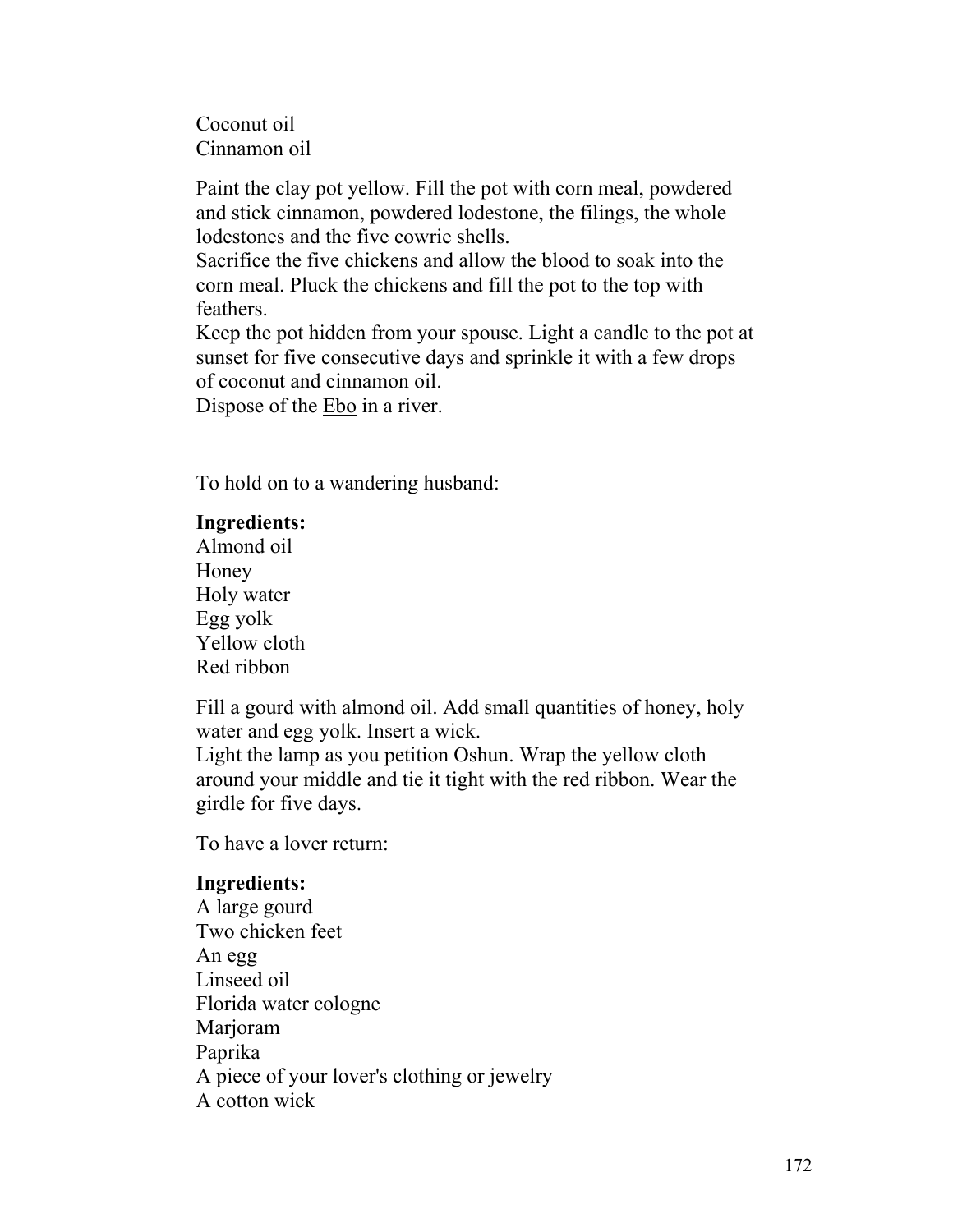Coconut oil
Cinnamon oil

Paint the clay pot yellow. Fill the pot with corn meal, powdered and stick cinnamon, powdered lodestone, the filings, the whole lodestones and the five cowrie shells.
Sacrifice the five chickens and allow the blood to soak into the corn meal. Pluck the chickens and fill the pot to the top with feathers.
Keep the pot hidden from your spouse. Light a candle to the pot at sunset for five consecutive days and sprinkle it with a few drops of coconut and cinnamon oil.
Dispose of the Ebo in a river.

To hold on to a wandering husband:

**Ingredients:**
Almond oil
Honey
Holy water
Egg yolk
Yellow cloth
Red ribbon

Fill a gourd with almond oil. Add small quantities of honey, holy water and egg yolk. Insert a wick.
Light the lamp as you petition Oshun. Wrap the yellow cloth around your middle and tie it tight with the red ribbon. Wear the girdle for five days.

To have a lover return:

**Ingredients:**
A large gourd
Two chicken feet
An egg
Linseed oil
Florida water cologne
Marjoram
Paprika
A piece of your lover's clothing or jewelry
A cotton wick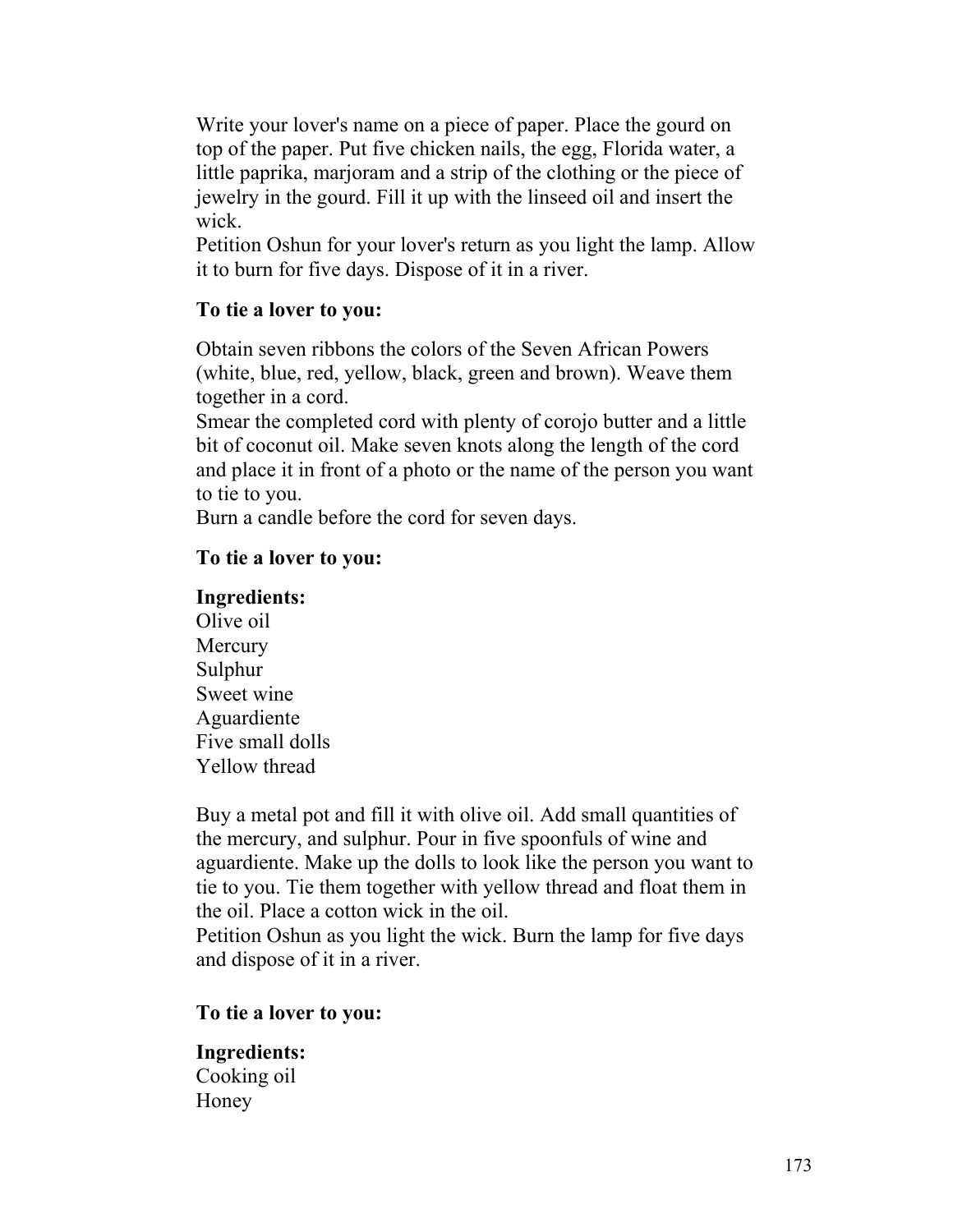Write your lover's name on a piece of paper. Place the gourd on top of the paper. Put five chicken nails, the egg, Florida water, a little paprika, marjoram and a strip of the clothing or the piece of jewelry in the gourd. Fill it up with the linseed oil and insert the wick.
Petition Oshun for your lover's return as you light the lamp. Allow it to burn for five days. Dispose of it in a river.

**To tie a lover to you:**

Obtain seven ribbons the colors of the Seven African Powers (white, blue, red, yellow, black, green and brown). Weave them together in a cord.
Smear the completed cord with plenty of corojo butter and a little bit of coconut oil. Make seven knots along the length of the cord and place it in front of a photo or the name of the person you want to tie to you.
Burn a candle before the cord for seven days.

**To tie a lover to you:**

**Ingredients:**
Olive oil
Mercury
Sulphur
Sweet wine
Aguardiente
Five small dolls
Yellow thread

Buy a metal pot and fill it with olive oil. Add small quantities of the mercury, and sulphur. Pour in five spoonfuls of wine and aguardiente. Make up the dolls to look like the person you want to tie to you. Tie them together with yellow thread and float them in the oil. Place a cotton wick in the oil.
Petition Oshun as you light the wick. Burn the lamp for five days and dispose of it in a river.

**To tie a lover to you:**

**Ingredients:**
Cooking oil
Honey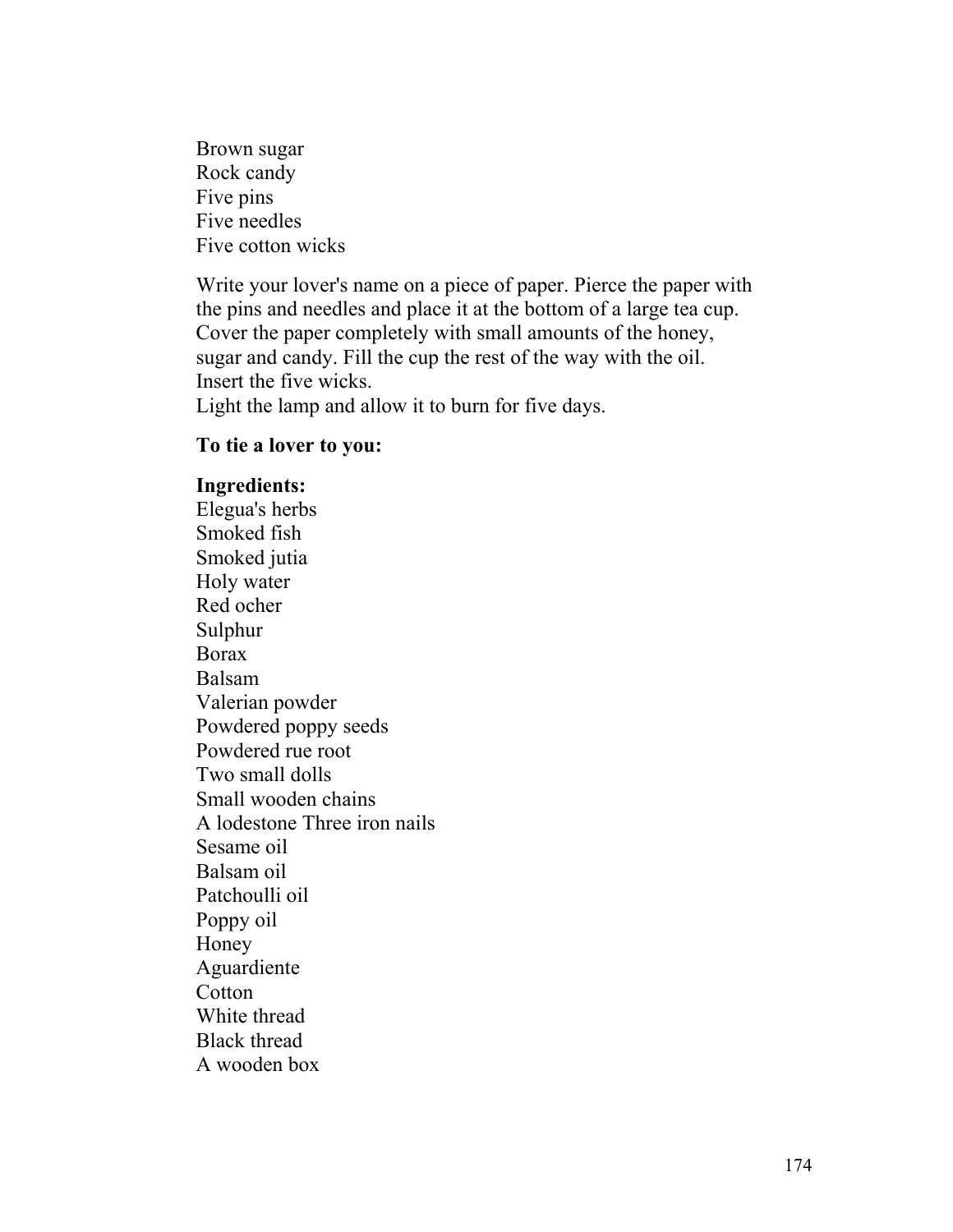Brown sugar
Rock candy
Five pins
Five needles
Five cotton wicks

Write your lover's name on a piece of paper. Pierce the paper with the pins and needles and place it at the bottom of a large tea cup. Cover the paper completely with small amounts of the honey, sugar and candy. Fill the cup the rest of the way with the oil. Insert the five wicks.
Light the lamp and allow it to burn for five days.

**To tie a lover to you:**

**Ingredients:**
Elegua's herbs
Smoked fish
Smoked jutia
Holy water
Red ocher
Sulphur
Borax
Balsam
Valerian powder
Powdered poppy seeds
Powdered rue root
Two small dolls
Small wooden chains
A lodestone Three iron nails
Sesame oil
Balsam oil
Patchoulli oil
Poppy oil
Honey
Aguardiente
Cotton
White thread
Black thread
A wooden box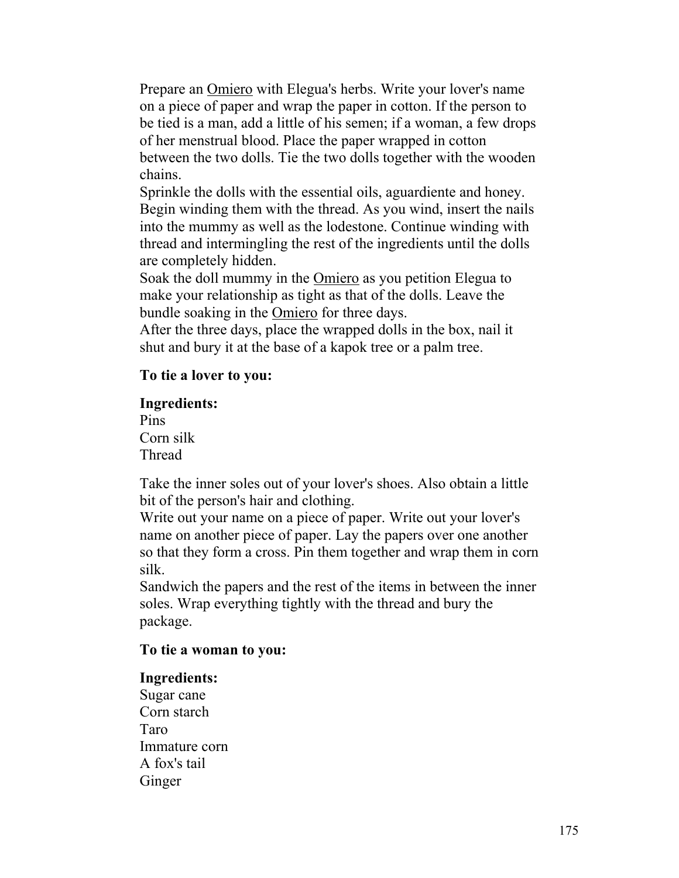Prepare an Omiero with Elegua's herbs. Write your lover's name on a piece of paper and wrap the paper in cotton. If the person to be tied is a man, add a little of his semen; if a woman, a few drops of her menstrual blood. Place the paper wrapped in cotton between the two dolls. Tie the two dolls together with the wooden chains.

Sprinkle the dolls with the essential oils, aguardiente and honey. Begin winding them with the thread. As you wind, insert the nails into the mummy as well as the lodestone. Continue winding with thread and intermingling the rest of the ingredients until the dolls are completely hidden.

Soak the doll mummy in the Omiero as you petition Elegua to make your relationship as tight as that of the dolls. Leave the bundle soaking in the Omiero for three days.

After the three days, place the wrapped dolls in the box, nail it shut and bury it at the base of a kapok tree or a palm tree.

**To tie a lover to you:**

**Ingredients:**
Pins
Corn silk
Thread

Take the inner soles out of your lover's shoes. Also obtain a little bit of the person's hair and clothing.

Write out your name on a piece of paper. Write out your lover's name on another piece of paper. Lay the papers over one another so that they form a cross. Pin them together and wrap them in corn silk.

Sandwich the papers and the rest of the items in between the inner soles. Wrap everything tightly with the thread and bury the package.

**To tie a woman to you:**

**Ingredients:**
Sugar cane
Corn starch
Taro
Immature corn
A fox's tail
Ginger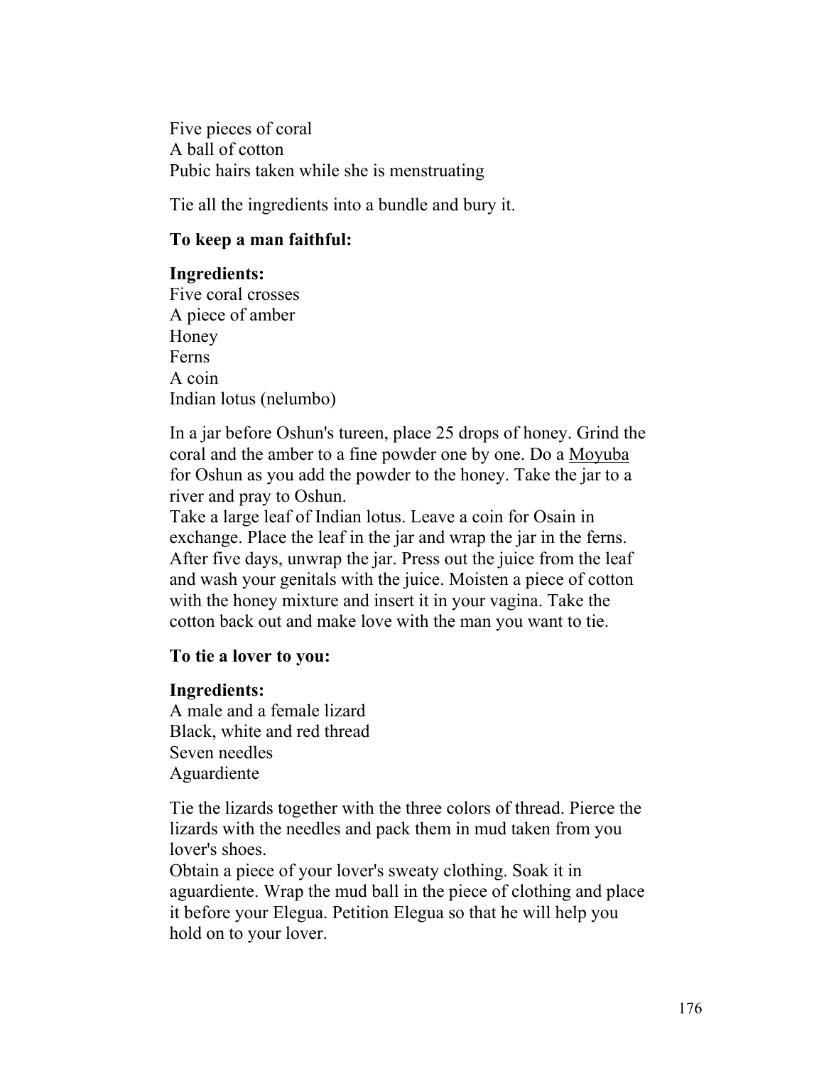Five pieces of coral
A ball of cotton
Pubic hairs taken while she is menstruating

Tie all the ingredients into a bundle and bury it.

**To keep a man faithful:**

**Ingredients:**
Five coral crosses
A piece of amber
Honey
Ferns
A coin
Indian lotus (nelumbo)

In a jar before Oshun's tureen, place 25 drops of honey. Grind the coral and the amber to a fine powder one by one. Do a Moyuba for Oshun as you add the powder to the honey. Take the jar to a river and pray to Oshun.
Take a large leaf of Indian lotus. Leave a coin for Osain in exchange. Place the leaf in the jar and wrap the jar in the ferns. After five days, unwrap the jar. Press out the juice from the leaf and wash your genitals with the juice. Moisten a piece of cotton with the honey mixture and insert it in your vagina. Take the cotton back out and make love with the man you want to tie.

**To tie a lover to you:**

**Ingredients:**
A male and a female lizard
Black, white and red thread
Seven needles
Aguardiente

Tie the lizards together with the three colors of thread. Pierce the lizards with the needles and pack them in mud taken from you lover's shoes.
Obtain a piece of your lover's sweaty clothing. Soak it in aguardiente. Wrap the mud ball in the piece of clothing and place it before your Elegua. Petition Elegua so that he will help you hold on to your lover.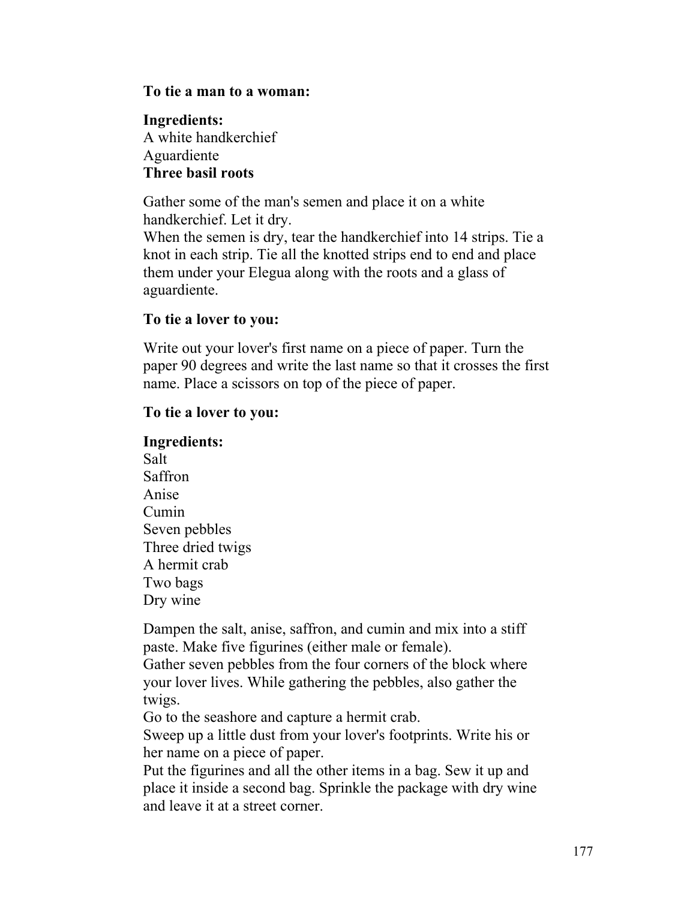**To tie a man to a woman:**

**Ingredients:**
A white handkerchief
Aguardiente
**Three basil roots**

Gather some of the man's semen and place it on a white handkerchief. Let it dry.
When the semen is dry, tear the handkerchief into 14 strips. Tie a knot in each strip. Tie all the knotted strips end to end and place them under your Elegua along with the roots and a glass of aguardiente.

**To tie a lover to you:**

Write out your lover's first name on a piece of paper. Turn the paper 90 degrees and write the last name so that it crosses the first name. Place a scissors on top of the piece of paper.

**To tie a lover to you:**

**Ingredients:**
Salt
Saffron
Anise
Cumin
Seven pebbles
Three dried twigs
A hermit crab
Two bags
Dry wine

Dampen the salt, anise, saffron, and cumin and mix into a stiff paste. Make five figurines (either male or female).
Gather seven pebbles from the four corners of the block where your lover lives. While gathering the pebbles, also gather the twigs.
Go to the seashore and capture a hermit crab.
Sweep up a little dust from your lover's footprints. Write his or her name on a piece of paper.
Put the figurines and all the other items in a bag. Sew it up and place it inside a second bag. Sprinkle the package with dry wine and leave it at a street corner.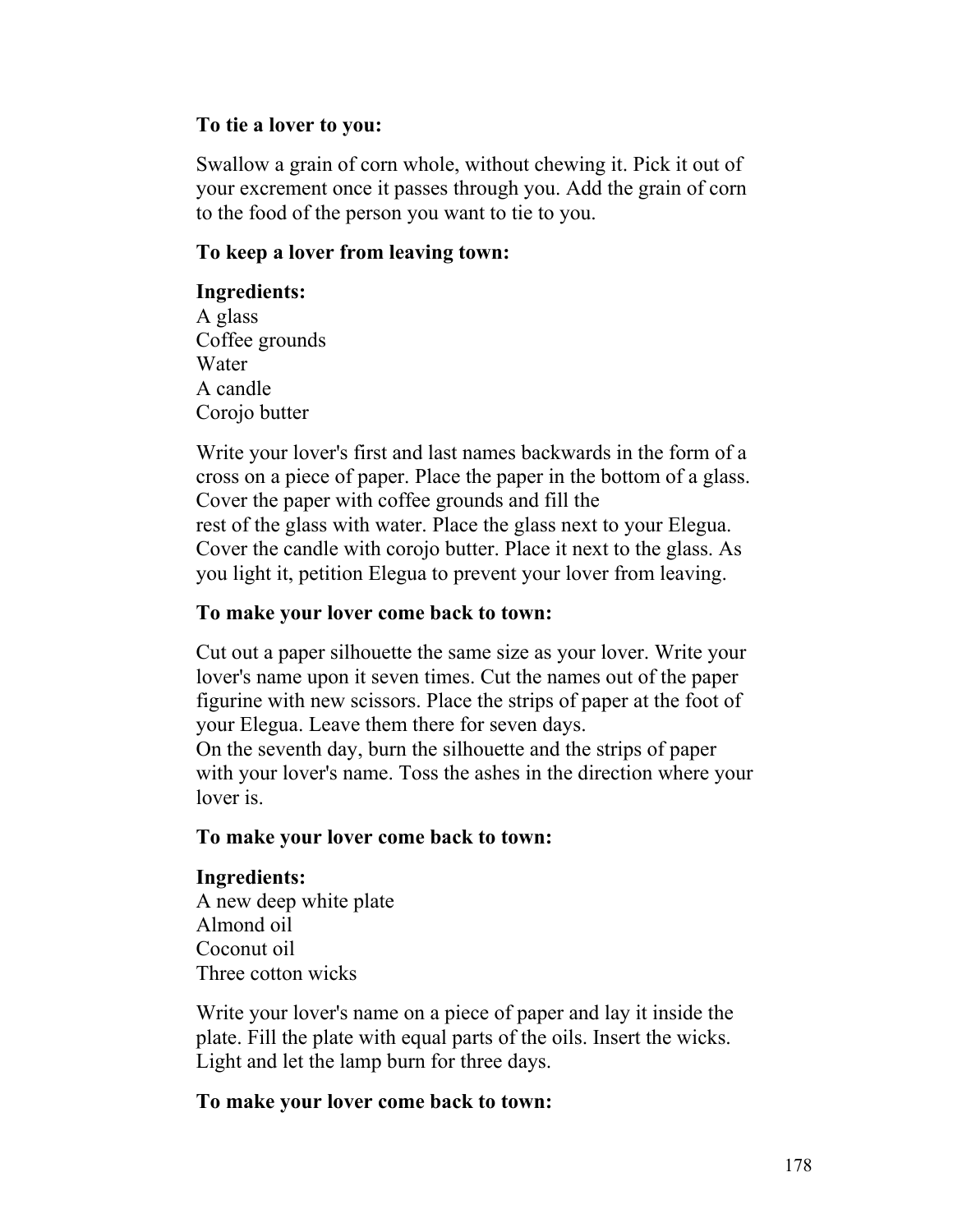**To tie a lover to you:**

Swallow a grain of corn whole, without chewing it. Pick it out of your excrement once it passes through you. Add the grain of corn to the food of the person you want to tie to you.

**To keep a lover from leaving town:**

**Ingredients:**
A glass
Coffee grounds
Water
A candle
Corojo butter

Write your lover's first and last names backwards in the form of a cross on a piece of paper. Place the paper in the bottom of a glass. Cover the paper with coffee grounds and fill the rest of the glass with water. Place the glass next to your Elegua. Cover the candle with corojo butter. Place it next to the glass. As you light it, petition Elegua to prevent your lover from leaving.

**To make your lover come back to town:**

Cut out a paper silhouette the same size as your lover. Write your lover's name upon it seven times. Cut the names out of the paper figurine with new scissors. Place the strips of paper at the foot of your Elegua. Leave them there for seven days.
On the seventh day, burn the silhouette and the strips of paper with your lover's name. Toss the ashes in the direction where your lover is.

**To make your lover come back to town:**

**Ingredients:**
A new deep white plate
Almond oil
Coconut oil
Three cotton wicks

Write your lover's name on a piece of paper and lay it inside the plate. Fill the plate with equal parts of the oils. Insert the wicks. Light and let the lamp burn for three days.

**To make your lover come back to town:**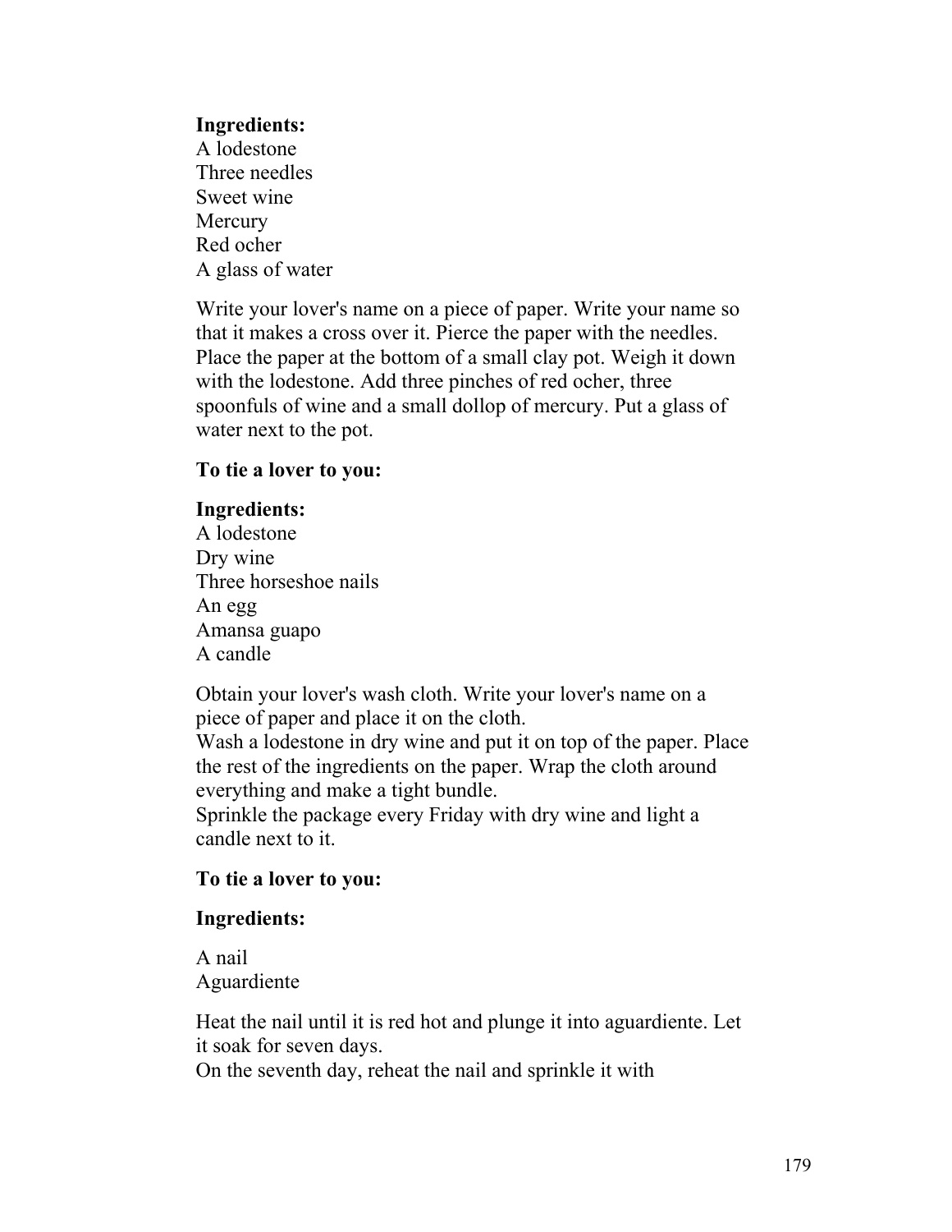**Ingredients:**
A lodestone
Three needles
Sweet wine
Mercury
Red ocher
A glass of water

Write your lover's name on a piece of paper. Write your name so that it makes a cross over it. Pierce the paper with the needles. Place the paper at the bottom of a small clay pot. Weigh it down with the lodestone. Add three pinches of red ocher, three spoonfuls of wine and a small dollop of mercury. Put a glass of water next to the pot.

**To tie a lover to you:**

**Ingredients:**
A lodestone
Dry wine
Three horseshoe nails
An egg
Amansa guapo
A candle

Obtain your lover's wash cloth. Write your lover's name on a piece of paper and place it on the cloth.
Wash a lodestone in dry wine and put it on top of the paper. Place the rest of the ingredients on the paper. Wrap the cloth around everything and make a tight bundle.
Sprinkle the package every Friday with dry wine and light a candle next to it.

**To tie a lover to you:**

**Ingredients:**

A nail
Aguardiente

Heat the nail until it is red hot and plunge it into aguardiente. Let it soak for seven days.
On the seventh day, reheat the nail and sprinkle it with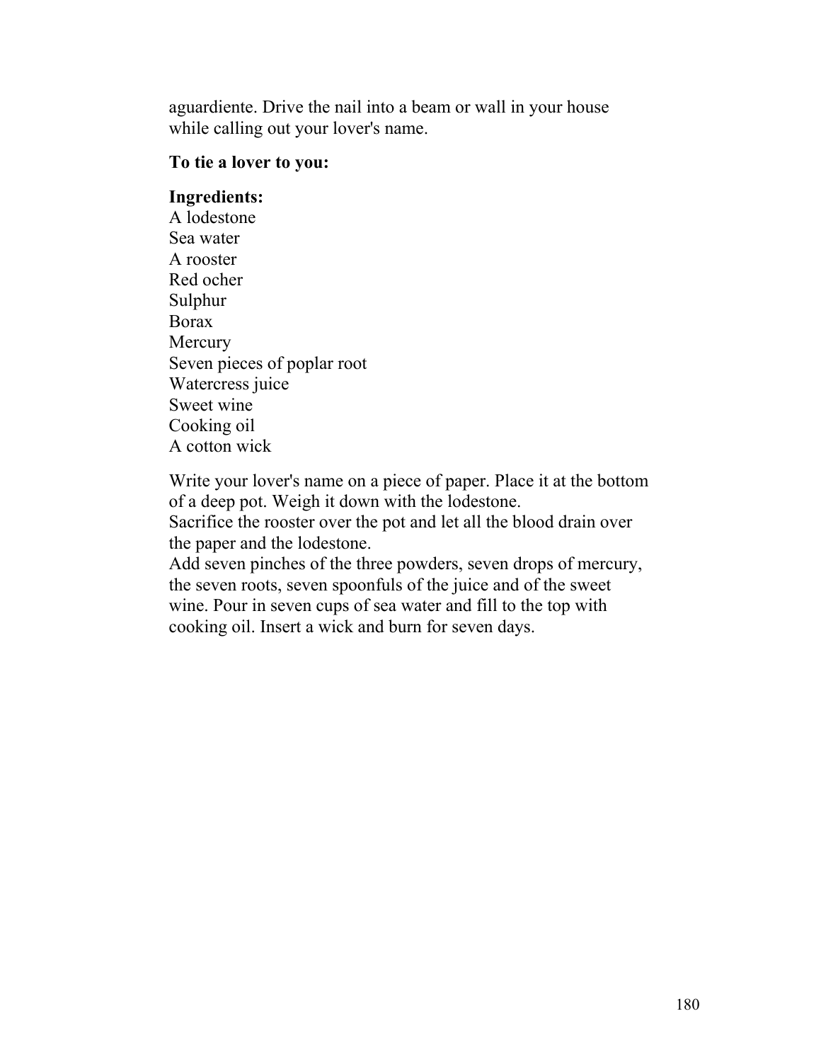aguardiente. Drive the nail into a beam or wall in your house while calling out your lover's name.

**To tie a lover to you:**

**Ingredients:**
A lodestone
Sea water
A rooster
Red ocher
Sulphur
Borax
Mercury
Seven pieces of poplar root
Watercress juice
Sweet wine
Cooking oil
A cotton wick

Write your lover's name on a piece of paper. Place it at the bottom of a deep pot. Weigh it down with the lodestone.
Sacrifice the rooster over the pot and let all the blood drain over the paper and the lodestone.
Add seven pinches of the three powders, seven drops of mercury, the seven roots, seven spoonfuls of the juice and of the sweet wine. Pour in seven cups of sea water and fill to the top with cooking oil. Insert a wick and burn for seven days.